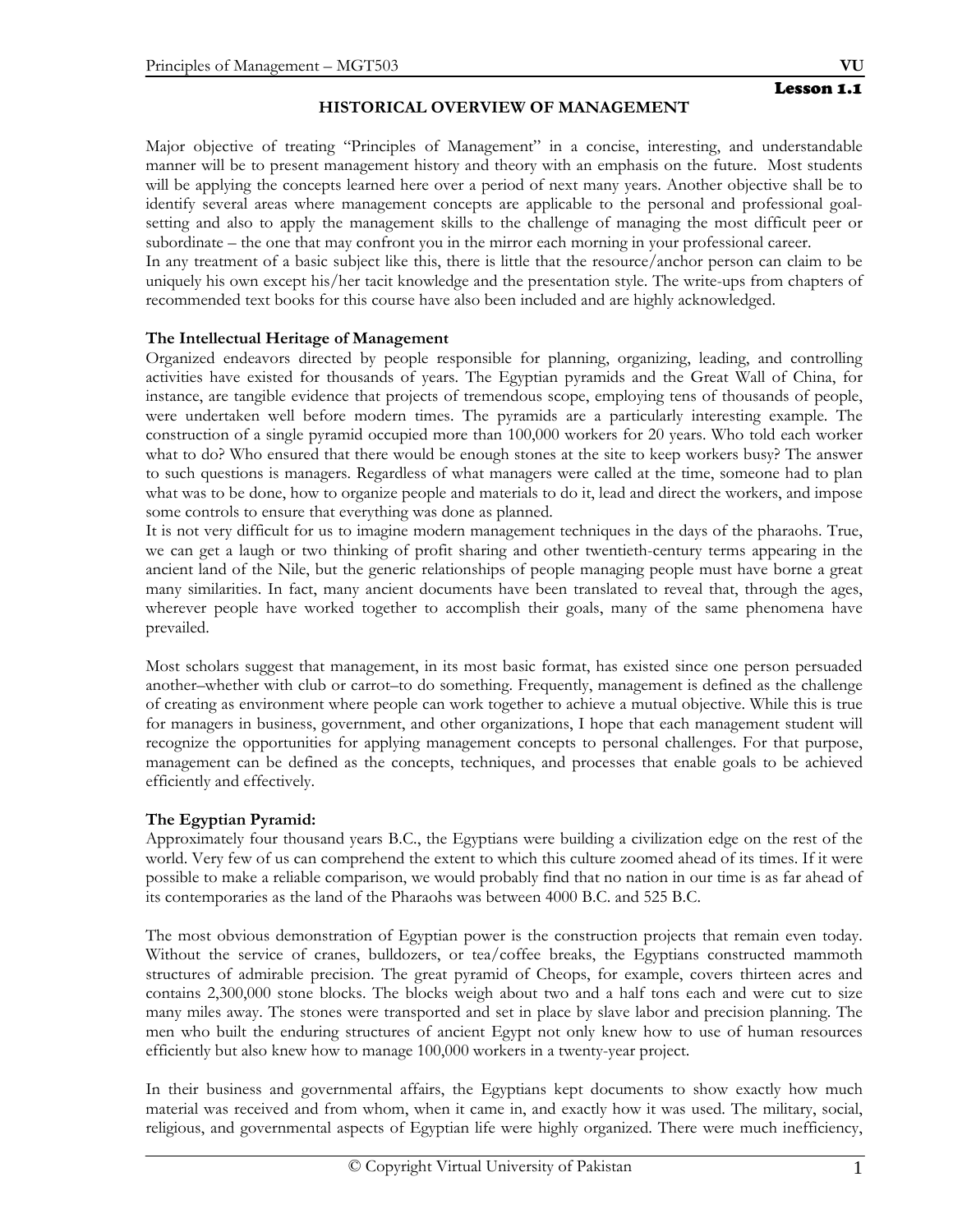**Lesson 1.1**

# HISTORICAL OVERVIEW OF MANAGEMENT

Major objective of treating "Principles of Management" in a concise, interesting, and understandable manner will be to present management history and theory with an emphasis on the future. Most students will be applying the concepts learned here over a period of next many years. Another objective shall be to identify several areas where management concepts are applicable to the personal and professional goal-setting and also to apply the management skills to the challenge of managing the most difficult peer or subordinate – the one that may confront you in the mirror each morning in your professional career.
In any treatment of a basic subject like this, there is little that the resource/anchor person can claim to be uniquely his own except his/her tacit knowledge and the presentation style. The write-ups from chapters of recommended text books for this course have also been included and are highly acknowledged.

## The Intellectual Heritage of Management

Organized endeavors directed by people responsible for planning, organizing, leading, and controlling activities have existed for thousands of years. The Egyptian pyramids and the Great Wall of China, for instance, are tangible evidence that projects of tremendous scope, employing tens of thousands of people, were undertaken well before modern times. The pyramids are a particularly interesting example. The construction of a single pyramid occupied more than 100,000 workers for 20 years. Who told each worker what to do? Who ensured that there would be enough stones at the site to keep workers busy? The answer to such questions is managers. Regardless of what managers were called at the time, someone had to plan what was to be done, how to organize people and materials to do it, lead and direct the workers, and impose some controls to ensure that everything was done as planned.
It is not very difficult for us to imagine modern management techniques in the days of the pharaohs. True, we can get a laugh or two thinking of profit sharing and other twentieth-century terms appearing in the ancient land of the Nile, but the generic relationships of people managing people must have borne a great many similarities. In fact, many ancient documents have been translated to reveal that, through the ages, wherever people have worked together to accomplish their goals, many of the same phenomena have prevailed.

Most scholars suggest that management, in its most basic format, has existed since one person persuaded another–whether with club or carrot–to do something. Frequently, management is defined as the challenge of creating as environment where people can work together to achieve a mutual objective. While this is true for managers in business, government, and other organizations, I hope that each management student will recognize the opportunities for applying management concepts to personal challenges. For that purpose, management can be defined as the concepts, techniques, and processes that enable goals to be achieved efficiently and effectively.

## The Egyptian Pyramid:

Approximately four thousand years B.C., the Egyptians were building a civilization edge on the rest of the world. Very few of us can comprehend the extent to which this culture zoomed ahead of its times. If it were possible to make a reliable comparison, we would probably find that no nation in our time is as far ahead of its contemporaries as the land of the Pharaohs was between 4000 B.C. and 525 B.C.

The most obvious demonstration of Egyptian power is the construction projects that remain even today. Without the service of cranes, bulldozers, or tea/coffee breaks, the Egyptians constructed mammoth structures of admirable precision. The great pyramid of Cheops, for example, covers thirteen acres and contains 2,300,000 stone blocks. The blocks weigh about two and a half tons each and were cut to size many miles away. The stones were transported and set in place by slave labor and precision planning. The men who built the enduring structures of ancient Egypt not only knew how to use of human resources efficiently but also knew how to manage 100,000 workers in a twenty-year project.

In their business and governmental affairs, the Egyptians kept documents to show exactly how much material was received and from whom, when it came in, and exactly how it was used. The military, social, religious, and governmental aspects of Egyptian life were highly organized. There were much inefficiency,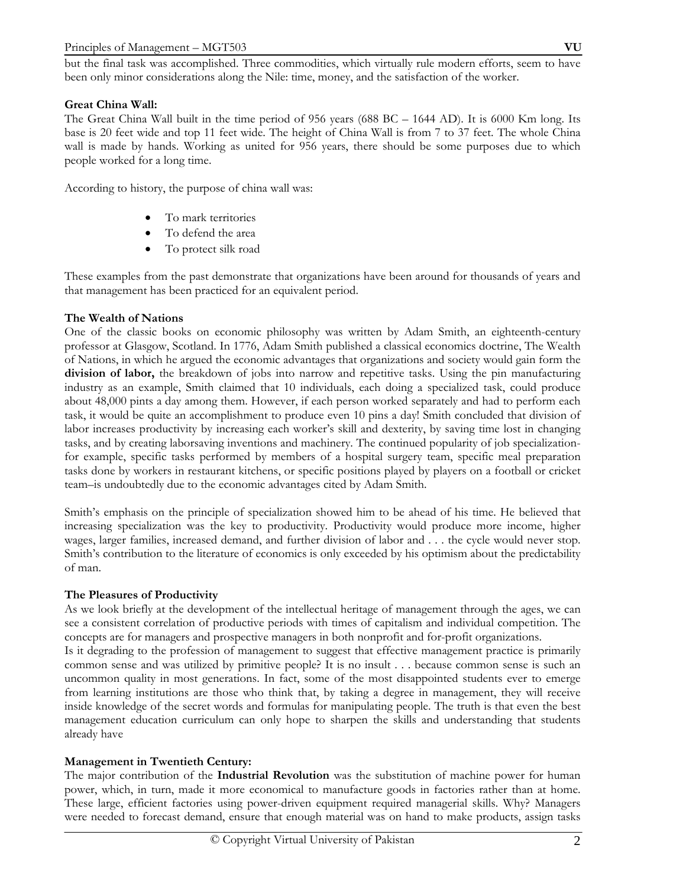but the final task was accomplished. Three commodities, which virtually rule modern efforts, seem to have been only minor considerations along the Nile: time, money, and the satisfaction of the worker.

**Great China Wall:**

The Great China Wall built in the time period of 956 years (688 BC – 1644 AD). It is 6000 Km long. Its base is 20 feet wide and top 11 feet wide. The height of China Wall is from 7 to 37 feet. The whole China wall is made by hands. Working as united for 956 years, there should be some purposes due to which people worked for a long time.

According to history, the purpose of china wall was:

- To mark territories
- To defend the area
- To protect silk road

These examples from the past demonstrate that organizations have been around for thousands of years and that management has been practiced for an equivalent period.

**The Wealth of Nations**

One of the classic books on economic philosophy was written by Adam Smith, an eighteenth-century professor at Glasgow, Scotland. In 1776, Adam Smith published a classical economics doctrine, The Wealth of Nations, in which he argued the economic advantages that organizations and society would gain form the **division of labor,** the breakdown of jobs into narrow and repetitive tasks. Using the pin manufacturing industry as an example, Smith claimed that 10 individuals, each doing a specialized task, could produce about 48,000 pints a day among them. However, if each person worked separately and had to perform each task, it would be quite an accomplishment to produce even 10 pins a day! Smith concluded that division of labor increases productivity by increasing each worker's skill and dexterity, by saving time lost in changing tasks, and by creating laborsaving inventions and machinery. The continued popularity of job specialization-for example, specific tasks performed by members of a hospital surgery team, specific meal preparation tasks done by workers in restaurant kitchens, or specific positions played by players on a football or cricket team–is undoubtedly due to the economic advantages cited by Adam Smith.

Smith's emphasis on the principle of specialization showed him to be ahead of his time. He believed that increasing specialization was the key to productivity. Productivity would produce more income, higher wages, larger families, increased demand, and further division of labor and . . . the cycle would never stop. Smith's contribution to the literature of economics is only exceeded by his optimism about the predictability of man.

**The Pleasures of Productivity**

As we look briefly at the development of the intellectual heritage of management through the ages, we can see a consistent correlation of productive periods with times of capitalism and individual competition. The concepts are for managers and prospective managers in both nonprofit and for-profit organizations.

Is it degrading to the profession of management to suggest that effective management practice is primarily common sense and was utilized by primitive people? It is no insult . . . because common sense is such an uncommon quality in most generations. In fact, some of the most disappointed students ever to emerge from learning institutions are those who think that, by taking a degree in management, they will receive inside knowledge of the secret words and formulas for manipulating people. The truth is that even the best management education curriculum can only hope to sharpen the skills and understanding that students already have

**Management in Twentieth Century:**

The major contribution of the **Industrial Revolution** was the substitution of machine power for human power, which, in turn, made it more economical to manufacture goods in factories rather than at home. These large, efficient factories using power-driven equipment required managerial skills. Why? Managers were needed to forecast demand, ensure that enough material was on hand to make products, assign tasks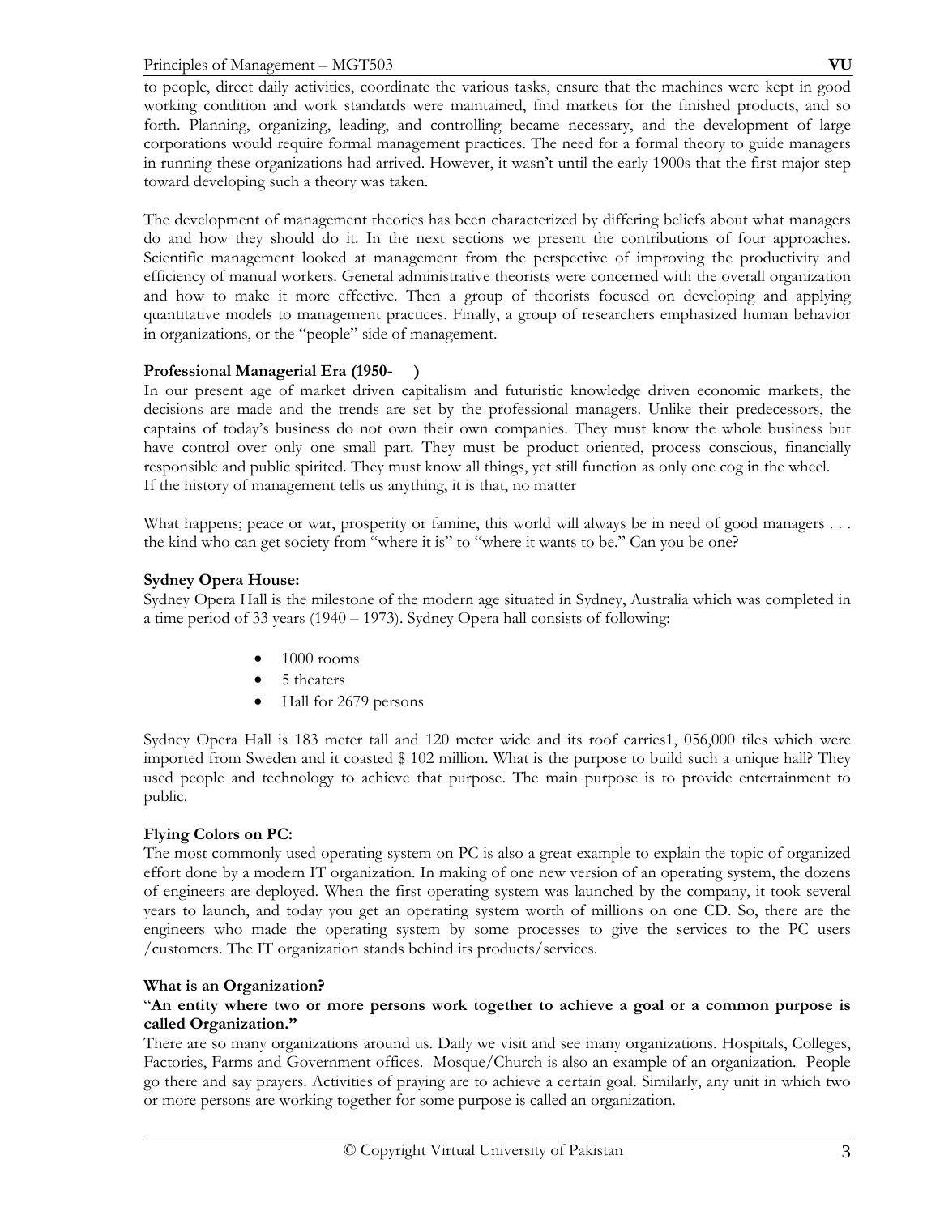to people, direct daily activities, coordinate the various tasks, ensure that the machines were kept in good working condition and work standards were maintained, find markets for the finished products, and so forth. Planning, organizing, leading, and controlling became necessary, and the development of large corporations would require formal management practices. The need for a formal theory to guide managers in running these organizations had arrived. However, it wasn't until the early 1900s that the first major step toward developing such a theory was taken.

The development of management theories has been characterized by differing beliefs about what managers do and how they should do it. In the next sections we present the contributions of four approaches. Scientific management looked at management from the perspective of improving the productivity and efficiency of manual workers. General administrative theorists were concerned with the overall organization and how to make it more effective. Then a group of theorists focused on developing and applying quantitative models to management practices. Finally, a group of researchers emphasized human behavior in organizations, or the "people" side of management.

**Professional Managerial Era (1950-     )**

In our present age of market driven capitalism and futuristic knowledge driven economic markets, the decisions are made and the trends are set by the professional managers. Unlike their predecessors, the captains of today's business do not own their own companies. They must know the whole business but have control over only one small part. They must be product oriented, process conscious, financially responsible and public spirited. They must know all things, yet still function as only one cog in the wheel.
If the history of management tells us anything, it is that, no matter

What happens; peace or war, prosperity or famine, this world will always be in need of good managers . . . the kind who can get society from "where it is" to "where it wants to be." Can you be one?

**Sydney Opera House:**

Sydney Opera Hall is the milestone of the modern age situated in Sydney, Australia which was completed in a time period of 33 years (1940 – 1973). Sydney Opera hall consists of following:

- 1000 rooms
- 5 theaters
- Hall for 2679 persons

Sydney Opera Hall is 183 meter tall and 120 meter wide and its roof carries1, 056,000 tiles which were imported from Sweden and it coasted $ 102 million. What is the purpose to build such a unique hall? They used people and technology to achieve that purpose. The main purpose is to provide entertainment to public.

**Flying Colors on PC:**

The most commonly used operating system on PC is also a great example to explain the topic of organized effort done by a modern IT organization. In making of one new version of an operating system, the dozens of engineers are deployed. When the first operating system was launched by the company, it took several years to launch, and today you get an operating system worth of millions on one CD. So, there are the engineers who made the operating system by some processes to give the services to the PC users /customers. The IT organization stands behind its products/services.

**What is an Organization?**

"**An entity where two or more persons work together to achieve a goal or a common purpose is called Organization."**

There are so many organizations around us. Daily we visit and see many organizations. Hospitals, Colleges, Factories, Farms and Government offices. Mosque/Church is also an example of an organization. People go there and say prayers. Activities of praying are to achieve a certain goal. Similarly, any unit in which two or more persons are working together for some purpose is called an organization.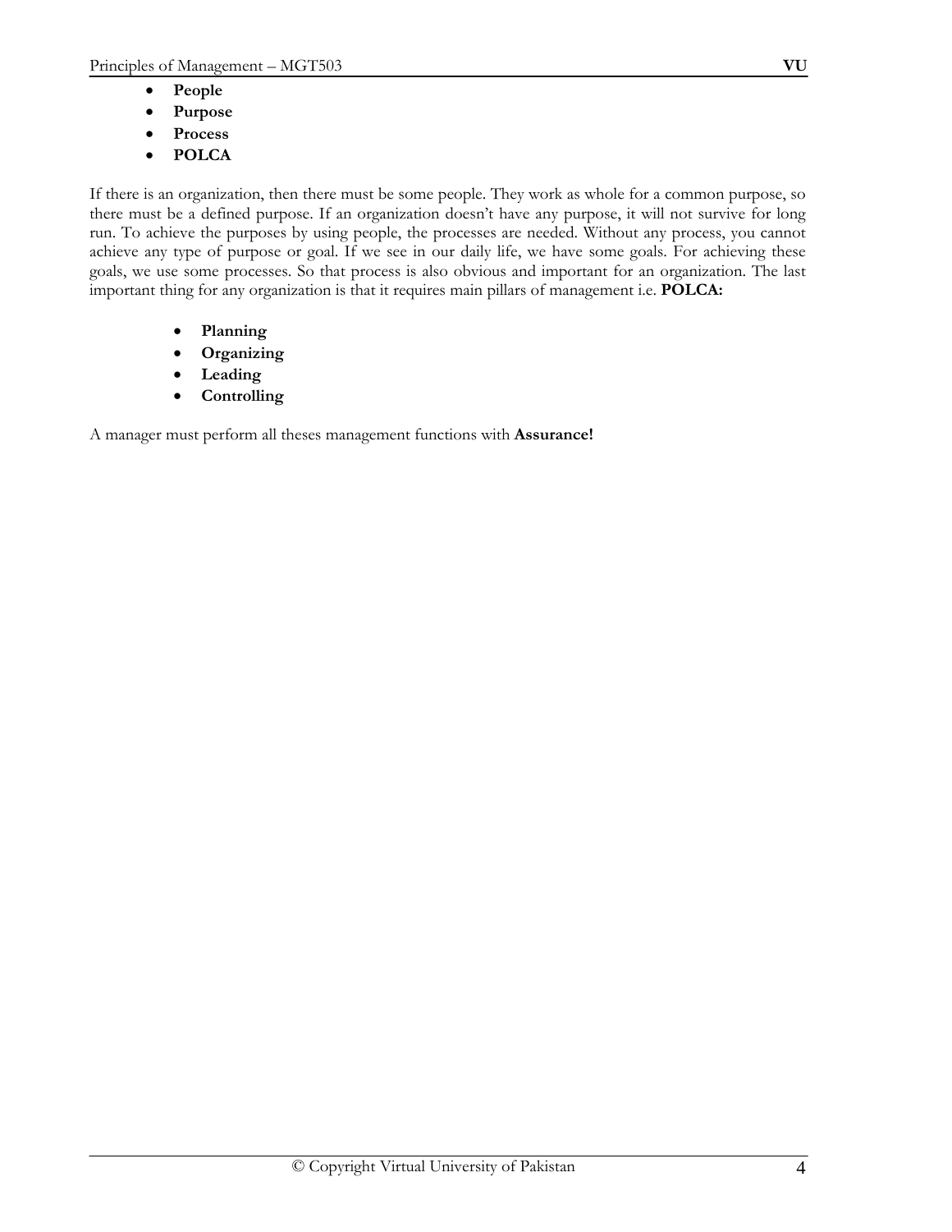- **People**
- **Purpose**
- **Process**
- **POLCA**

If there is an organization, then there must be some people. They work as whole for a common purpose, so there must be a defined purpose. If an organization doesn't have any purpose, it will not survive for long run. To achieve the purposes by using people, the processes are needed. Without any process, you cannot achieve any type of purpose or goal. If we see in our daily life, we have some goals. For achieving these goals, we use some processes. So that process is also obvious and important for an organization. The last important thing for any organization is that it requires main pillars of management i.e. **POLCA:**

- **Planning**
- **Organizing**
- **Leading**
- **Controlling**

A manager must perform all theses management functions with **Assurance!**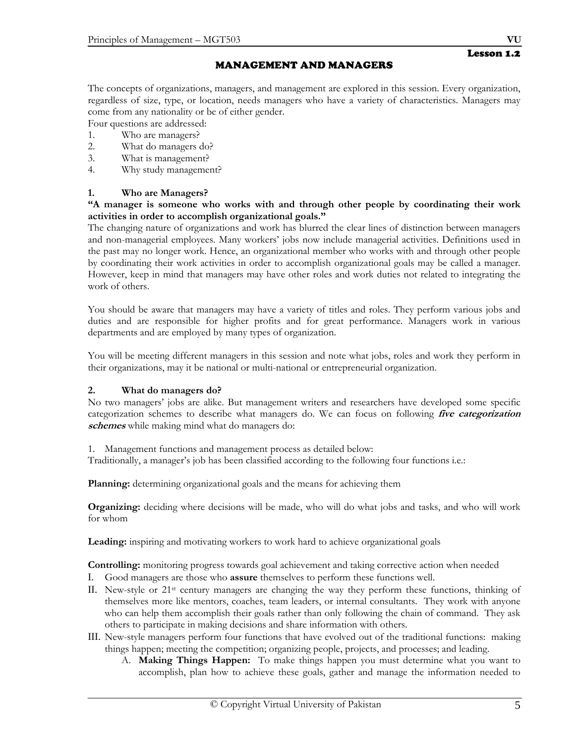## Lesson 1.2

# MANAGEMENT AND MANAGERS

The concepts of organizations, managers, and management are explored in this session. Every organization, regardless of size, type, or location, needs managers who have a variety of characteristics. Managers may come from any nationality or be of either gender.

Four questions are addressed:

1. Who are managers?
2. What do managers do?
3. What is management?
4. Why study management?

### 1. Who are Managers?

**"A manager is someone who works with and through other people by coordinating their work activities in order to accomplish organizational goals."**

The changing nature of organizations and work has blurred the clear lines of distinction between managers and non-managerial employees. Many workers' jobs now include managerial activities. Definitions used in the past may no longer work. Hence, an organizational member who works with and through other people by coordinating their work activities in order to accomplish organizational goals may be called a manager. However, keep in mind that managers may have other roles and work duties not related to integrating the work of others.

You should be aware that managers may have a variety of titles and roles. They perform various jobs and duties and are responsible for higher profits and for great performance. Managers work in various departments and are employed by many types of organization.

You will be meeting different managers in this session and note what jobs, roles and work they perform in their organizations, may it be national or multi-national or entrepreneurial organization.

### 2. What do managers do?

No two managers' jobs are alike. But management writers and researchers have developed some specific categorization schemes to describe what managers do. We can focus on following ***five categorization schemes*** while making mind what do managers do:

1. Management functions and management process as detailed below:

Traditionally, a manager's job has been classified according to the following four functions i.e.:

**Planning:** determining organizational goals and the means for achieving them

**Organizing:** deciding where decisions will be made, who will do what jobs and tasks, and who will work for whom

**Leading:** inspiring and motivating workers to work hard to achieve organizational goals

**Controlling:** monitoring progress towards goal achievement and taking corrective action when needed

I. Good managers are those who **assure** themselves to perform these functions well.

II. New-style or 21st century managers are changing the way they perform these functions, thinking of themselves more like mentors, coaches, team leaders, or internal consultants. They work with anyone who can help them accomplish their goals rather than only following the chain of command. They ask others to participate in making decisions and share information with others.

III. New-style managers perform four functions that have evolved out of the traditional functions: making things happen; meeting the competition; organizing people, projects, and processes; and leading.

   A. **Making Things Happen:** To make things happen you must determine what you want to accomplish, plan how to achieve these goals, gather and manage the information needed to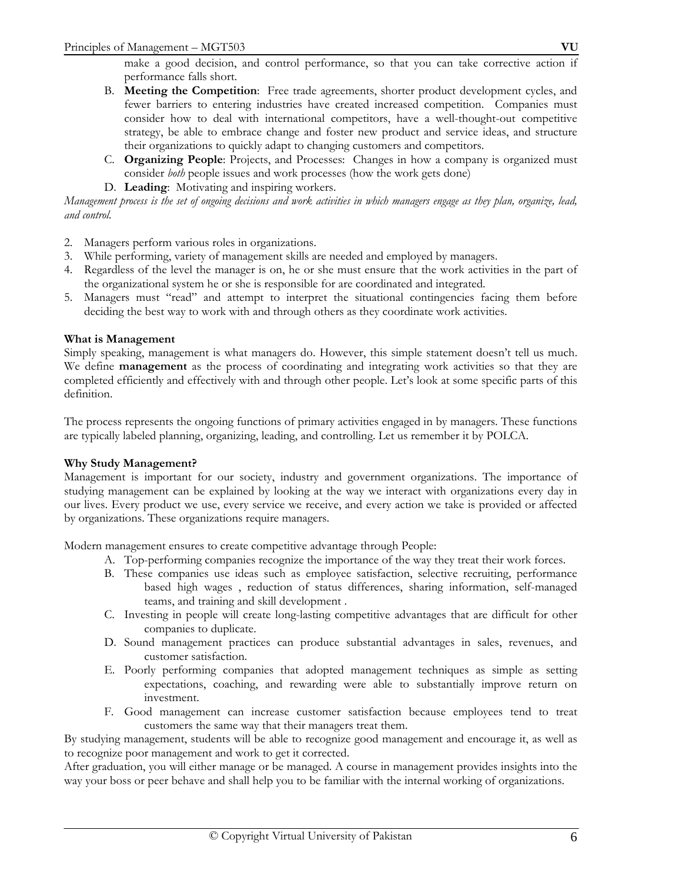make a good decision, and control performance, so that you can take corrective action if performance falls short.

B. **Meeting the Competition**: Free trade agreements, shorter product development cycles, and fewer barriers to entering industries have created increased competition. Companies must consider how to deal with international competitors, have a well-thought-out competitive strategy, be able to embrace change and foster new product and service ideas, and structure their organizations to quickly adapt to changing customers and competitors.
C. **Organizing People**: Projects, and Processes: Changes in how a company is organized must consider *both* people issues and work processes (how the work gets done)
D. **Leading**: Motivating and inspiring workers.

*Management process is the set of ongoing decisions and work activities in which managers engage as they plan, organize, lead, and control.*

2. Managers perform various roles in organizations.
3. While performing, variety of management skills are needed and employed by managers.
4. Regardless of the level the manager is on, he or she must ensure that the work activities in the part of the organizational system he or she is responsible for are coordinated and integrated.
5. Managers must "read" and attempt to interpret the situational contingencies facing them before deciding the best way to work with and through others as they coordinate work activities.

**What is Management**

Simply speaking, management is what managers do. However, this simple statement doesn't tell us much. We define **management** as the process of coordinating and integrating work activities so that they are completed efficiently and effectively with and through other people. Let's look at some specific parts of this definition.

The process represents the ongoing functions of primary activities engaged in by managers. These functions are typically labeled planning, organizing, leading, and controlling. Let us remember it by POLCA.

**Why Study Management?**

Management is important for our society, industry and government organizations. The importance of studying management can be explained by looking at the way we interact with organizations every day in our lives. Every product we use, every service we receive, and every action we take is provided or affected by organizations. These organizations require managers.

Modern management ensures to create competitive advantage through People:

A. Top-performing companies recognize the importance of the way they treat their work forces.
B. These companies use ideas such as employee satisfaction, selective recruiting, performance based high wages , reduction of status differences, sharing information, self-managed teams, and training and skill development .
C. Investing in people will create long-lasting competitive advantages that are difficult for other companies to duplicate.
D. Sound management practices can produce substantial advantages in sales, revenues, and customer satisfaction.
E. Poorly performing companies that adopted management techniques as simple as setting expectations, coaching, and rewarding were able to substantially improve return on investment.
F. Good management can increase customer satisfaction because employees tend to treat customers the same way that their managers treat them.

By studying management, students will be able to recognize good management and encourage it, as well as to recognize poor management and work to get it corrected.

After graduation, you will either manage or be managed. A course in management provides insights into the way your boss or peer behave and shall help you to be familiar with the internal working of organizations.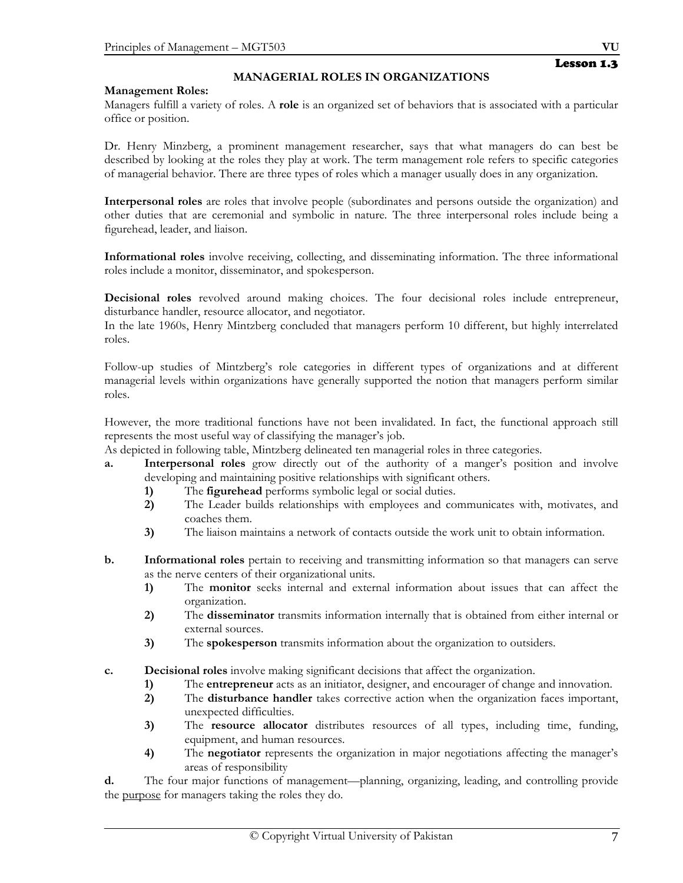Lesson 1.3

## MANAGERIAL ROLES IN ORGANIZATIONS

**Management Roles:**

Managers fulfill a variety of roles. A **role** is an organized set of behaviors that is associated with a particular office or position.

Dr. Henry Minzberg, a prominent management researcher, says that what managers do can best be described by looking at the roles they play at work. The term management role refers to specific categories of managerial behavior. There are three types of roles which a manager usually does in any organization.

**Interpersonal roles** are roles that involve people (subordinates and persons outside the organization) and other duties that are ceremonial and symbolic in nature. The three interpersonal roles include being a figurehead, leader, and liaison.

**Informational roles** involve receiving, collecting, and disseminating information. The three informational roles include a monitor, disseminator, and spokesperson.

**Decisional roles** revolved around making choices. The four decisional roles include entrepreneur, disturbance handler, resource allocator, and negotiator.
In the late 1960s, Henry Mintzberg concluded that managers perform 10 different, but highly interrelated roles.

Follow-up studies of Mintzberg's role categories in different types of organizations and at different managerial levels within organizations have generally supported the notion that managers perform similar roles.

However, the more traditional functions have not been invalidated. In fact, the functional approach still represents the most useful way of classifying the manager's job.
As depicted in following table, Mintzberg delineated ten managerial roles in three categories.

**a.** **Interpersonal roles** grow directly out of the authority of a manger's position and involve developing and maintaining positive relationships with significant others.
   1) The **figurehead** performs symbolic legal or social duties.
   2) The Leader builds relationships with employees and communicates with, motivates, and coaches them.
   3) The liaison maintains a network of contacts outside the work unit to obtain information.

**b.** **Informational roles** pertain to receiving and transmitting information so that managers can serve as the nerve centers of their organizational units.
   1) The **monitor** seeks internal and external information about issues that can affect the organization.
   2) The **disseminator** transmits information internally that is obtained from either internal or external sources.
   3) The **spokesperson** transmits information about the organization to outsiders.

**c.** **Decisional roles** involve making significant decisions that affect the organization.
   1) The **entrepreneur** acts as an initiator, designer, and encourager of change and innovation.
   2) The **disturbance handler** takes corrective action when the organization faces important, unexpected difficulties.
   3) The **resource allocator** distributes resources of all types, including time, funding, equipment, and human resources.
   4) The **negotiator** represents the organization in major negotiations affecting the manager's areas of responsibility

**d.** The four major functions of management—planning, organizing, leading, and controlling provide the purpose for managers taking the roles they do.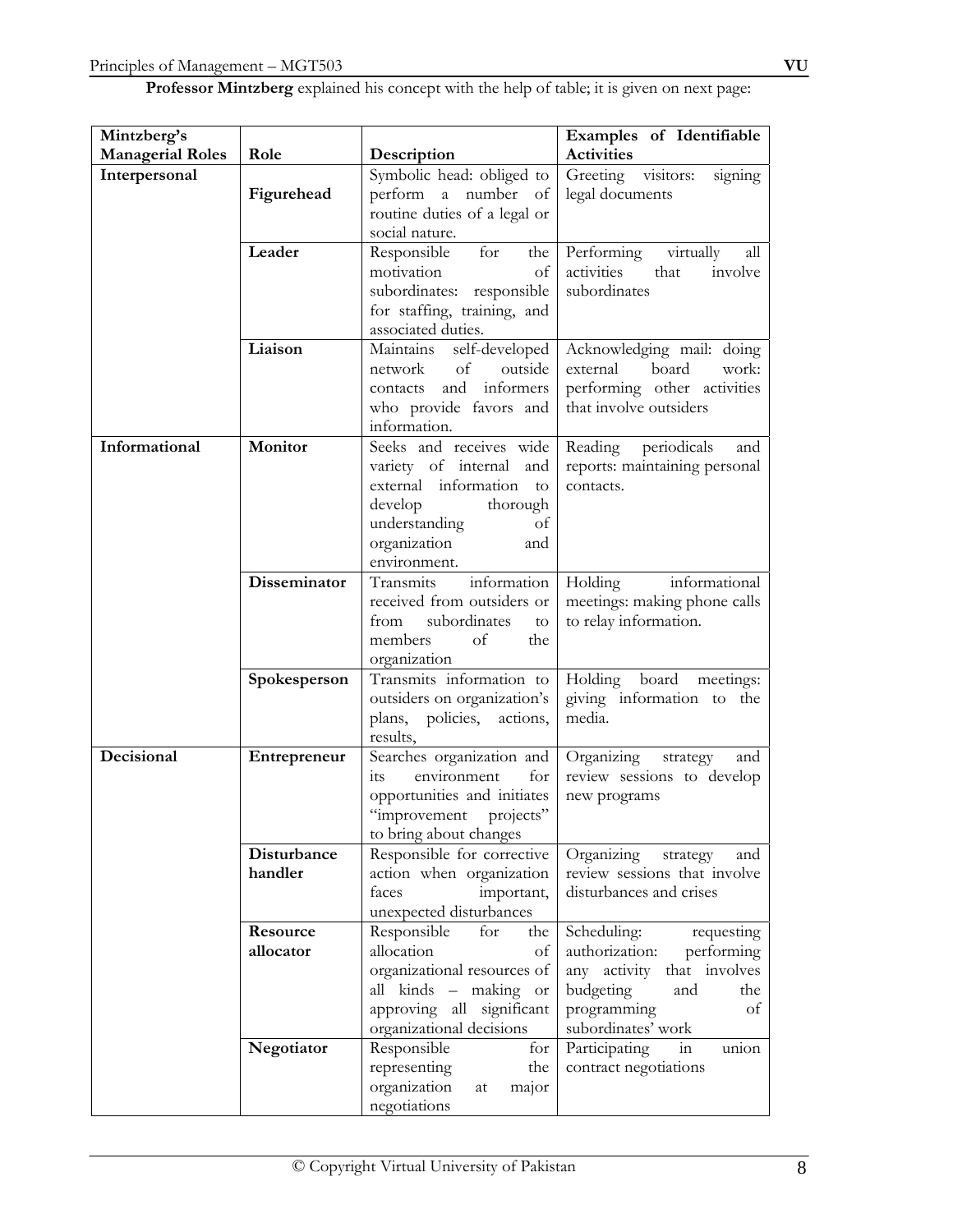**Professor Mintzberg** explained his concept with the help of table; it is given on next page:

| Mintzberg's Managerial Roles | Role | Description | Examples of Identifiable Activities |
|---|---|---|---|
| **Interpersonal** | **Figurehead** | Symbolic head: obliged to perform a number of routine duties of a legal or social nature. | Greeting visitors: signing legal documents |
| | **Leader** | Responsible for the motivation of subordinates: responsible for staffing, training, and associated duties. | Performing virtually all activities that involve subordinates |
| | **Liaison** | Maintains self-developed network of outside contacts and informers who provide favors and information. | Acknowledging mail: doing external board work: performing other activities that involve outsiders |
| **Informational** | **Monitor** | Seeks and receives wide variety of internal and external information to develop thorough understanding of organization and environment. | Reading periodicals and reports: maintaining personal contacts. |
| | **Disseminator** | Transmits information received from outsiders or from subordinates to members of the organization | Holding informational meetings: making phone calls to relay information. |
| | **Spokesperson** | Transmits information to outsiders on organization's plans, policies, actions, results, | Holding board meetings: giving information to the media. |
| **Decisional** | **Entrepreneur** | Searches organization and its environment for opportunities and initiates "improvement projects" to bring about changes | Organizing strategy and review sessions to develop new programs |
| | **Disturbance handler** | Responsible for corrective action when organization faces important, unexpected disturbances | Organizing strategy and review sessions that involve disturbances and crises |
| | **Resource allocator** | Responsible for the allocation of organizational resources of all kinds – making or approving all significant organizational decisions | Scheduling: requesting authorization: performing any activity that involves budgeting and the programming of subordinates' work |
| | **Negotiator** | Responsible for representing the organization at major negotiations | Participating in union contract negotiations |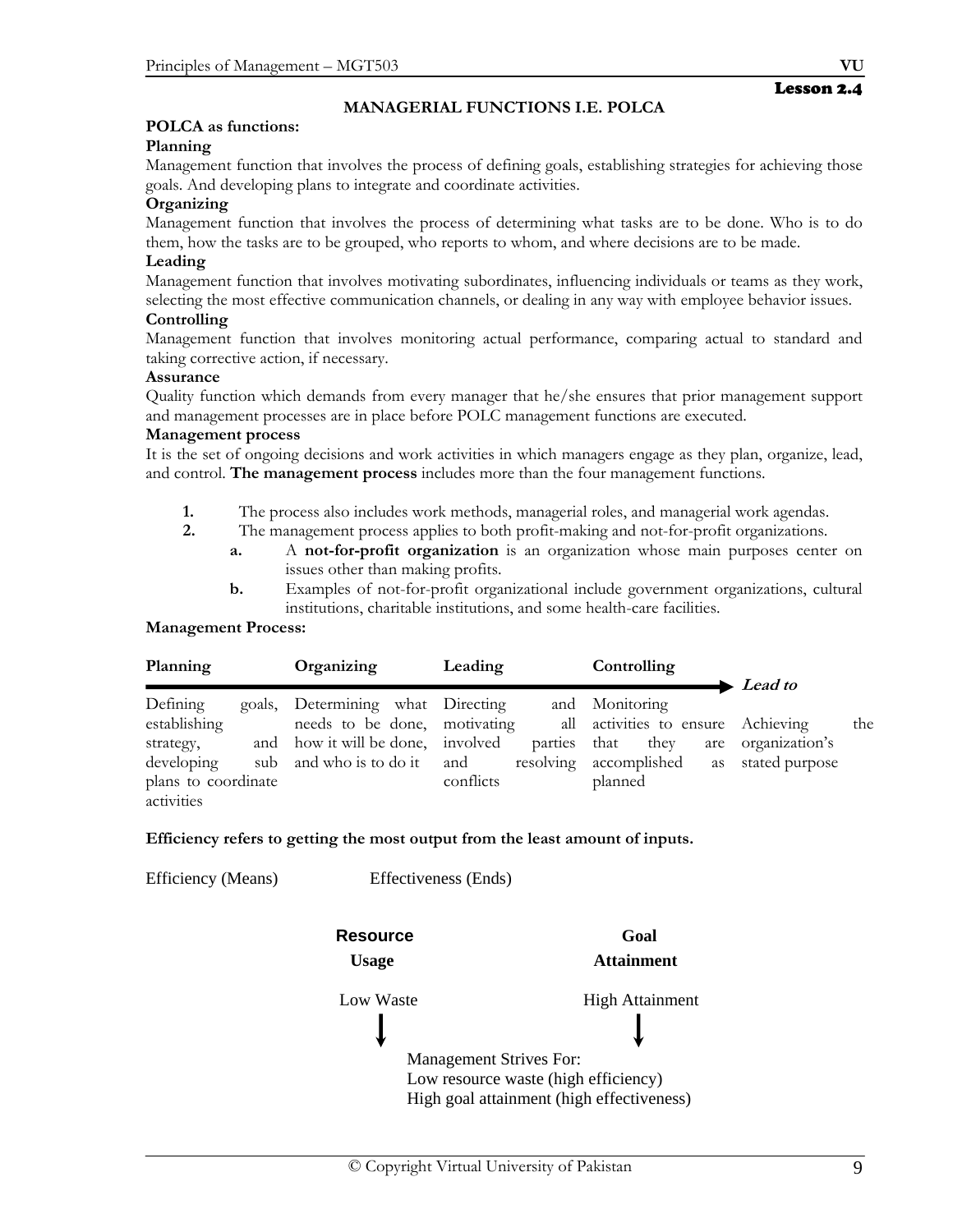Lesson 2.4

## MANAGERIAL FUNCTIONS I.E. POLCA

**POLCA as functions:**

**Planning**

Management function that involves the process of defining goals, establishing strategies for achieving those goals. And developing plans to integrate and coordinate activities.

**Organizing**

Management function that involves the process of determining what tasks are to be done. Who is to do them, how the tasks are to be grouped, who reports to whom, and where decisions are to be made.

**Leading**

Management function that involves motivating subordinates, influencing individuals or teams as they work, selecting the most effective communication channels, or dealing in any way with employee behavior issues.

**Controlling**

Management function that involves monitoring actual performance, comparing actual to standard and taking corrective action, if necessary.

**Assurance**

Quality function which demands from every manager that he/she ensures that prior management support and management processes are in place before POLC management functions are executed.

**Management process**

It is the set of ongoing decisions and work activities in which managers engage as they plan, organize, lead, and control. **The management process** includes more than the four management functions.

1. The process also includes work methods, managerial roles, and managerial work agendas.
2. The management process applies to both profit-making and not-for-profit organizations.
   a. A **not-for-profit organization** is an organization whose main purposes center on issues other than making profits.
   b. Examples of not-for-profit organizational include government organizations, cultural institutions, charitable institutions, and some health-care facilities.

**Management Process:**

| **Planning** | **Organizing** | **Leading** | **Controlling** | → ***Lead to*** |
|---|---|---|---|---|
| Defining goals, establishing strategy, and developing sub plans to coordinate activities | Determining what needs to be done, how it will be done, and who is to do it | Directing and motivating all involved parties and resolving conflicts | Monitoring activities to ensure that they are accomplished as planned | Achieving the organization's stated purpose |

**Efficiency refers to getting the most output from the least amount of inputs.**

Efficiency (Means) Effectiveness (Ends)

| **Resource Usage** | **Goal Attainment** |
|---|---|
| Low Waste | High Attainment |

Management Strives For:
Low resource waste (high efficiency)
High goal attainment (high effectiveness)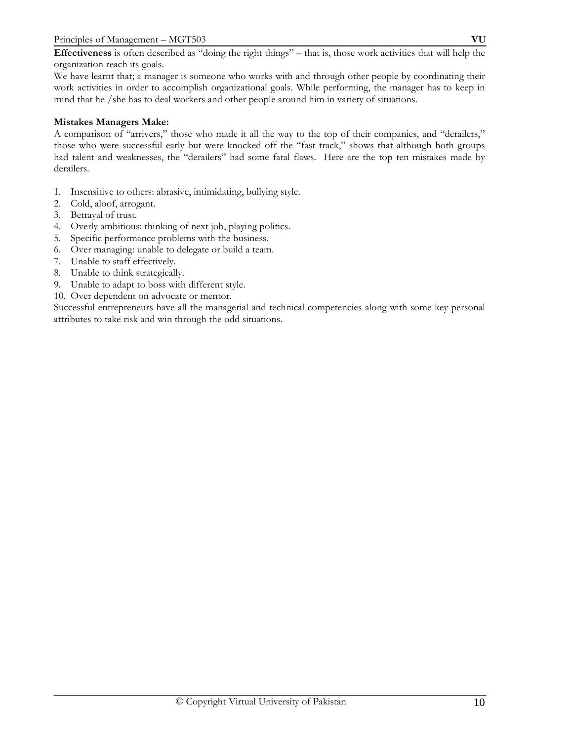**Effectiveness** is often described as "doing the right things" – that is, those work activities that will help the organization reach its goals.

We have learnt that; a manager is someone who works with and through other people by coordinating their work activities in order to accomplish organizational goals. While performing, the manager has to keep in mind that he /she has to deal workers and other people around him in variety of situations.

**Mistakes Managers Make:**

A comparison of "arrivers," those who made it all the way to the top of their companies, and "derailers," those who were successful early but were knocked off the "fast track," shows that although both groups had talent and weaknesses, the "derailers" had some fatal flaws. Here are the top ten mistakes made by derailers.

1. Insensitive to others: abrasive, intimidating, bullying style.
2. Cold, aloof, arrogant.
3. Betrayal of trust.
4. Overly ambitious: thinking of next job, playing politics.
5. Specific performance problems with the business.
6. Over managing: unable to delegate or build a team.
7. Unable to staff effectively.
8. Unable to think strategically.
9. Unable to adapt to boss with different style.
10. Over dependent on advocate or mentor.

Successful entrepreneurs have all the managerial and technical competencies along with some key personal attributes to take risk and win through the odd situations.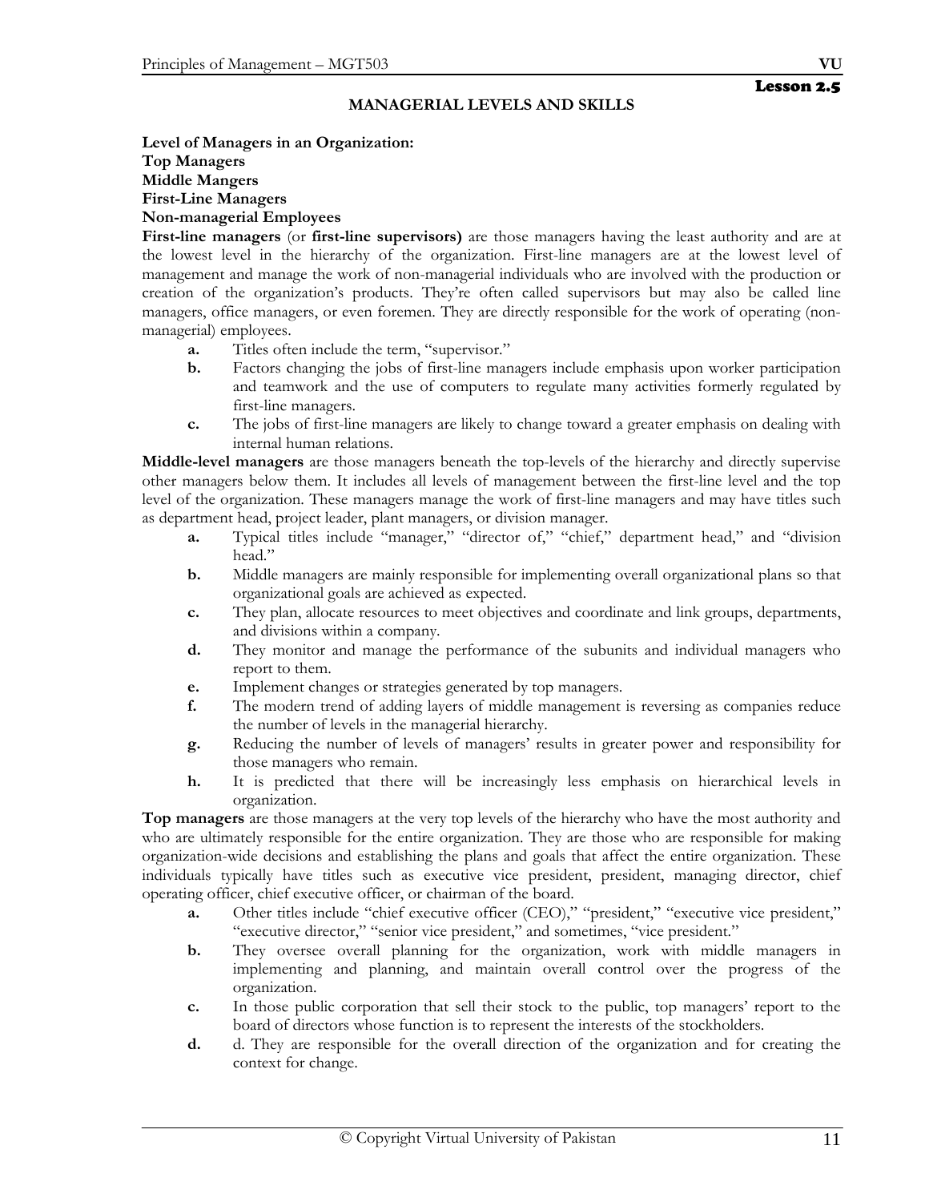## Lesson 2.5

### MANAGERIAL LEVELS AND SKILLS

**Level of Managers in an Organization:**
**Top Managers**
**Middle Mangers**
**First-Line Managers**
**Non-managerial Employees**

**First-line managers** (or **first-line supervisors)** are those managers having the least authority and are at the lowest level in the hierarchy of the organization. First-line managers are at the lowest level of management and manage the work of non-managerial individuals who are involved with the production or creation of the organization's products. They're often called supervisors but may also be called line managers, office managers, or even foremen. They are directly responsible for the work of operating (non-managerial) employees.

- **a.** Titles often include the term, "supervisor."
- **b.** Factors changing the jobs of first-line managers include emphasis upon worker participation and teamwork and the use of computers to regulate many activities formerly regulated by first-line managers.
- **c.** The jobs of first-line managers are likely to change toward a greater emphasis on dealing with internal human relations.

**Middle-level managers** are those managers beneath the top-levels of the hierarchy and directly supervise other managers below them. It includes all levels of management between the first-line level and the top level of the organization. These managers manage the work of first-line managers and may have titles such as department head, project leader, plant managers, or division manager.

- **a.** Typical titles include "manager," "director of," "chief," department head," and "division head."
- **b.** Middle managers are mainly responsible for implementing overall organizational plans so that organizational goals are achieved as expected.
- **c.** They plan, allocate resources to meet objectives and coordinate and link groups, departments, and divisions within a company.
- **d.** They monitor and manage the performance of the subunits and individual managers who report to them.
- **e.** Implement changes or strategies generated by top managers.
- **f.** The modern trend of adding layers of middle management is reversing as companies reduce the number of levels in the managerial hierarchy.
- **g.** Reducing the number of levels of managers' results in greater power and responsibility for those managers who remain.
- **h.** It is predicted that there will be increasingly less emphasis on hierarchical levels in organization.

**Top managers** are those managers at the very top levels of the hierarchy who have the most authority and who are ultimately responsible for the entire organization. They are those who are responsible for making organization-wide decisions and establishing the plans and goals that affect the entire organization. These individuals typically have titles such as executive vice president, president, managing director, chief operating officer, chief executive officer, or chairman of the board.

- **a.** Other titles include "chief executive officer (CEO)," "president," "executive vice president," "executive director," "senior vice president," and sometimes, "vice president."
- **b.** They oversee overall planning for the organization, work with middle managers in implementing and planning, and maintain overall control over the progress of the organization.
- **c.** In those public corporation that sell their stock to the public, top managers' report to the board of directors whose function is to represent the interests of the stockholders.
- **d.** d. They are responsible for the overall direction of the organization and for creating the context for change.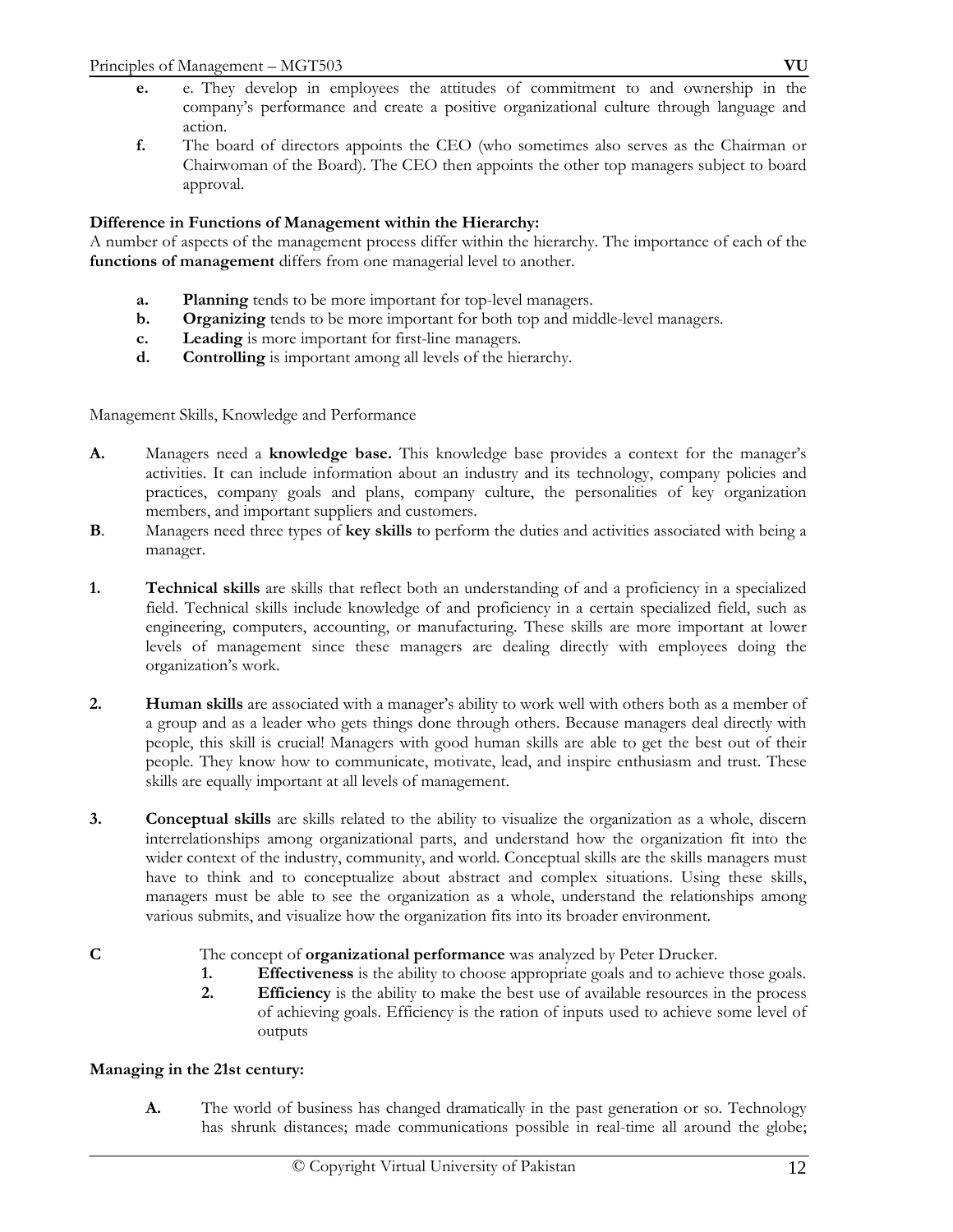**e.** e. They develop in employees the attitudes of commitment to and ownership in the company's performance and create a positive organizational culture through language and action.

**f.** The board of directors appoints the CEO (who sometimes also serves as the Chairman or Chairwoman of the Board). The CEO then appoints the other top managers subject to board approval.

**Difference in Functions of Management within the Hierarchy:**

A number of aspects of the management process differ within the hierarchy. The importance of each of the **functions of management** differs from one managerial level to another.

- **a.** **Planning** tends to be more important for top-level managers.
- **b.** **Organizing** tends to be more important for both top and middle-level managers.
- **c.** **Leading** is more important for first-line managers.
- **d.** **Controlling** is important among all levels of the hierarchy.

Management Skills, Knowledge and Performance

**A.** Managers need a **knowledge base.** This knowledge base provides a context for the manager's activities. It can include information about an industry and its technology, company policies and practices, company goals and plans, company culture, the personalities of key organization members, and important suppliers and customers.

**B**. Managers need three types of **key skills** to perform the duties and activities associated with being a manager.

**1.** **Technical skills** are skills that reflect both an understanding of and a proficiency in a specialized field. Technical skills include knowledge of and proficiency in a certain specialized field, such as engineering, computers, accounting, or manufacturing. These skills are more important at lower levels of management since these managers are dealing directly with employees doing the organization's work.

**2.** **Human skills** are associated with a manager's ability to work well with others both as a member of a group and as a leader who gets things done through others. Because managers deal directly with people, this skill is crucial! Managers with good human skills are able to get the best out of their people. They know how to communicate, motivate, lead, and inspire enthusiasm and trust. These skills are equally important at all levels of management.

**3.** **Conceptual skills** are skills related to the ability to visualize the organization as a whole, discern interrelationships among organizational parts, and understand how the organization fit into the wider context of the industry, community, and world. Conceptual skills are the skills managers must have to think and to conceptualize about abstract and complex situations. Using these skills, managers must be able to see the organization as a whole, understand the relationships among various submits, and visualize how the organization fits into its broader environment.

**C** The concept of **organizational performance** was analyzed by Peter Drucker.

1. **Effectiveness** is the ability to choose appropriate goals and to achieve those goals.
2. **Efficiency** is the ability to make the best use of available resources in the process of achieving goals. Efficiency is the ration of inputs used to achieve some level of outputs

**Managing in the 21st century:**

**A.** The world of business has changed dramatically in the past generation or so. Technology has shrunk distances; made communications possible in real-time all around the globe;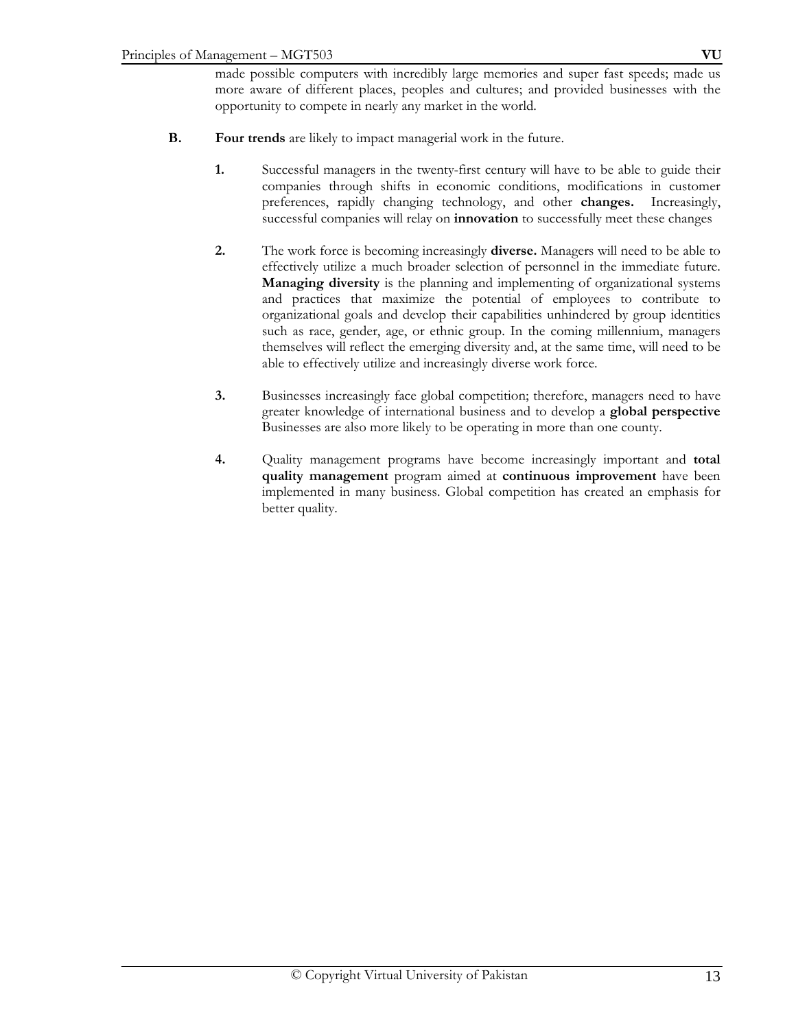made possible computers with incredibly large memories and super fast speeds; made us more aware of different places, peoples and cultures; and provided businesses with the opportunity to compete in nearly any market in the world.

**B.** **Four trends** are likely to impact managerial work in the future.

**1.** Successful managers in the twenty-first century will have to be able to guide their companies through shifts in economic conditions, modifications in customer preferences, rapidly changing technology, and other **changes.** Increasingly, successful companies will relay on **innovation** to successfully meet these changes

**2.** The work force is becoming increasingly **diverse.** Managers will need to be able to effectively utilize a much broader selection of personnel in the immediate future. **Managing diversity** is the planning and implementing of organizational systems and practices that maximize the potential of employees to contribute to organizational goals and develop their capabilities unhindered by group identities such as race, gender, age, or ethnic group. In the coming millennium, managers themselves will reflect the emerging diversity and, at the same time, will need to be able to effectively utilize and increasingly diverse work force.

**3.** Businesses increasingly face global competition; therefore, managers need to have greater knowledge of international business and to develop a **global perspective** Businesses are also more likely to be operating in more than one county.

**4.** Quality management programs have become increasingly important and **total quality management** program aimed at **continuous improvement** have been implemented in many business. Global competition has created an emphasis for better quality.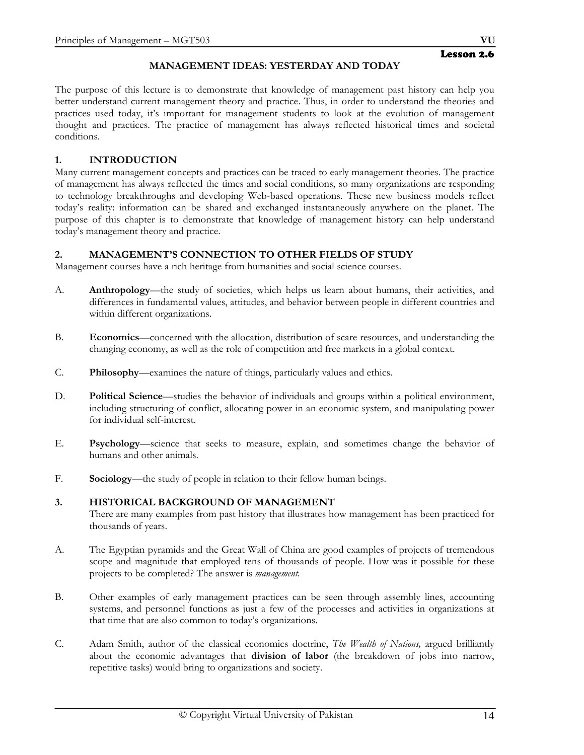**Lesson 2.6**

## MANAGEMENT IDEAS: YESTERDAY AND TODAY

The purpose of this lecture is to demonstrate that knowledge of management past history can help you better understand current management theory and practice. Thus, in order to understand the theories and practices used today, it's important for management students to look at the evolution of management thought and practices. The practice of management has always reflected historical times and societal conditions.

### 1. INTRODUCTION

Many current management concepts and practices can be traced to early management theories. The practice of management has always reflected the times and social conditions, so many organizations are responding to technology breakthroughs and developing Web-based operations. These new business models reflect today's reality: information can be shared and exchanged instantaneously anywhere on the planet. The purpose of this chapter is to demonstrate that knowledge of management history can help understand today's management theory and practice.

### 2. MANAGEMENT'S CONNECTION TO OTHER FIELDS OF STUDY

Management courses have a rich heritage from humanities and social science courses.

A. **Anthropology**—the study of societies, which helps us learn about humans, their activities, and differences in fundamental values, attitudes, and behavior between people in different countries and within different organizations.

B. **Economics**—concerned with the allocation, distribution of scare resources, and understanding the changing economy, as well as the role of competition and free markets in a global context.

C. **Philosophy**—examines the nature of things, particularly values and ethics.

D. **Political Science**—studies the behavior of individuals and groups within a political environment, including structuring of conflict, allocating power in an economic system, and manipulating power for individual self-interest.

E. **Psychology**—science that seeks to measure, explain, and sometimes change the behavior of humans and other animals.

F. **Sociology**—the study of people in relation to their fellow human beings.

### 3. HISTORICAL BACKGROUND OF MANAGEMENT

There are many examples from past history that illustrates how management has been practiced for thousands of years.

A. The Egyptian pyramids and the Great Wall of China are good examples of projects of tremendous scope and magnitude that employed tens of thousands of people. How was it possible for these projects to be completed? The answer is *management*.

B. Other examples of early management practices can be seen through assembly lines, accounting systems, and personnel functions as just a few of the processes and activities in organizations at that time that are also common to today's organizations.

C. Adam Smith, author of the classical economics doctrine, *The Wealth of Nations,* argued brilliantly about the economic advantages that **division of labor** (the breakdown of jobs into narrow, repetitive tasks) would bring to organizations and society.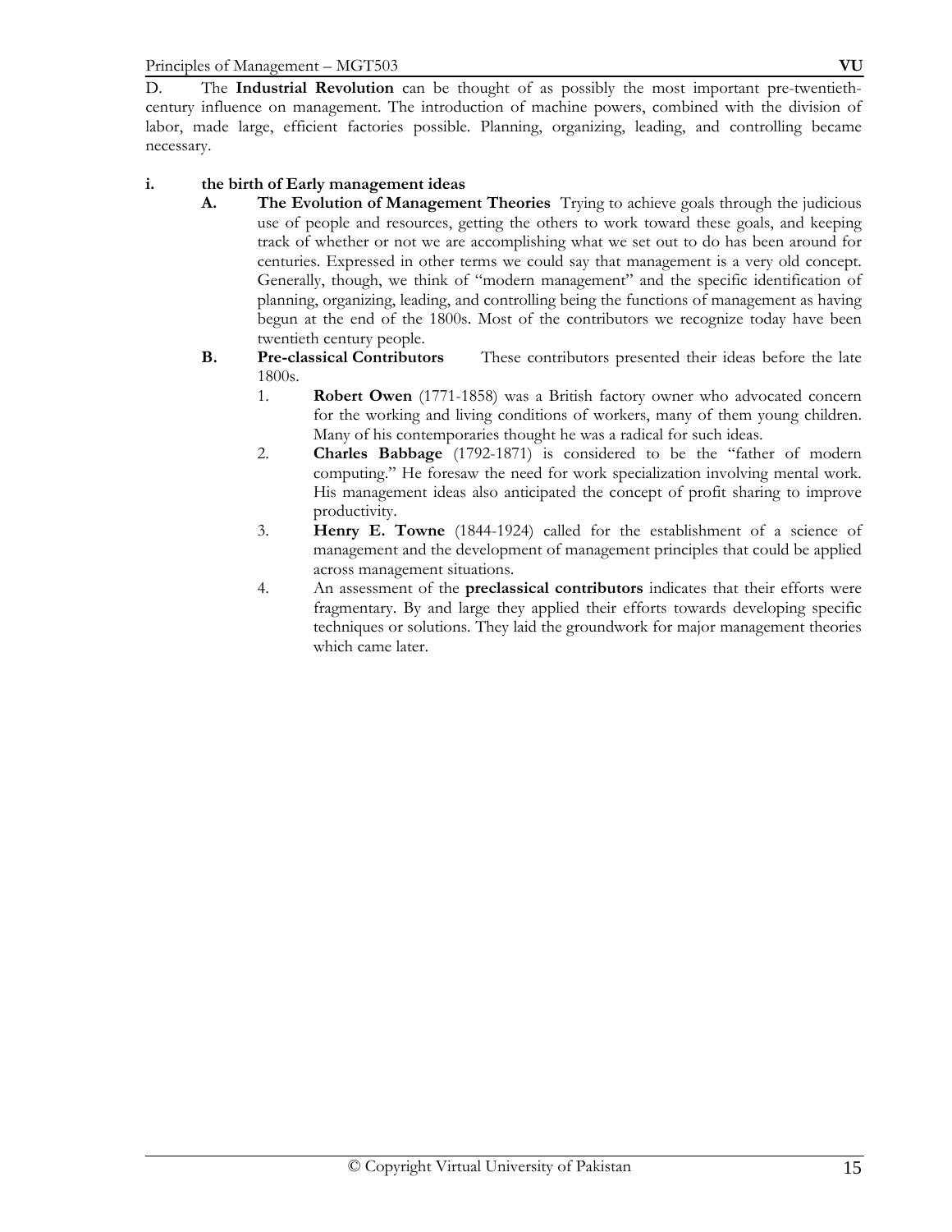D. The **Industrial Revolution** can be thought of as possibly the most important pre-twentieth-century influence on management. The introduction of machine powers, combined with the division of labor, made large, efficient factories possible. Planning, organizing, leading, and controlling became necessary.

**i. the birth of Early management ideas**

**A. The Evolution of Management Theories** Trying to achieve goals through the judicious use of people and resources, getting the others to work toward these goals, and keeping track of whether or not we are accomplishing what we set out to do has been around for centuries. Expressed in other terms we could say that management is a very old concept. Generally, though, we think of "modern management" and the specific identification of planning, organizing, leading, and controlling being the functions of management as having begun at the end of the 1800s. Most of the contributors we recognize today have been twentieth century people.

**B. Pre-classical Contributors** These contributors presented their ideas before the late 1800s.

1. **Robert Owen** (1771-1858) was a British factory owner who advocated concern for the working and living conditions of workers, many of them young children. Many of his contemporaries thought he was a radical for such ideas.
2. **Charles Babbage** (1792-1871) is considered to be the "father of modern computing." He foresaw the need for work specialization involving mental work. His management ideas also anticipated the concept of profit sharing to improve productivity.
3. **Henry E. Towne** (1844-1924) called for the establishment of a science of management and the development of management principles that could be applied across management situations.
4. An assessment of the **preclassical contributors** indicates that their efforts were fragmentary. By and large they applied their efforts towards developing specific techniques or solutions. They laid the groundwork for major management theories which came later.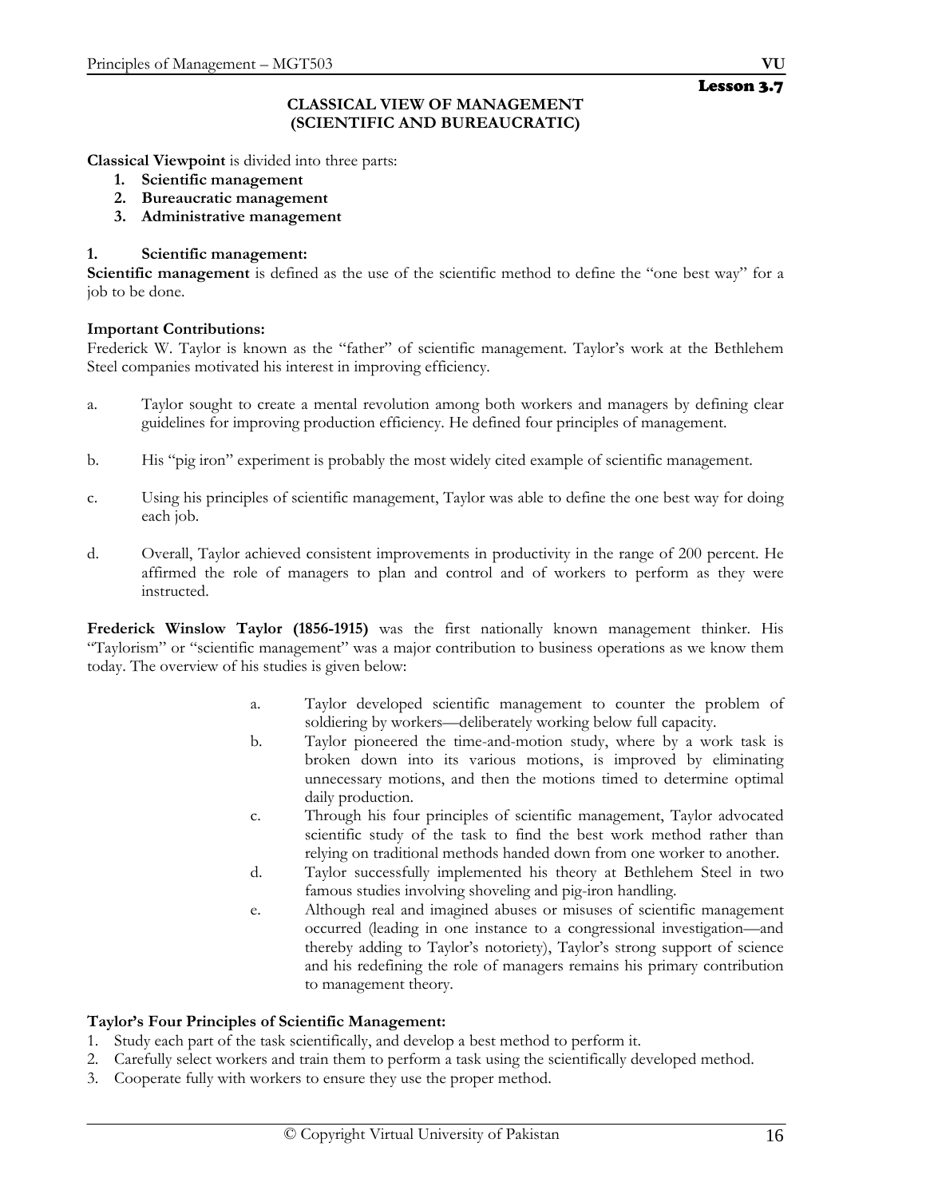Lesson 3.7

## CLASSICAL VIEW OF MANAGEMENT (SCIENTIFIC AND BUREAUCRATIC)

**Classical Viewpoint** is divided into three parts:

1. **Scientific management**
2. **Bureaucratic management**
3. **Administrative management**

### 1. Scientific management:

**Scientific management** is defined as the use of the scientific method to define the "one best way" for a job to be done.

**Important Contributions:**

Frederick W. Taylor is known as the "father" of scientific management. Taylor's work at the Bethlehem Steel companies motivated his interest in improving efficiency.

a. Taylor sought to create a mental revolution among both workers and managers by defining clear guidelines for improving production efficiency. He defined four principles of management.

b. His "pig iron" experiment is probably the most widely cited example of scientific management.

c. Using his principles of scientific management, Taylor was able to define the one best way for doing each job.

d. Overall, Taylor achieved consistent improvements in productivity in the range of 200 percent. He affirmed the role of managers to plan and control and of workers to perform as they were instructed.

**Frederick Winslow Taylor (1856-1915)** was the first nationally known management thinker. His "Taylorism" or "scientific management" was a major contribution to business operations as we know them today. The overview of his studies is given below:

a. Taylor developed scientific management to counter the problem of soldiering by workers—deliberately working below full capacity.

b. Taylor pioneered the time-and-motion study, where by a work task is broken down into its various motions, is improved by eliminating unnecessary motions, and then the motions timed to determine optimal daily production.

c. Through his four principles of scientific management, Taylor advocated scientific study of the task to find the best work method rather than relying on traditional methods handed down from one worker to another.

d. Taylor successfully implemented his theory at Bethlehem Steel in two famous studies involving shoveling and pig-iron handling.

e. Although real and imagined abuses or misuses of scientific management occurred (leading in one instance to a congressional investigation—and thereby adding to Taylor's notoriety), Taylor's strong support of science and his redefining the role of managers remains his primary contribution to management theory.

**Taylor's Four Principles of Scientific Management:**

1. Study each part of the task scientifically, and develop a best method to perform it.
2. Carefully select workers and train them to perform a task using the scientifically developed method.
3. Cooperate fully with workers to ensure they use the proper method.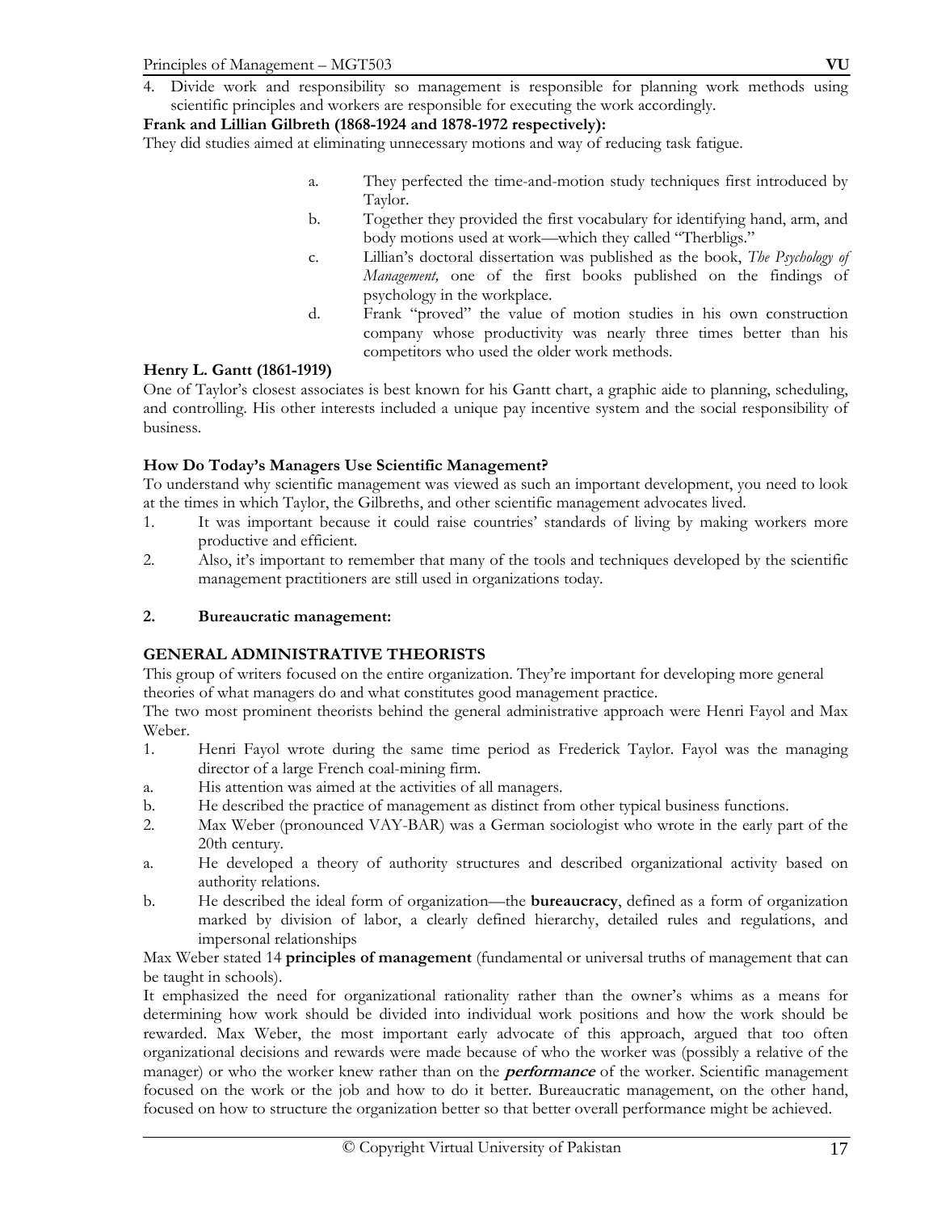4. Divide work and responsibility so management is responsible for planning work methods using scientific principles and workers are responsible for executing the work accordingly.

**Frank and Lillian Gilbreth (1868-1924 and 1878-1972 respectively):**

They did studies aimed at eliminating unnecessary motions and way of reducing task fatigue.

a. They perfected the time-and-motion study techniques first introduced by Taylor.
b. Together they provided the first vocabulary for identifying hand, arm, and body motions used at work—which they called "Therbligs."
c. Lillian's doctoral dissertation was published as the book, *The Psychology of Management,* one of the first books published on the findings of psychology in the workplace.
d. Frank "proved" the value of motion studies in his own construction company whose productivity was nearly three times better than his competitors who used the older work methods.

**Henry L. Gantt (1861-1919)**

One of Taylor's closest associates is best known for his Gantt chart, a graphic aide to planning, scheduling, and controlling. His other interests included a unique pay incentive system and the social responsibility of business.

**How Do Today's Managers Use Scientific Management?**

To understand why scientific management was viewed as such an important development, you need to look at the times in which Taylor, the Gilbreths, and other scientific management advocates lived.

1. It was important because it could raise countries' standards of living by making workers more productive and efficient.
2. Also, it's important to remember that many of the tools and techniques developed by the scientific management practitioners are still used in organizations today.

**2. Bureaucratic management:**

**GENERAL ADMINISTRATIVE THEORISTS**

This group of writers focused on the entire organization. They're important for developing more general theories of what managers do and what constitutes good management practice.

The two most prominent theorists behind the general administrative approach were Henri Fayol and Max Weber.

1. Henri Fayol wrote during the same time period as Frederick Taylor. Fayol was the managing director of a large French coal-mining firm.
   a. His attention was aimed at the activities of all managers.
   b. He described the practice of management as distinct from other typical business functions.
2. Max Weber (pronounced VAY-BAR) was a German sociologist who wrote in the early part of the 20th century.
   a. He developed a theory of authority structures and described organizational activity based on authority relations.
   b. He described the ideal form of organization—the **bureaucracy**, defined as a form of organization marked by division of labor, a clearly defined hierarchy, detailed rules and regulations, and impersonal relationships

Max Weber stated 14 **principles of management** (fundamental or universal truths of management that can be taught in schools).

It emphasized the need for organizational rationality rather than the owner's whims as a means for determining how work should be divided into individual work positions and how the work should be rewarded. Max Weber, the most important early advocate of this approach, argued that too often organizational decisions and rewards were made because of who the worker was (possibly a relative of the manager) or who the worker knew rather than on the ***performance*** of the worker. Scientific management focused on the work or the job and how to do it better. Bureaucratic management, on the other hand, focused on how to structure the organization better so that better overall performance might be achieved.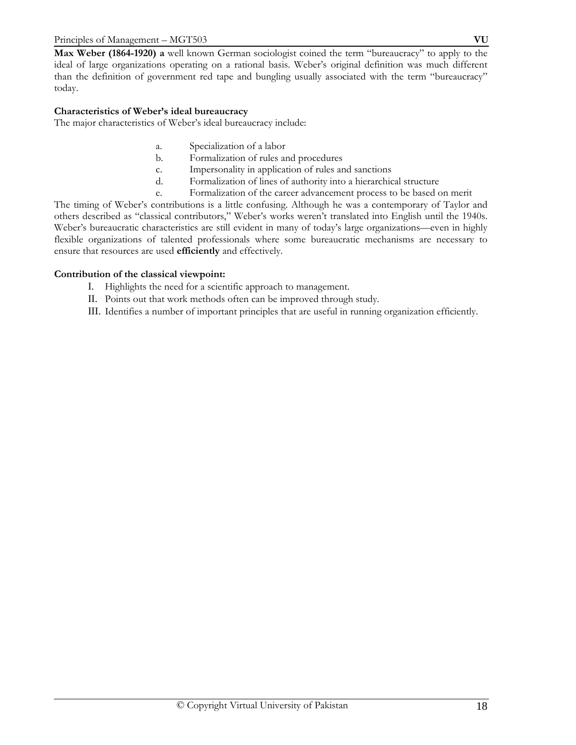**Max Weber (1864-1920) a** well known German sociologist coined the term "bureaucracy" to apply to the ideal of large organizations operating on a rational basis. Weber's original definition was much different than the definition of government red tape and bungling usually associated with the term "bureaucracy" today.

**Characteristics of Weber's ideal bureaucracy**

The major characteristics of Weber's ideal bureaucracy include:

a. Specialization of a labor
b. Formalization of rules and procedures
c. Impersonality in application of rules and sanctions
d. Formalization of lines of authority into a hierarchical structure
e. Formalization of the career advancement process to be based on merit

The timing of Weber's contributions is a little confusing. Although he was a contemporary of Taylor and others described as "classical contributors," Weber's works weren't translated into English until the 1940s. Weber's bureaucratic characteristics are still evident in many of today's large organizations—even in highly flexible organizations of talented professionals where some bureaucratic mechanisms are necessary to ensure that resources are used **efficiently** and effectively.

**Contribution of the classical viewpoint:**

I. Highlights the need for a scientific approach to management.
II. Points out that work methods often can be improved through study.
III. Identifies a number of important principles that are useful in running organization efficiently.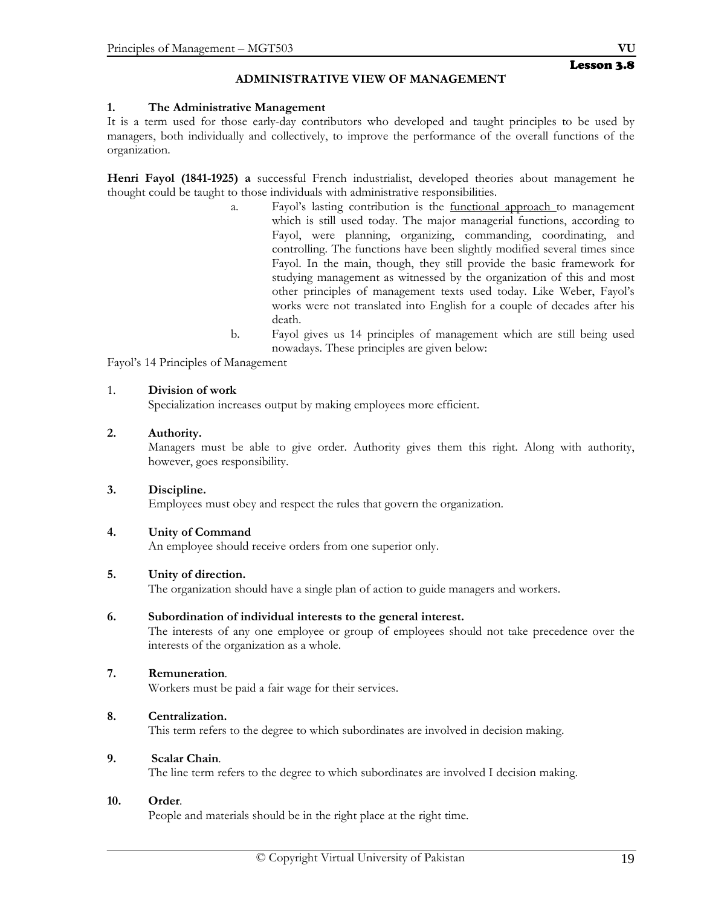**Lesson 3.8**

## ADMINISTRATIVE VIEW OF MANAGEMENT

### 1. The Administrative Management

It is a term used for those early-day contributors who developed and taught principles to be used by managers, both individually and collectively, to improve the performance of the overall functions of the organization.

**Henri Fayol (1841-1925) a** successful French industrialist, developed theories about management he thought could be taught to those individuals with administrative responsibilities.

a. Fayol's lasting contribution is the functional approach to management which is still used today. The major managerial functions, according to Fayol, were planning, organizing, commanding, coordinating, and controlling. The functions have been slightly modified several times since Fayol. In the main, though, they still provide the basic framework for studying management as witnessed by the organization of this and most other principles of management texts used today. Like Weber, Fayol's works were not translated into English for a couple of decades after his death.

b. Fayol gives us 14 principles of management which are still being used nowadays. These principles are given below:

Fayol's 14 Principles of Management

1. **Division of work**
   Specialization increases output by making employees more efficient.

2. **Authority.**
   Managers must be able to give order. Authority gives them this right. Along with authority, however, goes responsibility.

3. **Discipline.**
   Employees must obey and respect the rules that govern the organization.

4. **Unity of Command**
   An employee should receive orders from one superior only.

5. **Unity of direction.**
   The organization should have a single plan of action to guide managers and workers.

6. **Subordination of individual interests to the general interest.**
   The interests of any one employee or group of employees should not take precedence over the interests of the organization as a whole.

7. **Remuneration**.
   Workers must be paid a fair wage for their services.

8. **Centralization.**
   This term refers to the degree to which subordinates are involved in decision making.

9. **Scalar Chain**.
   The line term refers to the degree to which subordinates are involved I decision making.

10. **Order**.
    People and materials should be in the right place at the right time.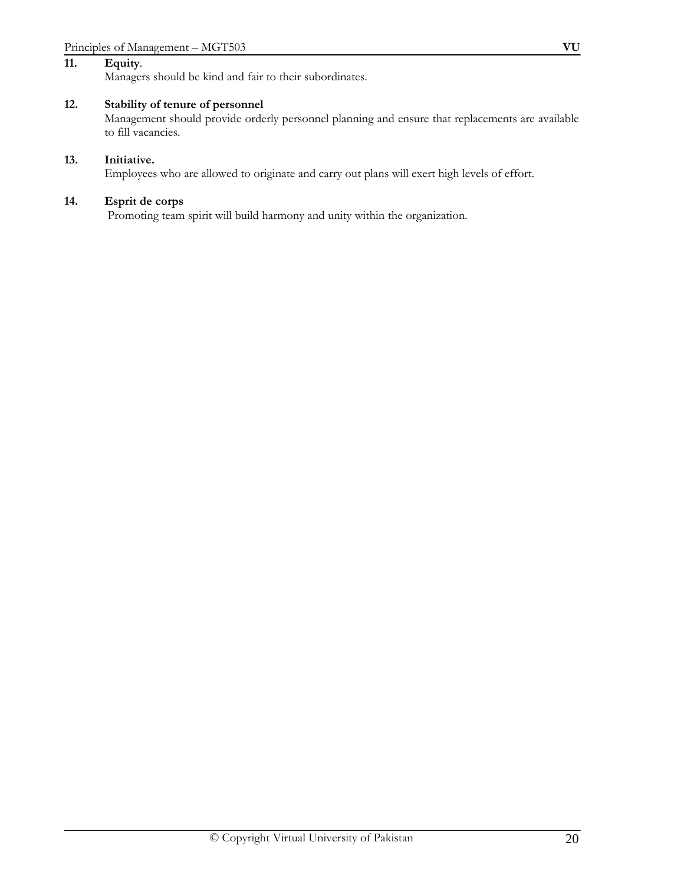**11. Equity**.
Managers should be kind and fair to their subordinates.

**12. Stability of tenure of personnel**
Management should provide orderly personnel planning and ensure that replacements are available to fill vacancies.

**13. Initiative.**
Employees who are allowed to originate and carry out plans will exert high levels of effort.

**14. Esprit de corps**
Promoting team spirit will build harmony and unity within the organization.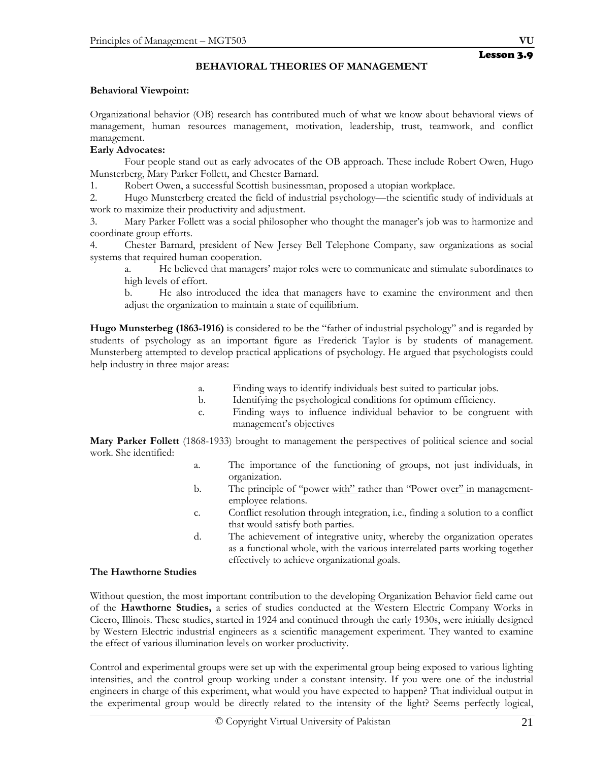**Lesson 3.9**

## BEHAVIORAL THEORIES OF MANAGEMENT

**Behavioral Viewpoint:**

Organizational behavior (OB) research has contributed much of what we know about behavioral views of management, human resources management, motivation, leadership, trust, teamwork, and conflict management.

**Early Advocates:**

Four people stand out as early advocates of the OB approach. These include Robert Owen, Hugo Munsterberg, Mary Parker Follett, and Chester Barnard.

1. Robert Owen, a successful Scottish businessman, proposed a utopian workplace.
2. Hugo Munsterberg created the field of industrial psychology—the scientific study of individuals at work to maximize their productivity and adjustment.
3. Mary Parker Follett was a social philosopher who thought the manager's job was to harmonize and coordinate group efforts.
4. Chester Barnard, president of New Jersey Bell Telephone Company, saw organizations as social systems that required human cooperation.
   a. He believed that managers' major roles were to communicate and stimulate subordinates to high levels of effort.
   b. He also introduced the idea that managers have to examine the environment and then adjust the organization to maintain a state of equilibrium.

**Hugo Munsterbeg (1863-1916)** is considered to be the "father of industrial psychology" and is regarded by students of psychology as an important figure as Frederick Taylor is by students of management. Munsterberg attempted to develop practical applications of psychology. He argued that psychologists could help industry in three major areas:

a. Finding ways to identify individuals best suited to particular jobs.
b. Identifying the psychological conditions for optimum efficiency.
c. Finding ways to influence individual behavior to be congruent with management's objectives

**Mary Parker Follett** (1868-1933) brought to management the perspectives of political science and social work. She identified:

a. The importance of the functioning of groups, not just individuals, in organization.
b. The principle of "power <u>with"</u> rather than "Power <u>over"</u> in management-employee relations.
c. Conflict resolution through integration, i.e., finding a solution to a conflict that would satisfy both parties.
d. The achievement of integrative unity, whereby the organization operates as a functional whole, with the various interrelated parts working together effectively to achieve organizational goals.

**The Hawthorne Studies**

Without question, the most important contribution to the developing Organization Behavior field came out of the **Hawthorne Studies,** a series of studies conducted at the Western Electric Company Works in Cicero, Illinois. These studies, started in 1924 and continued through the early 1930s, were initially designed by Western Electric industrial engineers as a scientific management experiment. They wanted to examine the effect of various illumination levels on worker productivity.

Control and experimental groups were set up with the experimental group being exposed to various lighting intensities, and the control group working under a constant intensity. If you were one of the industrial engineers in charge of this experiment, what would you have expected to happen? That individual output in the experimental group would be directly related to the intensity of the light? Seems perfectly logical,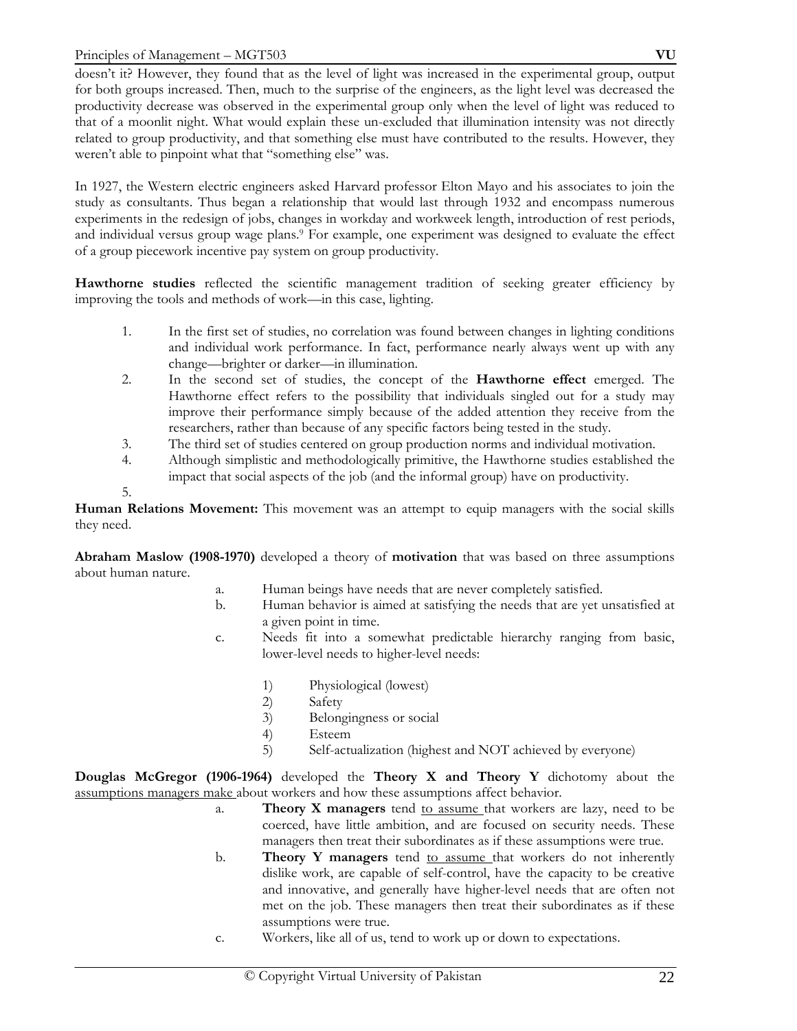doesn't it? However, they found that as the level of light was increased in the experimental group, output for both groups increased. Then, much to the surprise of the engineers, as the light level was decreased the productivity decrease was observed in the experimental group only when the level of light was reduced to that of a moonlit night. What would explain these un-excluded that illumination intensity was not directly related to group productivity, and that something else must have contributed to the results. However, they weren't able to pinpoint what that "something else" was.

In 1927, the Western electric engineers asked Harvard professor Elton Mayo and his associates to join the study as consultants. Thus began a relationship that would last through 1932 and encompass numerous experiments in the redesign of jobs, changes in workday and workweek length, introduction of rest periods, and individual versus group wage plans.[9] For example, one experiment was designed to evaluate the effect of a group piecework incentive pay system on group productivity.

**Hawthorne studies** reflected the scientific management tradition of seeking greater efficiency by improving the tools and methods of work—in this case, lighting.

1. In the first set of studies, no correlation was found between changes in lighting conditions and individual work performance. In fact, performance nearly always went up with any change—brighter or darker—in illumination.
2. In the second set of studies, the concept of the **Hawthorne effect** emerged. The Hawthorne effect refers to the possibility that individuals singled out for a study may improve their performance simply because of the added attention they receive from the researchers, rather than because of any specific factors being tested in the study.
3. The third set of studies centered on group production norms and individual motivation.
4. Although simplistic and methodologically primitive, the Hawthorne studies established the impact that social aspects of the job (and the informal group) have on productivity.
5. 

**Human Relations Movement:** This movement was an attempt to equip managers with the social skills they need.

**Abraham Maslow (1908-1970)** developed a theory of **motivation** that was based on three assumptions about human nature.

a. Human beings have needs that are never completely satisfied.
b. Human behavior is aimed at satisfying the needs that are yet unsatisfied at a given point in time.
c. Needs fit into a somewhat predictable hierarchy ranging from basic, lower-level needs to higher-level needs:

   1) Physiological (lowest)
   2) Safety
   3) Belongingness or social
   4) Esteem
   5) Self-actualization (highest and NOT achieved by everyone)

**Douglas McGregor (1906-1964)** developed the **Theory X and Theory Y** dichotomy about the assumptions managers make about workers and how these assumptions affect behavior.

a. **Theory X managers** tend to assume that workers are lazy, need to be coerced, have little ambition, and are focused on security needs. These managers then treat their subordinates as if these assumptions were true.
b. **Theory Y managers** tend to assume that workers do not inherently dislike work, are capable of self-control, have the capacity to be creative and innovative, and generally have higher-level needs that are often not met on the job. These managers then treat their subordinates as if these assumptions were true.
c. Workers, like all of us, tend to work up or down to expectations.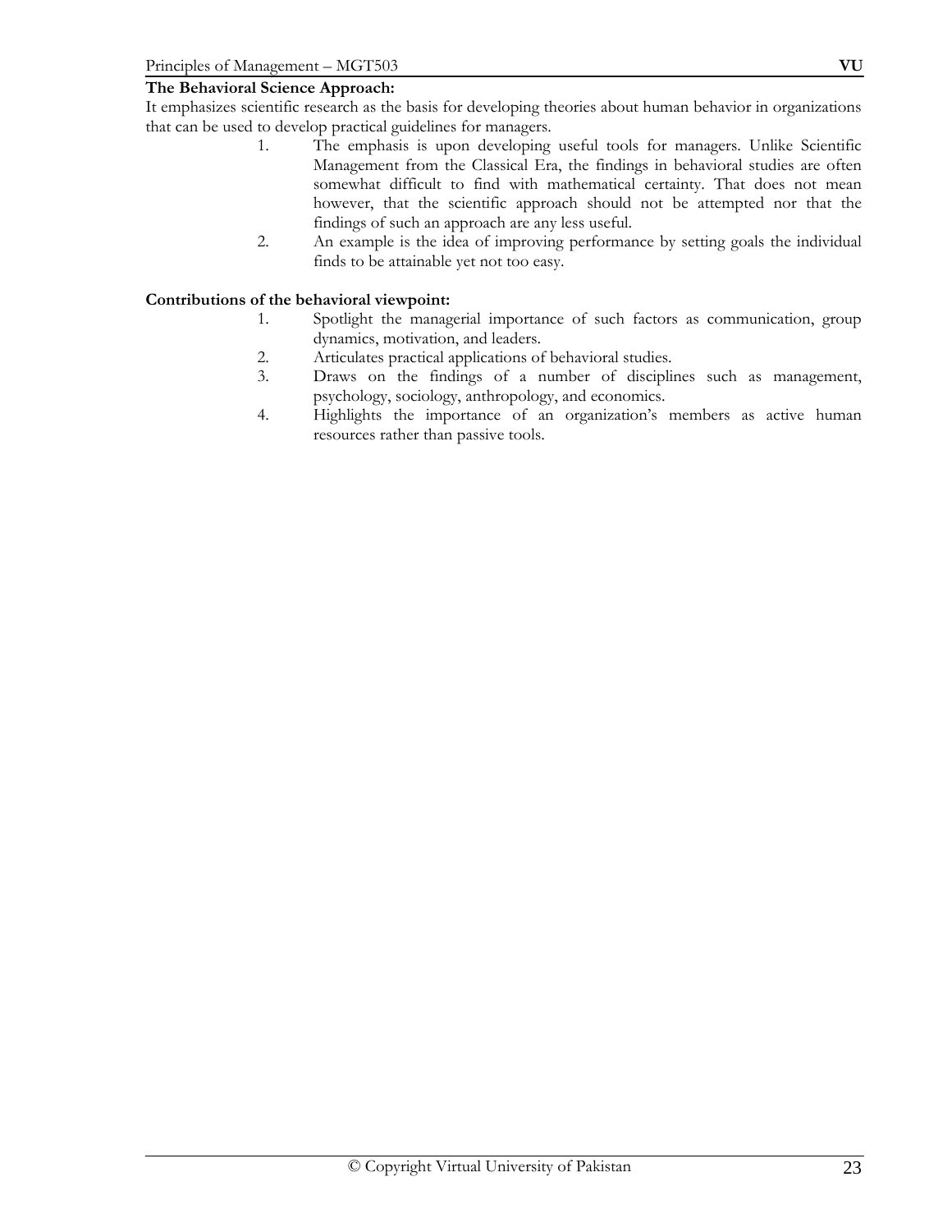**The Behavioral Science Approach:**

It emphasizes scientific research as the basis for developing theories about human behavior in organizations that can be used to develop practical guidelines for managers.

1. The emphasis is upon developing useful tools for managers. Unlike Scientific Management from the Classical Era, the findings in behavioral studies are often somewhat difficult to find with mathematical certainty. That does not mean however, that the scientific approach should not be attempted nor that the findings of such an approach are any less useful.
2. An example is the idea of improving performance by setting goals the individual finds to be attainable yet not too easy.

**Contributions of the behavioral viewpoint:**

1. Spotlight the managerial importance of such factors as communication, group dynamics, motivation, and leaders.
2. Articulates practical applications of behavioral studies.
3. Draws on the findings of a number of disciplines such as management, psychology, sociology, anthropology, and economics.
4. Highlights the importance of an organization's members as active human resources rather than passive tools.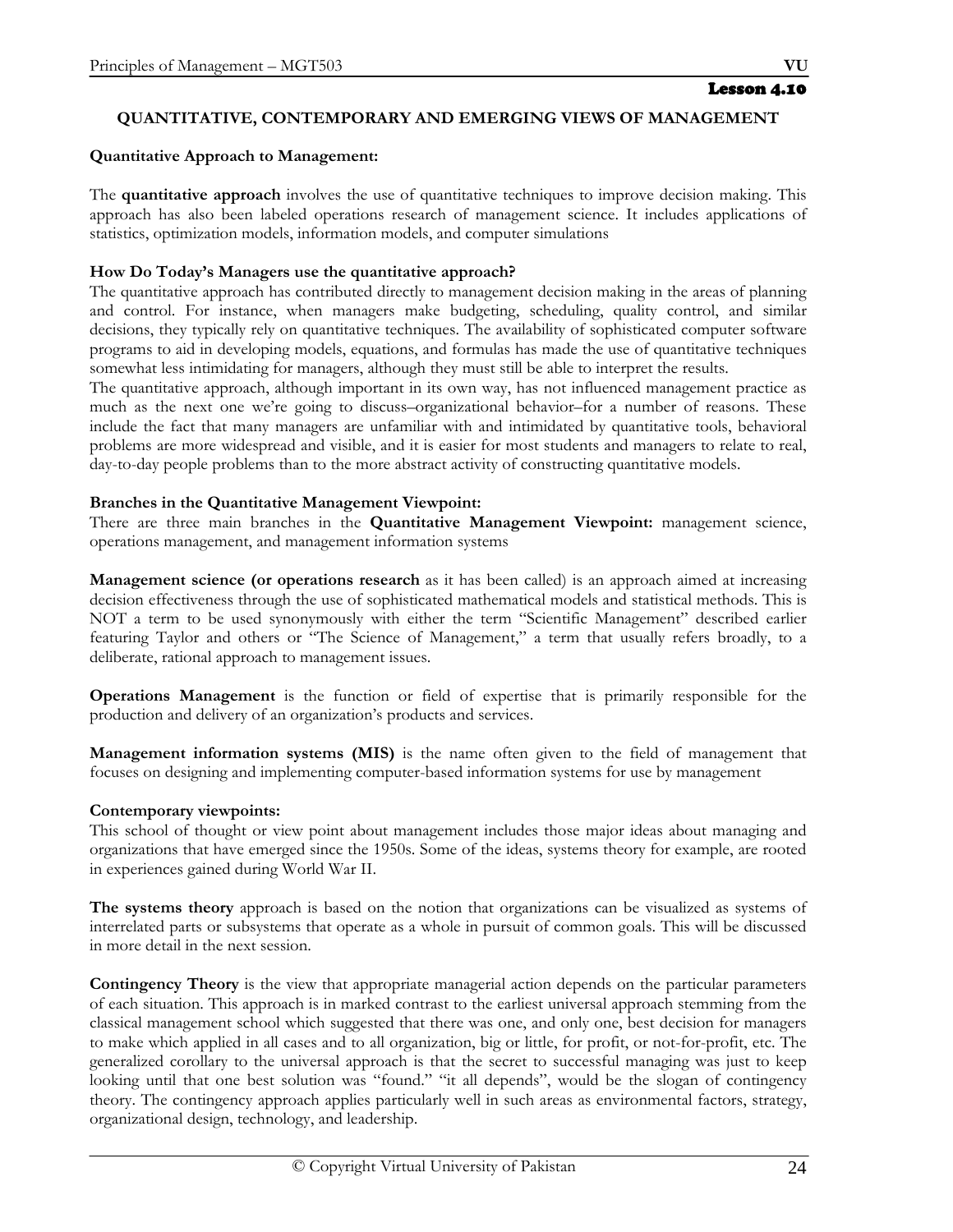Lesson 4.10

## QUANTITATIVE, CONTEMPORARY AND EMERGING VIEWS OF MANAGEMENT

### Quantitative Approach to Management:

The **quantitative approach** involves the use of quantitative techniques to improve decision making. This approach has also been labeled operations research of management science. It includes applications of statistics, optimization models, information models, and computer simulations

### How Do Today's Managers use the quantitative approach?

The quantitative approach has contributed directly to management decision making in the areas of planning and control. For instance, when managers make budgeting, scheduling, quality control, and similar decisions, they typically rely on quantitative techniques. The availability of sophisticated computer software programs to aid in developing models, equations, and formulas has made the use of quantitative techniques somewhat less intimidating for managers, although they must still be able to interpret the results.

The quantitative approach, although important in its own way, has not influenced management practice as much as the next one we're going to discuss–organizational behavior–for a number of reasons. These include the fact that many managers are unfamiliar with and intimidated by quantitative tools, behavioral problems are more widespread and visible, and it is easier for most students and managers to relate to real, day-to-day people problems than to the more abstract activity of constructing quantitative models.

### Branches in the Quantitative Management Viewpoint:

There are three main branches in the **Quantitative Management Viewpoint:** management science, operations management, and management information systems

**Management science (or operations research** as it has been called) is an approach aimed at increasing decision effectiveness through the use of sophisticated mathematical models and statistical methods. This is NOT a term to be used synonymously with either the term "Scientific Management" described earlier featuring Taylor and others or "The Science of Management," a term that usually refers broadly, to a deliberate, rational approach to management issues.

**Operations Management** is the function or field of expertise that is primarily responsible for the production and delivery of an organization's products and services.

**Management information systems (MIS)** is the name often given to the field of management that focuses on designing and implementing computer-based information systems for use by management

### Contemporary viewpoints:

This school of thought or view point about management includes those major ideas about managing and organizations that have emerged since the 1950s. Some of the ideas, systems theory for example, are rooted in experiences gained during World War II.

**The systems theory** approach is based on the notion that organizations can be visualized as systems of interrelated parts or subsystems that operate as a whole in pursuit of common goals. This will be discussed in more detail in the next session.

**Contingency Theory** is the view that appropriate managerial action depends on the particular parameters of each situation. This approach is in marked contrast to the earliest universal approach stemming from the classical management school which suggested that there was one, and only one, best decision for managers to make which applied in all cases and to all organization, big or little, for profit, or not-for-profit, etc. The generalized corollary to the universal approach is that the secret to successful managing was just to keep looking until that one best solution was "found." "it all depends", would be the slogan of contingency theory. The contingency approach applies particularly well in such areas as environmental factors, strategy, organizational design, technology, and leadership.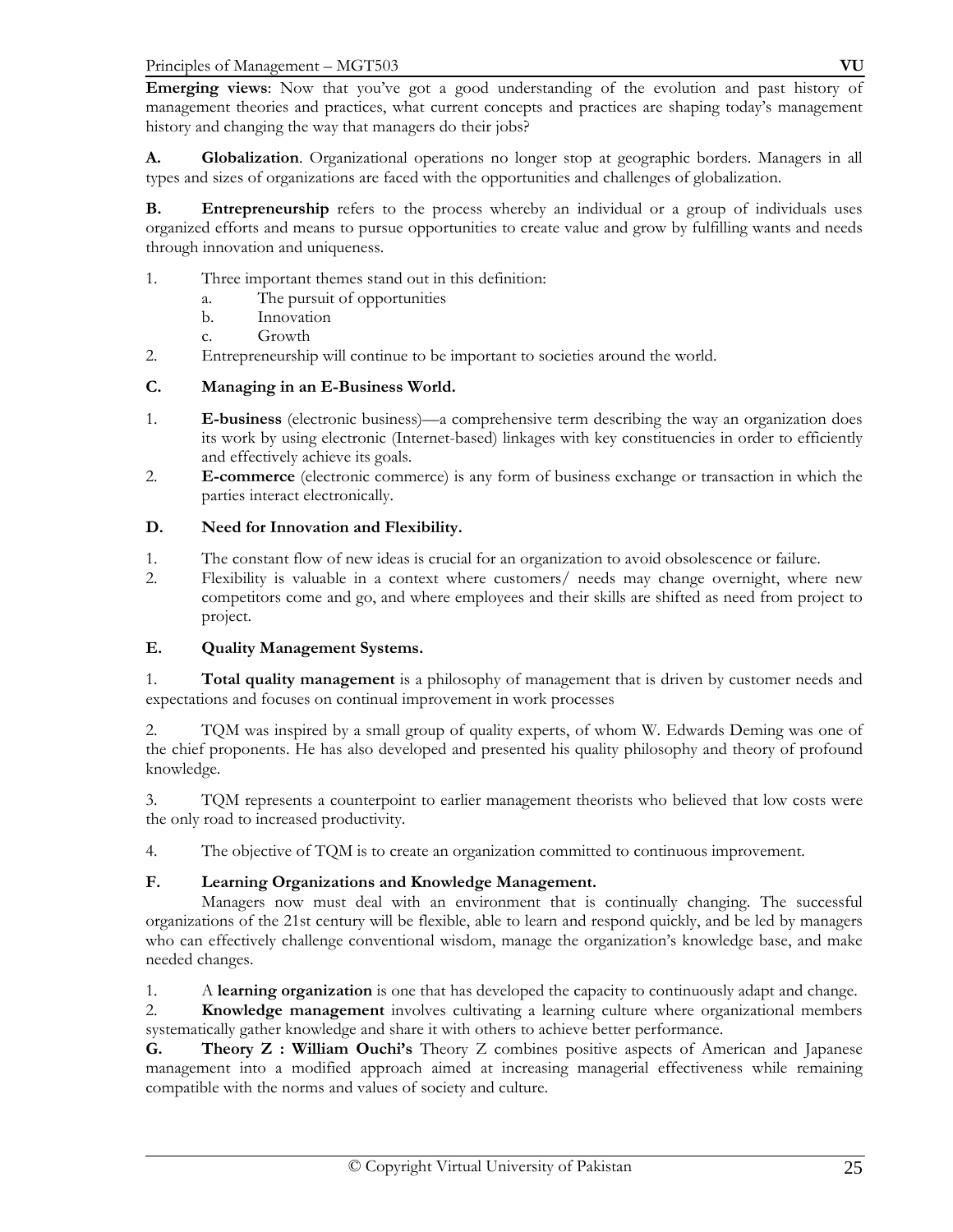**Emerging views**: Now that you've got a good understanding of the evolution and past history of management theories and practices, what current concepts and practices are shaping today's management history and changing the way that managers do their jobs?

**A. Globalization**. Organizational operations no longer stop at geographic borders. Managers in all types and sizes of organizations are faced with the opportunities and challenges of globalization.

**B. Entrepreneurship** refers to the process whereby an individual or a group of individuals uses organized efforts and means to pursue opportunities to create value and grow by fulfilling wants and needs through innovation and uniqueness.

1. Three important themes stand out in this definition:
   a. The pursuit of opportunities
   b. Innovation
   c. Growth
2. Entrepreneurship will continue to be important to societies around the world.

**C. Managing in an E-Business World.**

1. **E-business** (electronic business)—a comprehensive term describing the way an organization does its work by using electronic (Internet-based) linkages with key constituencies in order to efficiently and effectively achieve its goals.
2. **E-commerce** (electronic commerce) is any form of business exchange or transaction in which the parties interact electronically.

**D. Need for Innovation and Flexibility.**

1. The constant flow of new ideas is crucial for an organization to avoid obsolescence or failure.
2. Flexibility is valuable in a context where customers/ needs may change overnight, where new competitors come and go, and where employees and their skills are shifted as need from project to project.

**E. Quality Management Systems.**

1. **Total quality management** is a philosophy of management that is driven by customer needs and expectations and focuses on continual improvement in work processes

2. TQM was inspired by a small group of quality experts, of whom W. Edwards Deming was one of the chief proponents. He has also developed and presented his quality philosophy and theory of profound knowledge.

3. TQM represents a counterpoint to earlier management theorists who believed that low costs were the only road to increased productivity.

4. The objective of TQM is to create an organization committed to continuous improvement.

**F. Learning Organizations and Knowledge Management.**

Managers now must deal with an environment that is continually changing. The successful organizations of the 21st century will be flexible, able to learn and respond quickly, and be led by managers who can effectively challenge conventional wisdom, manage the organization's knowledge base, and make needed changes.

1. A **learning organization** is one that has developed the capacity to continuously adapt and change.
2. **Knowledge management** involves cultivating a learning culture where organizational members systematically gather knowledge and share it with others to achieve better performance.

**G. Theory Z : William Ouchi's** Theory Z combines positive aspects of American and Japanese management into a modified approach aimed at increasing managerial effectiveness while remaining compatible with the norms and values of society and culture.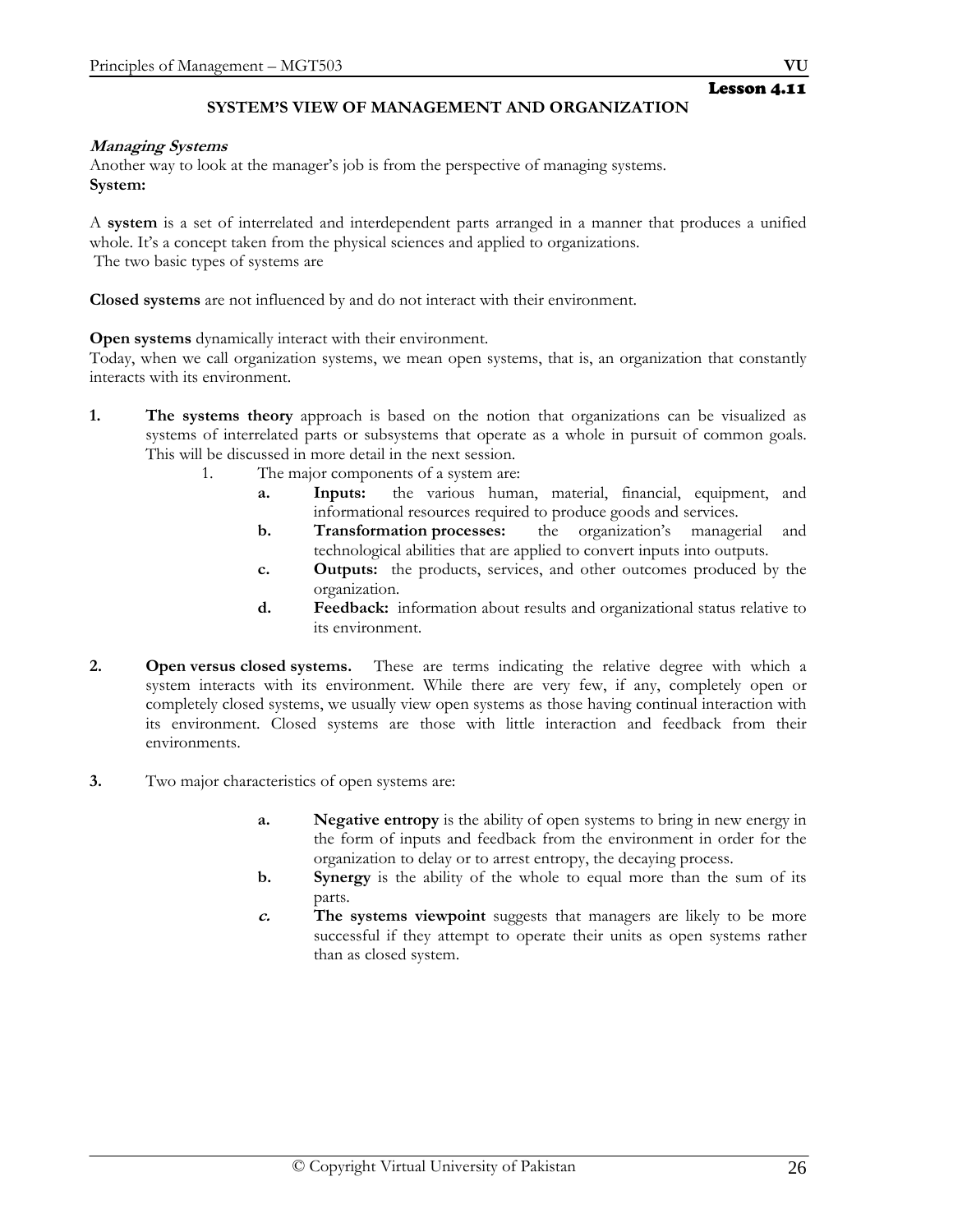**Lesson 4.11**

## SYSTEM'S VIEW OF MANAGEMENT AND ORGANIZATION

***Managing Systems***

Another way to look at the manager's job is from the perspective of managing systems.

**System:**

A **system** is a set of interrelated and interdependent parts arranged in a manner that produces a unified whole. It's a concept taken from the physical sciences and applied to organizations.

The two basic types of systems are

**Closed systems** are not influenced by and do not interact with their environment.

**Open systems** dynamically interact with their environment.

Today, when we call organization systems, we mean open systems, that is, an organization that constantly interacts with its environment.

1. **The systems theory** approach is based on the notion that organizations can be visualized as systems of interrelated parts or subsystems that operate as a whole in pursuit of common goals. This will be discussed in more detail in the next session.
    1. The major components of a system are:
        - **a. Inputs:** the various human, material, financial, equipment, and informational resources required to produce goods and services.
        - **b. Transformation processes:** the organization's managerial and technological abilities that are applied to convert inputs into outputs.
        - **c. Outputs:** the products, services, and other outcomes produced by the organization.
        - **d. Feedback:** information about results and organizational status relative to its environment.

2. **Open versus closed systems.** These are terms indicating the relative degree with which a system interacts with its environment. While there are very few, if any, completely open or completely closed systems, we usually view open systems as those having continual interaction with its environment. Closed systems are those with little interaction and feedback from their environments.

3. Two major characteristics of open systems are:
    - **a. Negative entropy** is the ability of open systems to bring in new energy in the form of inputs and feedback from the environment in order for the organization to delay or to arrest entropy, the decaying process.
    - **b. Synergy** is the ability of the whole to equal more than the sum of its parts.
    - ***c.*** **The systems viewpoint** suggests that managers are likely to be more successful if they attempt to operate their units as open systems rather than as closed system.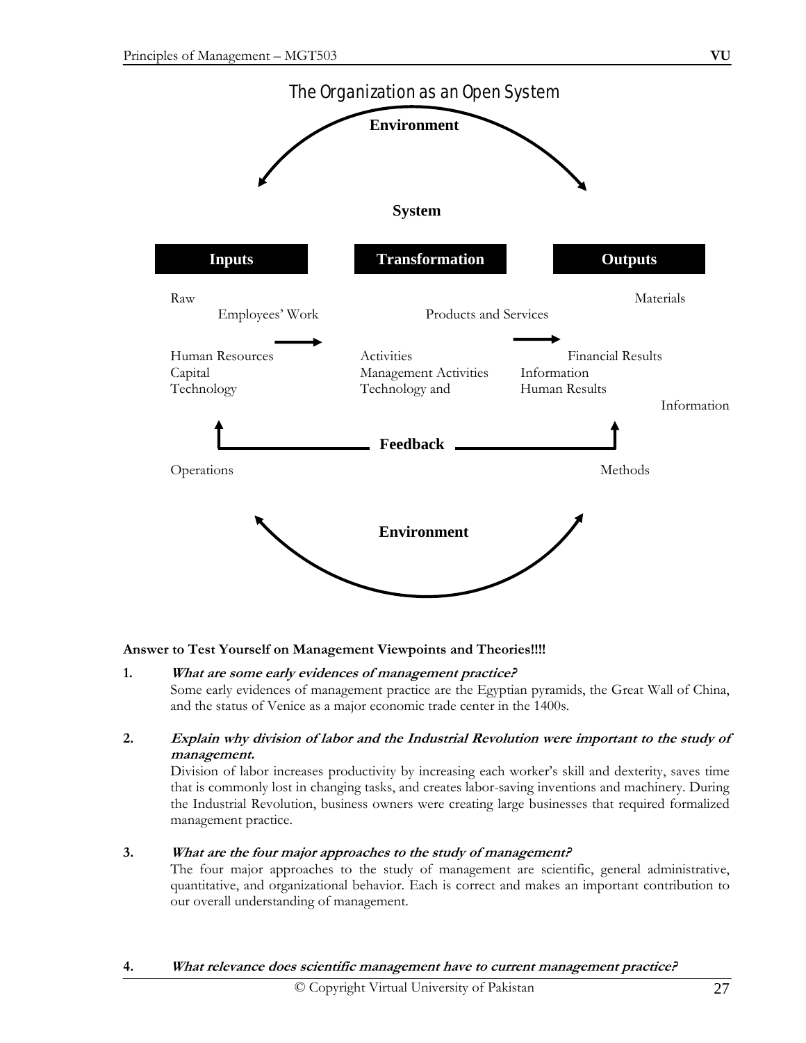## The Organization as an Open System

**Environment**

**System**

| **Inputs** | **Transformation** | **Outputs** |
|---|---|---|
| Raw Materials | Employees' Work Activities | Products and Services |
| Human Resources | Management Activities | Financial Results |
| Capital | Technology and Operations Methods | Information |
| Technology | | Human Results |
| Information | | |

**Feedback**

**Environment**

**Answer to Test Yourself on Management Viewpoints and Theories!!!!**

1. ***What are some early evidences of management practice?***
   Some early evidences of management practice are the Egyptian pyramids, the Great Wall of China, and the status of Venice as a major economic trade center in the 1400s.

2. ***Explain why division of labor and the Industrial Revolution were important to the study of management.***
   Division of labor increases productivity by increasing each worker's skill and dexterity, saves time that is commonly lost in changing tasks, and creates labor-saving inventions and machinery. During the Industrial Revolution, business owners were creating large businesses that required formalized management practice.

3. ***What are the four major approaches to the study of management?***
   The four major approaches to the study of management are scientific, general administrative, quantitative, and organizational behavior. Each is correct and makes an important contribution to our overall understanding of management.

4. ***What relevance does scientific management have to current management practice?***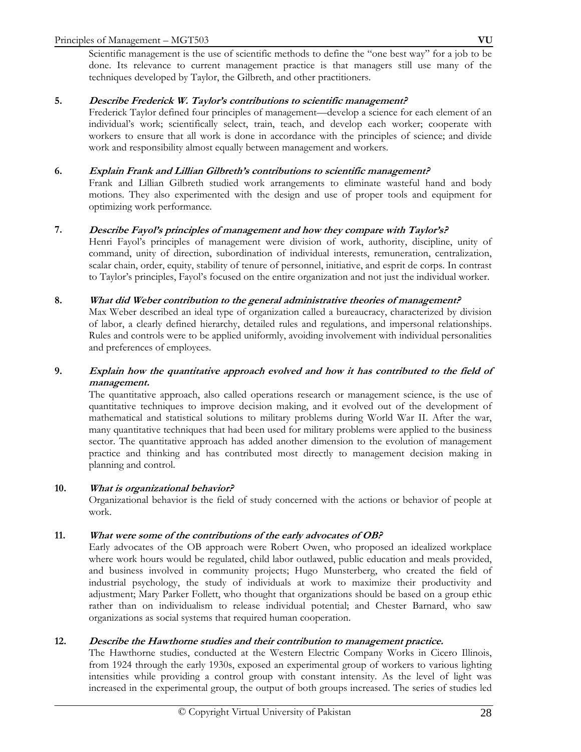Scientific management is the use of scientific methods to define the "one best way" for a job to be done. Its relevance to current management practice is that managers still use many of the techniques developed by Taylor, the Gilbreth, and other practitioners.

**5. *Describe Frederick W. Taylor's contributions to scientific management?***

Frederick Taylor defined four principles of management—develop a science for each element of an individual's work; scientifically select, train, teach, and develop each worker; cooperate with workers to ensure that all work is done in accordance with the principles of science; and divide work and responsibility almost equally between management and workers.

**6. *Explain Frank and Lillian Gilbreth's contributions to scientific management?***

Frank and Lillian Gilbreth studied work arrangements to eliminate wasteful hand and body motions. They also experimented with the design and use of proper tools and equipment for optimizing work performance.

**7. *Describe Fayol's principles of management and how they compare with Taylor's?***

Henri Fayol's principles of management were division of work, authority, discipline, unity of command, unity of direction, subordination of individual interests, remuneration, centralization, scalar chain, order, equity, stability of tenure of personnel, initiative, and esprit de corps. In contrast to Taylor's principles, Fayol's focused on the entire organization and not just the individual worker.

**8. *What did Weber contribution to the general administrative theories of management?***

Max Weber described an ideal type of organization called a bureaucracy, characterized by division of labor, a clearly defined hierarchy, detailed rules and regulations, and impersonal relationships. Rules and controls were to be applied uniformly, avoiding involvement with individual personalities and preferences of employees.

**9. *Explain how the quantitative approach evolved and how it has contributed to the field of management.***

The quantitative approach, also called operations research or management science, is the use of quantitative techniques to improve decision making, and it evolved out of the development of mathematical and statistical solutions to military problems during World War II. After the war, many quantitative techniques that had been used for military problems were applied to the business sector. The quantitative approach has added another dimension to the evolution of management practice and thinking and has contributed most directly to management decision making in planning and control.

**10. *What is organizational behavior?***

Organizational behavior is the field of study concerned with the actions or behavior of people at work.

**11. *What were some of the contributions of the early advocates of OB?***

Early advocates of the OB approach were Robert Owen, who proposed an idealized workplace where work hours would be regulated, child labor outlawed, public education and meals provided, and business involved in community projects; Hugo Munsterberg, who created the field of industrial psychology, the study of individuals at work to maximize their productivity and adjustment; Mary Parker Follett, who thought that organizations should be based on a group ethic rather than on individualism to release individual potential; and Chester Barnard, who saw organizations as social systems that required human cooperation.

**12. *Describe the Hawthorne studies and their contribution to management practice.***

The Hawthorne studies, conducted at the Western Electric Company Works in Cicero Illinois, from 1924 through the early 1930s, exposed an experimental group of workers to various lighting intensities while providing a control group with constant intensity. As the level of light was increased in the experimental group, the output of both groups increased. The series of studies led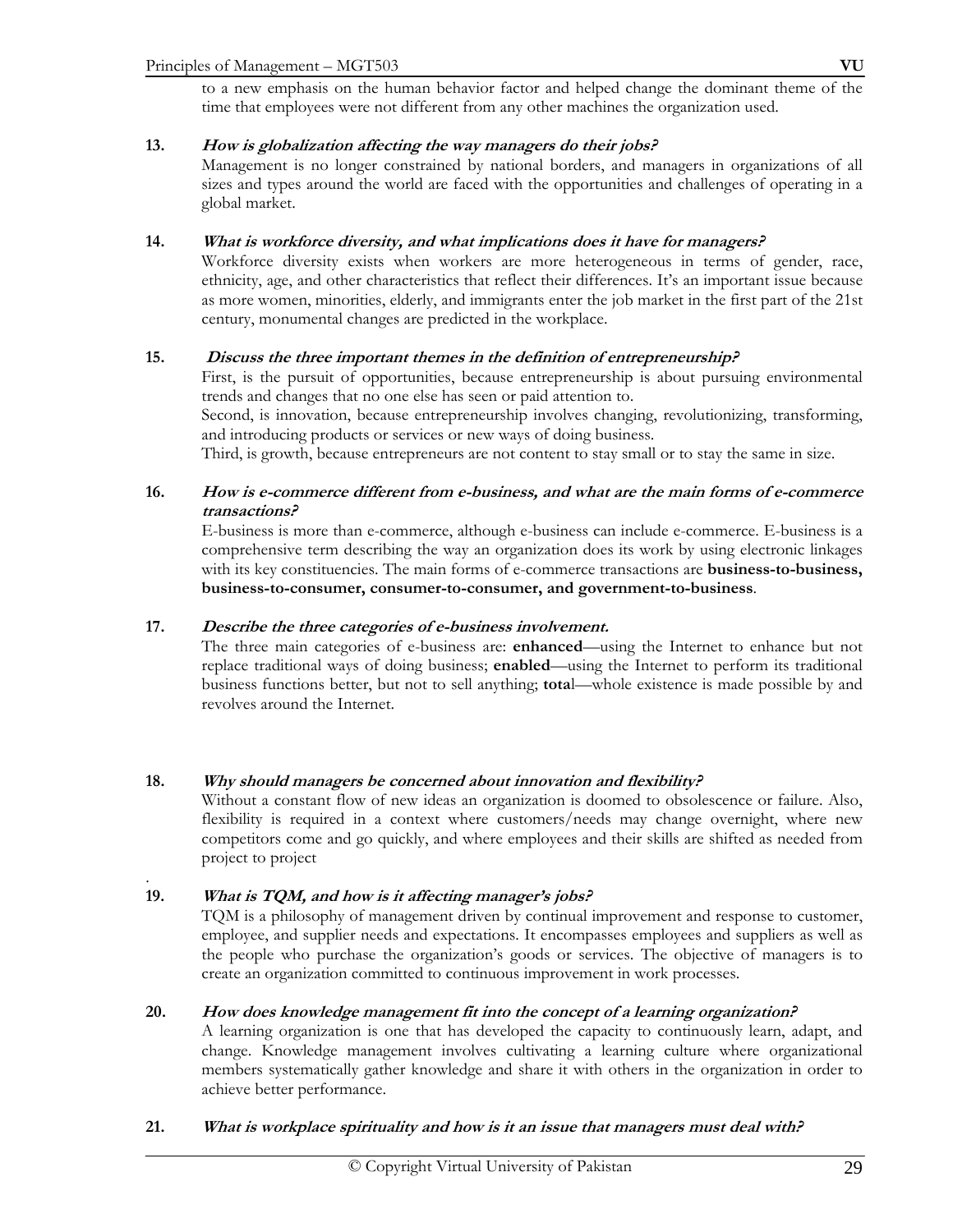to a new emphasis on the human behavior factor and helped change the dominant theme of the time that employees were not different from any other machines the organization used.

**13.** ***How is globalization affecting the way managers do their jobs?***

Management is no longer constrained by national borders, and managers in organizations of all sizes and types around the world are faced with the opportunities and challenges of operating in a global market.

**14.** ***What is workforce diversity, and what implications does it have for managers?***

Workforce diversity exists when workers are more heterogeneous in terms of gender, race, ethnicity, age, and other characteristics that reflect their differences. It's an important issue because as more women, minorities, elderly, and immigrants enter the job market in the first part of the 21st century, monumental changes are predicted in the workplace.

**15.** ***Discuss the three important themes in the definition of entrepreneurship?***

First, is the pursuit of opportunities, because entrepreneurship is about pursuing environmental trends and changes that no one else has seen or paid attention to.

Second, is innovation, because entrepreneurship involves changing, revolutionizing, transforming, and introducing products or services or new ways of doing business.

Third, is growth, because entrepreneurs are not content to stay small or to stay the same in size.

**16.** ***How is e-commerce different from e-business, and what are the main forms of e-commerce transactions?***

E-business is more than e-commerce, although e-business can include e-commerce. E-business is a comprehensive term describing the way an organization does its work by using electronic linkages with its key constituencies. The main forms of e-commerce transactions are **business-to-business, business-to-consumer, consumer-to-consumer, and government-to-business**.

**17.** ***Describe the three categories of e-business involvement.***

The three main categories of e-business are: **enhanced**—using the Internet to enhance but not replace traditional ways of doing business; **enabled**—using the Internet to perform its traditional business functions better, but not to sell anything; **tota**l—whole existence is made possible by and revolves around the Internet.

**18.** ***Why should managers be concerned about innovation and flexibility?***

Without a constant flow of new ideas an organization is doomed to obsolescence or failure. Also, flexibility is required in a context where customers/needs may change overnight, where new competitors come and go quickly, and where employees and their skills are shifted as needed from project to project

.

**19.** ***What is TQM, and how is it affecting manager's jobs?***

TQM is a philosophy of management driven by continual improvement and response to customer, employee, and supplier needs and expectations. It encompasses employees and suppliers as well as the people who purchase the organization's goods or services. The objective of managers is to create an organization committed to continuous improvement in work processes.

**20.** ***How does knowledge management fit into the concept of a learning organization?***

A learning organization is one that has developed the capacity to continuously learn, adapt, and change. Knowledge management involves cultivating a learning culture where organizational members systematically gather knowledge and share it with others in the organization in order to achieve better performance.

**21.** ***What is workplace spirituality and how is it an issue that managers must deal with?***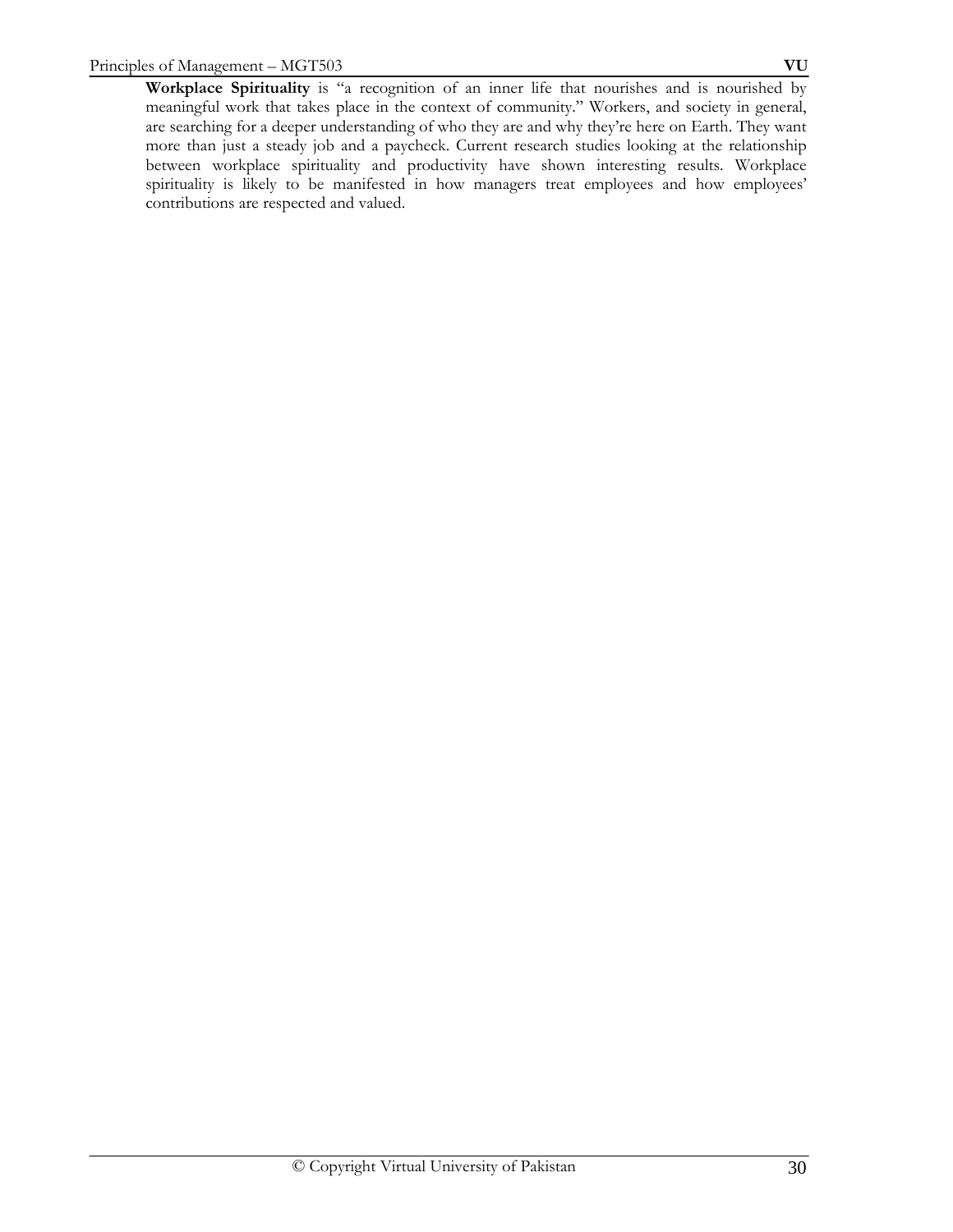**Workplace Spirituality** is "a recognition of an inner life that nourishes and is nourished by meaningful work that takes place in the context of community." Workers, and society in general, are searching for a deeper understanding of who they are and why they're here on Earth. They want more than just a steady job and a paycheck. Current research studies looking at the relationship between workplace spirituality and productivity have shown interesting results. Workplace spirituality is likely to be manifested in how managers treat employees and how employees' contributions are respected and valued.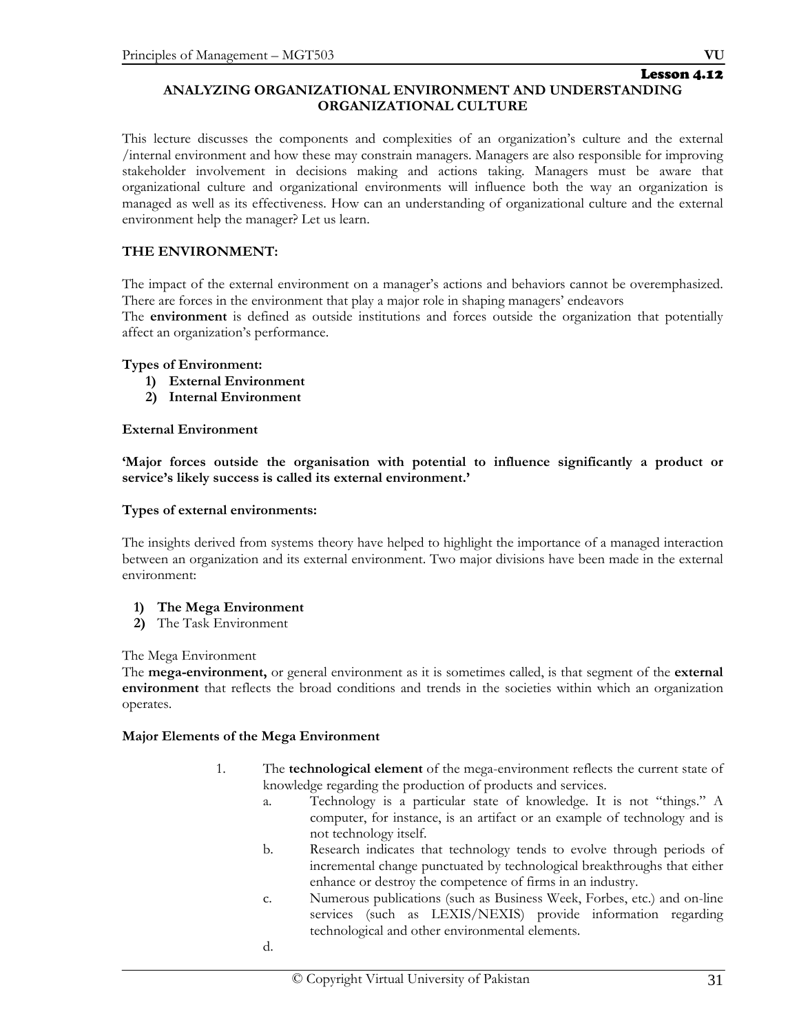Lesson 4.12

# ANALYZING ORGANIZATIONAL ENVIRONMENT AND UNDERSTANDING ORGANIZATIONAL CULTURE

This lecture discusses the components and complexities of an organization's culture and the external /internal environment and how these may constrain managers. Managers are also responsible for improving stakeholder involvement in decisions making and actions taking. Managers must be aware that organizational culture and organizational environments will influence both the way an organization is managed as well as its effectiveness. How can an understanding of organizational culture and the external environment help the manager? Let us learn.

## THE ENVIRONMENT:

The impact of the external environment on a manager's actions and behaviors cannot be overemphasized. There are forces in the environment that play a major role in shaping managers' endeavors

The **environment** is defined as outside institutions and forces outside the organization that potentially affect an organization's performance.

**Types of Environment:**

1) **External Environment**
2) **Internal Environment**

**External Environment**

**'Major forces outside the organisation with potential to influence significantly a product or service's likely success is called its external environment.'**

**Types of external environments:**

The insights derived from systems theory have helped to highlight the importance of a managed interaction between an organization and its external environment. Two major divisions have been made in the external environment:

1) **The Mega Environment**
2) The Task Environment

The Mega Environment

The **mega-environment,** or general environment as it is sometimes called, is that segment of the **external environment** that reflects the broad conditions and trends in the societies within which an organization operates.

**Major Elements of the Mega Environment**

1. The **technological element** of the mega-environment reflects the current state of knowledge regarding the production of products and services.
   a. Technology is a particular state of knowledge. It is not "things." A computer, for instance, is an artifact or an example of technology and is not technology itself.
   b. Research indicates that technology tends to evolve through periods of incremental change punctuated by technological breakthroughs that either enhance or destroy the competence of firms in an industry.
   c. Numerous publications (such as Business Week, Forbes, etc.) and on-line services (such as LEXIS/NEXIS) provide information regarding technological and other environmental elements.
   d.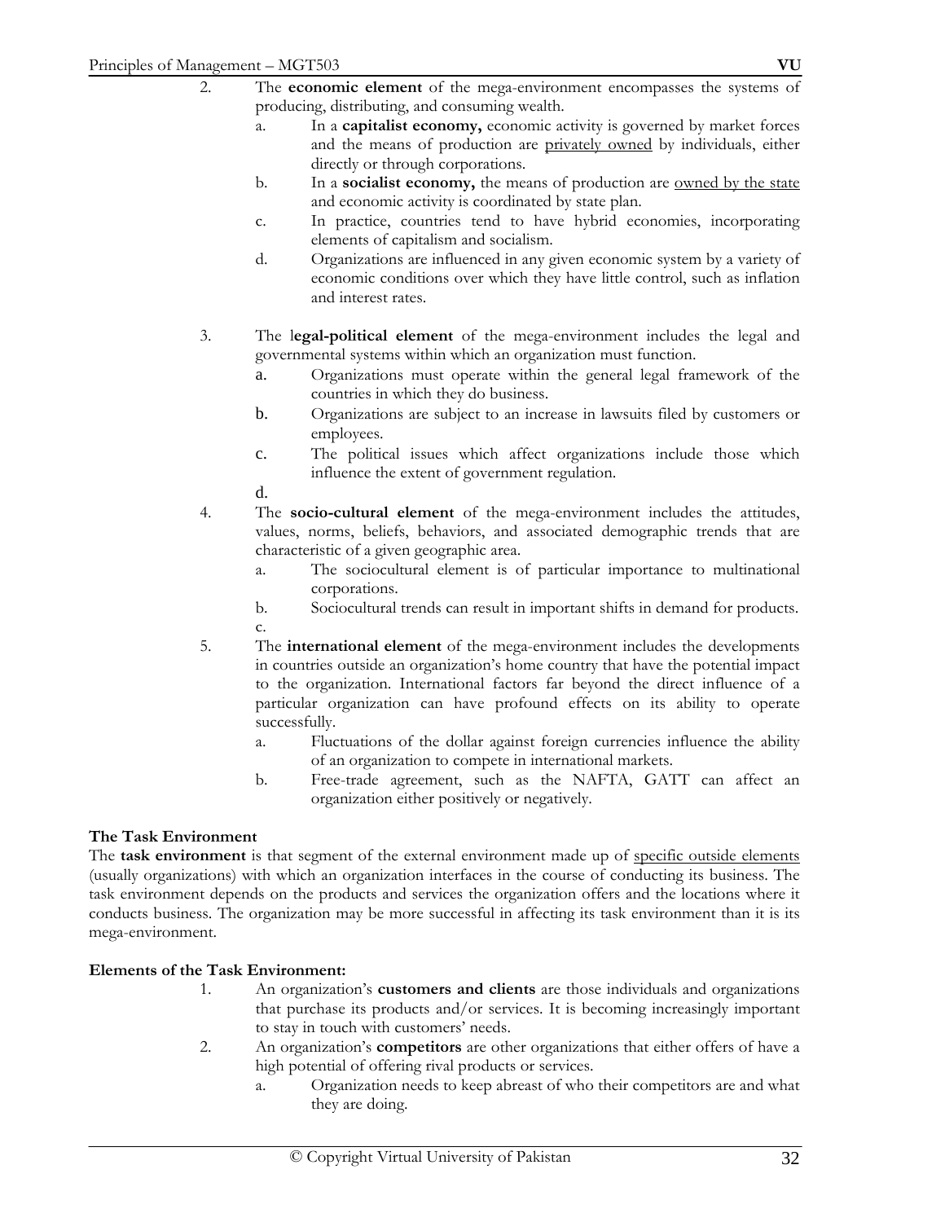2. The **economic element** of the mega-environment encompasses the systems of producing, distributing, and consuming wealth.
   a. In a **capitalist economy,** economic activity is governed by market forces and the means of production are <u>privately owned</u> by individuals, either directly or through corporations.
   b. In a **socialist economy,** the means of production are <u>owned by the state</u> and economic activity is coordinated by state plan.
   c. In practice, countries tend to have hybrid economies, incorporating elements of capitalism and socialism.
   d. Organizations are influenced in any given economic system by a variety of economic conditions over which they have little control, such as inflation and interest rates.

3. The l**egal-political element** of the mega-environment includes the legal and governmental systems within which an organization must function.
   a. Organizations must operate within the general legal framework of the countries in which they do business.
   b. Organizations are subject to an increase in lawsuits filed by customers or employees.
   c. The political issues which affect organizations include those which influence the extent of government regulation.
   d.
4. The **socio-cultural element** of the mega-environment includes the attitudes, values, norms, beliefs, behaviors, and associated demographic trends that are characteristic of a given geographic area.
   a. The sociocultural element is of particular importance to multinational corporations.
   b. Sociocultural trends can result in important shifts in demand for products.
   c.
5. The **international element** of the mega-environment includes the developments in countries outside an organization's home country that have the potential impact to the organization. International factors far beyond the direct influence of a particular organization can have profound effects on its ability to operate successfully.
   a. Fluctuations of the dollar against foreign currencies influence the ability of an organization to compete in international markets.
   b. Free-trade agreement, such as the NAFTA, GATT can affect an organization either positively or negatively.

**The Task Environment**

The **task environment** is that segment of the external environment made up of <u>specific outside elements</u> (usually organizations) with which an organization interfaces in the course of conducting its business. The task environment depends on the products and services the organization offers and the locations where it conducts business. The organization may be more successful in affecting its task environment than it is its mega-environment.

**Elements of the Task Environment:**

1. An organization's **customers and clients** are those individuals and organizations that purchase its products and/or services. It is becoming increasingly important to stay in touch with customers' needs.
2. An organization's **competitors** are other organizations that either offers of have a high potential of offering rival products or services.
   a. Organization needs to keep abreast of who their competitors are and what they are doing.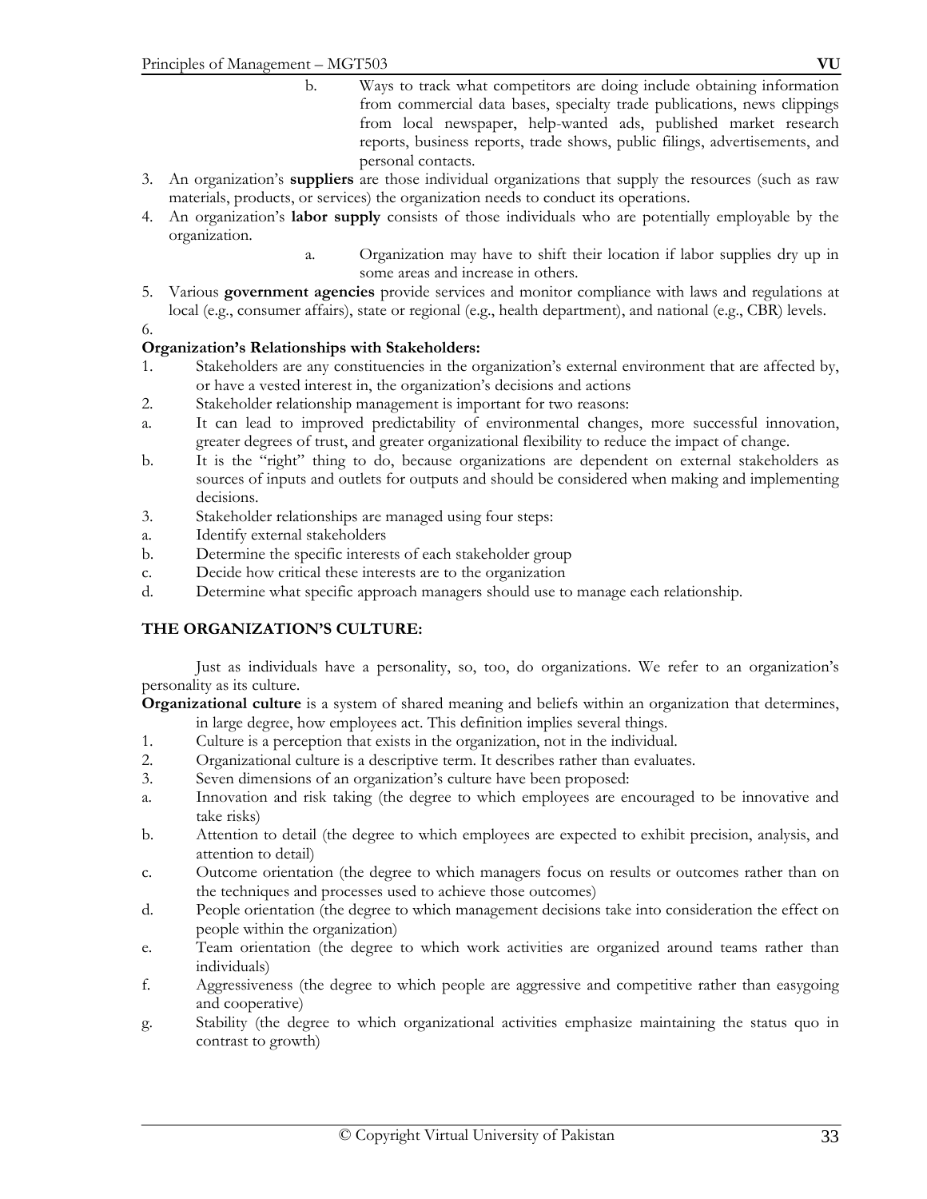b. Ways to track what competitors are doing include obtaining information from commercial data bases, specialty trade publications, news clippings from local newspaper, help-wanted ads, published market research reports, business reports, trade shows, public filings, advertisements, and personal contacts.

3. An organization's **suppliers** are those individual organizations that supply the resources (such as raw materials, products, or services) the organization needs to conduct its operations.
4. An organization's **labor supply** consists of those individuals who are potentially employable by the organization.
   a. Organization may have to shift their location if labor supplies dry up in some areas and increase in others.
5. Various **government agencies** provide services and monitor compliance with laws and regulations at local (e.g., consumer affairs), state or regional (e.g., health department), and national (e.g., CBR) levels.
6.

**Organization's Relationships with Stakeholders:**

1. Stakeholders are any constituencies in the organization's external environment that are affected by, or have a vested interest in, the organization's decisions and actions
2. Stakeholder relationship management is important for two reasons:
   a. It can lead to improved predictability of environmental changes, more successful innovation, greater degrees of trust, and greater organizational flexibility to reduce the impact of change.
   b. It is the "right" thing to do, because organizations are dependent on external stakeholders as sources of inputs and outlets for outputs and should be considered when making and implementing decisions.
3. Stakeholder relationships are managed using four steps:
   a. Identify external stakeholders
   b. Determine the specific interests of each stakeholder group
   c. Decide how critical these interests are to the organization
   d. Determine what specific approach managers should use to manage each relationship.

## THE ORGANIZATION'S CULTURE:

Just as individuals have a personality, so, too, do organizations. We refer to an organization's personality as its culture.

**Organizational culture** is a system of shared meaning and beliefs within an organization that determines, in large degree, how employees act. This definition implies several things.

1. Culture is a perception that exists in the organization, not in the individual.
2. Organizational culture is a descriptive term. It describes rather than evaluates.
3. Seven dimensions of an organization's culture have been proposed:
   a. Innovation and risk taking (the degree to which employees are encouraged to be innovative and take risks)
   b. Attention to detail (the degree to which employees are expected to exhibit precision, analysis, and attention to detail)
   c. Outcome orientation (the degree to which managers focus on results or outcomes rather than on the techniques and processes used to achieve those outcomes)
   d. People orientation (the degree to which management decisions take into consideration the effect on people within the organization)
   e. Team orientation (the degree to which work activities are organized around teams rather than individuals)
   f. Aggressiveness (the degree to which people are aggressive and competitive rather than easygoing and cooperative)
   g. Stability (the degree to which organizational activities emphasize maintaining the status quo in contrast to growth)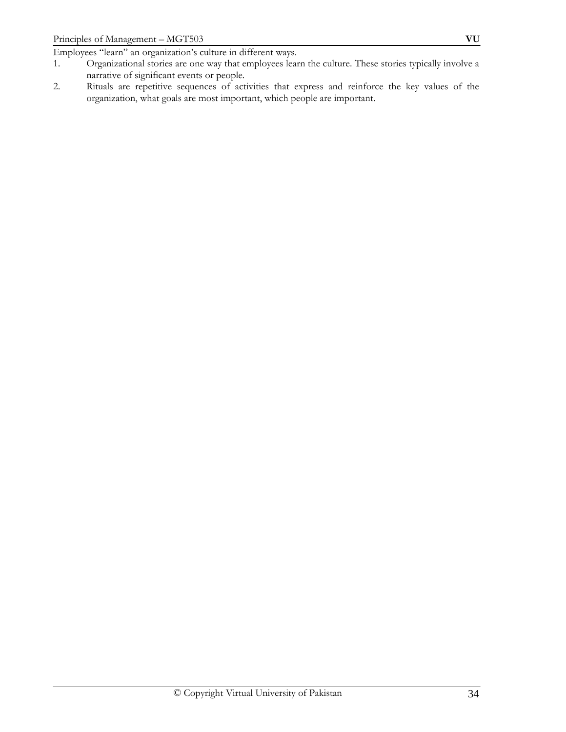Employees “learn” an organization’s culture in different ways.

1. Organizational stories are one way that employees learn the culture. These stories typically involve a narrative of significant events or people.
2. Rituals are repetitive sequences of activities that express and reinforce the key values of the organization, what goals are most important, which people are important.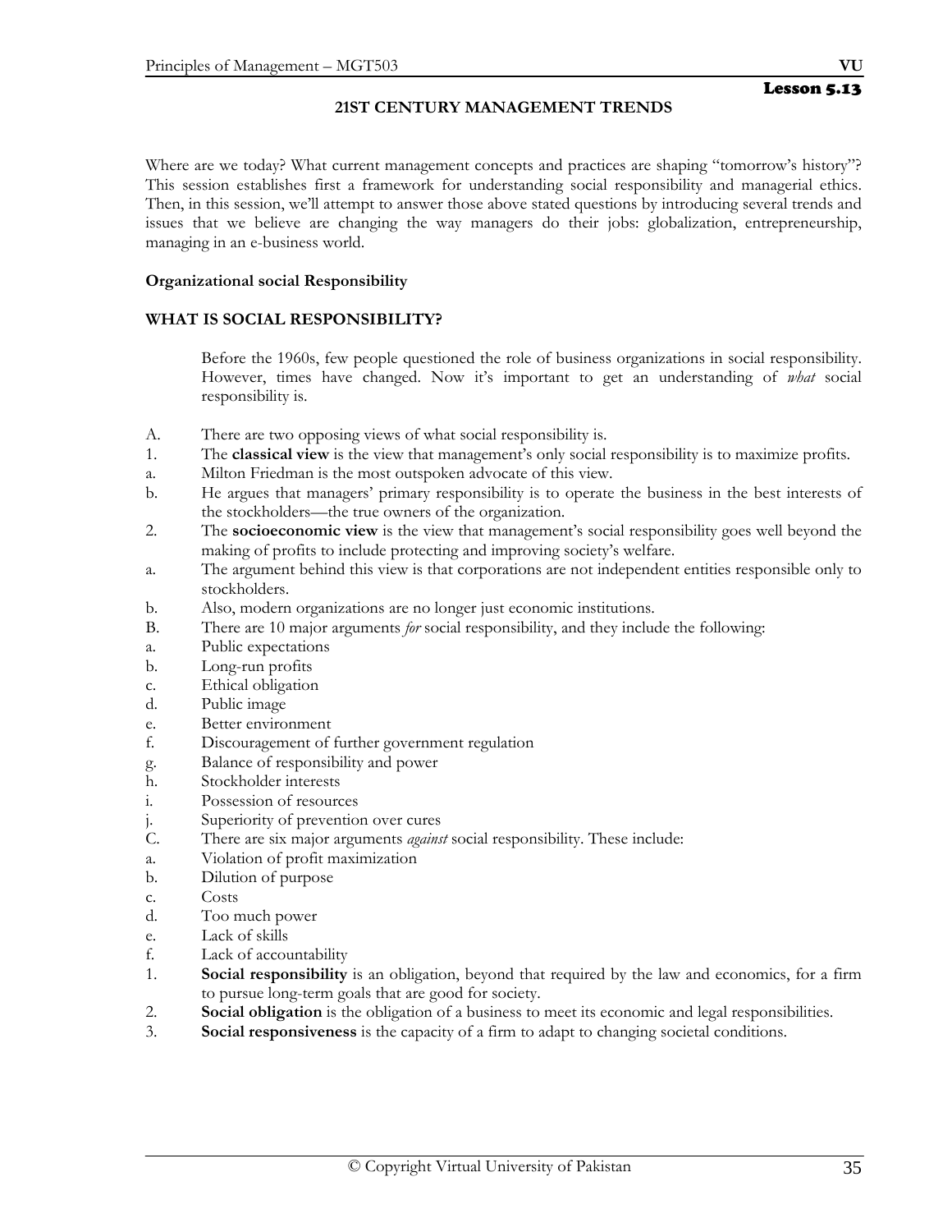Lesson 5.13

## 21ST CENTURY MANAGEMENT TRENDS

Where are we today? What current management concepts and practices are shaping "tomorrow's history"? This session establishes first a framework for understanding social responsibility and managerial ethics. Then, in this session, we'll attempt to answer those above stated questions by introducing several trends and issues that we believe are changing the way managers do their jobs: globalization, entrepreneurship, managing in an e-business world.

**Organizational social Responsibility**

**WHAT IS SOCIAL RESPONSIBILITY?**

Before the 1960s, few people questioned the role of business organizations in social responsibility. However, times have changed. Now it's important to get an understanding of *what* social responsibility is.

A. There are two opposing views of what social responsibility is.
1. The **classical view** is the view that management's only social responsibility is to maximize profits.
a. Milton Friedman is the most outspoken advocate of this view.
b. He argues that managers' primary responsibility is to operate the business in the best interests of the stockholders—the true owners of the organization.
2. The **socioeconomic view** is the view that management's social responsibility goes well beyond the making of profits to include protecting and improving society's welfare.
a. The argument behind this view is that corporations are not independent entities responsible only to stockholders.
b. Also, modern organizations are no longer just economic institutions.
B. There are 10 major arguments *for* social responsibility, and they include the following:
a. Public expectations
b. Long-run profits
c. Ethical obligation
d. Public image
e. Better environment
f. Discouragement of further government regulation
g. Balance of responsibility and power
h. Stockholder interests
i. Possession of resources
j. Superiority of prevention over cures
C. There are six major arguments *against* social responsibility. These include:
a. Violation of profit maximization
b. Dilution of purpose
c. Costs
d. Too much power
e. Lack of skills
f. Lack of accountability
1. **Social responsibility** is an obligation, beyond that required by the law and economics, for a firm to pursue long-term goals that are good for society.
2. **Social obligation** is the obligation of a business to meet its economic and legal responsibilities.
3. **Social responsiveness** is the capacity of a firm to adapt to changing societal conditions.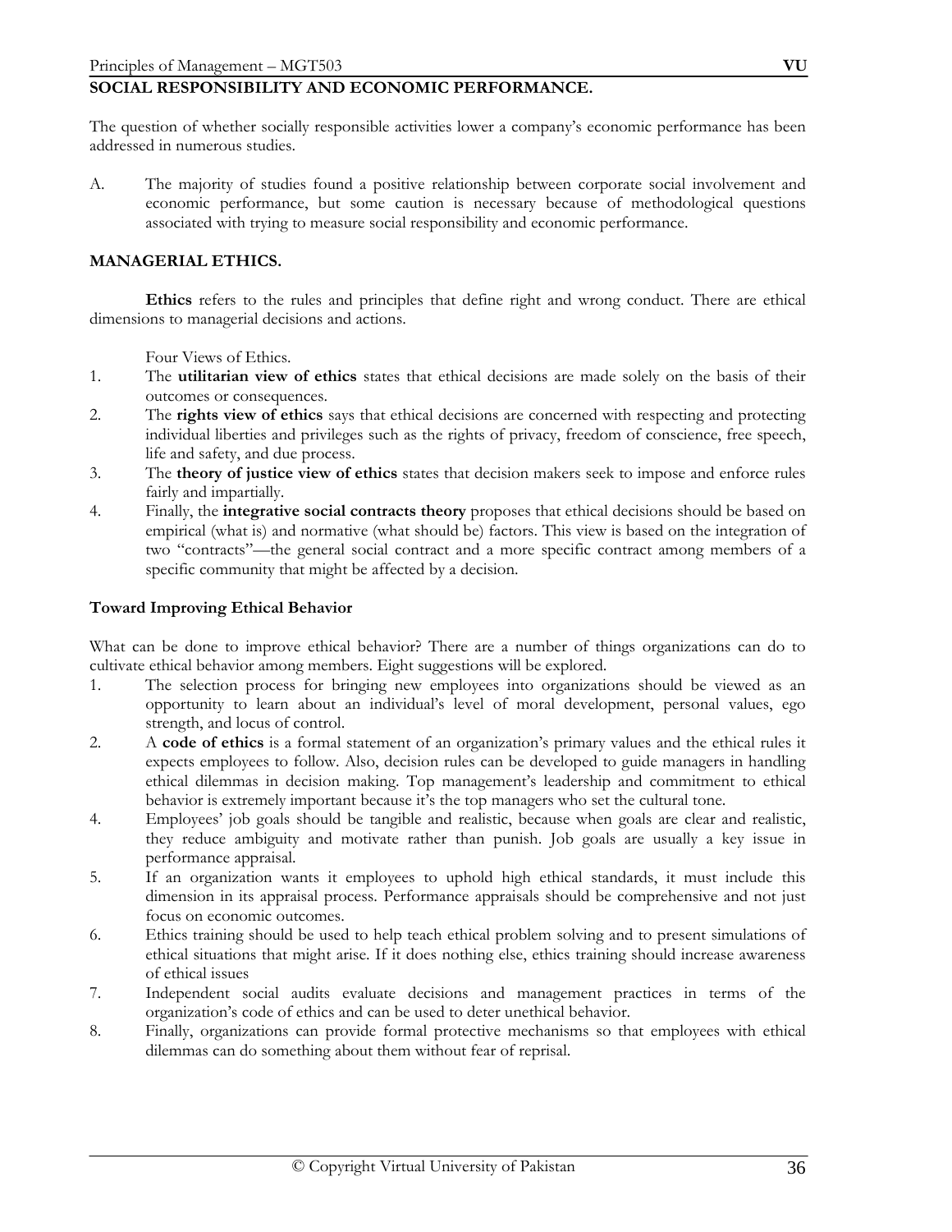## SOCIAL RESPONSIBILITY AND ECONOMIC PERFORMANCE.

The question of whether socially responsible activities lower a company's economic performance has been addressed in numerous studies.

A. The majority of studies found a positive relationship between corporate social involvement and economic performance, but some caution is necessary because of methodological questions associated with trying to measure social responsibility and economic performance.

## MANAGERIAL ETHICS.

**Ethics** refers to the rules and principles that define right and wrong conduct. There are ethical dimensions to managerial decisions and actions.

Four Views of Ethics.

1. The **utilitarian view of ethics** states that ethical decisions are made solely on the basis of their outcomes or consequences.
2. The **rights view of ethics** says that ethical decisions are concerned with respecting and protecting individual liberties and privileges such as the rights of privacy, freedom of conscience, free speech, life and safety, and due process.
3. The **theory of justice view of ethics** states that decision makers seek to impose and enforce rules fairly and impartially.
4. Finally, the **integrative social contracts theory** proposes that ethical decisions should be based on empirical (what is) and normative (what should be) factors. This view is based on the integration of two "contracts"—the general social contract and a more specific contract among members of a specific community that might be affected by a decision.

### Toward Improving Ethical Behavior

What can be done to improve ethical behavior? There are a number of things organizations can do to cultivate ethical behavior among members. Eight suggestions will be explored.

1. The selection process for bringing new employees into organizations should be viewed as an opportunity to learn about an individual's level of moral development, personal values, ego strength, and locus of control.
2. A **code of ethics** is a formal statement of an organization's primary values and the ethical rules it expects employees to follow. Also, decision rules can be developed to guide managers in handling ethical dilemmas in decision making. Top management's leadership and commitment to ethical behavior is extremely important because it's the top managers who set the cultural tone.
4. Employees' job goals should be tangible and realistic, because when goals are clear and realistic, they reduce ambiguity and motivate rather than punish. Job goals are usually a key issue in performance appraisal.
5. If an organization wants it employees to uphold high ethical standards, it must include this dimension in its appraisal process. Performance appraisals should be comprehensive and not just focus on economic outcomes.
6. Ethics training should be used to help teach ethical problem solving and to present simulations of ethical situations that might arise. If it does nothing else, ethics training should increase awareness of ethical issues
7. Independent social audits evaluate decisions and management practices in terms of the organization's code of ethics and can be used to deter unethical behavior.
8. Finally, organizations can provide formal protective mechanisms so that employees with ethical dilemmas can do something about them without fear of reprisal.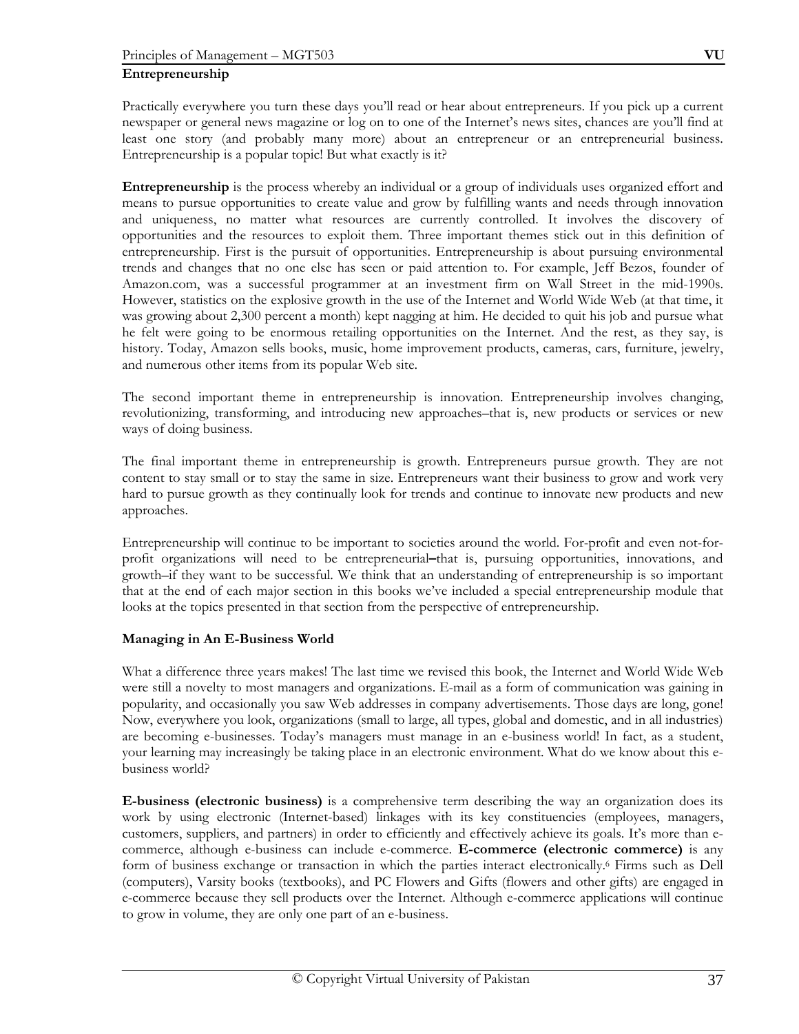**Entrepreneurship**

Practically everywhere you turn these days you'll read or hear about entrepreneurs. If you pick up a current newspaper or general news magazine or log on to one of the Internet's news sites, chances are you'll find at least one story (and probably many more) about an entrepreneur or an entrepreneurial business. Entrepreneurship is a popular topic! But what exactly is it?

**Entrepreneurship** is the process whereby an individual or a group of individuals uses organized effort and means to pursue opportunities to create value and grow by fulfilling wants and needs through innovation and uniqueness, no matter what resources are currently controlled. It involves the discovery of opportunities and the resources to exploit them. Three important themes stick out in this definition of entrepreneurship. First is the pursuit of opportunities. Entrepreneurship is about pursuing environmental trends and changes that no one else has seen or paid attention to. For example, Jeff Bezos, founder of Amazon.com, was a successful programmer at an investment firm on Wall Street in the mid-1990s. However, statistics on the explosive growth in the use of the Internet and World Wide Web (at that time, it was growing about 2,300 percent a month) kept nagging at him. He decided to quit his job and pursue what he felt were going to be enormous retailing opportunities on the Internet. And the rest, as they say, is history. Today, Amazon sells books, music, home improvement products, cameras, cars, furniture, jewelry, and numerous other items from its popular Web site.

The second important theme in entrepreneurship is innovation. Entrepreneurship involves changing, revolutionizing, transforming, and introducing new approaches–that is, new products or services or new ways of doing business.

The final important theme in entrepreneurship is growth. Entrepreneurs pursue growth. They are not content to stay small or to stay the same in size. Entrepreneurs want their business to grow and work very hard to pursue growth as they continually look for trends and continue to innovate new products and new approaches.

Entrepreneurship will continue to be important to societies around the world. For-profit and even not-for-profit organizations will need to be entrepreneurial**–**that is, pursuing opportunities, innovations, and growth–if they want to be successful. We think that an understanding of entrepreneurship is so important that at the end of each major section in this books we've included a special entrepreneurship module that looks at the topics presented in that section from the perspective of entrepreneurship.

**Managing in An E-Business World**

What a difference three years makes! The last time we revised this book, the Internet and World Wide Web were still a novelty to most managers and organizations. E-mail as a form of communication was gaining in popularity, and occasionally you saw Web addresses in company advertisements. Those days are long, gone! Now, everywhere you look, organizations (small to large, all types, global and domestic, and in all industries) are becoming e-businesses. Today's managers must manage in an e-business world! In fact, as a student, your learning may increasingly be taking place in an electronic environment. What do we know about this e-business world?

**E-business (electronic business)** is a comprehensive term describing the way an organization does its work by using electronic (Internet-based) linkages with its key constituencies (employees, managers, customers, suppliers, and partners) in order to efficiently and effectively achieve its goals. It's more than e-commerce, although e-business can include e-commerce. **E-commerce (electronic commerce)** is any form of business exchange or transaction in which the parties interact electronically.[6] Firms such as Dell (computers), Varsity books (textbooks), and PC Flowers and Gifts (flowers and other gifts) are engaged in e-commerce because they sell products over the Internet. Although e-commerce applications will continue to grow in volume, they are only one part of an e-business.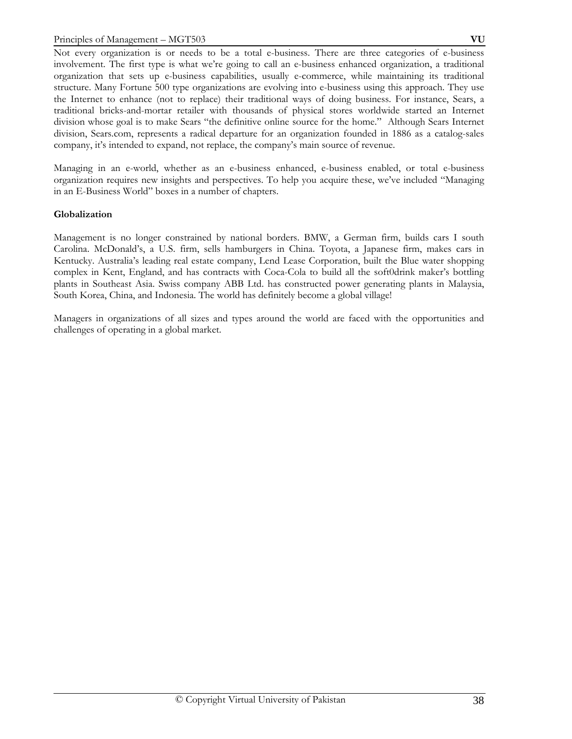Not every organization is or needs to be a total e-business. There are three categories of e-business involvement. The first type is what we're going to call an e-business enhanced organization, a traditional organization that sets up e-business capabilities, usually e-commerce, while maintaining its traditional structure. Many Fortune 500 type organizations are evolving into e-business using this approach. They use the Internet to enhance (not to replace) their traditional ways of doing business. For instance, Sears, a traditional bricks-and-mortar retailer with thousands of physical stores worldwide started an Internet division whose goal is to make Sears "the definitive online source for the home." Although Sears Internet division, Sears.com, represents a radical departure for an organization founded in 1886 as a catalog-sales company, it's intended to expand, not replace, the company's main source of revenue.

Managing in an e-world, whether as an e-business enhanced, e-business enabled, or total e-business organization requires new insights and perspectives. To help you acquire these, we've included "Managing in an E-Business World" boxes in a number of chapters.

**Globalization**

Management is no longer constrained by national borders. BMW, a German firm, builds cars I south Carolina. McDonald's, a U.S. firm, sells hamburgers in China. Toyota, a Japanese firm, makes cars in Kentucky. Australia's leading real estate company, Lend Lease Corporation, built the Blue water shopping complex in Kent, England, and has contracts with Coca-Cola to build all the soft0drink maker's bottling plants in Southeast Asia. Swiss company ABB Ltd. has constructed power generating plants in Malaysia, South Korea, China, and Indonesia. The world has definitely become a global village!

Managers in organizations of all sizes and types around the world are faced with the opportunities and challenges of operating in a global market.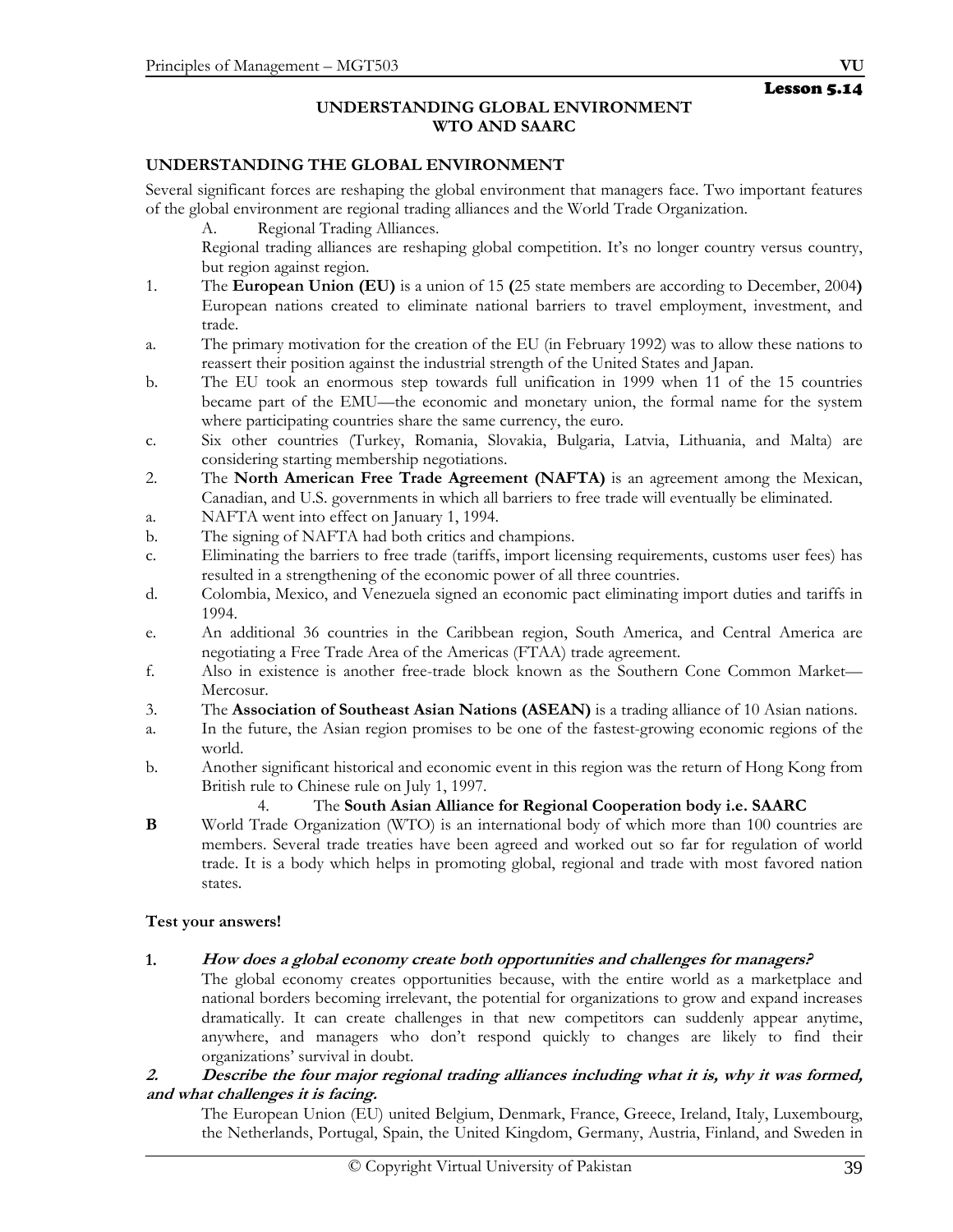**Lesson 5.14**

## UNDERSTANDING GLOBAL ENVIRONMENT
## WTO AND SAARC

### UNDERSTANDING THE GLOBAL ENVIRONMENT

Several significant forces are reshaping the global environment that managers face. Two important features of the global environment are regional trading alliances and the World Trade Organization.

A. Regional Trading Alliances.

Regional trading alliances are reshaping global competition. It's no longer country versus country, but region against region.

1. The **European Union (EU)** is a union of 15 **(**25 state members are according to December, 2004**)** European nations created to eliminate national barriers to travel employment, investment, and trade.
   - a. The primary motivation for the creation of the EU (in February 1992) was to allow these nations to reassert their position against the industrial strength of the United States and Japan.
   - b. The EU took an enormous step towards full unification in 1999 when 11 of the 15 countries became part of the EMU—the economic and monetary union, the formal name for the system where participating countries share the same currency, the euro.
   - c. Six other countries (Turkey, Romania, Slovakia, Bulgaria, Latvia, Lithuania, and Malta) are considering starting membership negotiations.
2. The **North American Free Trade Agreement (NAFTA)** is an agreement among the Mexican, Canadian, and U.S. governments in which all barriers to free trade will eventually be eliminated.
   - a. NAFTA went into effect on January 1, 1994.
   - b. The signing of NAFTA had both critics and champions.
   - c. Eliminating the barriers to free trade (tariffs, import licensing requirements, customs user fees) has resulted in a strengthening of the economic power of all three countries.
   - d. Colombia, Mexico, and Venezuela signed an economic pact eliminating import duties and tariffs in 1994.
   - e. An additional 36 countries in the Caribbean region, South America, and Central America are negotiating a Free Trade Area of the Americas (FTAA) trade agreement.
   - f. Also in existence is another free-trade block known as the Southern Cone Common Market—Mercosur.
3. The **Association of Southeast Asian Nations (ASEAN)** is a trading alliance of 10 Asian nations.
   - a. In the future, the Asian region promises to be one of the fastest-growing economic regions of the world.
   - b. Another significant historical and economic event in this region was the return of Hong Kong from British rule to Chinese rule on July 1, 1997.
4. The **South Asian Alliance for Regional Cooperation body i.e. SAARC**

**B** World Trade Organization (WTO) is an international body of which more than 100 countries are members. Several trade treaties have been agreed and worked out so far for regulation of world trade. It is a body which helps in promoting global, regional and trade with most favored nation states.

**Test your answers!**

**1.** ***How does a global economy create both opportunities and challenges for managers?***

The global economy creates opportunities because, with the entire world as a marketplace and national borders becoming irrelevant, the potential for organizations to grow and expand increases dramatically. It can create challenges in that new competitors can suddenly appear anytime, anywhere, and managers who don't respond quickly to changes are likely to find their organizations' survival in doubt.

***2. Describe the four major regional trading alliances including what it is, why it was formed, and what challenges it is facing.***

The European Union (EU) united Belgium, Denmark, France, Greece, Ireland, Italy, Luxembourg, the Netherlands, Portugal, Spain, the United Kingdom, Germany, Austria, Finland, and Sweden in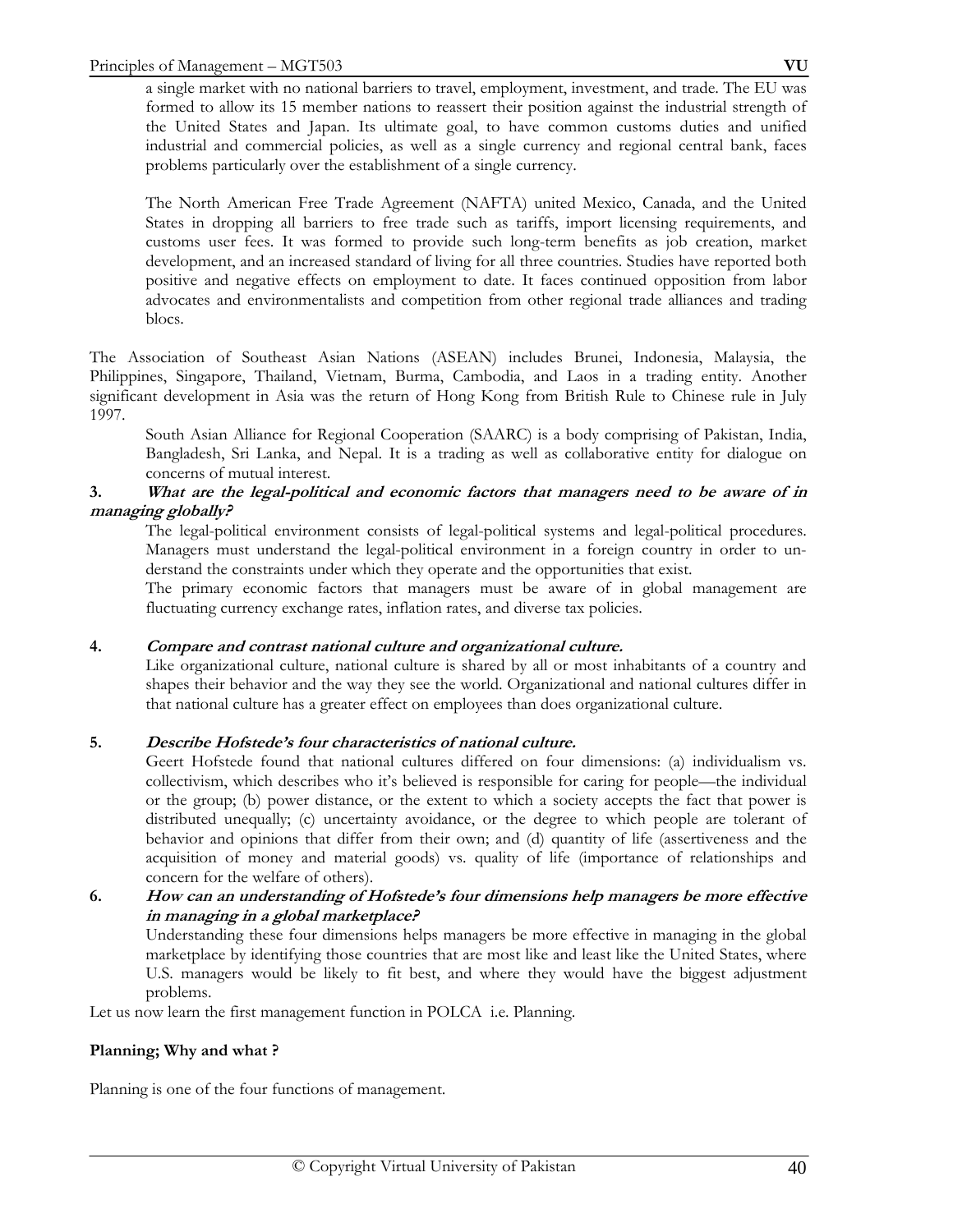a single market with no national barriers to travel, employment, investment, and trade. The EU was formed to allow its 15 member nations to reassert their position against the industrial strength of the United States and Japan. Its ultimate goal, to have common customs duties and unified industrial and commercial policies, as well as a single currency and regional central bank, faces problems particularly over the establishment of a single currency.

The North American Free Trade Agreement (NAFTA) united Mexico, Canada, and the United States in dropping all barriers to free trade such as tariffs, import licensing requirements, and customs user fees. It was formed to provide such long-term benefits as job creation, market development, and an increased standard of living for all three countries. Studies have reported both positive and negative effects on employment to date. It faces continued opposition from labor advocates and environmentalists and competition from other regional trade alliances and trading blocs.

The Association of Southeast Asian Nations (ASEAN) includes Brunei, Indonesia, Malaysia, the Philippines, Singapore, Thailand, Vietnam, Burma, Cambodia, and Laos in a trading entity. Another significant development in Asia was the return of Hong Kong from British Rule to Chinese rule in July 1997.

South Asian Alliance for Regional Cooperation (SAARC) is a body comprising of Pakistan, India, Bangladesh, Sri Lanka, and Nepal. It is a trading as well as collaborative entity for dialogue on concerns of mutual interest.

**3. *What are the legal-political and economic factors that managers need to be aware of in managing globally?***

The legal-political environment consists of legal-political systems and legal-political procedures. Managers must understand the legal-political environment in a foreign country in order to understand the constraints under which they operate and the opportunities that exist.

The primary economic factors that managers must be aware of in global management are fluctuating currency exchange rates, inflation rates, and diverse tax policies.

**4. *Compare and contrast national culture and organizational culture.***

Like organizational culture, national culture is shared by all or most inhabitants of a country and shapes their behavior and the way they see the world. Organizational and national cultures differ in that national culture has a greater effect on employees than does organizational culture.

**5. *Describe Hofstede's four characteristics of national culture.***

Geert Hofstede found that national cultures differed on four dimensions: (a) individualism vs. collectivism, which describes who it's believed is responsible for caring for people—the individual or the group; (b) power distance, or the extent to which a society accepts the fact that power is distributed unequally; (c) uncertainty avoidance, or the degree to which people are tolerant of behavior and opinions that differ from their own; and (d) quantity of life (assertiveness and the acquisition of money and material goods) vs. quality of life (importance of relationships and concern for the welfare of others).

**6. *How can an understanding of Hofstede's four dimensions help managers be more effective in managing in a global marketplace?***

Understanding these four dimensions helps managers be more effective in managing in the global marketplace by identifying those countries that are most like and least like the United States, where U.S. managers would be likely to fit best, and where they would have the biggest adjustment problems.

Let us now learn the first management function in POLCA i.e. Planning.

**Planning; Why and what ?**

Planning is one of the four functions of management.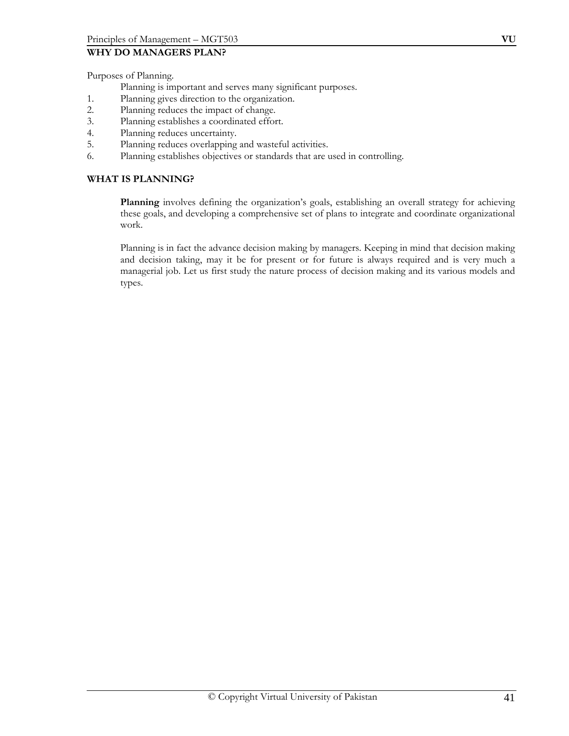## WHY DO MANAGERS PLAN?

Purposes of Planning.

Planning is important and serves many significant purposes.

1. Planning gives direction to the organization.
2. Planning reduces the impact of change.
3. Planning establishes a coordinated effort.
4. Planning reduces uncertainty.
5. Planning reduces overlapping and wasteful activities.
6. Planning establishes objectives or standards that are used in controlling.

## WHAT IS PLANNING?

**Planning** involves defining the organization's goals, establishing an overall strategy for achieving these goals, and developing a comprehensive set of plans to integrate and coordinate organizational work.

Planning is in fact the advance decision making by managers. Keeping in mind that decision making and decision taking, may it be for present or for future is always required and is very much a managerial job. Let us first study the nature process of decision making and its various models and types.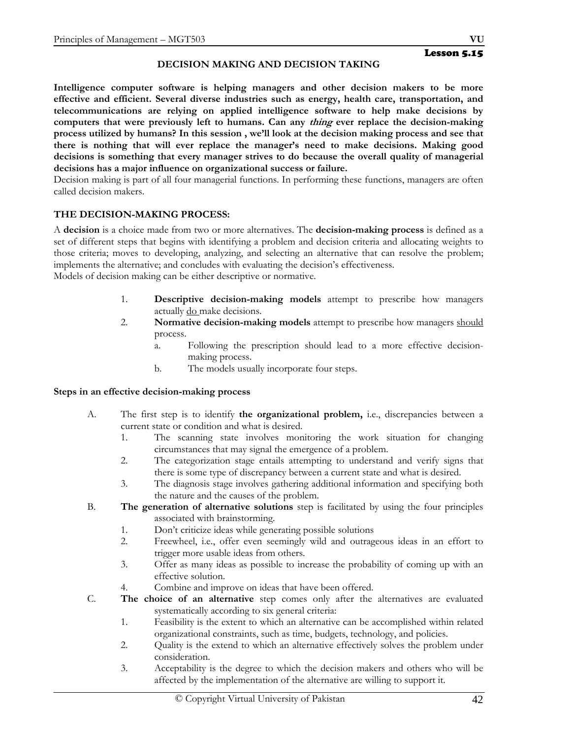## Lesson 5.15

### DECISION MAKING AND DECISION TAKING

**Intelligence computer software is helping managers and other decision makers to be more effective and efficient. Several diverse industries such as energy, health care, transportation, and telecommunications are relying on applied intelligence software to help make decisions by computers that were previously left to humans. Can any *thing* ever replace the decision-making process utilized by humans? In this session , we'll look at the decision making process and see that there is nothing that will ever replace the manager's need to make decisions. Making good decisions is something that every manager strives to do because the overall quality of managerial decisions has a major influence on organizational success or failure.**

Decision making is part of all four managerial functions. In performing these functions, managers are often called decision makers.

### THE DECISION-MAKING PROCESS:

A **decision** is a choice made from two or more alternatives. The **decision-making process** is defined as a set of different steps that begins with identifying a problem and decision criteria and allocating weights to those criteria; moves to developing, analyzing, and selecting an alternative that can resolve the problem; implements the alternative; and concludes with evaluating the decision's effectiveness.

Models of decision making can be either descriptive or normative.

1. **Descriptive decision-making models** attempt to prescribe how managers actually <u>do</u> make decisions.
2. **Normative decision-making models** attempt to prescribe how managers <u>should</u> process.
   a. Following the prescription should lead to a more effective decision-making process.
   b. The models usually incorporate four steps.

**Steps in an effective decision-making process**

A. The first step is to identify **the organizational problem,** i.e., discrepancies between a current state or condition and what is desired.
   1. The scanning state involves monitoring the work situation for changing circumstances that may signal the emergence of a problem.
   2. The categorization stage entails attempting to understand and verify signs that there is some type of discrepancy between a current state and what is desired.
   3. The diagnosis stage involves gathering additional information and specifying both the nature and the causes of the problem.

B. **The generation of alternative solutions** step is facilitated by using the four principles associated with brainstorming.
   1. Don't criticize ideas while generating possible solutions
   2. Freewheel, i.e., offer even seemingly wild and outrageous ideas in an effort to trigger more usable ideas from others.
   3. Offer as many ideas as possible to increase the probability of coming up with an effective solution.
   4. Combine and improve on ideas that have been offered.

C. **The choice of an alternative** step comes only after the alternatives are evaluated systematically according to six general criteria:
   1. Feasibility is the extent to which an alternative can be accomplished within related organizational constraints, such as time, budgets, technology, and policies.
   2. Quality is the extend to which an alternative effectively solves the problem under consideration.
   3. Acceptability is the degree to which the decision makers and others who will be affected by the implementation of the alternative are willing to support it.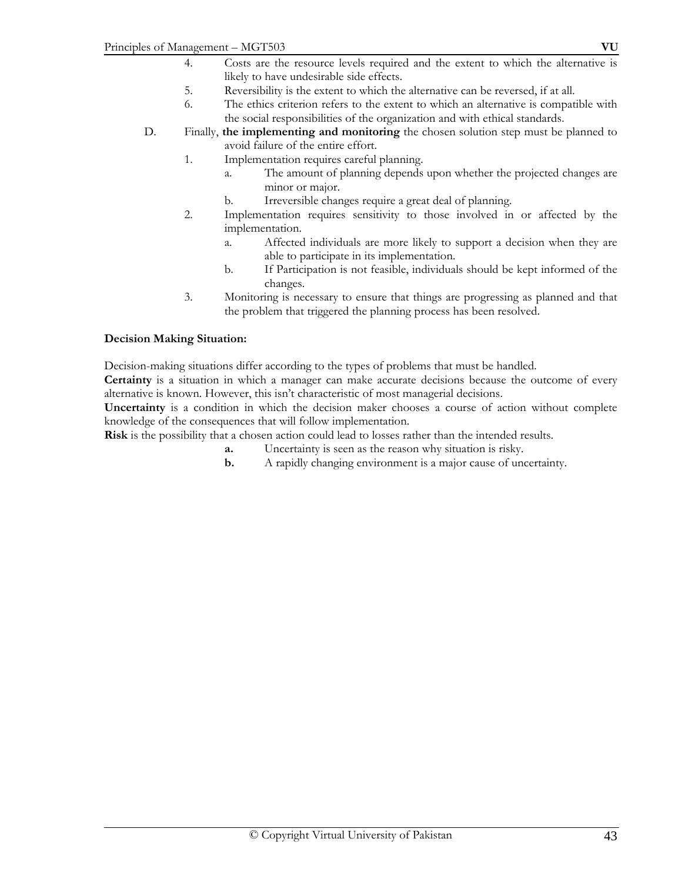4. Costs are the resource levels required and the extent to which the alternative is likely to have undesirable side effects.
5. Reversibility is the extent to which the alternative can be reversed, if at all.
6. The ethics criterion refers to the extent to which an alternative is compatible with the social responsibilities of the organization and with ethical standards.

D. Finally, **the implementing and monitoring** the chosen solution step must be planned to avoid failure of the entire effort.

1. Implementation requires careful planning.
   - a. The amount of planning depends upon whether the projected changes are minor or major.
   - b. Irreversible changes require a great deal of planning.
2. Implementation requires sensitivity to those involved in or affected by the implementation.
   - a. Affected individuals are more likely to support a decision when they are able to participate in its implementation.
   - b. If Participation is not feasible, individuals should be kept informed of the changes.
3. Monitoring is necessary to ensure that things are progressing as planned and that the problem that triggered the planning process has been resolved.

**Decision Making Situation:**

Decision-making situations differ according to the types of problems that must be handled.

**Certainty** is a situation in which a manager can make accurate decisions because the outcome of every alternative is known. However, this isn't characteristic of most managerial decisions.

**Uncertainty** is a condition in which the decision maker chooses a course of action without complete knowledge of the consequences that will follow implementation.

**Risk** is the possibility that a chosen action could lead to losses rather than the intended results.

- **a.** Uncertainty is seen as the reason why situation is risky.
- **b.** A rapidly changing environment is a major cause of uncertainty.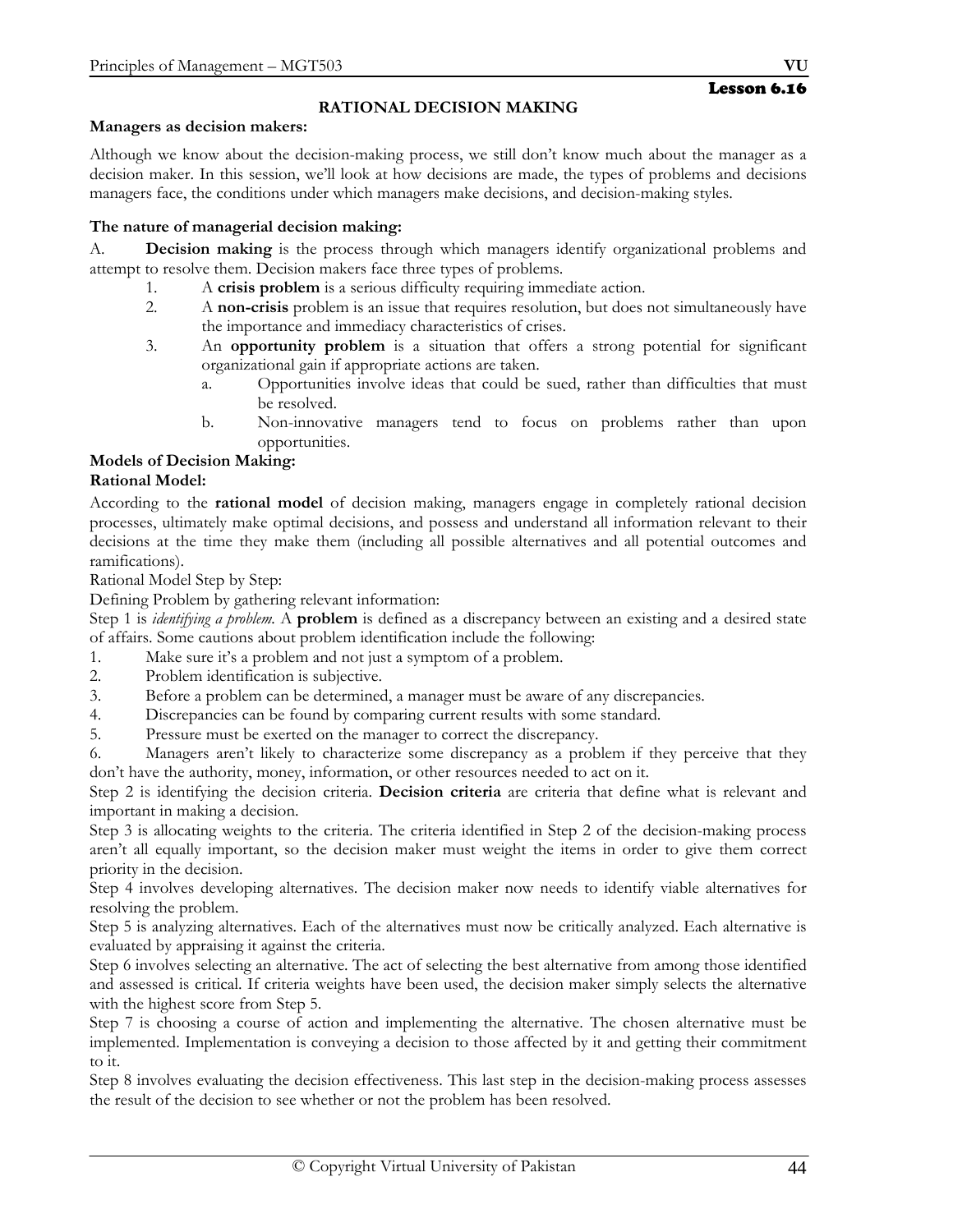Lesson 6.16

# RATIONAL DECISION MAKING

**Managers as decision makers:**

Although we know about the decision-making process, we still don't know much about the manager as a decision maker. In this session, we'll look at how decisions are made, the types of problems and decisions managers face, the conditions under which managers make decisions, and decision-making styles.

**The nature of managerial decision making:**

A. **Decision making** is the process through which managers identify organizational problems and attempt to resolve them. Decision makers face three types of problems.

1. A **crisis problem** is a serious difficulty requiring immediate action.
2. A **non-crisis** problem is an issue that requires resolution, but does not simultaneously have the importance and immediacy characteristics of crises.
3. An **opportunity problem** is a situation that offers a strong potential for significant organizational gain if appropriate actions are taken.
   a. Opportunities involve ideas that could be sued, rather than difficulties that must be resolved.
   b. Non-innovative managers tend to focus on problems rather than upon opportunities.

**Models of Decision Making:**

**Rational Model:**

According to the **rational model** of decision making, managers engage in completely rational decision processes, ultimately make optimal decisions, and possess and understand all information relevant to their decisions at the time they make them (including all possible alternatives and all potential outcomes and ramifications).

Rational Model Step by Step:

Defining Problem by gathering relevant information:

Step 1 is *identifying a problem.* A **problem** is defined as a discrepancy between an existing and a desired state of affairs. Some cautions about problem identification include the following:

1. Make sure it's a problem and not just a symptom of a problem.
2. Problem identification is subjective.
3. Before a problem can be determined, a manager must be aware of any discrepancies.
4. Discrepancies can be found by comparing current results with some standard.
5. Pressure must be exerted on the manager to correct the discrepancy.
6. Managers aren't likely to characterize some discrepancy as a problem if they perceive that they don't have the authority, money, information, or other resources needed to act on it.

Step 2 is identifying the decision criteria. **Decision criteria** are criteria that define what is relevant and important in making a decision.

Step 3 is allocating weights to the criteria. The criteria identified in Step 2 of the decision-making process aren't all equally important, so the decision maker must weight the items in order to give them correct priority in the decision.

Step 4 involves developing alternatives. The decision maker now needs to identify viable alternatives for resolving the problem.

Step 5 is analyzing alternatives. Each of the alternatives must now be critically analyzed. Each alternative is evaluated by appraising it against the criteria.

Step 6 involves selecting an alternative. The act of selecting the best alternative from among those identified and assessed is critical. If criteria weights have been used, the decision maker simply selects the alternative with the highest score from Step 5.

Step 7 is choosing a course of action and implementing the alternative. The chosen alternative must be implemented. Implementation is conveying a decision to those affected by it and getting their commitment to it.

Step 8 involves evaluating the decision effectiveness. This last step in the decision-making process assesses the result of the decision to see whether or not the problem has been resolved.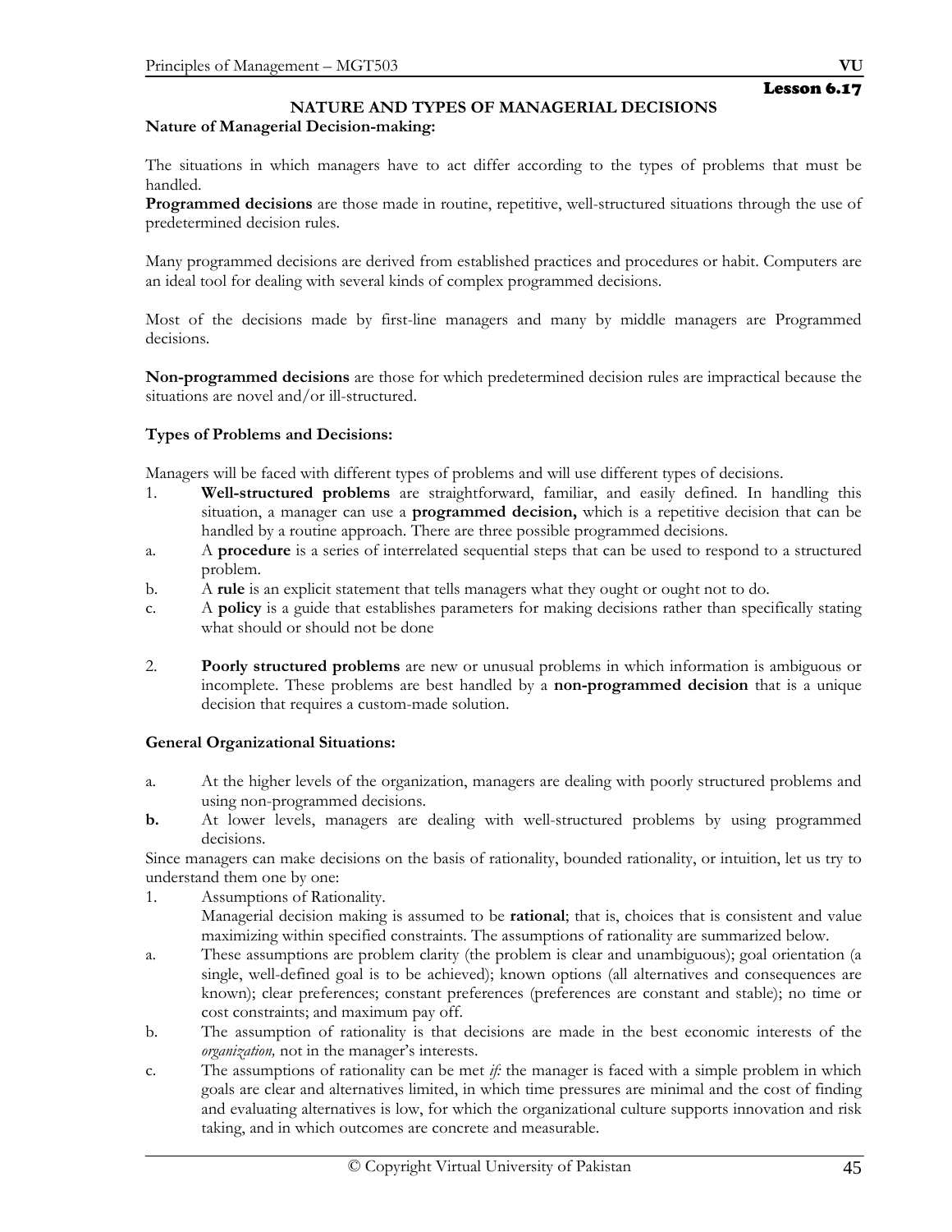Lesson 6.17

## NATURE AND TYPES OF MANAGERIAL DECISIONS

**Nature of Managerial Decision-making:**

The situations in which managers have to act differ according to the types of problems that must be handled.

**Programmed decisions** are those made in routine, repetitive, well-structured situations through the use of predetermined decision rules.

Many programmed decisions are derived from established practices and procedures or habit. Computers are an ideal tool for dealing with several kinds of complex programmed decisions.

Most of the decisions made by first-line managers and many by middle managers are Programmed decisions.

**Non-programmed decisions** are those for which predetermined decision rules are impractical because the situations are novel and/or ill-structured.

**Types of Problems and Decisions:**

Managers will be faced with different types of problems and will use different types of decisions.

1. **Well-structured problems** are straightforward, familiar, and easily defined. In handling this situation, a manager can use a **programmed decision,** which is a repetitive decision that can be handled by a routine approach. There are three possible programmed decisions.
   a. A **procedure** is a series of interrelated sequential steps that can be used to respond to a structured problem.
   b. A **rule** is an explicit statement that tells managers what they ought or ought not to do.
   c. A **policy** is a guide that establishes parameters for making decisions rather than specifically stating what should or should not be done

2. **Poorly structured problems** are new or unusual problems in which information is ambiguous or incomplete. These problems are best handled by a **non-programmed decision** that is a unique decision that requires a custom-made solution.

**General Organizational Situations:**

a. At the higher levels of the organization, managers are dealing with poorly structured problems and using non-programmed decisions.

**b.** At lower levels, managers are dealing with well-structured problems by using programmed decisions.

Since managers can make decisions on the basis of rationality, bounded rationality, or intuition, let us try to understand them one by one:

1. Assumptions of Rationality.
   Managerial decision making is assumed to be **rational**; that is, choices that is consistent and value maximizing within specified constraints. The assumptions of rationality are summarized below.
   a. These assumptions are problem clarity (the problem is clear and unambiguous); goal orientation (a single, well-defined goal is to be achieved); known options (all alternatives and consequences are known); clear preferences; constant preferences (preferences are constant and stable); no time or cost constraints; and maximum pay off.
   b. The assumption of rationality is that decisions are made in the best economic interests of the *organization,* not in the manager's interests.
   c. The assumptions of rationality can be met *if:* the manager is faced with a simple problem in which goals are clear and alternatives limited, in which time pressures are minimal and the cost of finding and evaluating alternatives is low, for which the organizational culture supports innovation and risk taking, and in which outcomes are concrete and measurable.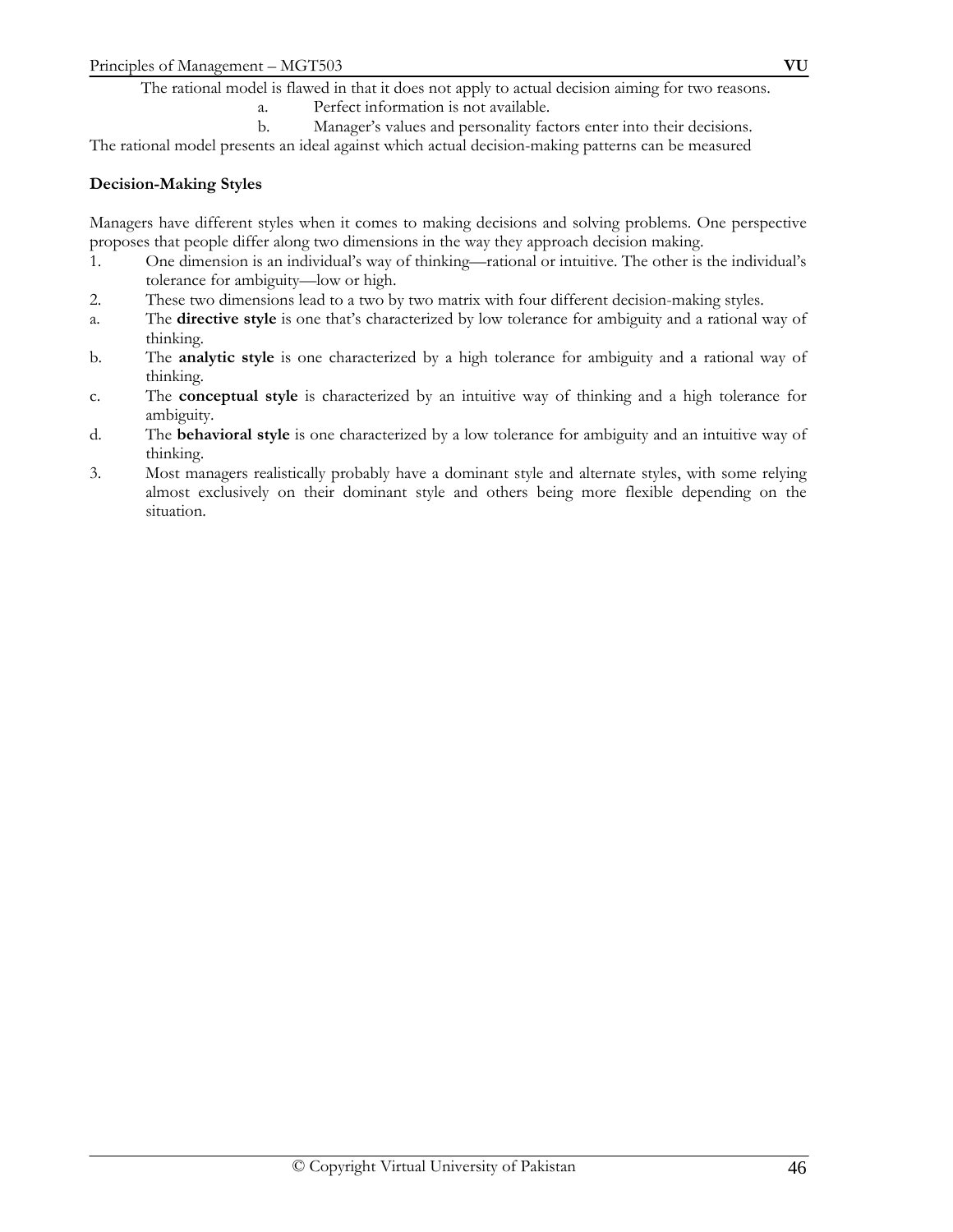The rational model is flawed in that it does not apply to actual decision aiming for two reasons.

a. Perfect information is not available.

b. Manager's values and personality factors enter into their decisions.

The rational model presents an ideal against which actual decision-making patterns can be measured

**Decision-Making Styles**

Managers have different styles when it comes to making decisions and solving problems. One perspective proposes that people differ along two dimensions in the way they approach decision making.

1. One dimension is an individual's way of thinking—rational or intuitive. The other is the individual's tolerance for ambiguity—low or high.
2. These two dimensions lead to a two by two matrix with four different decision-making styles.
   a. The **directive style** is one that's characterized by low tolerance for ambiguity and a rational way of thinking.
   b. The **analytic style** is one characterized by a high tolerance for ambiguity and a rational way of thinking.
   c. The **conceptual style** is characterized by an intuitive way of thinking and a high tolerance for ambiguity.
   d. The **behavioral style** is one characterized by a low tolerance for ambiguity and an intuitive way of thinking.
3. Most managers realistically probably have a dominant style and alternate styles, with some relying almost exclusively on their dominant style and others being more flexible depending on the situation.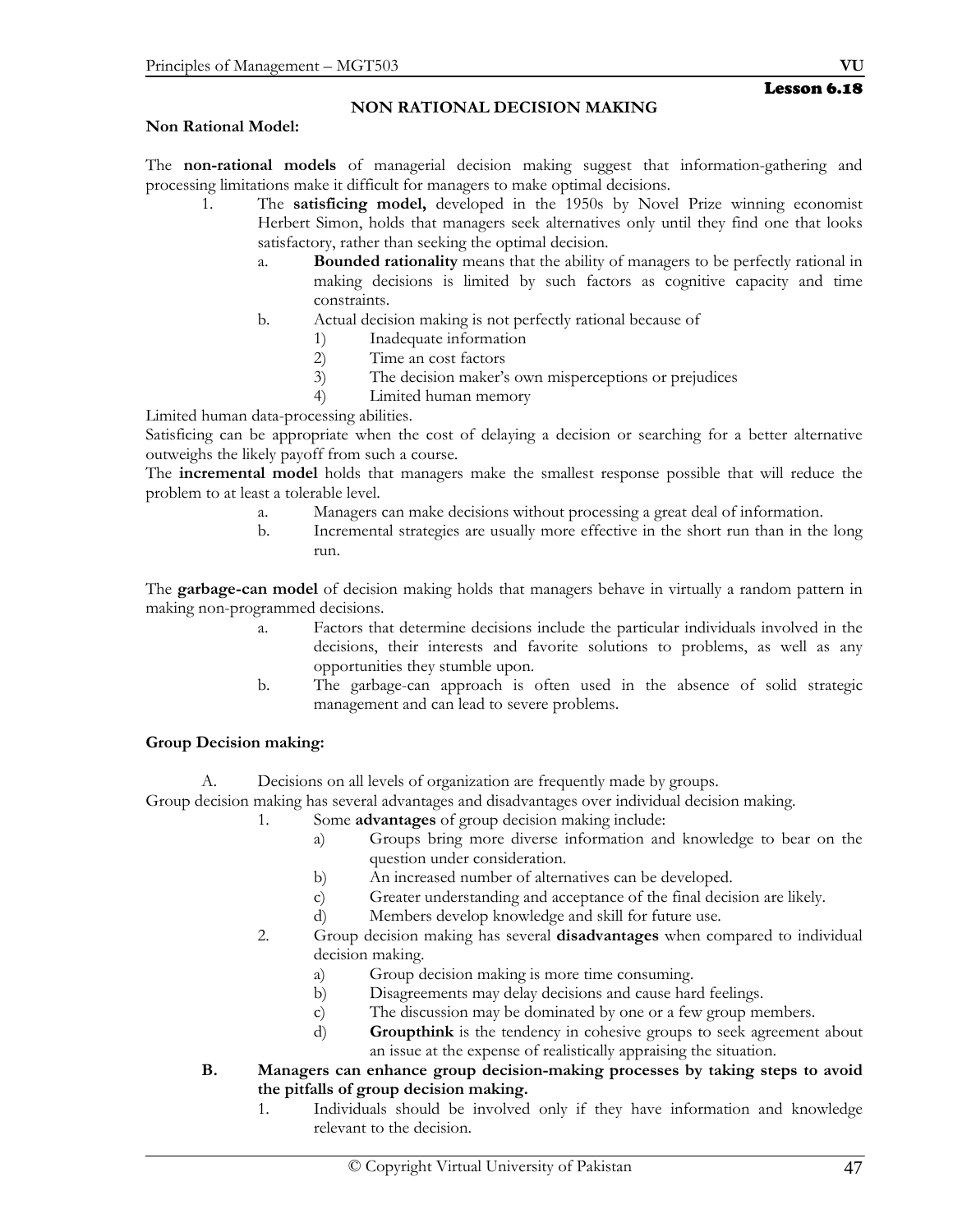# Lesson 6.18

## NON RATIONAL DECISION MAKING

**Non Rational Model:**

The **non-rational models** of managerial decision making suggest that information-gathering and processing limitations make it difficult for managers to make optimal decisions.

1. The **satisficing model,** developed in the 1950s by Novel Prize winning economist Herbert Simon, holds that managers seek alternatives only until they find one that looks satisfactory, rather than seeking the optimal decision.
   a. **Bounded rationality** means that the ability of managers to be perfectly rational in making decisions is limited by such factors as cognitive capacity and time constraints.
   b. Actual decision making is not perfectly rational because of
      1) Inadequate information
      2) Time an cost factors
      3) The decision maker's own misperceptions or prejudices
      4) Limited human memory

Limited human data-processing abilities.

Satisficing can be appropriate when the cost of delaying a decision or searching for a better alternative outweighs the likely payoff from such a course.

The **incremental model** holds that managers make the smallest response possible that will reduce the problem to at least a tolerable level.

a. Managers can make decisions without processing a great deal of information.
b. Incremental strategies are usually more effective in the short run than in the long run.

The **garbage-can model** of decision making holds that managers behave in virtually a random pattern in making non-programmed decisions.

a. Factors that determine decisions include the particular individuals involved in the decisions, their interests and favorite solutions to problems, as well as any opportunities they stumble upon.
b. The garbage-can approach is often used in the absence of solid strategic management and can lead to severe problems.

**Group Decision making:**

A. Decisions on all levels of organization are frequently made by groups.

Group decision making has several advantages and disadvantages over individual decision making.

1. Some **advantages** of group decision making include:
   a) Groups bring more diverse information and knowledge to bear on the question under consideration.
   b) An increased number of alternatives can be developed.
   c) Greater understanding and acceptance of the final decision are likely.
   d) Members develop knowledge and skill for future use.
2. Group decision making has several **disadvantages** when compared to individual decision making.
   a) Group decision making is more time consuming.
   b) Disagreements may delay decisions and cause hard feelings.
   c) The discussion may be dominated by one or a few group members.
   d) **Groupthink** is the tendency in cohesive groups to seek agreement about an issue at the expense of realistically appraising the situation.

**B. Managers can enhance group decision-making processes by taking steps to avoid the pitfalls of group decision making.**

1. Individuals should be involved only if they have information and knowledge relevant to the decision.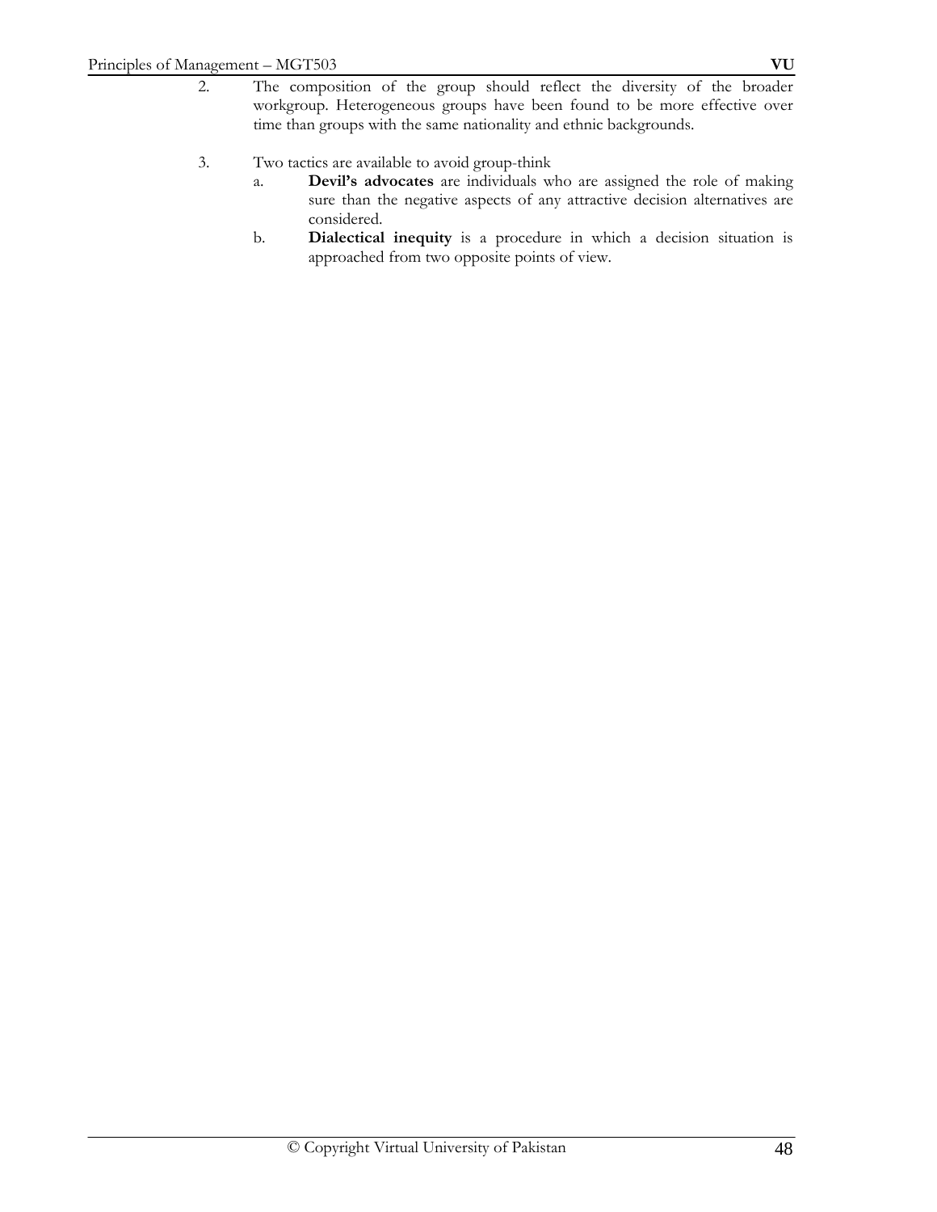2. The composition of the group should reflect the diversity of the broader workgroup. Heterogeneous groups have been found to be more effective over time than groups with the same nationality and ethnic backgrounds.

3. Two tactics are available to avoid group-think
   a. **Devil's advocates** are individuals who are assigned the role of making sure than the negative aspects of any attractive decision alternatives are considered.
   b. **Dialectical inequity** is a procedure in which a decision situation is approached from two opposite points of view.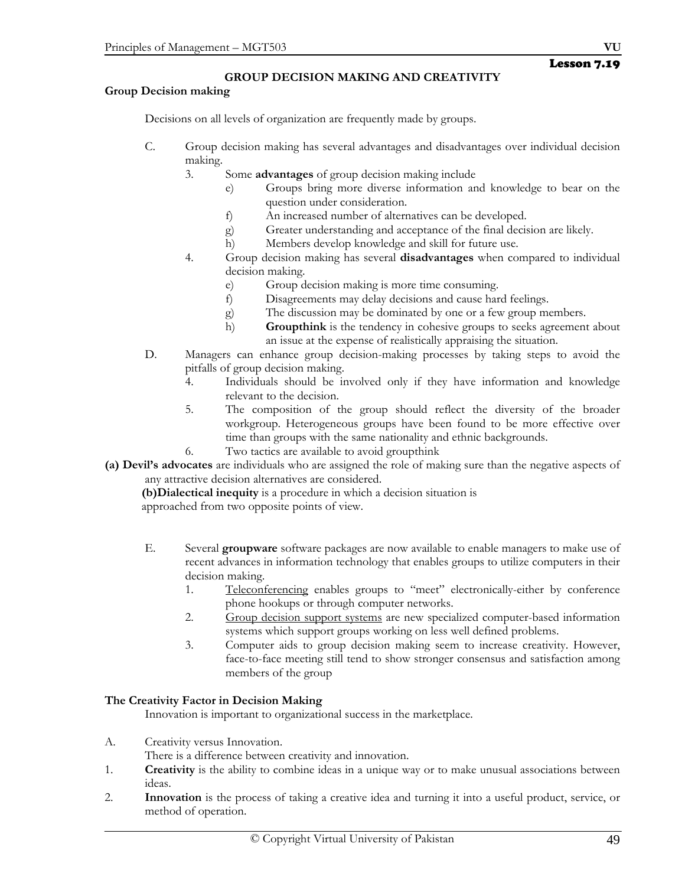Lesson 7.19

## GROUP DECISION MAKING AND CREATIVITY

### Group Decision making

Decisions on all levels of organization are frequently made by groups.

C. Group decision making has several advantages and disadvantages over individual decision making.

3. Some **advantages** of group decision making include
   - e) Groups bring more diverse information and knowledge to bear on the question under consideration.
   - f) An increased number of alternatives can be developed.
   - g) Greater understanding and acceptance of the final decision are likely.
   - h) Members develop knowledge and skill for future use.
4. Group decision making has several **disadvantages** when compared to individual decision making.
   - e) Group decision making is more time consuming.
   - f) Disagreements may delay decisions and cause hard feelings.
   - g) The discussion may be dominated by one or a few group members.
   - h) **Groupthink** is the tendency in cohesive groups to seeks agreement about an issue at the expense of realistically appraising the situation.

D. Managers can enhance group decision-making processes by taking steps to avoid the pitfalls of group decision making.

4. Individuals should be involved only if they have information and knowledge relevant to the decision.
5. The composition of the group should reflect the diversity of the broader workgroup. Heterogeneous groups have been found to be more effective over time than groups with the same nationality and ethnic backgrounds.
6. Two tactics are available to avoid groupthink

**(a) Devil's advocates** are individuals who are assigned the role of making sure than the negative aspects of any attractive decision alternatives are considered.

**(b)Dialectical inequity** is a procedure in which a decision situation is approached from two opposite points of view.

E. Several **groupware** software packages are now available to enable managers to make use of recent advances in information technology that enables groups to utilize computers in their decision making.

1. Teleconferencing enables groups to "meet" electronically-either by conference phone hookups or through computer networks.
2. Group decision support systems are new specialized computer-based information systems which support groups working on less well defined problems.
3. Computer aids to group decision making seem to increase creativity. However, face-to-face meeting still tend to show stronger consensus and satisfaction among members of the group

### The Creativity Factor in Decision Making

Innovation is important to organizational success in the marketplace.

A. Creativity versus Innovation.
There is a difference between creativity and innovation.

1. **Creativity** is the ability to combine ideas in a unique way or to make unusual associations between ideas.
2. **Innovation** is the process of taking a creative idea and turning it into a useful product, service, or method of operation.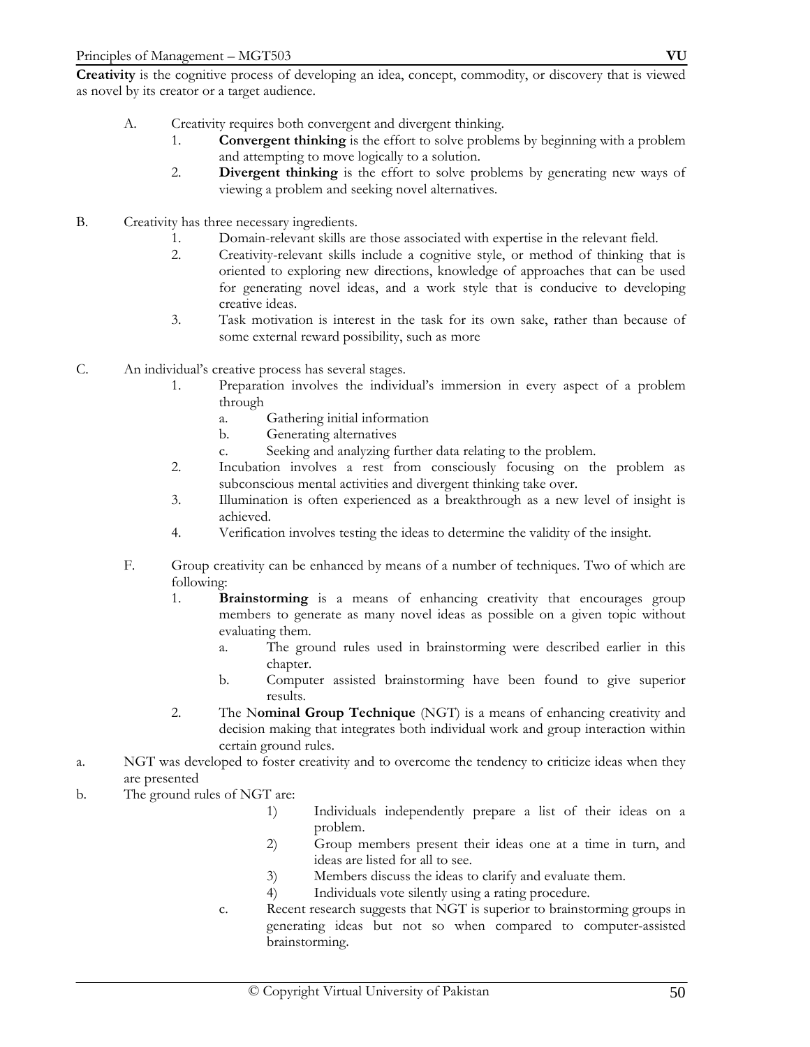**Creativity** is the cognitive process of developing an idea, concept, commodity, or discovery that is viewed as novel by its creator or a target audience.

A. Creativity requires both convergent and divergent thinking.
   1. **Convergent thinking** is the effort to solve problems by beginning with a problem and attempting to move logically to a solution.
   2. **Divergent thinking** is the effort to solve problems by generating new ways of viewing a problem and seeking novel alternatives.

B. Creativity has three necessary ingredients.
   1. Domain-relevant skills are those associated with expertise in the relevant field.
   2. Creativity-relevant skills include a cognitive style, or method of thinking that is oriented to exploring new directions, knowledge of approaches that can be used for generating novel ideas, and a work style that is conducive to developing creative ideas.
   3. Task motivation is interest in the task for its own sake, rather than because of some external reward possibility, such as more

C. An individual's creative process has several stages.
   1. Preparation involves the individual's immersion in every aspect of a problem through
      a. Gathering initial information
      b. Generating alternatives
      c. Seeking and analyzing further data relating to the problem.
   2. Incubation involves a rest from consciously focusing on the problem as subconscious mental activities and divergent thinking take over.
   3. Illumination is often experienced as a breakthrough as a new level of insight is achieved.
   4. Verification involves testing the ideas to determine the validity of the insight.

F. Group creativity can be enhanced by means of a number of techniques. Two of which are following:
   1. **Brainstorming** is a means of enhancing creativity that encourages group members to generate as many novel ideas as possible on a given topic without evaluating them.
      a. The ground rules used in brainstorming were described earlier in this chapter.
      b. Computer assisted brainstorming have been found to give superior results.
   2. The N**ominal Group Technique** (NGT) is a means of enhancing creativity and decision making that integrates both individual work and group interaction within certain ground rules.

a. NGT was developed to foster creativity and to overcome the tendency to criticize ideas when they are presented

b. The ground rules of NGT are:
   1) Individuals independently prepare a list of their ideas on a problem.
   2) Group members present their ideas one at a time in turn, and ideas are listed for all to see.
   3) Members discuss the ideas to clarify and evaluate them.
   4) Individuals vote silently using a rating procedure.

c. Recent research suggests that NGT is superior to brainstorming groups in generating ideas but not so when compared to computer-assisted brainstorming.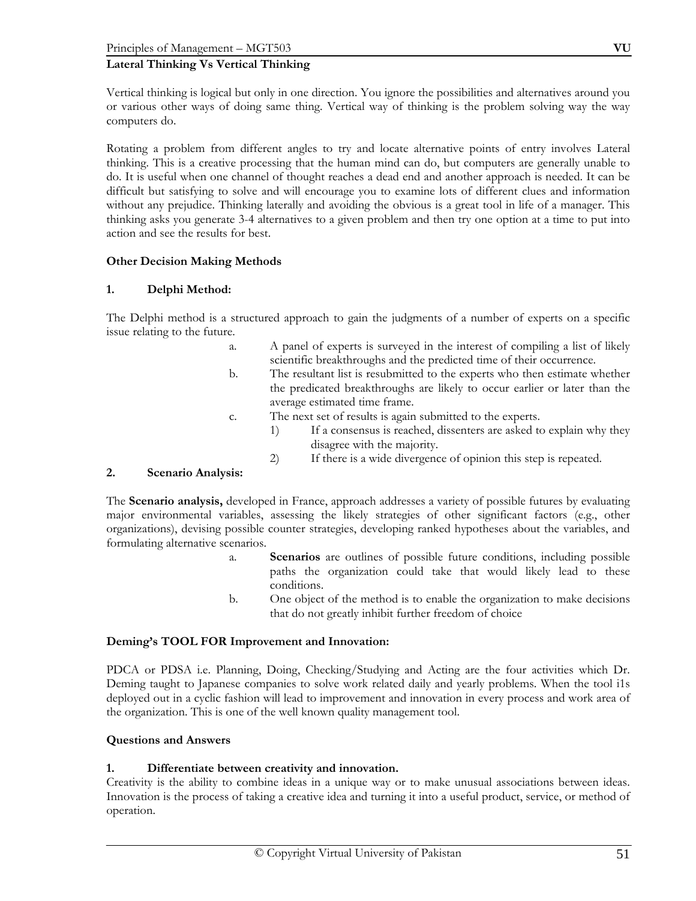**Lateral Thinking Vs Vertical Thinking**

Vertical thinking is logical but only in one direction. You ignore the possibilities and alternatives around you or various other ways of doing same thing. Vertical way of thinking is the problem solving way the way computers do.

Rotating a problem from different angles to try and locate alternative points of entry involves Lateral thinking. This is a creative processing that the human mind can do, but computers are generally unable to do. It is useful when one channel of thought reaches a dead end and another approach is needed. It can be difficult but satisfying to solve and will encourage you to examine lots of different clues and information without any prejudice. Thinking laterally and avoiding the obvious is a great tool in life of a manager. This thinking asks you generate 3-4 alternatives to a given problem and then try one option at a time to put into action and see the results for best.

**Other Decision Making Methods**

**1. Delphi Method:**

The Delphi method is a structured approach to gain the judgments of a number of experts on a specific issue relating to the future.

a. A panel of experts is surveyed in the interest of compiling a list of likely scientific breakthroughs and the predicted time of their occurrence.

b. The resultant list is resubmitted to the experts who then estimate whether the predicated breakthroughs are likely to occur earlier or later than the average estimated time frame.

c. The next set of results is again submitted to the experts.

   1) If a consensus is reached, dissenters are asked to explain why they disagree with the majority.

   2) If there is a wide divergence of opinion this step is repeated.

**2. Scenario Analysis:**

The **Scenario analysis,** developed in France, approach addresses a variety of possible futures by evaluating major environmental variables, assessing the likely strategies of other significant factors (e.g., other organizations), devising possible counter strategies, developing ranked hypotheses about the variables, and formulating alternative scenarios.

a. **Scenarios** are outlines of possible future conditions, including possible paths the organization could take that would likely lead to these conditions.

b. One object of the method is to enable the organization to make decisions that do not greatly inhibit further freedom of choice

**Deming's TOOL FOR Improvement and Innovation:**

PDCA or PDSA i.e. Planning, Doing, Checking/Studying and Acting are the four activities which Dr. Deming taught to Japanese companies to solve work related daily and yearly problems. When the tool i1s deployed out in a cyclic fashion will lead to improvement and innovation in every process and work area of the organization. This is one of the well known quality management tool.

**Questions and Answers**

**1. Differentiate between creativity and innovation.**

Creativity is the ability to combine ideas in a unique way or to make unusual associations between ideas. Innovation is the process of taking a creative idea and turning it into a useful product, service, or method of operation.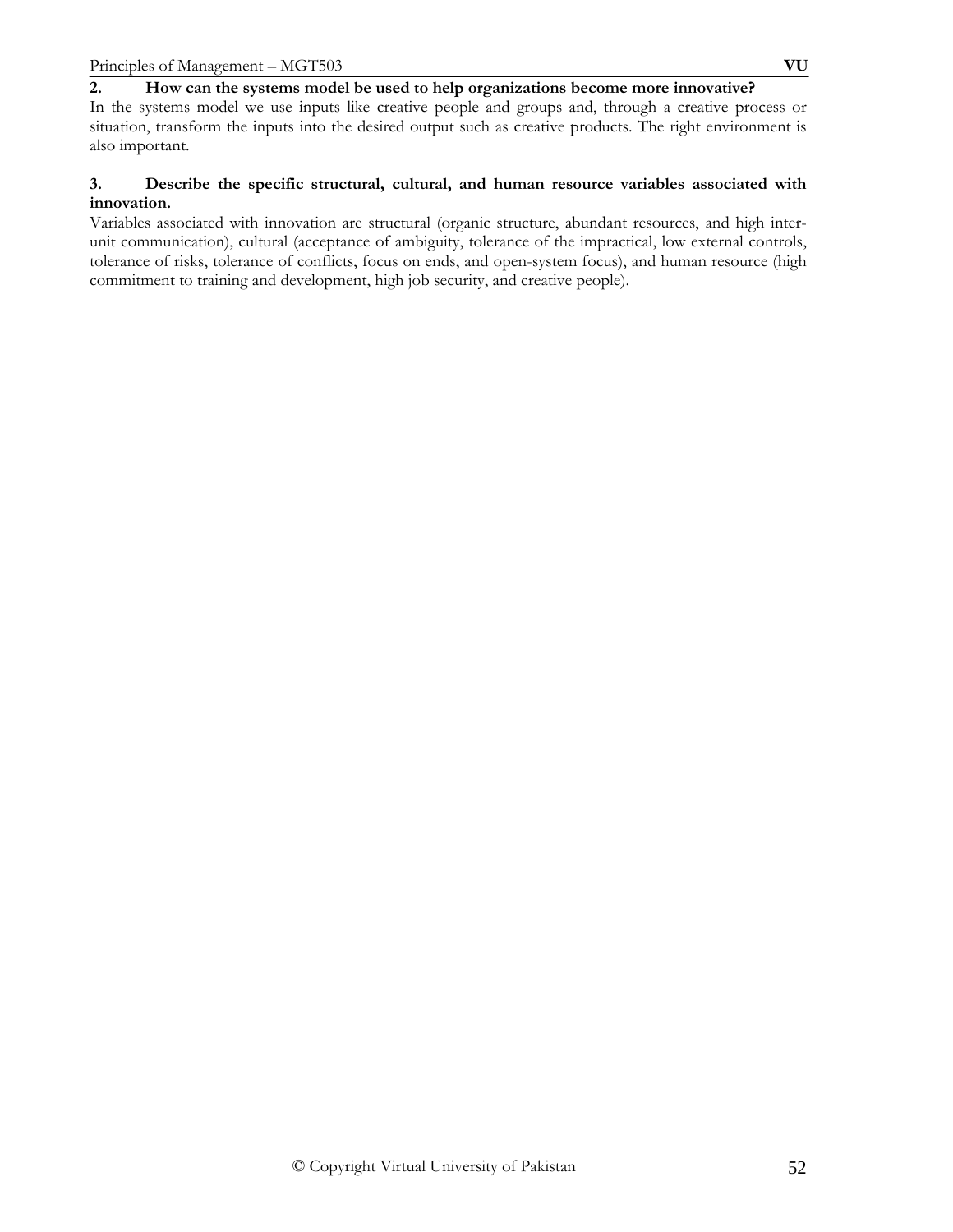**2. How can the systems model be used to help organizations become more innovative?**

In the systems model we use inputs like creative people and groups and, through a creative process or situation, transform the inputs into the desired output such as creative products. The right environment is also important.

**3. Describe the specific structural, cultural, and human resource variables associated with innovation.**

Variables associated with innovation are structural (organic structure, abundant resources, and high inter-unit communication), cultural (acceptance of ambiguity, tolerance of the impractical, low external controls, tolerance of risks, tolerance of conflicts, focus on ends, and open-system focus), and human resource (high commitment to training and development, high job security, and creative people).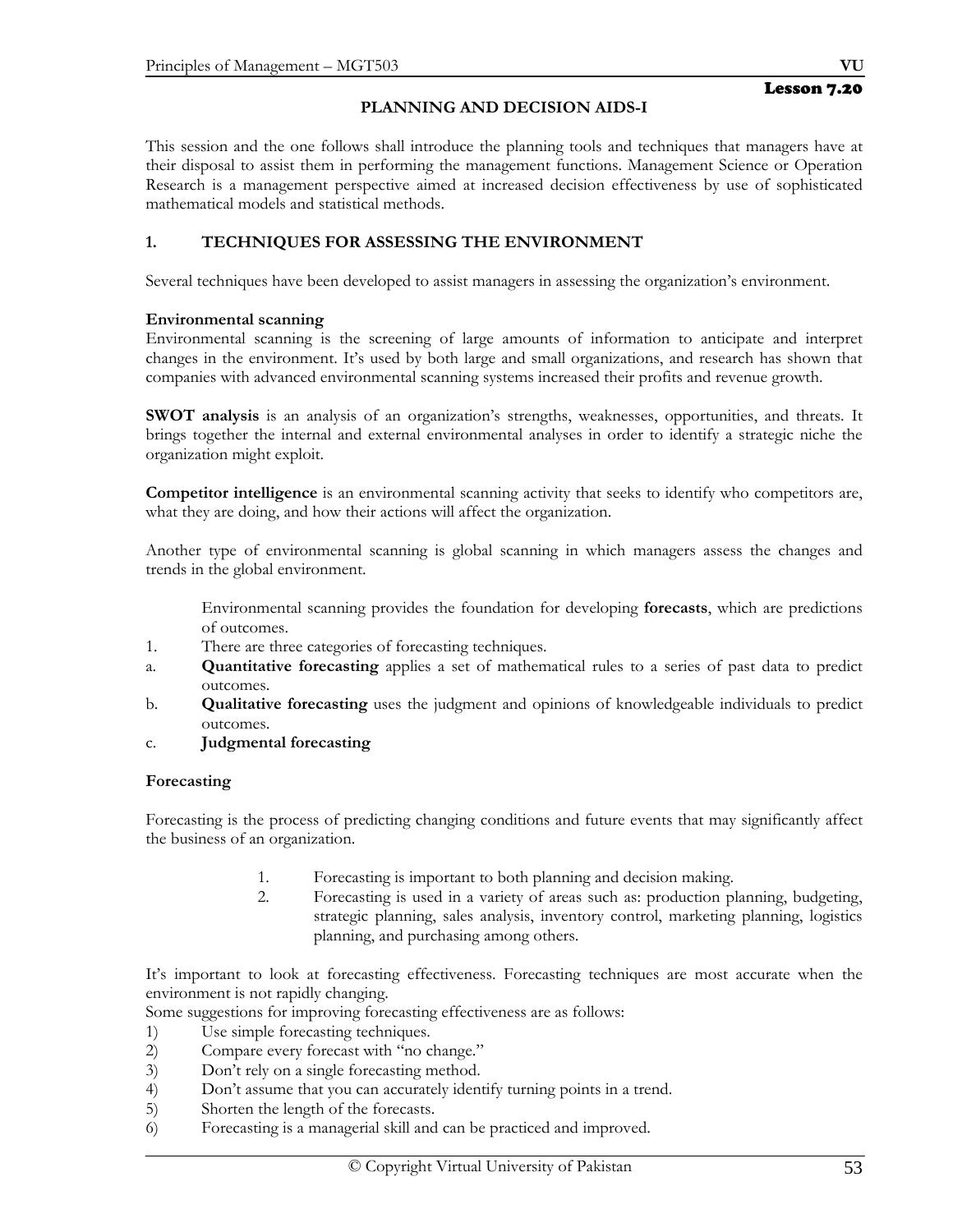Lesson 7.20

## PLANNING AND DECISION AIDS-I

This session and the one follows shall introduce the planning tools and techniques that managers have at their disposal to assist them in performing the management functions. Management Science or Operation Research is a management perspective aimed at increased decision effectiveness by use of sophisticated mathematical models and statistical methods.

### 1. TECHNIQUES FOR ASSESSING THE ENVIRONMENT

Several techniques have been developed to assist managers in assessing the organization's environment.

**Environmental scanning**
Environmental scanning is the screening of large amounts of information to anticipate and interpret changes in the environment. It's used by both large and small organizations, and research has shown that companies with advanced environmental scanning systems increased their profits and revenue growth.

**SWOT analysis** is an analysis of an organization's strengths, weaknesses, opportunities, and threats. It brings together the internal and external environmental analyses in order to identify a strategic niche the organization might exploit.

**Competitor intelligence** is an environmental scanning activity that seeks to identify who competitors are, what they are doing, and how their actions will affect the organization.

Another type of environmental scanning is global scanning in which managers assess the changes and trends in the global environment.

Environmental scanning provides the foundation for developing **forecasts**, which are predictions of outcomes.

1. There are three categories of forecasting techniques.
   a. **Quantitative forecasting** applies a set of mathematical rules to a series of past data to predict outcomes.
   b. **Qualitative forecasting** uses the judgment and opinions of knowledgeable individuals to predict outcomes.
   c. **Judgmental forecasting**

**Forecasting**

Forecasting is the process of predicting changing conditions and future events that may significantly affect the business of an organization.

1. Forecasting is important to both planning and decision making.
2. Forecasting is used in a variety of areas such as: production planning, budgeting, strategic planning, sales analysis, inventory control, marketing planning, logistics planning, and purchasing among others.

It's important to look at forecasting effectiveness. Forecasting techniques are most accurate when the environment is not rapidly changing.
Some suggestions for improving forecasting effectiveness are as follows:

1) Use simple forecasting techniques.
2) Compare every forecast with "no change."
3) Don't rely on a single forecasting method.
4) Don't assume that you can accurately identify turning points in a trend.
5) Shorten the length of the forecasts.
6) Forecasting is a managerial skill and can be practiced and improved.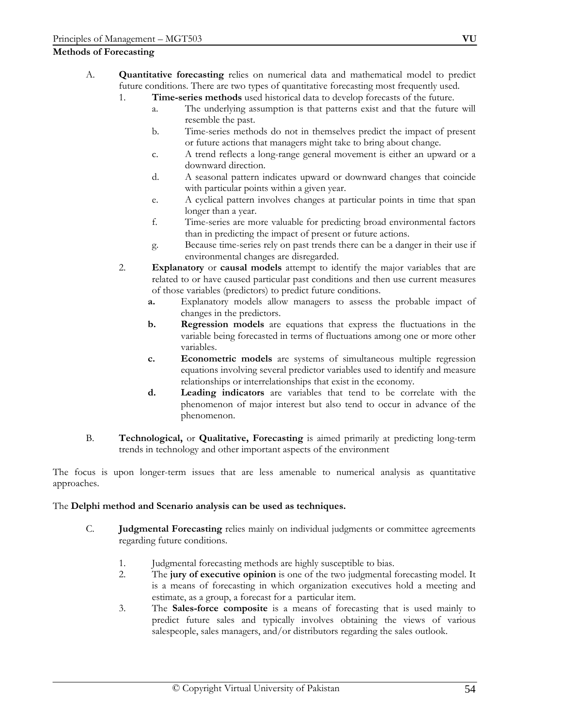**Methods of Forecasting**

A. **Quantitative forecasting** relies on numerical data and mathematical model to predict future conditions. There are two types of quantitative forecasting most frequently used.

1. **Time-series methods** used historical data to develop forecasts of the future.
   a. The underlying assumption is that patterns exist and that the future will resemble the past.
   b. Time-series methods do not in themselves predict the impact of present or future actions that managers might take to bring about change.
   c. A trend reflects a long-range general movement is either an upward or a downward direction.
   d. A seasonal pattern indicates upward or downward changes that coincide with particular points within a given year.
   e. A cyclical pattern involves changes at particular points in time that span longer than a year.
   f. Time-series are more valuable for predicting broad environmental factors than in predicting the impact of present or future actions.
   g. Because time-series rely on past trends there can be a danger in their use if environmental changes are disregarded.

2. **Explanatory** or **causal models** attempt to identify the major variables that are related to or have caused particular past conditions and then use current measures of those variables (predictors) to predict future conditions.
   **a.** Explanatory models allow managers to assess the probable impact of changes in the predictors.
   **b.** **Regression models** are equations that express the fluctuations in the variable being forecasted in terms of fluctuations among one or more other variables.
   **c.** **Econometric models** are systems of simultaneous multiple regression equations involving several predictor variables used to identify and measure relationships or interrelationships that exist in the economy.
   **d.** **Leading indicators** are variables that tend to be correlate with the phenomenon of major interest but also tend to occur in advance of the phenomenon.

B. **Technological,** or **Qualitative, Forecasting** is aimed primarily at predicting long-term trends in technology and other important aspects of the environment

The focus is upon longer-term issues that are less amenable to numerical analysis as quantitative approaches.

The **Delphi method and Scenario analysis can be used as techniques.**

C. **Judgmental Forecasting** relies mainly on individual judgments or committee agreements regarding future conditions.

1. Judgmental forecasting methods are highly susceptible to bias.
2. The **jury of executive opinion** is one of the two judgmental forecasting model. It is a means of forecasting in which organization executives hold a meeting and estimate, as a group, a forecast for a particular item.
3. The **Sales-force composite** is a means of forecasting that is used mainly to predict future sales and typically involves obtaining the views of various salespeople, sales managers, and/or distributors regarding the sales outlook.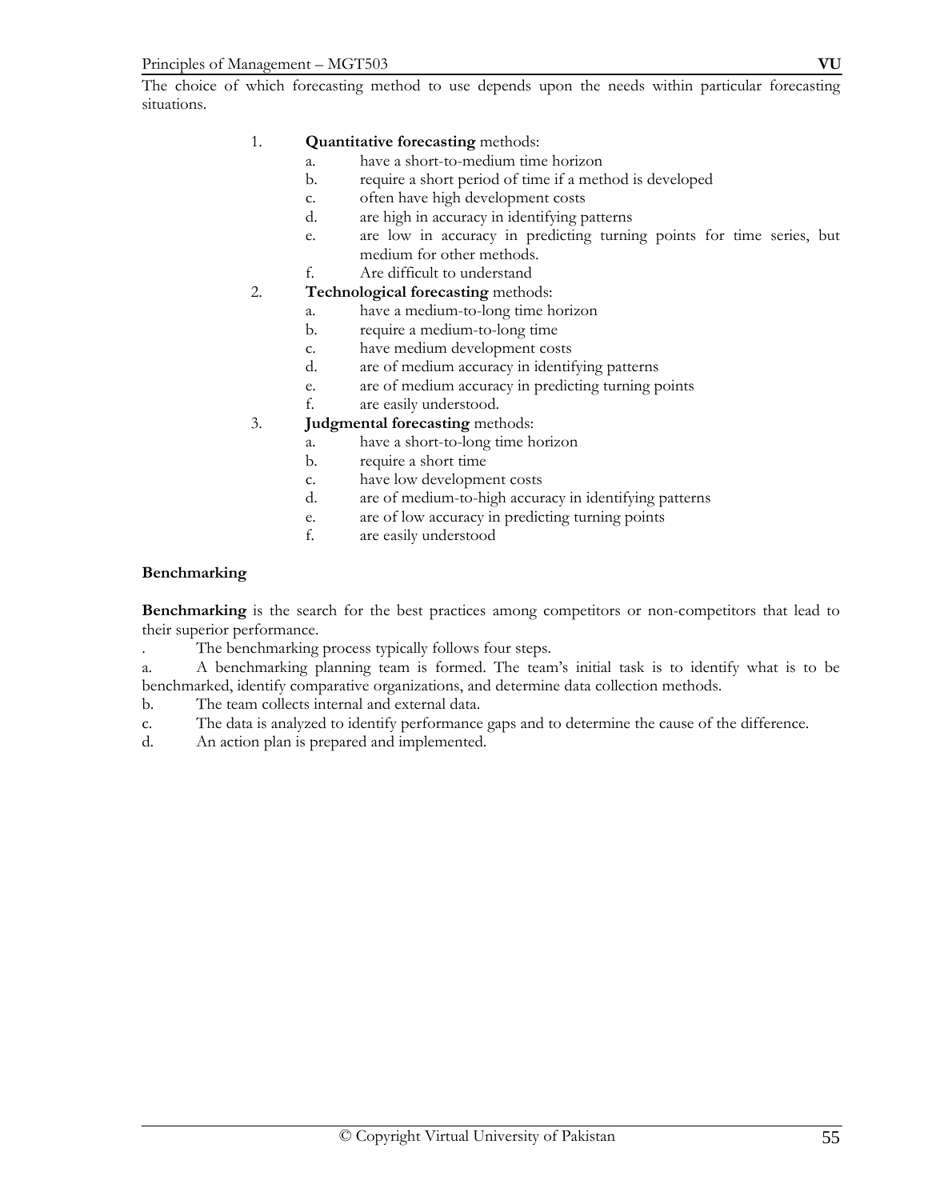The choice of which forecasting method to use depends upon the needs within particular forecasting situations.

1. **Quantitative forecasting** methods:
   a. have a short-to-medium time horizon
   b. require a short period of time if a method is developed
   c. often have high development costs
   d. are high in accuracy in identifying patterns
   e. are low in accuracy in predicting turning points for time series, but medium for other methods.
   f. Are difficult to understand
2. **Technological forecasting** methods:
   a. have a medium-to-long time horizon
   b. require a medium-to-long time
   c. have medium development costs
   d. are of medium accuracy in identifying patterns
   e. are of medium accuracy in predicting turning points
   f. are easily understood.
3. **Judgmental forecasting** methods:
   a. have a short-to-long time horizon
   b. require a short time
   c. have low development costs
   d. are of medium-to-high accuracy in identifying patterns
   e. are of low accuracy in predicting turning points
   f. are easily understood

**Benchmarking**

**Benchmarking** is the search for the best practices among competitors or non-competitors that lead to their superior performance.

. The benchmarking process typically follows four steps.

a. A benchmarking planning team is formed. The team's initial task is to identify what is to be benchmarked, identify comparative organizations, and determine data collection methods.

b. The team collects internal and external data.

c. The data is analyzed to identify performance gaps and to determine the cause of the difference.

d. An action plan is prepared and implemented.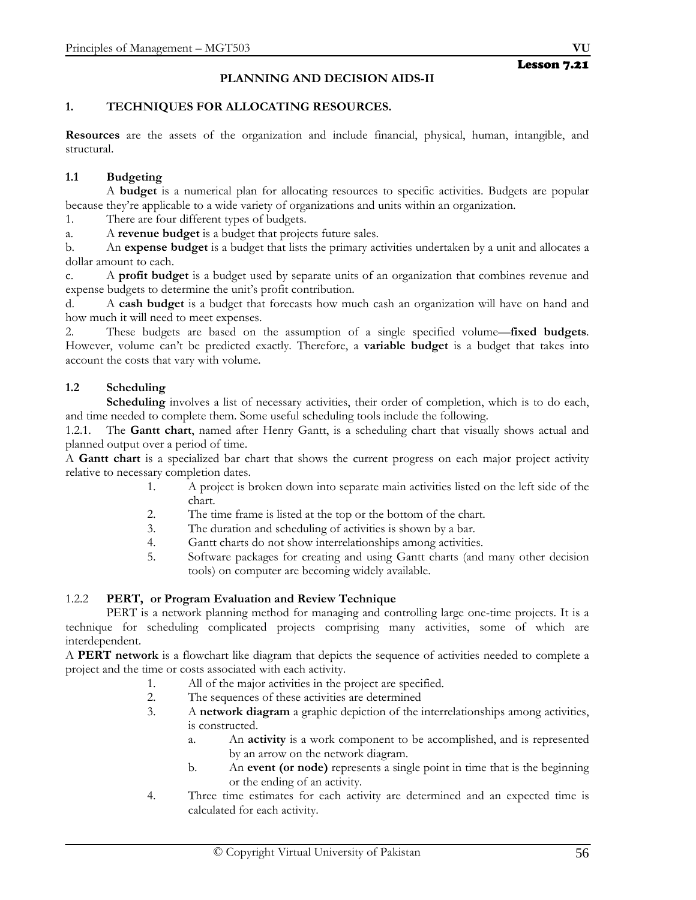## Lesson 7.21

### PLANNING AND DECISION AIDS-II

## 1. TECHNIQUES FOR ALLOCATING RESOURCES.

**Resources** are the assets of the organization and include financial, physical, human, intangible, and structural.

### 1.1 Budgeting

A **budget** is a numerical plan for allocating resources to specific activities. Budgets are popular because they're applicable to a wide variety of organizations and units within an organization.

1. There are four different types of budgets.

a. A **revenue budget** is a budget that projects future sales.

b. An **expense budget** is a budget that lists the primary activities undertaken by a unit and allocates a dollar amount to each.

c. A **profit budget** is a budget used by separate units of an organization that combines revenue and expense budgets to determine the unit's profit contribution.

d. A **cash budget** is a budget that forecasts how much cash an organization will have on hand and how much it will need to meet expenses.

2. These budgets are based on the assumption of a single specified volume—**fixed budgets**. However, volume can't be predicted exactly. Therefore, a **variable budget** is a budget that takes into account the costs that vary with volume.

### 1.2 Scheduling

**Scheduling** involves a list of necessary activities, their order of completion, which is to do each, and time needed to complete them. Some useful scheduling tools include the following.

1.2.1. The **Gantt chart**, named after Henry Gantt, is a scheduling chart that visually shows actual and planned output over a period of time.

A **Gantt chart** is a specialized bar chart that shows the current progress on each major project activity relative to necessary completion dates.

1. A project is broken down into separate main activities listed on the left side of the chart.
2. The time frame is listed at the top or the bottom of the chart.
3. The duration and scheduling of activities is shown by a bar.
4. Gantt charts do not show interrelationships among activities.
5. Software packages for creating and using Gantt charts (and many other decision tools) on computer are becoming widely available.

1.2.2 **PERT, or Program Evaluation and Review Technique**

PERT is a network planning method for managing and controlling large one-time projects. It is a technique for scheduling complicated projects comprising many activities, some of which are interdependent.

A **PERT network** is a flowchart like diagram that depicts the sequence of activities needed to complete a project and the time or costs associated with each activity.

1. All of the major activities in the project are specified.
2. The sequences of these activities are determined
3. A **network diagram** a graphic depiction of the interrelationships among activities, is constructed.
   a. An **activity** is a work component to be accomplished, and is represented by an arrow on the network diagram.
   b. An **event (or node)** represents a single point in time that is the beginning or the ending of an activity.
4. Three time estimates for each activity are determined and an expected time is calculated for each activity.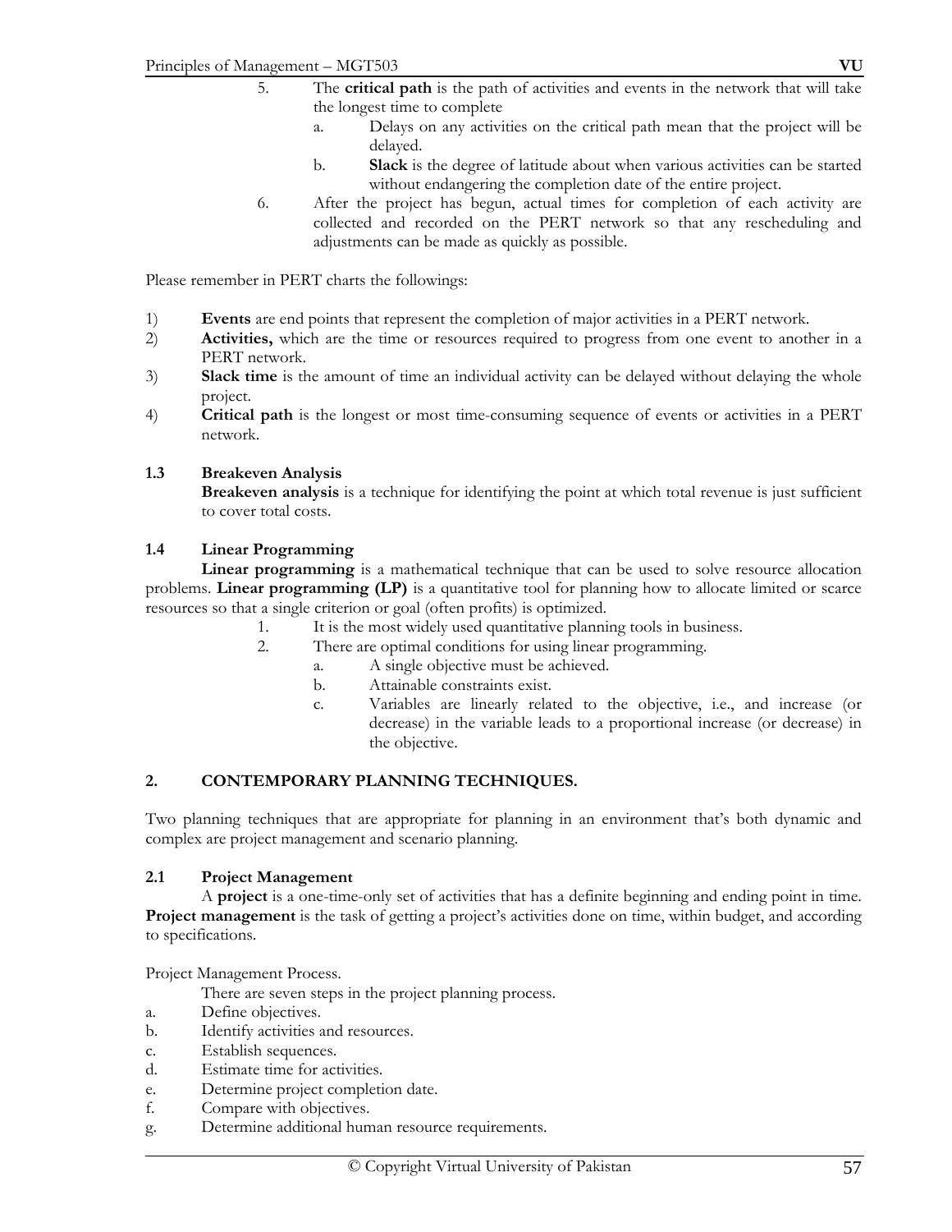5. The **critical path** is the path of activities and events in the network that will take the longest time to complete
    a. Delays on any activities on the critical path mean that the project will be delayed.
    b. **Slack** is the degree of latitude about when various activities can be started without endangering the completion date of the entire project.
6. After the project has begun, actual times for completion of each activity are collected and recorded on the PERT network so that any rescheduling and adjustments can be made as quickly as possible.

Please remember in PERT charts the followings:

1) **Events** are end points that represent the completion of major activities in a PERT network.
2) **Activities,** which are the time or resources required to progress from one event to another in a PERT network.
3) **Slack time** is the amount of time an individual activity can be delayed without delaying the whole project.
4) **Critical path** is the longest or most time-consuming sequence of events or activities in a PERT network.

### 1.3 Breakeven Analysis

**Breakeven analysis** is a technique for identifying the point at which total revenue is just sufficient to cover total costs.

### 1.4 Linear Programming

**Linear programming** is a mathematical technique that can be used to solve resource allocation problems. **Linear programming (LP)** is a quantitative tool for planning how to allocate limited or scarce resources so that a single criterion or goal (often profits) is optimized.

1. It is the most widely used quantitative planning tools in business.
2. There are optimal conditions for using linear programming.
    a. A single objective must be achieved.
    b. Attainable constraints exist.
    c. Variables are linearly related to the objective, i.e., and increase (or decrease) in the variable leads to a proportional increase (or decrease) in the objective.

## 2. CONTEMPORARY PLANNING TECHNIQUES.

Two planning techniques that are appropriate for planning in an environment that's both dynamic and complex are project management and scenario planning.

### 2.1 Project Management

A **project** is a one-time-only set of activities that has a definite beginning and ending point in time. **Project management** is the task of getting a project's activities done on time, within budget, and according to specifications.

Project Management Process.

There are seven steps in the project planning process.

a. Define objectives.
b. Identify activities and resources.
c. Establish sequences.
d. Estimate time for activities.
e. Determine project completion date.
f. Compare with objectives.
g. Determine additional human resource requirements.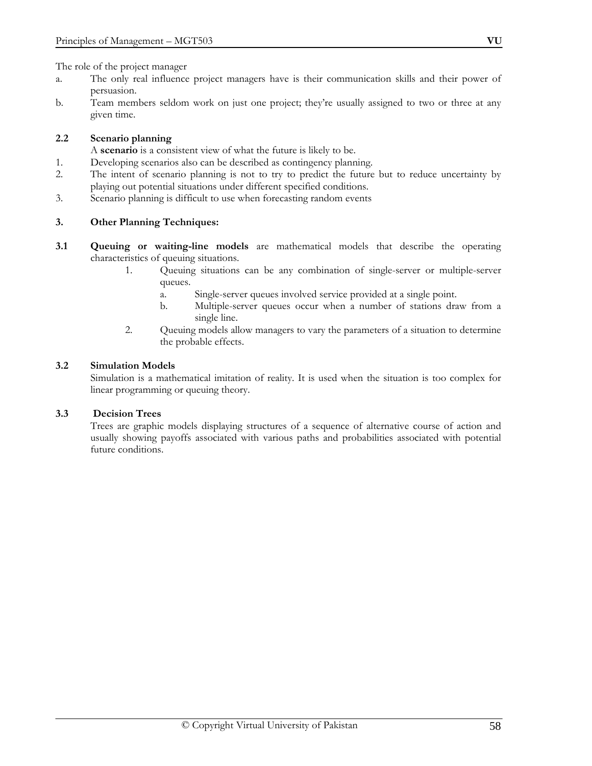The role of the project manager

a. The only real influence project managers have is their communication skills and their power of persuasion.

b. Team members seldom work on just one project; they're usually assigned to two or three at any given time.

### 2.2 Scenario planning

A **scenario** is a consistent view of what the future is likely to be.

1. Developing scenarios also can be described as contingency planning.
2. The intent of scenario planning is not to try to predict the future but to reduce uncertainty by playing out potential situations under different specified conditions.
3. Scenario planning is difficult to use when forecasting random events

## 3. Other Planning Techniques:

**3.1 Queuing or waiting-line models** are mathematical models that describe the operating characteristics of queuing situations.

1. Queuing situations can be any combination of single-server or multiple-server queues.
   a. Single-server queues involved service provided at a single point.
   b. Multiple-server queues occur when a number of stations draw from a single line.
2. Queuing models allow managers to vary the parameters of a situation to determine the probable effects.

### 3.2 Simulation Models

Simulation is a mathematical imitation of reality. It is used when the situation is too complex for linear programming or queuing theory.

### 3.3 Decision Trees

Trees are graphic models displaying structures of a sequence of alternative course of action and usually showing payoffs associated with various paths and probabilities associated with potential future conditions.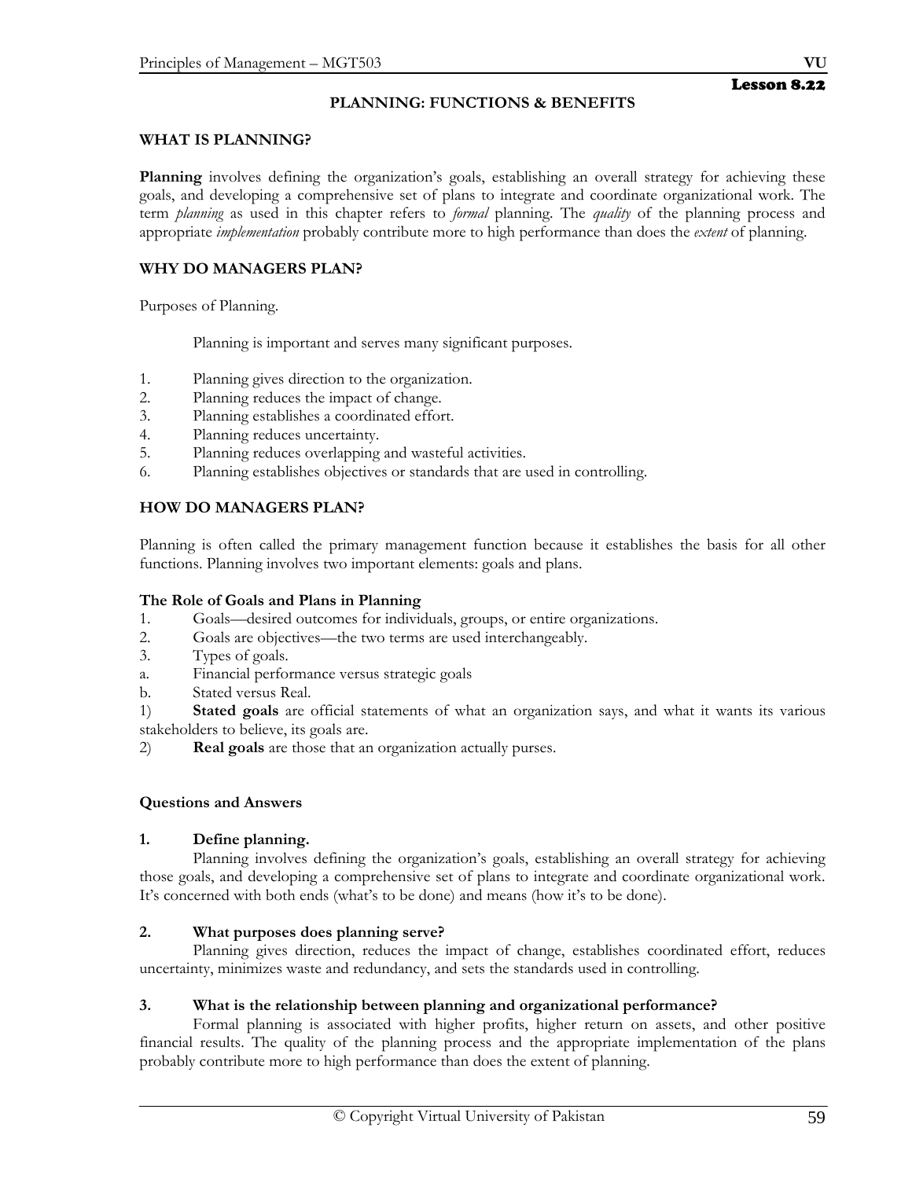Lesson 8.22

# PLANNING: FUNCTIONS & BENEFITS

## WHAT IS PLANNING?

**Planning** involves defining the organization's goals, establishing an overall strategy for achieving these goals, and developing a comprehensive set of plans to integrate and coordinate organizational work. The term *planning* as used in this chapter refers to *formal* planning. The *quality* of the planning process and appropriate *implementation* probably contribute more to high performance than does the *extent* of planning.

## WHY DO MANAGERS PLAN?

Purposes of Planning.

Planning is important and serves many significant purposes.

1. Planning gives direction to the organization.
2. Planning reduces the impact of change.
3. Planning establishes a coordinated effort.
4. Planning reduces uncertainty.
5. Planning reduces overlapping and wasteful activities.
6. Planning establishes objectives or standards that are used in controlling.

## HOW DO MANAGERS PLAN?

Planning is often called the primary management function because it establishes the basis for all other functions. Planning involves two important elements: goals and plans.

### The Role of Goals and Plans in Planning

1. Goals—desired outcomes for individuals, groups, or entire organizations.
2. Goals are objectives—the two terms are used interchangeably.
3. Types of goals.

a. Financial performance versus strategic goals

b. Stated versus Real.

1) **Stated goals** are official statements of what an organization says, and what it wants its various stakeholders to believe, its goals are.

2) **Real goals** are those that an organization actually purses.

### Questions and Answers

**1. Define planning.**

Planning involves defining the organization's goals, establishing an overall strategy for achieving those goals, and developing a comprehensive set of plans to integrate and coordinate organizational work. It's concerned with both ends (what's to be done) and means (how it's to be done).

**2. What purposes does planning serve?**

Planning gives direction, reduces the impact of change, establishes coordinated effort, reduces uncertainty, minimizes waste and redundancy, and sets the standards used in controlling.

**3. What is the relationship between planning and organizational performance?**

Formal planning is associated with higher profits, higher return on assets, and other positive financial results. The quality of the planning process and the appropriate implementation of the plans probably contribute more to high performance than does the extent of planning.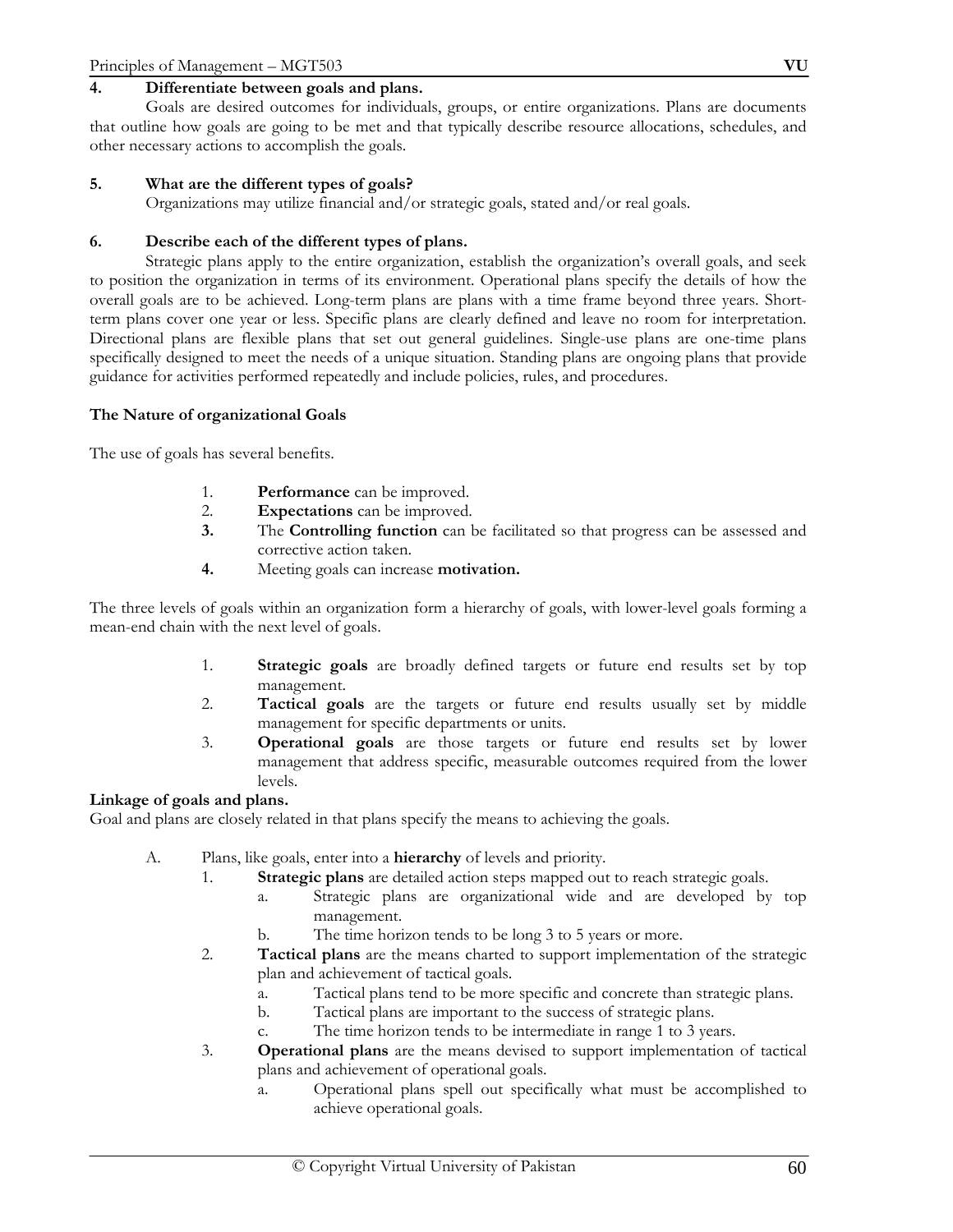**4. Differentiate between goals and plans.**

Goals are desired outcomes for individuals, groups, or entire organizations. Plans are documents that outline how goals are going to be met and that typically describe resource allocations, schedules, and other necessary actions to accomplish the goals.

**5. What are the different types of goals?**

Organizations may utilize financial and/or strategic goals, stated and/or real goals.

**6. Describe each of the different types of plans.**

Strategic plans apply to the entire organization, establish the organization's overall goals, and seek to position the organization in terms of its environment. Operational plans specify the details of how the overall goals are to be achieved. Long-term plans are plans with a time frame beyond three years. Short-term plans cover one year or less. Specific plans are clearly defined and leave no room for interpretation. Directional plans are flexible plans that set out general guidelines. Single-use plans are one-time plans specifically designed to meet the needs of a unique situation. Standing plans are ongoing plans that provide guidance for activities performed repeatedly and include policies, rules, and procedures.

**The Nature of organizational Goals**

The use of goals has several benefits.

1. **Performance** can be improved.
2. **Expectations** can be improved.
3. The **Controlling function** can be facilitated so that progress can be assessed and corrective action taken.
4. Meeting goals can increase **motivation.**

The three levels of goals within an organization form a hierarchy of goals, with lower-level goals forming a mean-end chain with the next level of goals.

1. **Strategic goals** are broadly defined targets or future end results set by top management.
2. **Tactical goals** are the targets or future end results usually set by middle management for specific departments or units.
3. **Operational goals** are those targets or future end results set by lower management that address specific, measurable outcomes required from the lower levels.

**Linkage of goals and plans.**

Goal and plans are closely related in that plans specify the means to achieving the goals.

A. Plans, like goals, enter into a **hierarchy** of levels and priority.
   1. **Strategic plans** are detailed action steps mapped out to reach strategic goals.
      a. Strategic plans are organizational wide and are developed by top management.
      b. The time horizon tends to be long 3 to 5 years or more.
   2. **Tactical plans** are the means charted to support implementation of the strategic plan and achievement of tactical goals.
      a. Tactical plans tend to be more specific and concrete than strategic plans.
      b. Tactical plans are important to the success of strategic plans.
      c. The time horizon tends to be intermediate in range 1 to 3 years.
   3. **Operational plans** are the means devised to support implementation of tactical plans and achievement of operational goals.
      a. Operational plans spell out specifically what must be accomplished to achieve operational goals.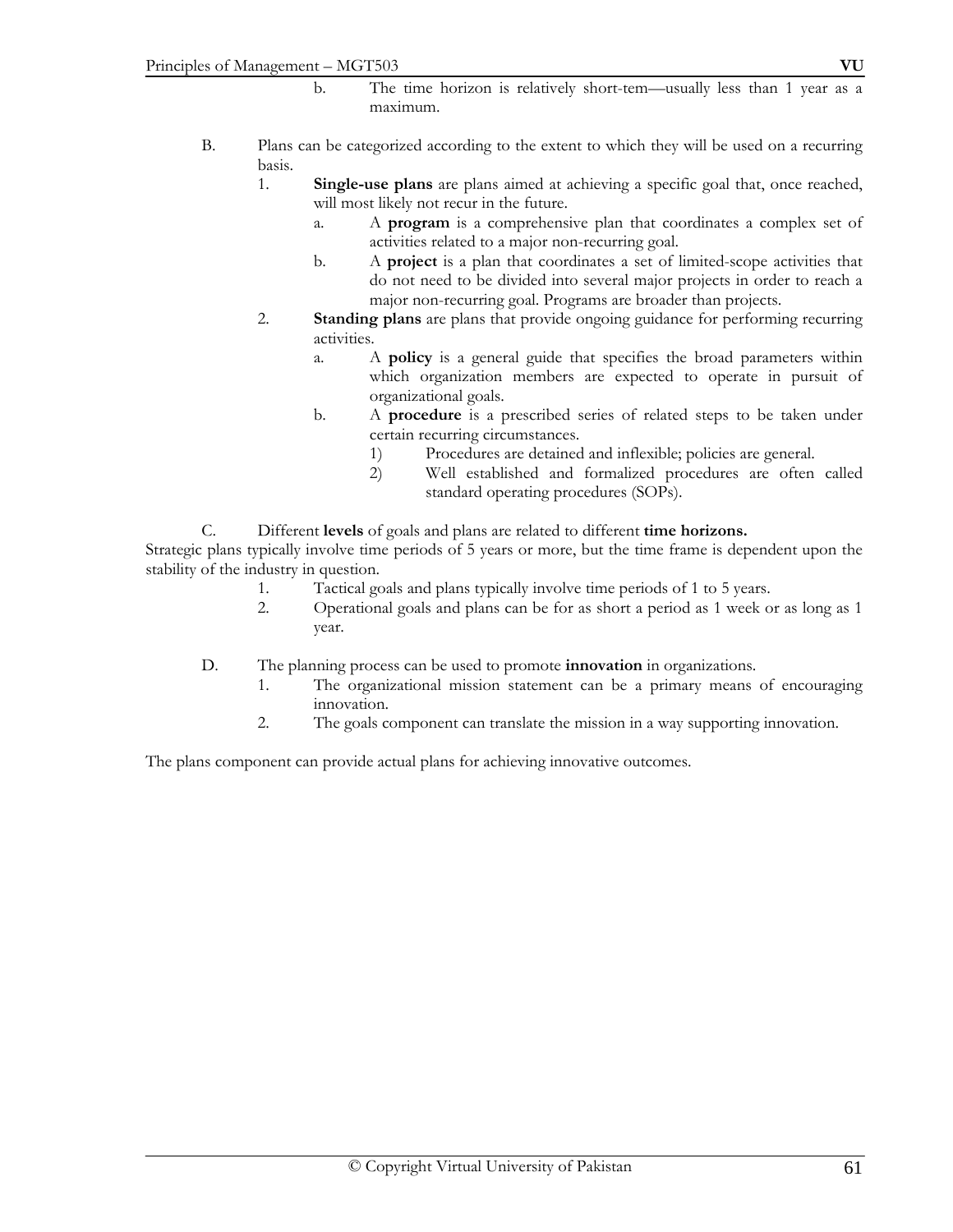b. The time horizon is relatively short-tem—usually less than 1 year as a maximum.

B. Plans can be categorized according to the extent to which they will be used on a recurring basis.

1. **Single-use plans** are plans aimed at achieving a specific goal that, once reached, will most likely not recur in the future.
    a. A **program** is a comprehensive plan that coordinates a complex set of activities related to a major non-recurring goal.
    b. A **project** is a plan that coordinates a set of limited-scope activities that do not need to be divided into several major projects in order to reach a major non-recurring goal. Programs are broader than projects.
2. **Standing plans** are plans that provide ongoing guidance for performing recurring activities.
    a. A **policy** is a general guide that specifies the broad parameters within which organization members are expected to operate in pursuit of organizational goals.
    b. A **procedure** is a prescribed series of related steps to be taken under certain recurring circumstances.
        1) Procedures are detained and inflexible; policies are general.
        2) Well established and formalized procedures are often called standard operating procedures (SOPs).

C. Different **levels** of goals and plans are related to different **time horizons.**

Strategic plans typically involve time periods of 5 years or more, but the time frame is dependent upon the stability of the industry in question.

1. Tactical goals and plans typically involve time periods of 1 to 5 years.
2. Operational goals and plans can be for as short a period as 1 week or as long as 1 year.

D. The planning process can be used to promote **innovation** in organizations.

1. The organizational mission statement can be a primary means of encouraging innovation.
2. The goals component can translate the mission in a way supporting innovation.

The plans component can provide actual plans for achieving innovative outcomes.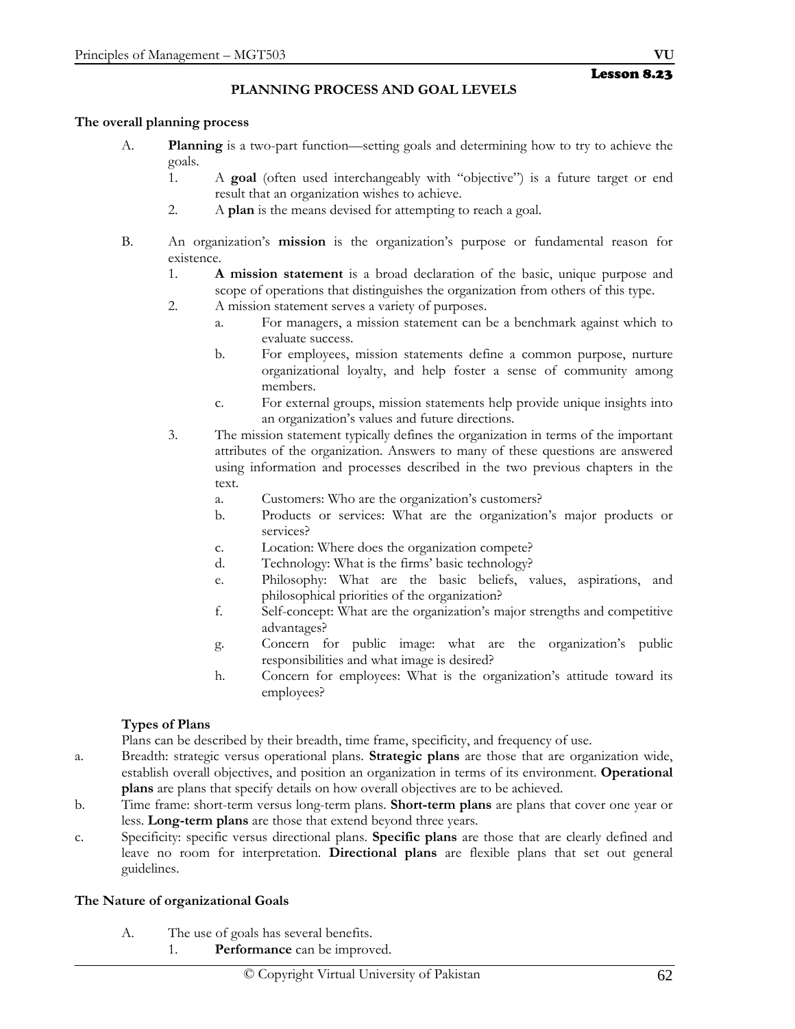## Lesson 8.23

### PLANNING PROCESS AND GOAL LEVELS

**The overall planning process**

A. **Planning** is a two-part function—setting goals and determining how to try to achieve the goals.
   1. A **goal** (often used interchangeably with "objective") is a future target or end result that an organization wishes to achieve.
   2. A **plan** is the means devised for attempting to reach a goal.

B. An organization's **mission** is the organization's purpose or fundamental reason for existence.
   1. **A mission statement** is a broad declaration of the basic, unique purpose and scope of operations that distinguishes the organization from others of this type.
   2. A mission statement serves a variety of purposes.
      a. For managers, a mission statement can be a benchmark against which to evaluate success.
      b. For employees, mission statements define a common purpose, nurture organizational loyalty, and help foster a sense of community among members.
      c. For external groups, mission statements help provide unique insights into an organization's values and future directions.
   3. The mission statement typically defines the organization in terms of the important attributes of the organization. Answers to many of these questions are answered using information and processes described in the two previous chapters in the text.
      a. Customers: Who are the organization's customers?
      b. Products or services: What are the organization's major products or services?
      c. Location: Where does the organization compete?
      d. Technology: What is the firms' basic technology?
      e. Philosophy: What are the basic beliefs, values, aspirations, and philosophical priorities of the organization?
      f. Self-concept: What are the organization's major strengths and competitive advantages?
      g. Concern for public image: what are the organization's public responsibilities and what image is desired?
      h. Concern for employees: What is the organization's attitude toward its employees?

**Types of Plans**

Plans can be described by their breadth, time frame, specificity, and frequency of use.

a. Breadth: strategic versus operational plans. **Strategic plans** are those that are organization wide, establish overall objectives, and position an organization in terms of its environment. **Operational plans** are plans that specify details on how overall objectives are to be achieved.
b. Time frame: short-term versus long-term plans. **Short-term plans** are plans that cover one year or less. **Long-term plans** are those that extend beyond three years.
c. Specificity: specific versus directional plans. **Specific plans** are those that are clearly defined and leave no room for interpretation. **Directional plans** are flexible plans that set out general guidelines.

**The Nature of organizational Goals**

A. The use of goals has several benefits.
   1. **Performance** can be improved.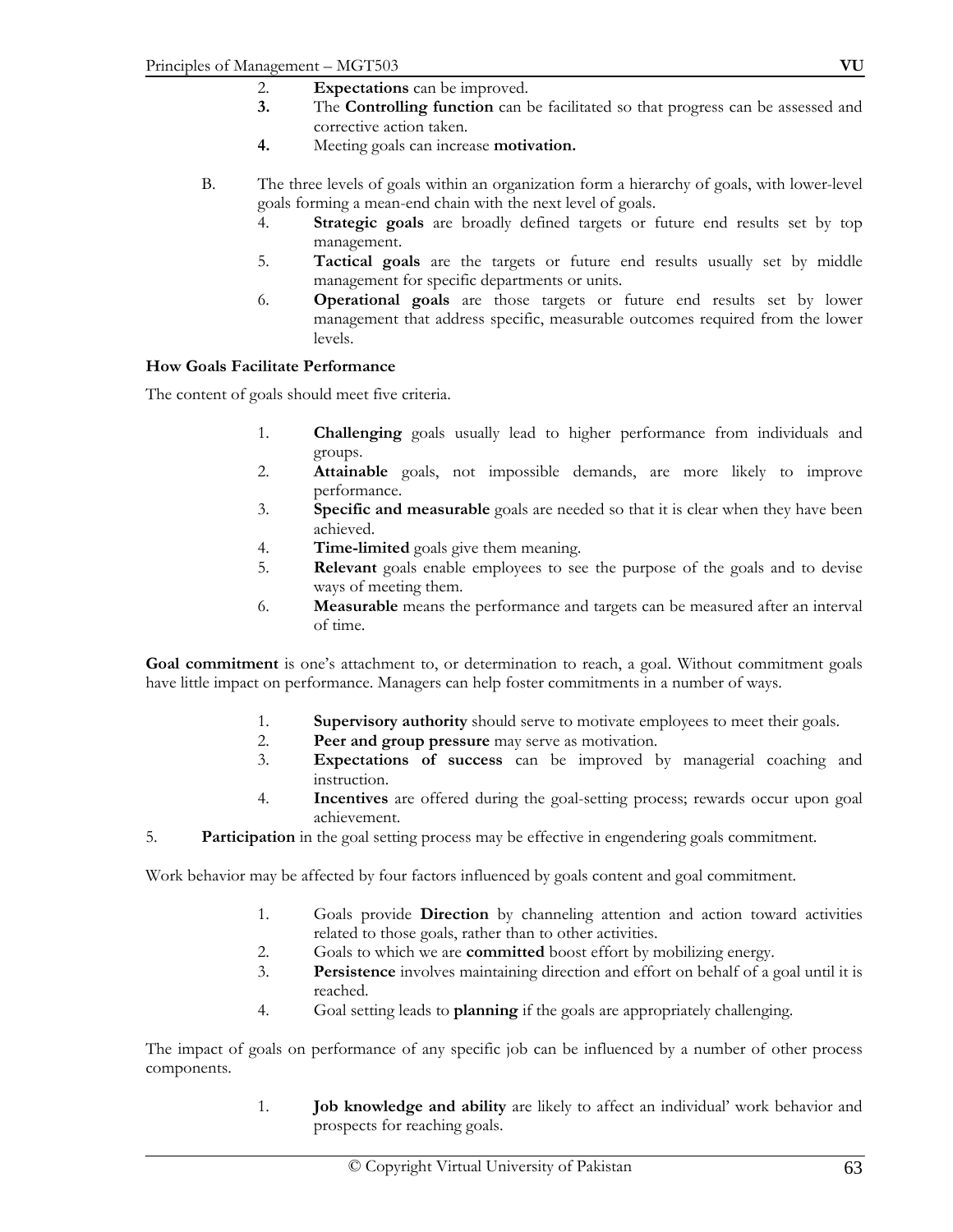2. **Expectations** can be improved.
3. The **Controlling function** can be facilitated so that progress can be assessed and corrective action taken.
4. Meeting goals can increase **motivation.**

B. The three levels of goals within an organization form a hierarchy of goals, with lower-level goals forming a mean-end chain with the next level of goals.

4. **Strategic goals** are broadly defined targets or future end results set by top management.
5. **Tactical goals** are the targets or future end results usually set by middle management for specific departments or units.
6. **Operational goals** are those targets or future end results set by lower management that address specific, measurable outcomes required from the lower levels.

**How Goals Facilitate Performance**

The content of goals should meet five criteria.

1. **Challenging** goals usually lead to higher performance from individuals and groups.
2. **Attainable** goals, not impossible demands, are more likely to improve performance.
3. **Specific and measurable** goals are needed so that it is clear when they have been achieved.
4. **Time-limited** goals give them meaning.
5. **Relevant** goals enable employees to see the purpose of the goals and to devise ways of meeting them.
6. **Measurable** means the performance and targets can be measured after an interval of time.

**Goal commitment** is one's attachment to, or determination to reach, a goal. Without commitment goals have little impact on performance. Managers can help foster commitments in a number of ways.

1. **Supervisory authority** should serve to motivate employees to meet their goals.
2. **Peer and group pressure** may serve as motivation.
3. **Expectations of success** can be improved by managerial coaching and instruction.
4. **Incentives** are offered during the goal-setting process; rewards occur upon goal achievement.
5. **Participation** in the goal setting process may be effective in engendering goals commitment.

Work behavior may be affected by four factors influenced by goals content and goal commitment.

1. Goals provide **Direction** by channeling attention and action toward activities related to those goals, rather than to other activities.
2. Goals to which we are **committed** boost effort by mobilizing energy.
3. **Persistence** involves maintaining direction and effort on behalf of a goal until it is reached.
4. Goal setting leads to **planning** if the goals are appropriately challenging.

The impact of goals on performance of any specific job can be influenced by a number of other process components.

1. **Job knowledge and ability** are likely to affect an individual' work behavior and prospects for reaching goals.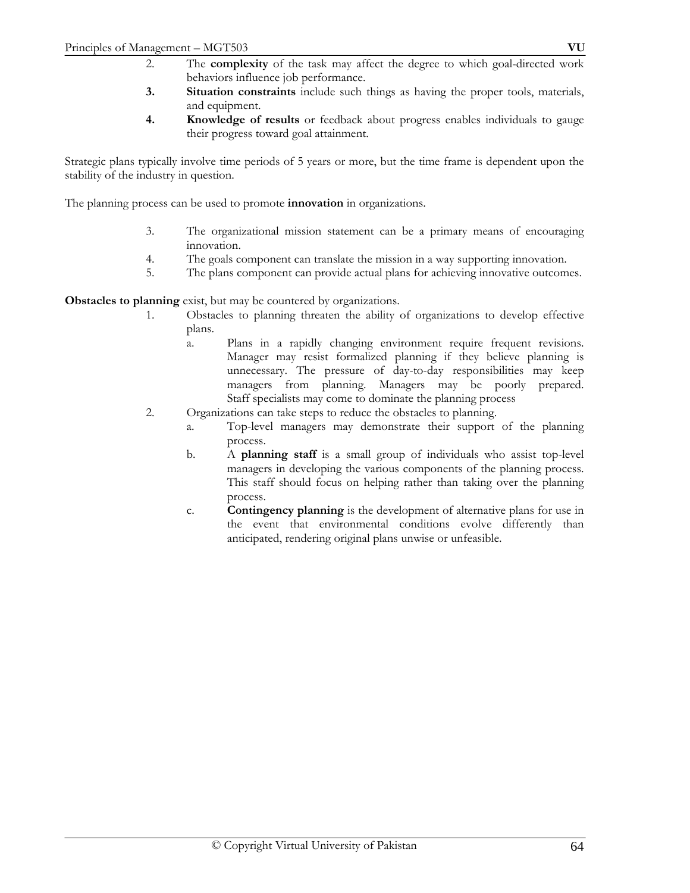2. The **complexity** of the task may affect the degree to which goal-directed work behaviors influence job performance.
3. **Situation constraints** include such things as having the proper tools, materials, and equipment.
4. **Knowledge of results** or feedback about progress enables individuals to gauge their progress toward goal attainment.

Strategic plans typically involve time periods of 5 years or more, but the time frame is dependent upon the stability of the industry in question.

The planning process can be used to promote **innovation** in organizations.

3. The organizational mission statement can be a primary means of encouraging innovation.
4. The goals component can translate the mission in a way supporting innovation.
5. The plans component can provide actual plans for achieving innovative outcomes.

**Obstacles to planning** exist, but may be countered by organizations.

1. Obstacles to planning threaten the ability of organizations to develop effective plans.
   a. Plans in a rapidly changing environment require frequent revisions. Manager may resist formalized planning if they believe planning is unnecessary. The pressure of day-to-day responsibilities may keep managers from planning. Managers may be poorly prepared. Staff specialists may come to dominate the planning process
2. Organizations can take steps to reduce the obstacles to planning.
   a. Top-level managers may demonstrate their support of the planning process.
   b. A **planning staff** is a small group of individuals who assist top-level managers in developing the various components of the planning process. This staff should focus on helping rather than taking over the planning process.
   c. **Contingency planning** is the development of alternative plans for use in the event that environmental conditions evolve differently than anticipated, rendering original plans unwise or unfeasible.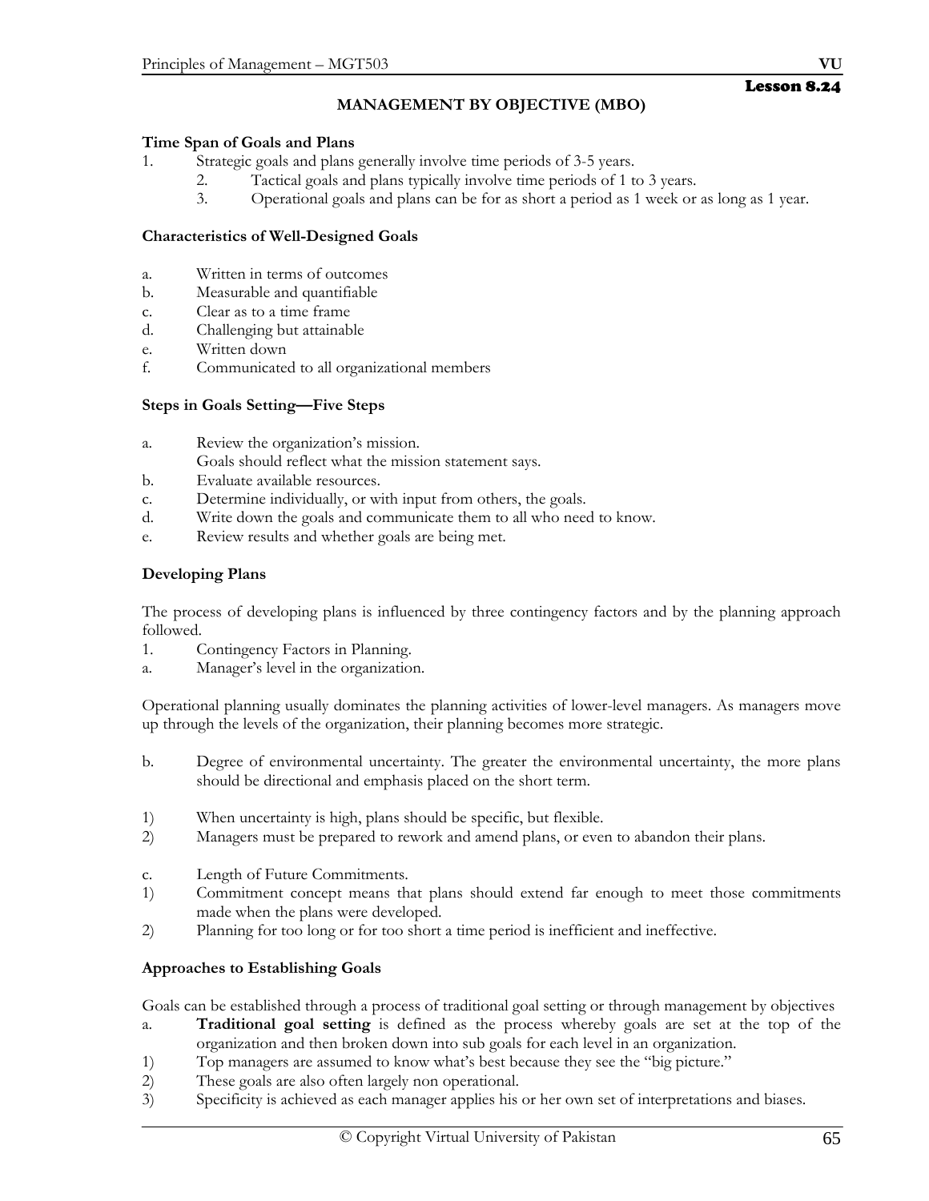Lesson 8.24

## MANAGEMENT BY OBJECTIVE (MBO)

### Time Span of Goals and Plans

1. Strategic goals and plans generally involve time periods of 3-5 years.
2. Tactical goals and plans typically involve time periods of 1 to 3 years.
3. Operational goals and plans can be for as short a period as 1 week or as long as 1 year.

### Characteristics of Well-Designed Goals

a. Written in terms of outcomes
b. Measurable and quantifiable
c. Clear as to a time frame
d. Challenging but attainable
e. Written down
f. Communicated to all organizational members

### Steps in Goals Setting—Five Steps

a. Review the organization's mission.
   Goals should reflect what the mission statement says.
b. Evaluate available resources.
c. Determine individually, or with input from others, the goals.
d. Write down the goals and communicate them to all who need to know.
e. Review results and whether goals are being met.

### Developing Plans

The process of developing plans is influenced by three contingency factors and by the planning approach followed.

1. Contingency Factors in Planning.

a. Manager's level in the organization.

Operational planning usually dominates the planning activities of lower-level managers. As managers move up through the levels of the organization, their planning becomes more strategic.

b. Degree of environmental uncertainty. The greater the environmental uncertainty, the more plans should be directional and emphasis placed on the short term.

1) When uncertainty is high, plans should be specific, but flexible.
2) Managers must be prepared to rework and amend plans, or even to abandon their plans.

c. Length of Future Commitments.

1) Commitment concept means that plans should extend far enough to meet those commitments made when the plans were developed.
2) Planning for too long or for too short a time period is inefficient and ineffective.

### Approaches to Establishing Goals

Goals can be established through a process of traditional goal setting or through management by objectives

a. **Traditional goal setting** is defined as the process whereby goals are set at the top of the organization and then broken down into sub goals for each level in an organization.

1) Top managers are assumed to know what's best because they see the "big picture."
2) These goals are also often largely non operational.
3) Specificity is achieved as each manager applies his or her own set of interpretations and biases.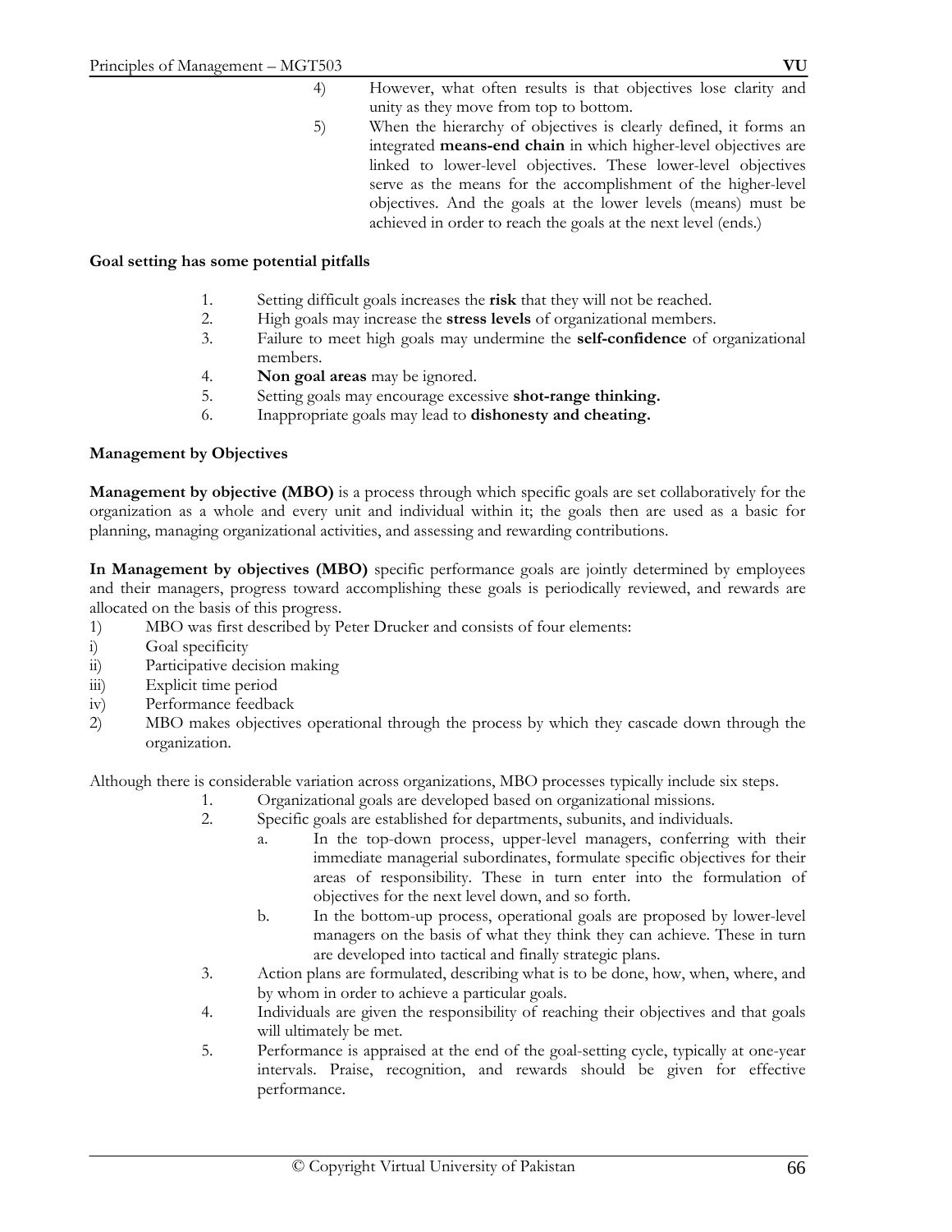4) However, what often results is that objectives lose clarity and unity as they move from top to bottom.

5) When the hierarchy of objectives is clearly defined, it forms an integrated **means-end chain** in which higher-level objectives are linked to lower-level objectives. These lower-level objectives serve as the means for the accomplishment of the higher-level objectives. And the goals at the lower levels (means) must be achieved in order to reach the goals at the next level (ends.)

**Goal setting has some potential pitfalls**

1. Setting difficult goals increases the **risk** that they will not be reached.
2. High goals may increase the **stress levels** of organizational members.
3. Failure to meet high goals may undermine the **self-confidence** of organizational members.
4. **Non goal areas** may be ignored.
5. Setting goals may encourage excessive **shot-range thinking.**
6. Inappropriate goals may lead to **dishonesty and cheating.**

**Management by Objectives**

**Management by objective (MBO)** is a process through which specific goals are set collaboratively for the organization as a whole and every unit and individual within it; the goals then are used as a basic for planning, managing organizational activities, and assessing and rewarding contributions.

**In Management by objectives (MBO)** specific performance goals are jointly determined by employees and their managers, progress toward accomplishing these goals is periodically reviewed, and rewards are allocated on the basis of this progress.

1) MBO was first described by Peter Drucker and consists of four elements:
   i) Goal specificity
   ii) Participative decision making
   iii) Explicit time period
   iv) Performance feedback
2) MBO makes objectives operational through the process by which they cascade down through the organization.

Although there is considerable variation across organizations, MBO processes typically include six steps.

1. Organizational goals are developed based on organizational missions.
2. Specific goals are established for departments, subunits, and individuals.
   a. In the top-down process, upper-level managers, conferring with their immediate managerial subordinates, formulate specific objectives for their areas of responsibility. These in turn enter into the formulation of objectives for the next level down, and so forth.
   b. In the bottom-up process, operational goals are proposed by lower-level managers on the basis of what they think they can achieve. These in turn are developed into tactical and finally strategic plans.
3. Action plans are formulated, describing what is to be done, how, when, where, and by whom in order to achieve a particular goals.
4. Individuals are given the responsibility of reaching their objectives and that goals will ultimately be met.
5. Performance is appraised at the end of the goal-setting cycle, typically at one-year intervals. Praise, recognition, and rewards should be given for effective performance.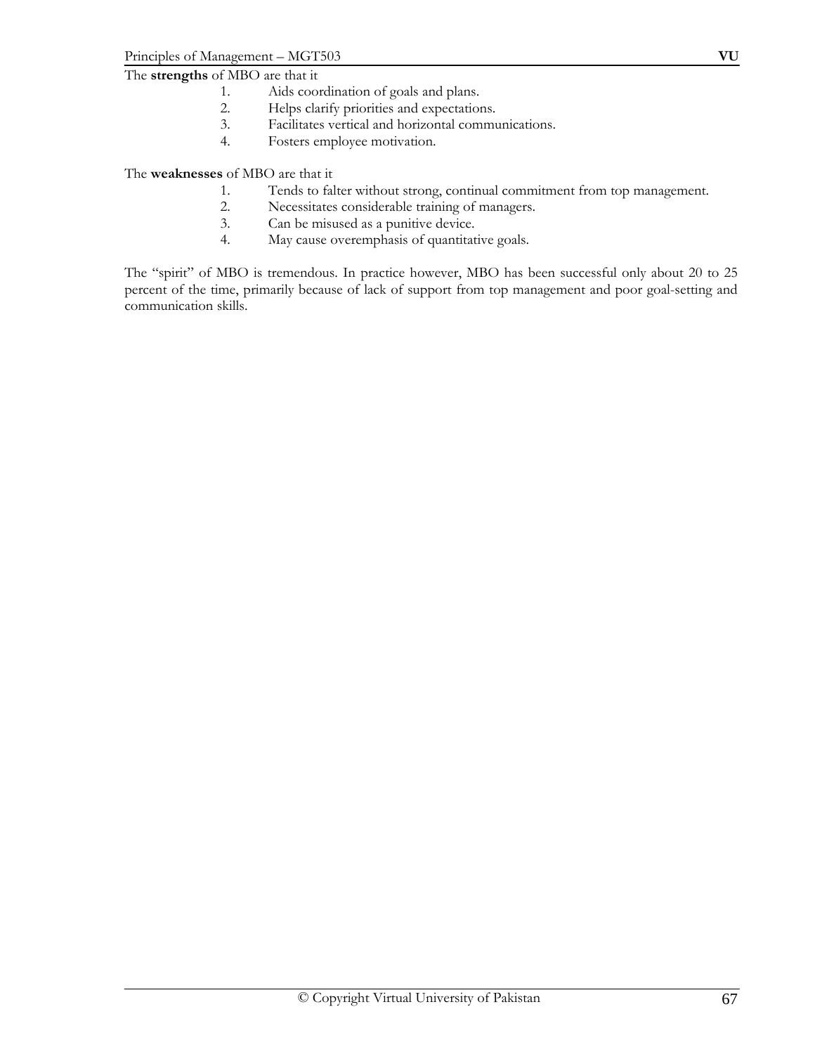The **strengths** of MBO are that it

1. Aids coordination of goals and plans.
2. Helps clarify priorities and expectations.
3. Facilitates vertical and horizontal communications.
4. Fosters employee motivation.

The **weaknesses** of MBO are that it

1. Tends to falter without strong, continual commitment from top management.
2. Necessitates considerable training of managers.
3. Can be misused as a punitive device.
4. May cause overemphasis of quantitative goals.

The "spirit" of MBO is tremendous. In practice however, MBO has been successful only about 20 to 25 percent of the time, primarily because of lack of support from top management and poor goal-setting and communication skills.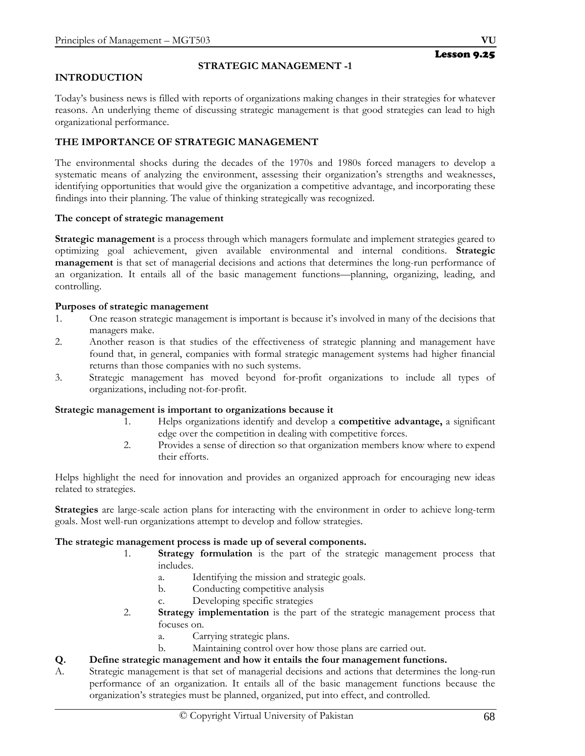Lesson 9.25

## STRATEGIC MANAGEMENT -1

### INTRODUCTION

Today's business news is filled with reports of organizations making changes in their strategies for whatever reasons. An underlying theme of discussing strategic management is that good strategies can lead to high organizational performance.

### THE IMPORTANCE OF STRATEGIC MANAGEMENT

The environmental shocks during the decades of the 1970s and 1980s forced managers to develop a systematic means of analyzing the environment, assessing their organization's strengths and weaknesses, identifying opportunities that would give the organization a competitive advantage, and incorporating these findings into their planning. The value of thinking strategically was recognized.

**The concept of strategic management**

**Strategic management** is a process through which managers formulate and implement strategies geared to optimizing goal achievement, given available environmental and internal conditions. **Strategic management** is that set of managerial decisions and actions that determines the long-run performance of an organization. It entails all of the basic management functions—planning, organizing, leading, and controlling.

**Purposes of strategic management**

1. One reason strategic management is important is because it's involved in many of the decisions that managers make.
2. Another reason is that studies of the effectiveness of strategic planning and management have found that, in general, companies with formal strategic management systems had higher financial returns than those companies with no such systems.
3. Strategic management has moved beyond for-profit organizations to include all types of organizations, including not-for-profit.

**Strategic management is important to organizations because it**

1. Helps organizations identify and develop a **competitive advantage,** a significant edge over the competition in dealing with competitive forces.
2. Provides a sense of direction so that organization members know where to expend their efforts.

Helps highlight the need for innovation and provides an organized approach for encouraging new ideas related to strategies.

**Strategies** are large-scale action plans for interacting with the environment in order to achieve long-term goals. Most well-run organizations attempt to develop and follow strategies.

**The strategic management process is made up of several components.**

1. **Strategy formulation** is the part of the strategic management process that includes.
   a. Identifying the mission and strategic goals.
   b. Conducting competitive analysis
   c. Developing specific strategies
2. **Strategy implementation** is the part of the strategic management process that focuses on.
   a. Carrying strategic plans.
   b. Maintaining control over how those plans are carried out.

**Q. Define strategic management and how it entails the four management functions.**

A. Strategic management is that set of managerial decisions and actions that determines the long-run performance of an organization. It entails all of the basic management functions because the organization's strategies must be planned, organized, put into effect, and controlled.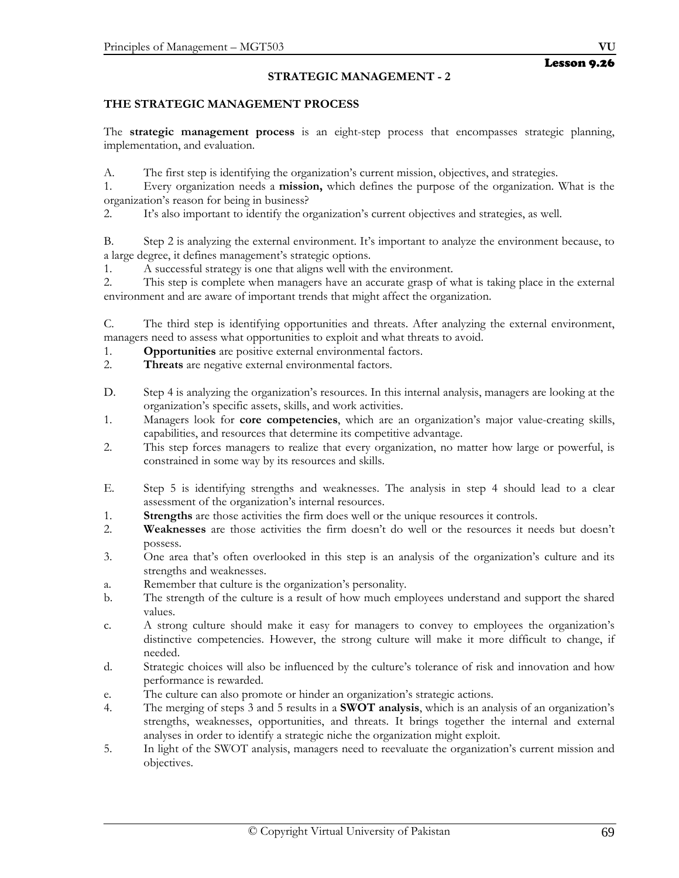## Lesson 9.26

### STRATEGIC MANAGEMENT - 2

#### THE STRATEGIC MANAGEMENT PROCESS

The **strategic management process** is an eight-step process that encompasses strategic planning, implementation, and evaluation.

A. The first step is identifying the organization's current mission, objectives, and strategies.

1. Every organization needs a **mission,** which defines the purpose of the organization. What is the organization's reason for being in business?
2. It's also important to identify the organization's current objectives and strategies, as well.

B. Step 2 is analyzing the external environment. It's important to analyze the environment because, to a large degree, it defines management's strategic options.

1. A successful strategy is one that aligns well with the environment.
2. This step is complete when managers have an accurate grasp of what is taking place in the external environment and are aware of important trends that might affect the organization.

C. The third step is identifying opportunities and threats. After analyzing the external environment, managers need to assess what opportunities to exploit and what threats to avoid.

1. **Opportunities** are positive external environmental factors.
2. **Threats** are negative external environmental factors.

D. Step 4 is analyzing the organization's resources. In this internal analysis, managers are looking at the organization's specific assets, skills, and work activities.

1. Managers look for **core competencies**, which are an organization's major value-creating skills, capabilities, and resources that determine its competitive advantage.
2. This step forces managers to realize that every organization, no matter how large or powerful, is constrained in some way by its resources and skills.

E. Step 5 is identifying strengths and weaknesses. The analysis in step 4 should lead to a clear assessment of the organization's internal resources.

1. **Strengths** are those activities the firm does well or the unique resources it controls.
2. **Weaknesses** are those activities the firm doesn't do well or the resources it needs but doesn't possess.
3. One area that's often overlooked in this step is an analysis of the organization's culture and its strengths and weaknesses.
   a. Remember that culture is the organization's personality.
   b. The strength of the culture is a result of how much employees understand and support the shared values.
   c. A strong culture should make it easy for managers to convey to employees the organization's distinctive competencies. However, the strong culture will make it more difficult to change, if needed.
   d. Strategic choices will also be influenced by the culture's tolerance of risk and innovation and how performance is rewarded.
   e. The culture can also promote or hinder an organization's strategic actions.
4. The merging of steps 3 and 5 results in a **SWOT analysis**, which is an analysis of an organization's strengths, weaknesses, opportunities, and threats. It brings together the internal and external analyses in order to identify a strategic niche the organization might exploit.
5. In light of the SWOT analysis, managers need to reevaluate the organization's current mission and objectives.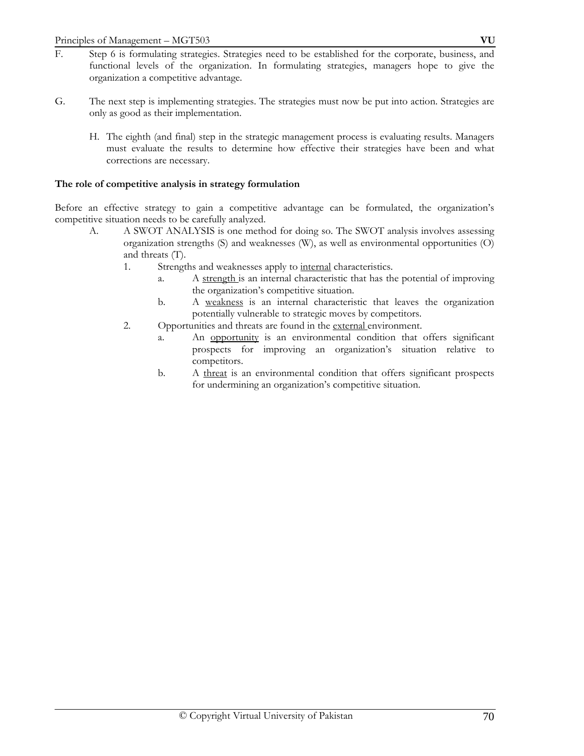F. Step 6 is formulating strategies. Strategies need to be established for the corporate, business, and functional levels of the organization. In formulating strategies, managers hope to give the organization a competitive advantage.

G. The next step is implementing strategies. The strategies must now be put into action. Strategies are only as good as their implementation.

H. The eighth (and final) step in the strategic management process is evaluating results. Managers must evaluate the results to determine how effective their strategies have been and what corrections are necessary.

**The role of competitive analysis in strategy formulation**

Before an effective strategy to gain a competitive advantage can be formulated, the organization's competitive situation needs to be carefully analyzed.

A. A SWOT ANALYSIS is one method for doing so. The SWOT analysis involves assessing organization strengths (S) and weaknesses (W), as well as environmental opportunities (O) and threats (T).
   1. Strengths and weaknesses apply to <u>internal</u> characteristics.
      a. A <u>strength</u> is an internal characteristic that has the potential of improving the organization's competitive situation.
      b. A <u>weakness</u> is an internal characteristic that leaves the organization potentially vulnerable to strategic moves by competitors.
   2. Opportunities and threats are found in the <u>external</u> environment.
      a. An <u>opportunity</u> is an environmental condition that offers significant prospects for improving an organization's situation relative to competitors.
      b. A <u>threat</u> is an environmental condition that offers significant prospects for undermining an organization's competitive situation.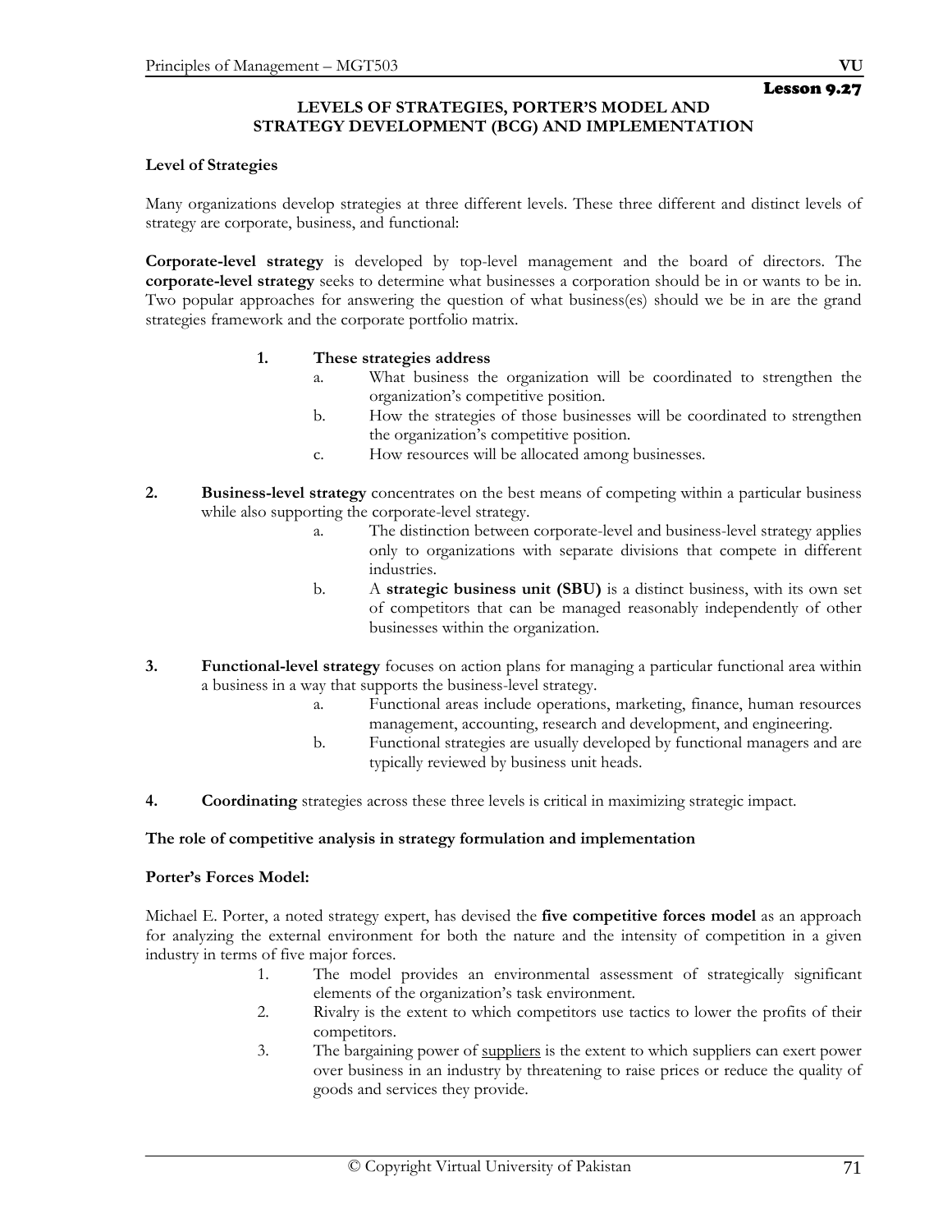Lesson 9.27

# LEVELS OF STRATEGIES, PORTER'S MODEL AND STRATEGY DEVELOPMENT (BCG) AND IMPLEMENTATION

**Level of Strategies**

Many organizations develop strategies at three different levels. These three different and distinct levels of strategy are corporate, business, and functional:

**Corporate-level strategy** is developed by top-level management and the board of directors. The **corporate-level strategy** seeks to determine what businesses a corporation should be in or wants to be in. Two popular approaches for answering the question of what business(es) should we be in are the grand strategies framework and the corporate portfolio matrix.

1. **These strategies address**
   a. What business the organization will be coordinated to strengthen the organization's competitive position.
   b. How the strategies of those businesses will be coordinated to strengthen the organization's competitive position.
   c. How resources will be allocated among businesses.

2. **Business-level strategy** concentrates on the best means of competing within a particular business while also supporting the corporate-level strategy.
   a. The distinction between corporate-level and business-level strategy applies only to organizations with separate divisions that compete in different industries.
   b. A **strategic business unit (SBU)** is a distinct business, with its own set of competitors that can be managed reasonably independently of other businesses within the organization.

3. **Functional-level strategy** focuses on action plans for managing a particular functional area within a business in a way that supports the business-level strategy.
   a. Functional areas include operations, marketing, finance, human resources management, accounting, research and development, and engineering.
   b. Functional strategies are usually developed by functional managers and are typically reviewed by business unit heads.

4. **Coordinating** strategies across these three levels is critical in maximizing strategic impact.

**The role of competitive analysis in strategy formulation and implementation**

**Porter's Forces Model:**

Michael E. Porter, a noted strategy expert, has devised the **five competitive forces model** as an approach for analyzing the external environment for both the nature and the intensity of competition in a given industry in terms of five major forces.

1. The model provides an environmental assessment of strategically significant elements of the organization's task environment.
2. Rivalry is the extent to which competitors use tactics to lower the profits of their competitors.
3. The bargaining power of suppliers is the extent to which suppliers can exert power over business in an industry by threatening to raise prices or reduce the quality of goods and services they provide.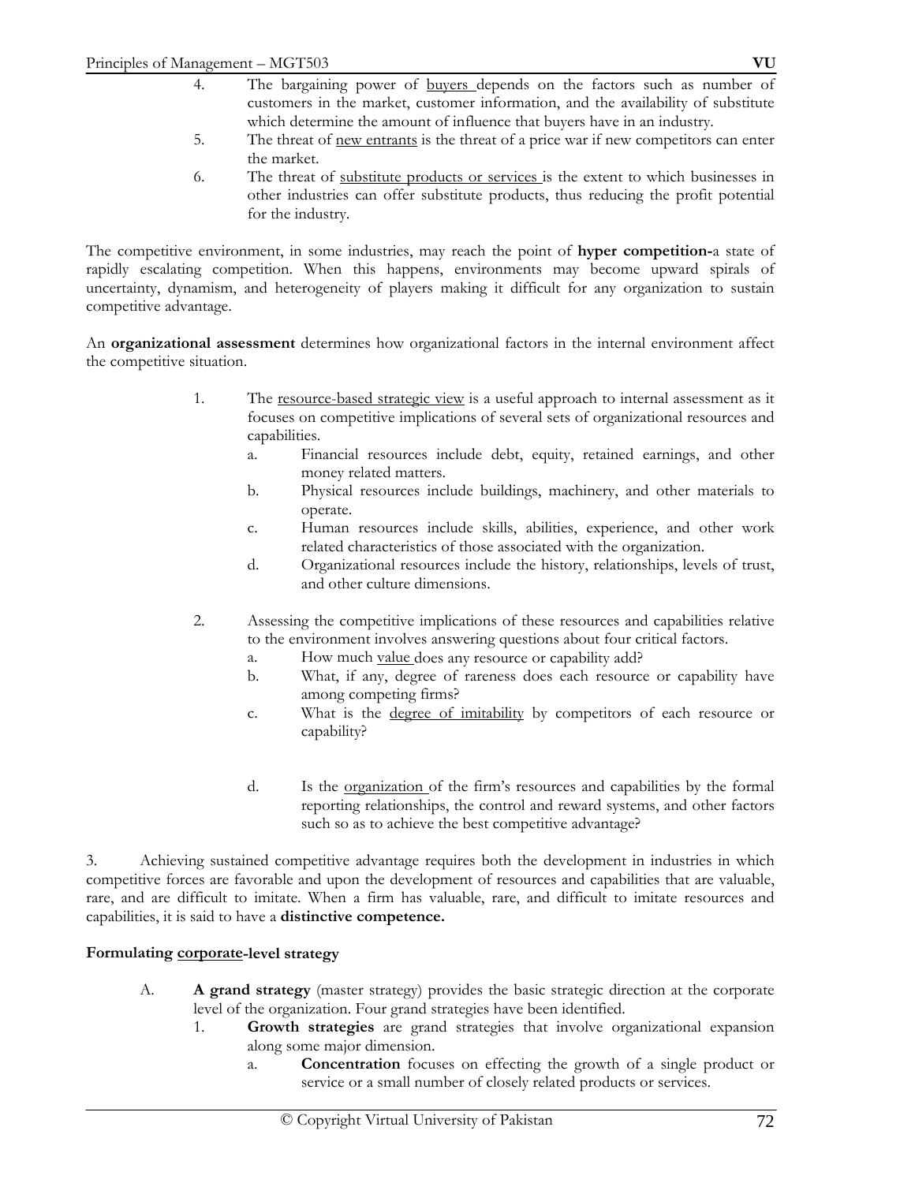4. The bargaining power of <u>buyers</u> depends on the factors such as number of customers in the market, customer information, and the availability of substitute which determine the amount of influence that buyers have in an industry.
5. The threat of <u>new entrants</u> is the threat of a price war if new competitors can enter the market.
6. The threat of <u>substitute products or services</u> is the extent to which businesses in other industries can offer substitute products, thus reducing the profit potential for the industry.

The competitive environment, in some industries, may reach the point of **hyper competition-**a state of rapidly escalating competition. When this happens, environments may become upward spirals of uncertainty, dynamism, and heterogeneity of players making it difficult for any organization to sustain competitive advantage.

An **organizational assessment** determines how organizational factors in the internal environment affect the competitive situation.

1. The <u>resource-based strategic view</u> is a useful approach to internal assessment as it focuses on competitive implications of several sets of organizational resources and capabilities.
   a. Financial resources include debt, equity, retained earnings, and other money related matters.
   b. Physical resources include buildings, machinery, and other materials to operate.
   c. Human resources include skills, abilities, experience, and other work related characteristics of those associated with the organization.
   d. Organizational resources include the history, relationships, levels of trust, and other culture dimensions.

2. Assessing the competitive implications of these resources and capabilities relative to the environment involves answering questions about four critical factors.
   a. How much <u>value</u> does any resource or capability add?
   b. What, if any, degree of rareness does each resource or capability have among competing firms?
   c. What is the <u>degree of imitability</u> by competitors of each resource or capability?
   d. Is the <u>organization</u> of the firm's resources and capabilities by the formal reporting relationships, the control and reward systems, and other factors such so as to achieve the best competitive advantage?

3. Achieving sustained competitive advantage requires both the development in industries in which competitive forces are favorable and upon the development of resources and capabilities that are valuable, rare, and are difficult to imitate. When a firm has valuable, rare, and difficult to imitate resources and capabilities, it is said to have a **distinctive competence.**

**Formulating <u>corporate</u>-level strategy**

A. **A grand strategy** (master strategy) provides the basic strategic direction at the corporate level of the organization. Four grand strategies have been identified.
   1. **Growth strategies** are grand strategies that involve organizational expansion along some major dimension.
      a. **Concentration** focuses on effecting the growth of a single product or service or a small number of closely related products or services.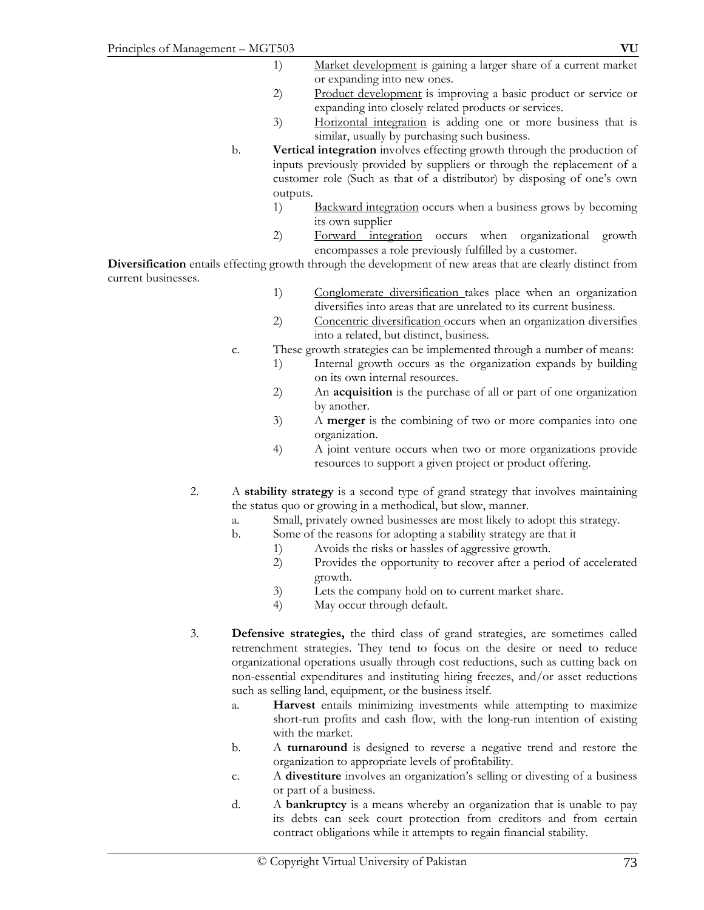1) Market development is gaining a larger share of a current market or expanding into new ones.
2) Product development is improving a basic product or service or expanding into closely related products or services.
3) Horizontal integration is adding one or more business that is similar, usually by purchasing such business.

b. **Vertical integration** involves effecting growth through the production of inputs previously provided by suppliers or through the replacement of a customer role (Such as that of a distributor) by disposing of one's own outputs.

1) Backward integration occurs when a business grows by becoming its own supplier
2) Forward integration occurs when organizational growth encompasses a role previously fulfilled by a customer.

**Diversification** entails effecting growth through the development of new areas that are clearly distinct from current businesses.

1) Conglomerate diversification takes place when an organization diversifies into areas that are unrelated to its current business.
2) Concentric diversification occurs when an organization diversifies into a related, but distinct, business.

c. These growth strategies can be implemented through a number of means:

1) Internal growth occurs as the organization expands by building on its own internal resources.
2) An **acquisition** is the purchase of all or part of one organization by another.
3) A **merger** is the combining of two or more companies into one organization.
4) A joint venture occurs when two or more organizations provide resources to support a given project or product offering.

2. A **stability strategy** is a second type of grand strategy that involves maintaining the status quo or growing in a methodical, but slow, manner.

a. Small, privately owned businesses are most likely to adopt this strategy.

b. Some of the reasons for adopting a stability strategy are that it

1) Avoids the risks or hassles of aggressive growth.
2) Provides the opportunity to recover after a period of accelerated growth.
3) Lets the company hold on to current market share.
4) May occur through default.

3. **Defensive strategies,** the third class of grand strategies, are sometimes called retrenchment strategies. They tend to focus on the desire or need to reduce organizational operations usually through cost reductions, such as cutting back on non-essential expenditures and instituting hiring freezes, and/or asset reductions such as selling land, equipment, or the business itself.

a. **Harvest** entails minimizing investments while attempting to maximize short-run profits and cash flow, with the long-run intention of existing with the market.

b. A **turnaround** is designed to reverse a negative trend and restore the organization to appropriate levels of profitability.

c. A **divestiture** involves an organization's selling or divesting of a business or part of a business.

d. A **bankruptcy** is a means whereby an organization that is unable to pay its debts can seek court protection from creditors and from certain contract obligations while it attempts to regain financial stability.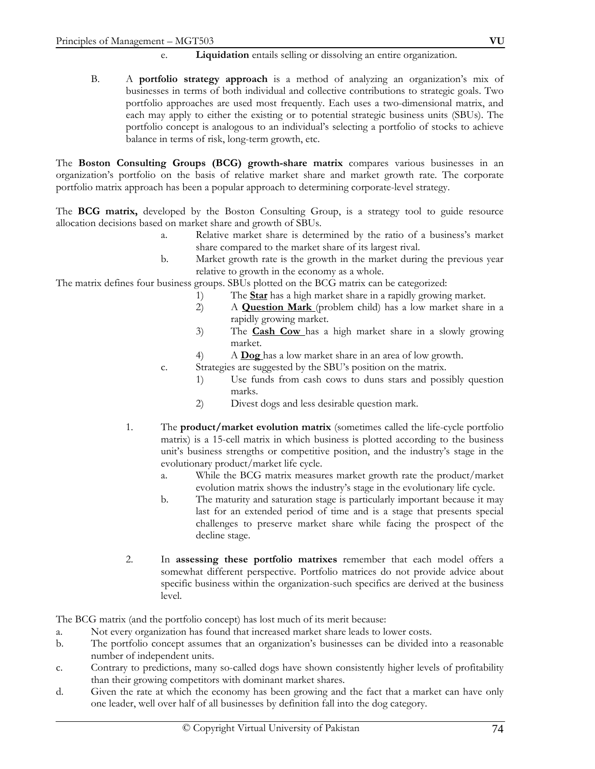e. **Liquidation** entails selling or dissolving an entire organization.

B. A **portfolio strategy approach** is a method of analyzing an organization's mix of businesses in terms of both individual and collective contributions to strategic goals. Two portfolio approaches are used most frequently. Each uses a two-dimensional matrix, and each may apply to either the existing or to potential strategic business units (SBUs). The portfolio concept is analogous to an individual's selecting a portfolio of stocks to achieve balance in terms of risk, long-term growth, etc.

The **Boston Consulting Groups (BCG) growth-share matrix** compares various businesses in an organization's portfolio on the basis of relative market share and market growth rate. The corporate portfolio matrix approach has been a popular approach to determining corporate-level strategy.

The **BCG matrix,** developed by the Boston Consulting Group, is a strategy tool to guide resource allocation decisions based on market share and growth of SBUs.

a. Relative market share is determined by the ratio of a business's market share compared to the market share of its largest rival.
b. Market growth rate is the growth in the market during the previous year relative to growth in the economy as a whole.

The matrix defines four business groups. SBUs plotted on the BCG matrix can be categorized:

1) The **Star** has a high market share in a rapidly growing market.
2) A **Question Mark** (problem child) has a low market share in a rapidly growing market.
3) The **Cash Cow** has a high market share in a slowly growing market.
4) A **Dog** has a low market share in an area of low growth.

c. Strategies are suggested by the SBU's position on the matrix.
    1) Use funds from cash cows to duns stars and possibly question marks.
    2) Divest dogs and less desirable question mark.

1. The **product/market evolution matrix** (sometimes called the life-cycle portfolio matrix) is a 15-cell matrix in which business is plotted according to the business unit's business strengths or competitive position, and the industry's stage in the evolutionary product/market life cycle.
    a. While the BCG matrix measures market growth rate the product/market evolution matrix shows the industry's stage in the evolutionary life cycle.
    b. The maturity and saturation stage is particularly important because it may last for an extended period of time and is a stage that presents special challenges to preserve market share while facing the prospect of the decline stage.

2. In **assessing these portfolio matrixes** remember that each model offers a somewhat different perspective. Portfolio matrices do not provide advice about specific business within the organization-such specifics are derived at the business level.

The BCG matrix (and the portfolio concept) has lost much of its merit because:

a. Not every organization has found that increased market share leads to lower costs.
b. The portfolio concept assumes that an organization's businesses can be divided into a reasonable number of independent units.
c. Contrary to predictions, many so-called dogs have shown consistently higher levels of profitability than their growing competitors with dominant market shares.
d. Given the rate at which the economy has been growing and the fact that a market can have only one leader, well over half of all businesses by definition fall into the dog category.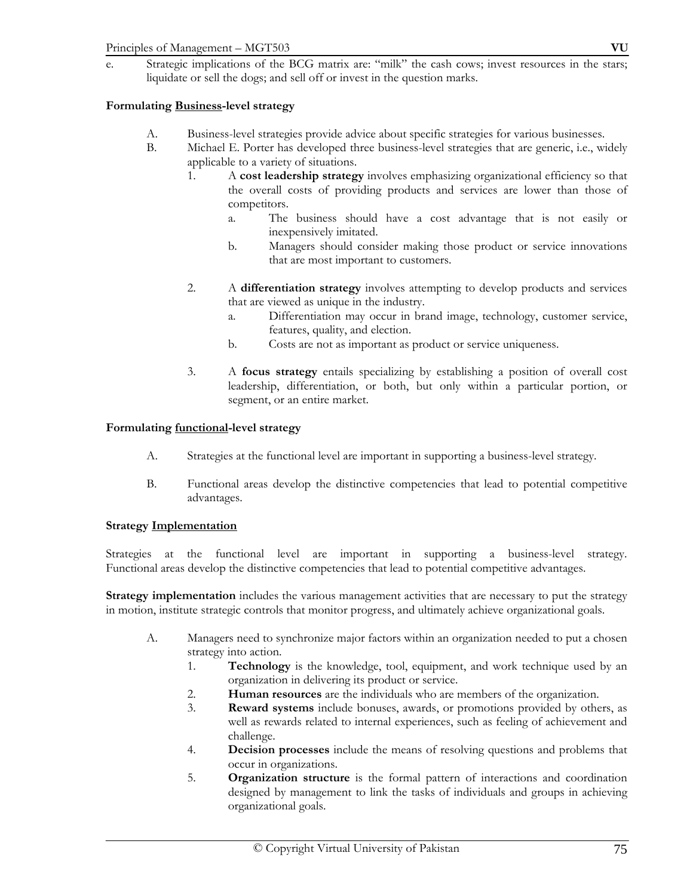e. Strategic implications of the BCG matrix are: "milk" the cash cows; invest resources in the stars; liquidate or sell the dogs; and sell off or invest in the question marks.

**Formulating <u>Business</u>-level strategy**

A. Business-level strategies provide advice about specific strategies for various businesses.

B. Michael E. Porter has developed three business-level strategies that are generic, i.e., widely applicable to a variety of situations.

1. A **cost leadership strategy** involves emphasizing organizational efficiency so that the overall costs of providing products and services are lower than those of competitors.
    a. The business should have a cost advantage that is not easily or inexpensively imitated.
    b. Managers should consider making those product or service innovations that are most important to customers.

2. A **differentiation strategy** involves attempting to develop products and services that are viewed as unique in the industry.
    a. Differentiation may occur in brand image, technology, customer service, features, quality, and election.
    b. Costs are not as important as product or service uniqueness.

3. A **focus strategy** entails specializing by establishing a position of overall cost leadership, differentiation, or both, but only within a particular portion, or segment, or an entire market.

**Formulating <u>functional</u>-level strategy**

A. Strategies at the functional level are important in supporting a business-level strategy.

B. Functional areas develop the distinctive competencies that lead to potential competitive advantages.

**Strategy <u>Implementation</u>**

Strategies at the functional level are important in supporting a business-level strategy. Functional areas develop the distinctive competencies that lead to potential competitive advantages.

**Strategy implementation** includes the various management activities that are necessary to put the strategy in motion, institute strategic controls that monitor progress, and ultimately achieve organizational goals.

A. Managers need to synchronize major factors within an organization needed to put a chosen strategy into action.

1. **Technology** is the knowledge, tool, equipment, and work technique used by an organization in delivering its product or service.
2. **Human resources** are the individuals who are members of the organization.
3. **Reward systems** include bonuses, awards, or promotions provided by others, as well as rewards related to internal experiences, such as feeling of achievement and challenge.
4. **Decision processes** include the means of resolving questions and problems that occur in organizations.
5. **Organization structure** is the formal pattern of interactions and coordination designed by management to link the tasks of individuals and groups in achieving organizational goals.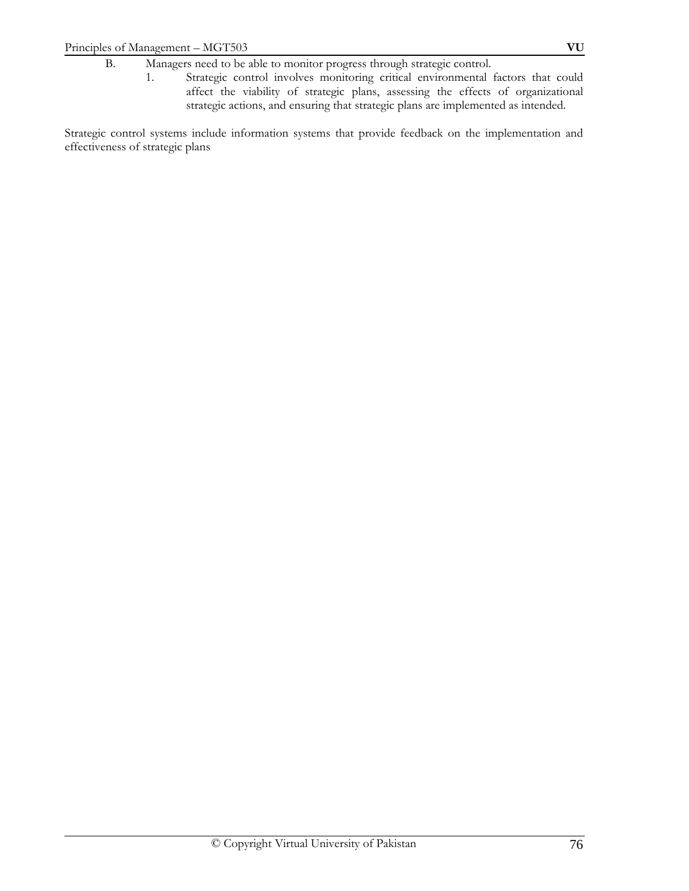B. Managers need to be able to monitor progress through strategic control.

   1. Strategic control involves monitoring critical environmental factors that could affect the viability of strategic plans, assessing the effects of organizational strategic actions, and ensuring that strategic plans are implemented as intended.

Strategic control systems include information systems that provide feedback on the implementation and effectiveness of strategic plans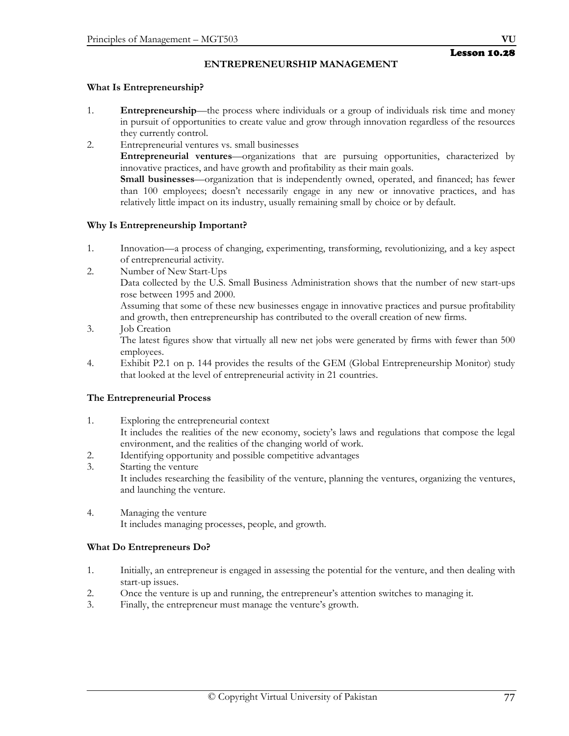Lesson 10.28

# ENTREPRENEURSHIP MANAGEMENT

## What Is Entrepreneurship?

1. **Entrepreneurship**—the process where individuals or a group of individuals risk time and money in pursuit of opportunities to create value and grow through innovation regardless of the resources they currently control.
2. Entrepreneurial ventures vs. small businesses
   **Entrepreneurial ventures**—organizations that are pursuing opportunities, characterized by innovative practices, and have growth and profitability as their main goals.
   **Small businesses**—organization that is independently owned, operated, and financed; has fewer than 100 employees; doesn't necessarily engage in any new or innovative practices, and has relatively little impact on its industry, usually remaining small by choice or by default.

## Why Is Entrepreneurship Important?

1. Innovation—a process of changing, experimenting, transforming, revolutionizing, and a key aspect of entrepreneurial activity.
2. Number of New Start-Ups
   Data collected by the U.S. Small Business Administration shows that the number of new start-ups rose between 1995 and 2000.
   Assuming that some of these new businesses engage in innovative practices and pursue profitability and growth, then entrepreneurship has contributed to the overall creation of new firms.
3. Job Creation
   The latest figures show that virtually all new net jobs were generated by firms with fewer than 500 employees.
4. Exhibit P2.1 on p. 144 provides the results of the GEM (Global Entrepreneurship Monitor) study that looked at the level of entrepreneurial activity in 21 countries.

## The Entrepreneurial Process

1. Exploring the entrepreneurial context
   It includes the realities of the new economy, society's laws and regulations that compose the legal environment, and the realities of the changing world of work.
2. Identifying opportunity and possible competitive advantages
3. Starting the venture
   It includes researching the feasibility of the venture, planning the ventures, organizing the ventures, and launching the venture.
4. Managing the venture
   It includes managing processes, people, and growth.

## What Do Entrepreneurs Do?

1. Initially, an entrepreneur is engaged in assessing the potential for the venture, and then dealing with start-up issues.
2. Once the venture is up and running, the entrepreneur's attention switches to managing it.
3. Finally, the entrepreneur must manage the venture's growth.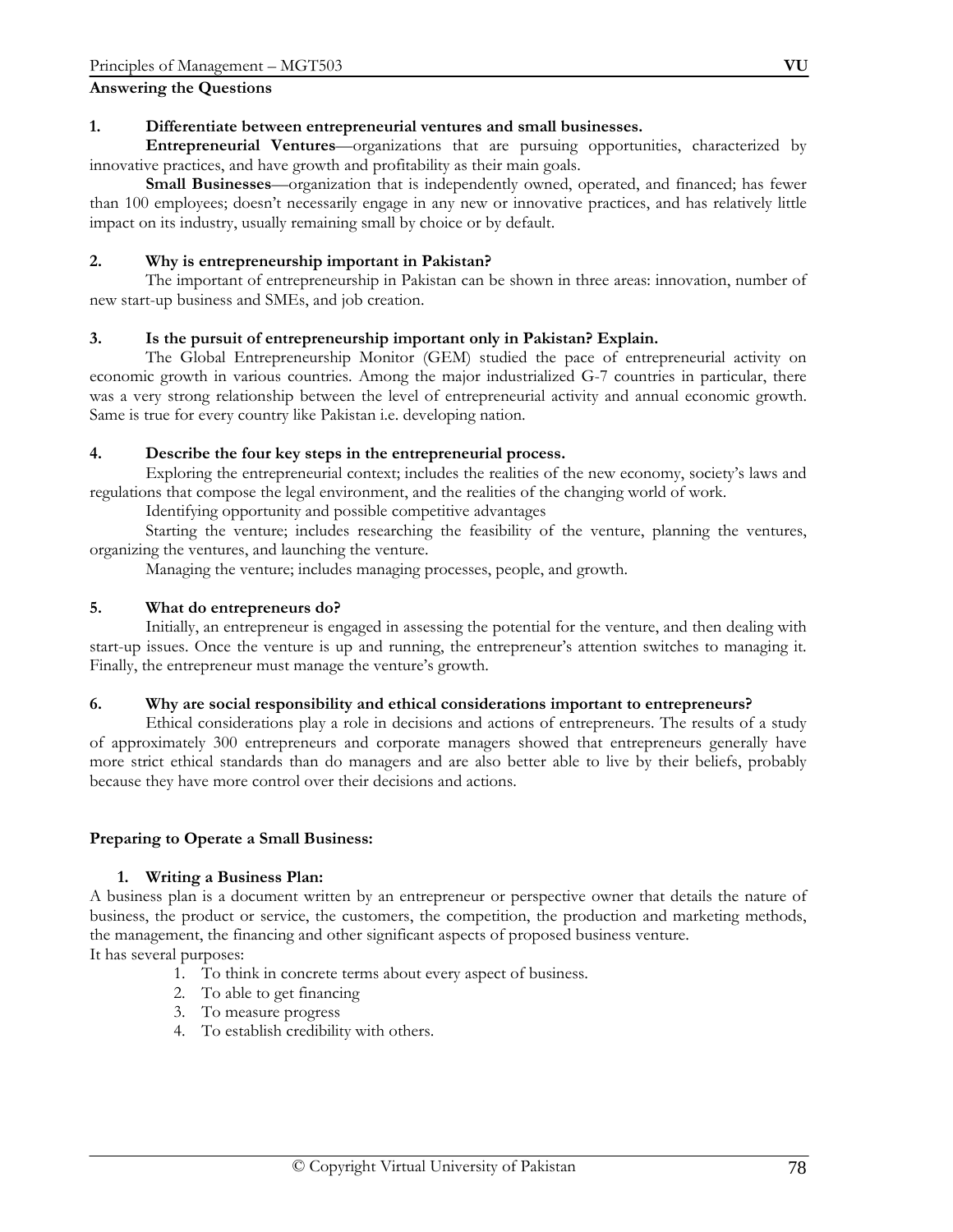**Answering the Questions**

**1. Differentiate between entrepreneurial ventures and small businesses.**

**Entrepreneurial Ventures**—organizations that are pursuing opportunities, characterized by innovative practices, and have growth and profitability as their main goals.

**Small Businesses**—organization that is independently owned, operated, and financed; has fewer than 100 employees; doesn't necessarily engage in any new or innovative practices, and has relatively little impact on its industry, usually remaining small by choice or by default.

**2. Why is entrepreneurship important in Pakistan?**

The important of entrepreneurship in Pakistan can be shown in three areas: innovation, number of new start-up business and SMEs, and job creation.

**3. Is the pursuit of entrepreneurship important only in Pakistan? Explain.**

The Global Entrepreneurship Monitor (GEM) studied the pace of entrepreneurial activity on economic growth in various countries. Among the major industrialized G-7 countries in particular, there was a very strong relationship between the level of entrepreneurial activity and annual economic growth. Same is true for every country like Pakistan i.e. developing nation.

**4. Describe the four key steps in the entrepreneurial process.**

Exploring the entrepreneurial context; includes the realities of the new economy, society's laws and regulations that compose the legal environment, and the realities of the changing world of work.

Identifying opportunity and possible competitive advantages

Starting the venture; includes researching the feasibility of the venture, planning the ventures, organizing the ventures, and launching the venture.

Managing the venture; includes managing processes, people, and growth.

**5. What do entrepreneurs do?**

Initially, an entrepreneur is engaged in assessing the potential for the venture, and then dealing with start-up issues. Once the venture is up and running, the entrepreneur's attention switches to managing it. Finally, the entrepreneur must manage the venture's growth.

**6. Why are social responsibility and ethical considerations important to entrepreneurs?**

Ethical considerations play a role in decisions and actions of entrepreneurs. The results of a study of approximately 300 entrepreneurs and corporate managers showed that entrepreneurs generally have more strict ethical standards than do managers and are also better able to live by their beliefs, probably because they have more control over their decisions and actions.

**Preparing to Operate a Small Business:**

1. **Writing a Business Plan:**

A business plan is a document written by an entrepreneur or perspective owner that details the nature of business, the product or service, the customers, the competition, the production and marketing methods, the management, the financing and other significant aspects of proposed business venture.

It has several purposes:

1. To think in concrete terms about every aspect of business.
2. To able to get financing
3. To measure progress
4. To establish credibility with others.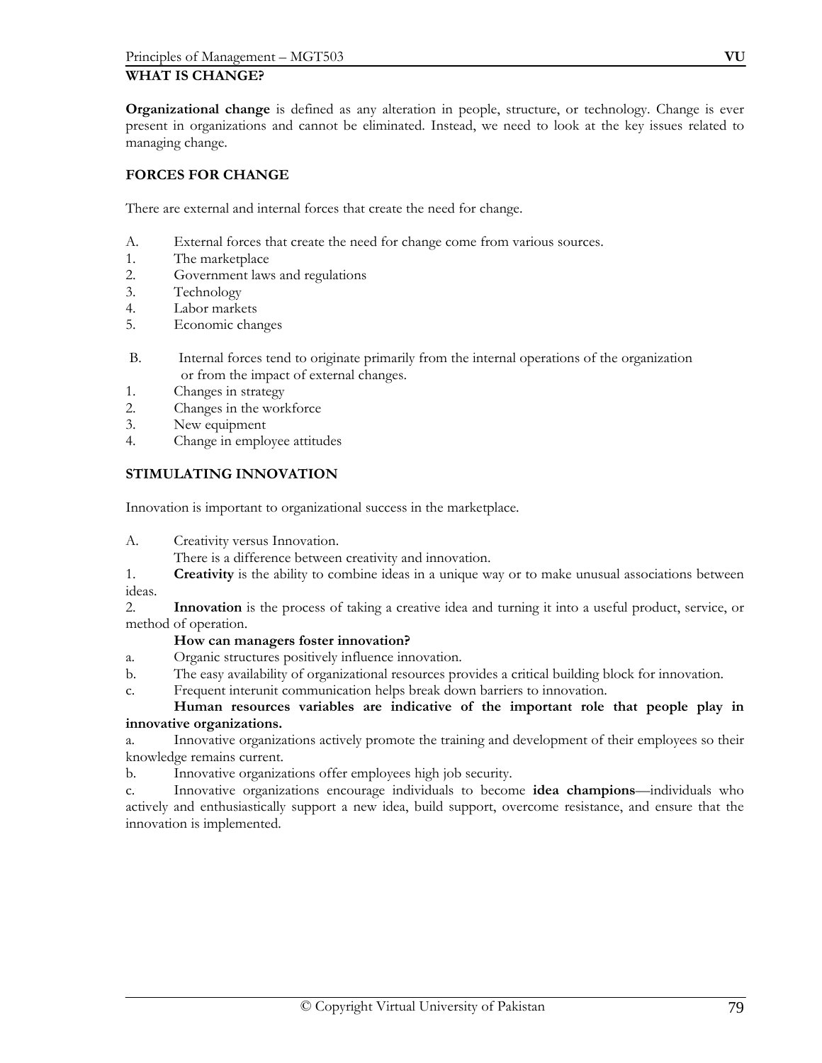## WHAT IS CHANGE?

**Organizational change** is defined as any alteration in people, structure, or technology. Change is ever present in organizations and cannot be eliminated. Instead, we need to look at the key issues related to managing change.

### FORCES FOR CHANGE

There are external and internal forces that create the need for change.

A. External forces that create the need for change come from various sources.

1. The marketplace
2. Government laws and regulations
3. Technology
4. Labor markets
5. Economic changes

B. Internal forces tend to originate primarily from the internal operations of the organization or from the impact of external changes.

1. Changes in strategy
2. Changes in the workforce
3. New equipment
4. Change in employee attitudes

### STIMULATING INNOVATION

Innovation is important to organizational success in the marketplace.

A. Creativity versus Innovation.

There is a difference between creativity and innovation.

1. **Creativity** is the ability to combine ideas in a unique way or to make unusual associations between ideas.
2. **Innovation** is the process of taking a creative idea and turning it into a useful product, service, or method of operation.

**How can managers foster innovation?**

a. Organic structures positively influence innovation.

b. The easy availability of organizational resources provides a critical building block for innovation.

c. Frequent interunit communication helps break down barriers to innovation.

**Human resources variables are indicative of the important role that people play in innovative organizations.**

a. Innovative organizations actively promote the training and development of their employees so their knowledge remains current.

b. Innovative organizations offer employees high job security.

c. Innovative organizations encourage individuals to become **idea champions**—individuals who actively and enthusiastically support a new idea, build support, overcome resistance, and ensure that the innovation is implemented.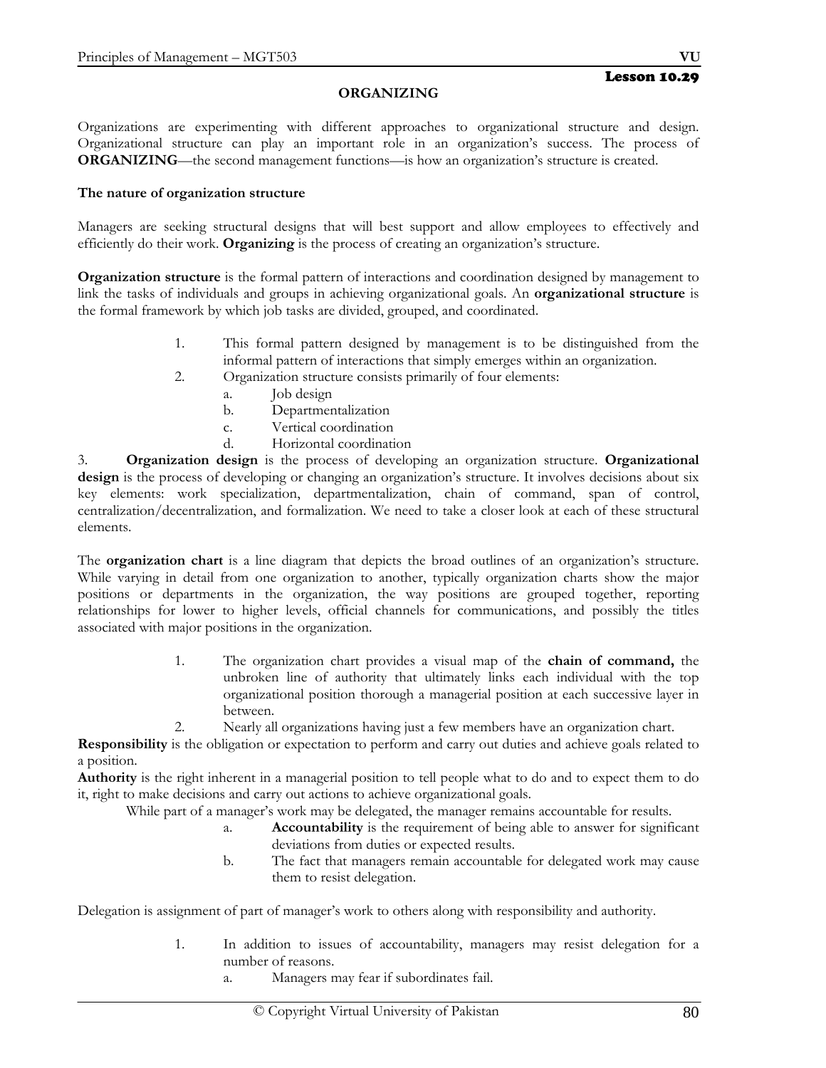**Lesson 10.29**

## ORGANIZING

Organizations are experimenting with different approaches to organizational structure and design. Organizational structure can play an important role in an organization's success. The process of **ORGANIZING**—the second management functions—is how an organization's structure is created.

### The nature of organization structure

Managers are seeking structural designs that will best support and allow employees to effectively and efficiently do their work. **Organizing** is the process of creating an organization's structure.

**Organization structure** is the formal pattern of interactions and coordination designed by management to link the tasks of individuals and groups in achieving organizational goals. An **organizational structure** is the formal framework by which job tasks are divided, grouped, and coordinated.

1. This formal pattern designed by management is to be distinguished from the informal pattern of interactions that simply emerges within an organization.
2. Organization structure consists primarily of four elements:
   a. Job design
   b. Departmentalization
   c. Vertical coordination
   d. Horizontal coordination
3. **Organization design** is the process of developing an organization structure. **Organizational design** is the process of developing or changing an organization's structure. It involves decisions about six key elements: work specialization, departmentalization, chain of command, span of control, centralization/decentralization, and formalization. We need to take a closer look at each of these structural elements.

The **organization chart** is a line diagram that depicts the broad outlines of an organization's structure. While varying in detail from one organization to another, typically organization charts show the major positions or departments in the organization, the way positions are grouped together, reporting relationships for lower to higher levels, official channels for communications, and possibly the titles associated with major positions in the organization.

1. The organization chart provides a visual map of the **chain of command,** the unbroken line of authority that ultimately links each individual with the top organizational position thorough a managerial position at each successive layer in between.
2. Nearly all organizations having just a few members have an organization chart.

**Responsibility** is the obligation or expectation to perform and carry out duties and achieve goals related to a position.

**Authority** is the right inherent in a managerial position to tell people what to do and to expect them to do it, right to make decisions and carry out actions to achieve organizational goals.

While part of a manager's work may be delegated, the manager remains accountable for results.

a. **Accountability** is the requirement of being able to answer for significant deviations from duties or expected results.
b. The fact that managers remain accountable for delegated work may cause them to resist delegation.

Delegation is assignment of part of manager's work to others along with responsibility and authority.

1. In addition to issues of accountability, managers may resist delegation for a number of reasons.
   a. Managers may fear if subordinates fail.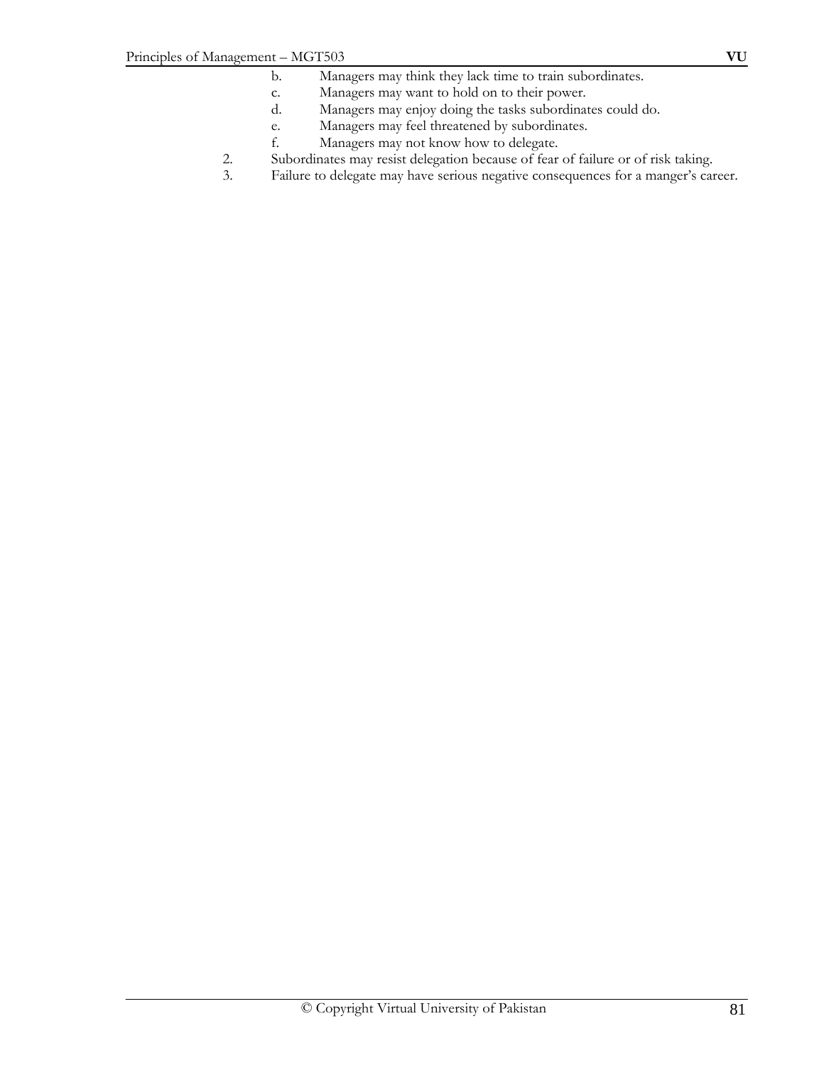b. Managers may think they lack time to train subordinates.
   c. Managers may want to hold on to their power.
   d. Managers may enjoy doing the tasks subordinates could do.
   e. Managers may feel threatened by subordinates.
   f. Managers may not know how to delegate.
2. Subordinates may resist delegation because of fear of failure or of risk taking.
3. Failure to delegate may have serious negative consequences for a manger's career.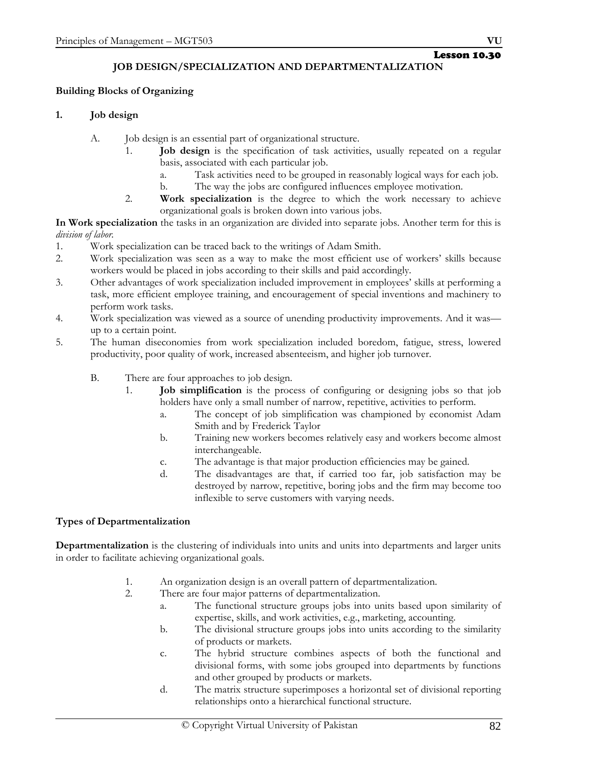## Lesson 10.30

# JOB DESIGN/SPECIALIZATION AND DEPARTMENTALIZATION

**Building Blocks of Organizing**

**1. Job design**

A. Job design is an essential part of organizational structure.
   1. **Job design** is the specification of task activities, usually repeated on a regular basis, associated with each particular job.
      a. Task activities need to be grouped in reasonably logical ways for each job.
      b. The way the jobs are configured influences employee motivation.
   2. **Work specialization** is the degree to which the work necessary to achieve organizational goals is broken down into various jobs.

**In Work specialization** the tasks in an organization are divided into separate jobs. Another term for this is *division of labor.*

1. Work specialization can be traced back to the writings of Adam Smith.
2. Work specialization was seen as a way to make the most efficient use of workers' skills because workers would be placed in jobs according to their skills and paid accordingly.
3. Other advantages of work specialization included improvement in employees' skills at performing a task, more efficient employee training, and encouragement of special inventions and machinery to perform work tasks.
4. Work specialization was viewed as a source of unending productivity improvements. And it was—up to a certain point.
5. The human diseconomies from work specialization included boredom, fatigue, stress, lowered productivity, poor quality of work, increased absenteeism, and higher job turnover.

B. There are four approaches to job design.
   1. **Job simplification** is the process of configuring or designing jobs so that job holders have only a small number of narrow, repetitive, activities to perform.
      a. The concept of job simplification was championed by economist Adam Smith and by Frederick Taylor
      b. Training new workers becomes relatively easy and workers become almost interchangeable.
      c. The advantage is that major production efficiencies may be gained.
      d. The disadvantages are that, if carried too far, job satisfaction may be destroyed by narrow, repetitive, boring jobs and the firm may become too inflexible to serve customers with varying needs.

**Types of Departmentalization**

**Departmentalization** is the clustering of individuals into units and units into departments and larger units in order to facilitate achieving organizational goals.

1. An organization design is an overall pattern of departmentalization.
2. There are four major patterns of departmentalization.
   a. The functional structure groups jobs into units based upon similarity of expertise, skills, and work activities, e.g., marketing, accounting.
   b. The divisional structure groups jobs into units according to the similarity of products or markets.
   c. The hybrid structure combines aspects of both the functional and divisional forms, with some jobs grouped into departments by functions and other grouped by products or markets.
   d. The matrix structure superimposes a horizontal set of divisional reporting relationships onto a hierarchical functional structure.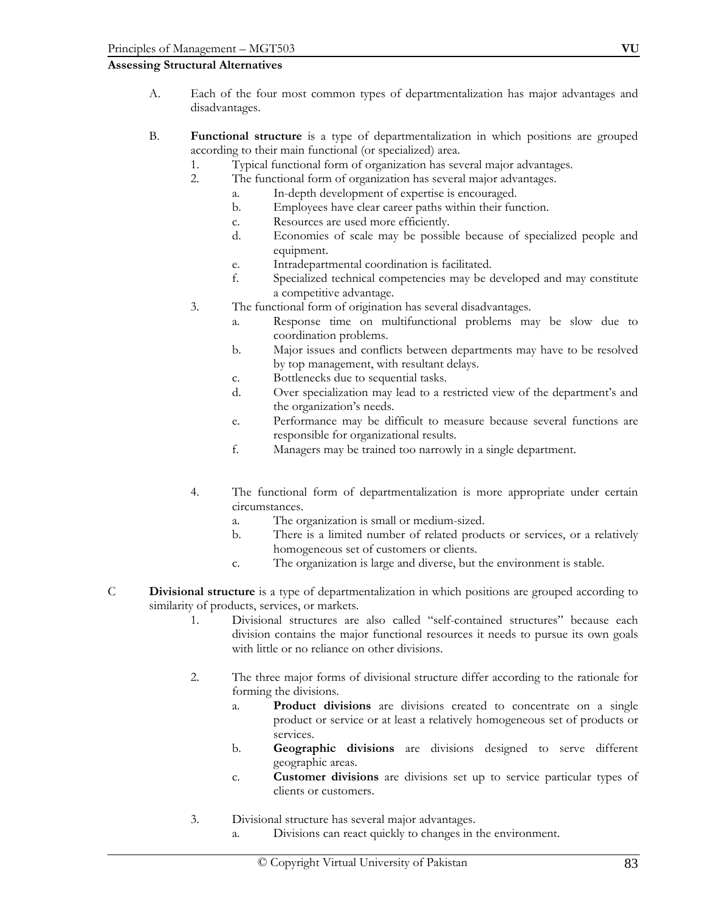**Assessing Structural Alternatives**

A. Each of the four most common types of departmentalization has major advantages and disadvantages.

B. **Functional structure** is a type of departmentalization in which positions are grouped according to their main functional (or specialized) area.

1. Typical functional form of organization has several major advantages.
2. The functional form of organization has several major advantages.
    a. In-depth development of expertise is encouraged.
    b. Employees have clear career paths within their function.
    c. Resources are used more efficiently.
    d. Economies of scale may be possible because of specialized people and equipment.
    e. Intradepartmental coordination is facilitated.
    f. Specialized technical competencies may be developed and may constitute a competitive advantage.
3. The functional form of origination has several disadvantages.
    a. Response time on multifunctional problems may be slow due to coordination problems.
    b. Major issues and conflicts between departments may have to be resolved by top management, with resultant delays.
    c. Bottlenecks due to sequential tasks.
    d. Over specialization may lead to a restricted view of the department's and the organization's needs.
    e. Performance may be difficult to measure because several functions are responsible for organizational results.
    f. Managers may be trained too narrowly in a single department.

4. The functional form of departmentalization is more appropriate under certain circumstances.
    a. The organization is small or medium-sized.
    b. There is a limited number of related products or services, or a relatively homogeneous set of customers or clients.
    c. The organization is large and diverse, but the environment is stable.

C **Divisional structure** is a type of departmentalization in which positions are grouped according to similarity of products, services, or markets.

1. Divisional structures are also called "self-contained structures" because each division contains the major functional resources it needs to pursue its own goals with little or no reliance on other divisions.

2. The three major forms of divisional structure differ according to the rationale for forming the divisions.
    a. **Product divisions** are divisions created to concentrate on a single product or service or at least a relatively homogeneous set of products or services.
    b. **Geographic divisions** are divisions designed to serve different geographic areas.
    c. **Customer divisions** are divisions set up to service particular types of clients or customers.

3. Divisional structure has several major advantages.
    a. Divisions can react quickly to changes in the environment.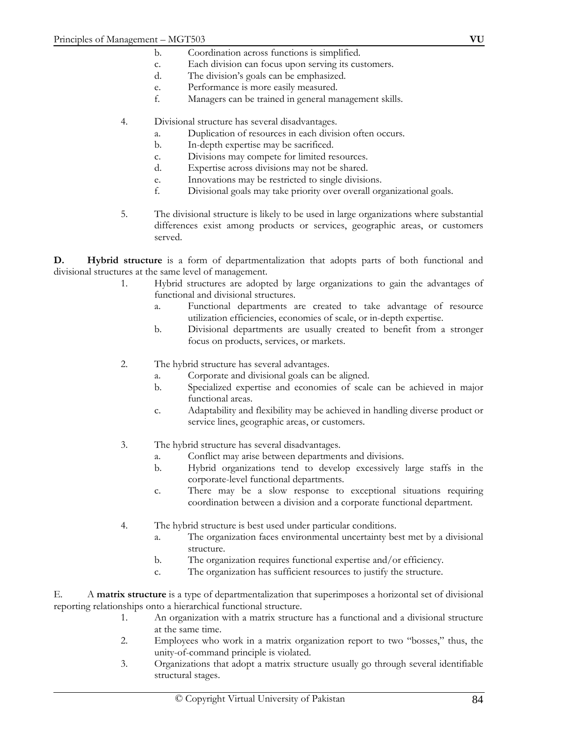b. Coordination across functions is simplified.
   c. Each division can focus upon serving its customers.
   d. The division's goals can be emphasized.
   e. Performance is more easily measured.
   f. Managers can be trained in general management skills.

4. Divisional structure has several disadvantages.
   a. Duplication of resources in each division often occurs.
   b. In-depth expertise may be sacrificed.
   c. Divisions may compete for limited resources.
   d. Expertise across divisions may not be shared.
   e. Innovations may be restricted to single divisions.
   f. Divisional goals may take priority over overall organizational goals.

5. The divisional structure is likely to be used in large organizations where substantial differences exist among products or services, geographic areas, or customers served.

**D. Hybrid structure** is a form of departmentalization that adopts parts of both functional and divisional structures at the same level of management.

1. Hybrid structures are adopted by large organizations to gain the advantages of functional and divisional structures.
   a. Functional departments are created to take advantage of resource utilization efficiencies, economies of scale, or in-depth expertise.
   b. Divisional departments are usually created to benefit from a stronger focus on products, services, or markets.

2. The hybrid structure has several advantages.
   a. Corporate and divisional goals can be aligned.
   b. Specialized expertise and economies of scale can be achieved in major functional areas.
   c. Adaptability and flexibility may be achieved in handling diverse product or service lines, geographic areas, or customers.

3. The hybrid structure has several disadvantages.
   a. Conflict may arise between departments and divisions.
   b. Hybrid organizations tend to develop excessively large staffs in the corporate-level functional departments.
   c. There may be a slow response to exceptional situations requiring coordination between a division and a corporate functional department.

4. The hybrid structure is best used under particular conditions.
   a. The organization faces environmental uncertainty best met by a divisional structure.
   b. The organization requires functional expertise and/or efficiency.
   c. The organization has sufficient resources to justify the structure.

E. A **matrix structure** is a type of departmentalization that superimposes a horizontal set of divisional reporting relationships onto a hierarchical functional structure.

1. An organization with a matrix structure has a functional and a divisional structure at the same time.
2. Employees who work in a matrix organization report to two "bosses," thus, the unity-of-command principle is violated.
3. Organizations that adopt a matrix structure usually go through several identifiable structural stages.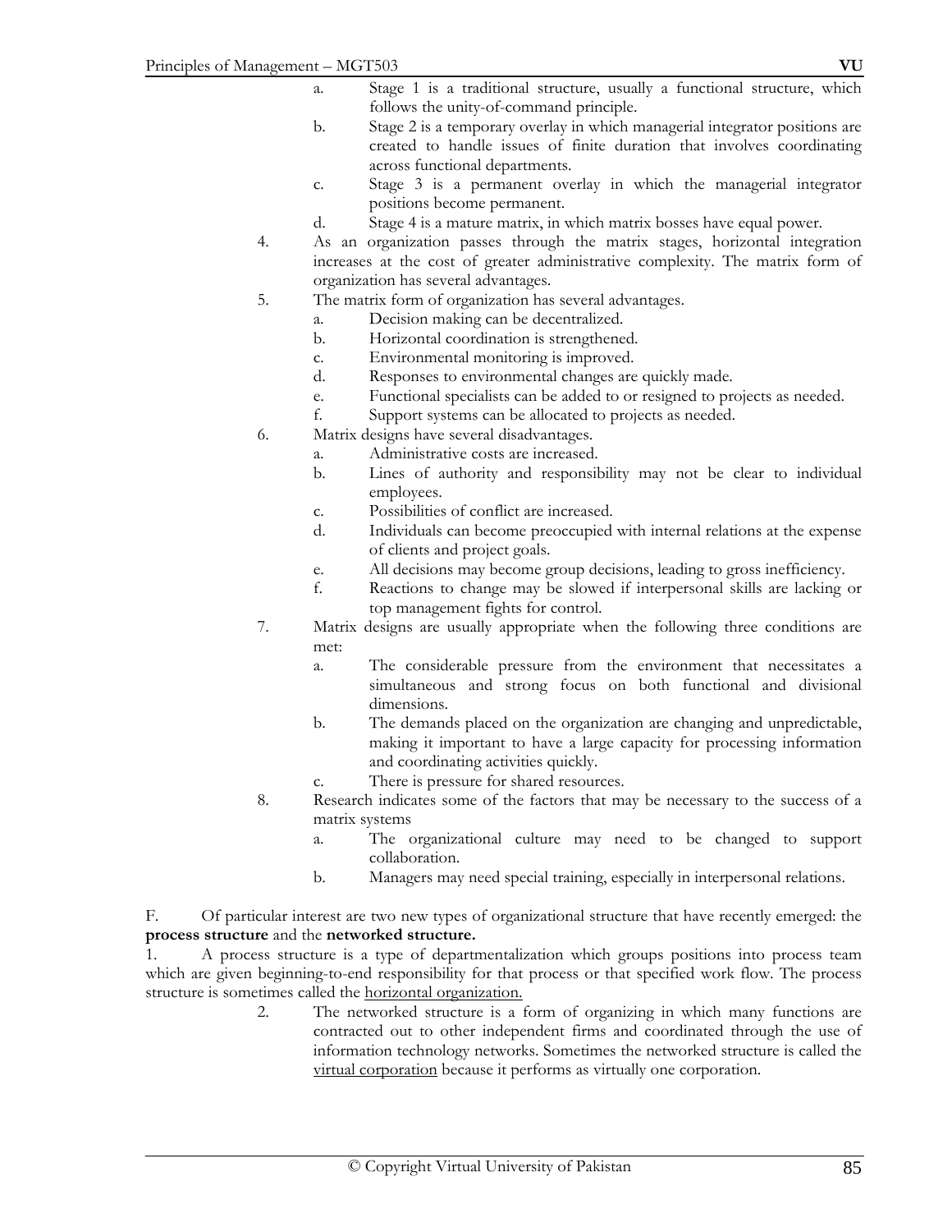a. Stage 1 is a traditional structure, usually a functional structure, which follows the unity-of-command principle.
b. Stage 2 is a temporary overlay in which managerial integrator positions are created to handle issues of finite duration that involves coordinating across functional departments.
c. Stage 3 is a permanent overlay in which the managerial integrator positions become permanent.
d. Stage 4 is a mature matrix, in which matrix bosses have equal power.

4. As an organization passes through the matrix stages, horizontal integration increases at the cost of greater administrative complexity. The matrix form of organization has several advantages.
5. The matrix form of organization has several advantages.
   a. Decision making can be decentralized.
   b. Horizontal coordination is strengthened.
   c. Environmental monitoring is improved.
   d. Responses to environmental changes are quickly made.
   e. Functional specialists can be added to or resigned to projects as needed.
   f. Support systems can be allocated to projects as needed.
6. Matrix designs have several disadvantages.
   a. Administrative costs are increased.
   b. Lines of authority and responsibility may not be clear to individual employees.
   c. Possibilities of conflict are increased.
   d. Individuals can become preoccupied with internal relations at the expense of clients and project goals.
   e. All decisions may become group decisions, leading to gross inefficiency.
   f. Reactions to change may be slowed if interpersonal skills are lacking or top management fights for control.
7. Matrix designs are usually appropriate when the following three conditions are met:
   a. The considerable pressure from the environment that necessitates a simultaneous and strong focus on both functional and divisional dimensions.
   b. The demands placed on the organization are changing and unpredictable, making it important to have a large capacity for processing information and coordinating activities quickly.
   c. There is pressure for shared resources.
8. Research indicates some of the factors that may be necessary to the success of a matrix systems
   a. The organizational culture may need to be changed to support collaboration.
   b. Managers may need special training, especially in interpersonal relations.

F. Of particular interest are two new types of organizational structure that have recently emerged: the **process structure** and the **networked structure.**

1. A process structure is a type of departmentalization which groups positions into process team which are given beginning-to-end responsibility for that process or that specified work flow. The process structure is sometimes called the <u>horizontal organization.</u>
2. The networked structure is a form of organizing in which many functions are contracted out to other independent firms and coordinated through the use of information technology networks. Sometimes the networked structure is called the <u>virtual corporation</u> because it performs as virtually one corporation.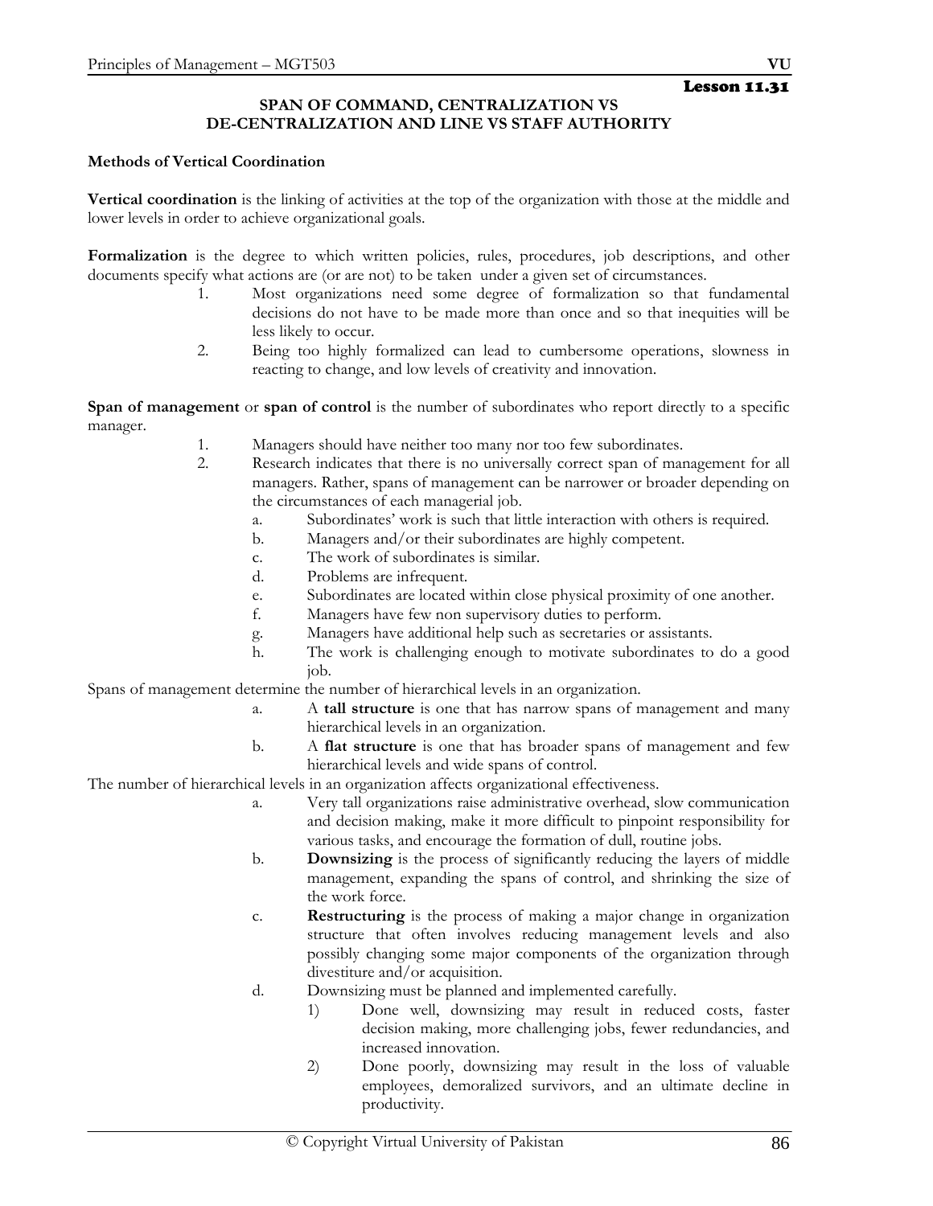**Lesson 11.31**

## SPAN OF COMMAND, CENTRALIZATION VS DE-CENTRALIZATION AND LINE VS STAFF AUTHORITY

### Methods of Vertical Coordination

**Vertical coordination** is the linking of activities at the top of the organization with those at the middle and lower levels in order to achieve organizational goals.

**Formalization** is the degree to which written policies, rules, procedures, job descriptions, and other documents specify what actions are (or are not) to be taken under a given set of circumstances.

1. Most organizations need some degree of formalization so that fundamental decisions do not have to be made more than once and so that inequities will be less likely to occur.
2. Being too highly formalized can lead to cumbersome operations, slowness in reacting to change, and low levels of creativity and innovation.

**Span of management** or **span of control** is the number of subordinates who report directly to a specific manager.

1. Managers should have neither too many nor too few subordinates.
2. Research indicates that there is no universally correct span of management for all managers. Rather, spans of management can be narrower or broader depending on the circumstances of each managerial job.
    a. Subordinates' work is such that little interaction with others is required.
    b. Managers and/or their subordinates are highly competent.
    c. The work of subordinates is similar.
    d. Problems are infrequent.
    e. Subordinates are located within close physical proximity of one another.
    f. Managers have few non supervisory duties to perform.
    g. Managers have additional help such as secretaries or assistants.
    h. The work is challenging enough to motivate subordinates to do a good job.

Spans of management determine the number of hierarchical levels in an organization.

a. A **tall structure** is one that has narrow spans of management and many hierarchical levels in an organization.
b. A **flat structure** is one that has broader spans of management and few hierarchical levels and wide spans of control.

The number of hierarchical levels in an organization affects organizational effectiveness.

a. Very tall organizations raise administrative overhead, slow communication and decision making, make it more difficult to pinpoint responsibility for various tasks, and encourage the formation of dull, routine jobs.
b. **Downsizing** is the process of significantly reducing the layers of middle management, expanding the spans of control, and shrinking the size of the work force.
c. **Restructuring** is the process of making a major change in organization structure that often involves reducing management levels and also possibly changing some major components of the organization through divestiture and/or acquisition.
d. Downsizing must be planned and implemented carefully.
    1) Done well, downsizing may result in reduced costs, faster decision making, more challenging jobs, fewer redundancies, and increased innovation.
    2) Done poorly, downsizing may result in the loss of valuable employees, demoralized survivors, and an ultimate decline in productivity.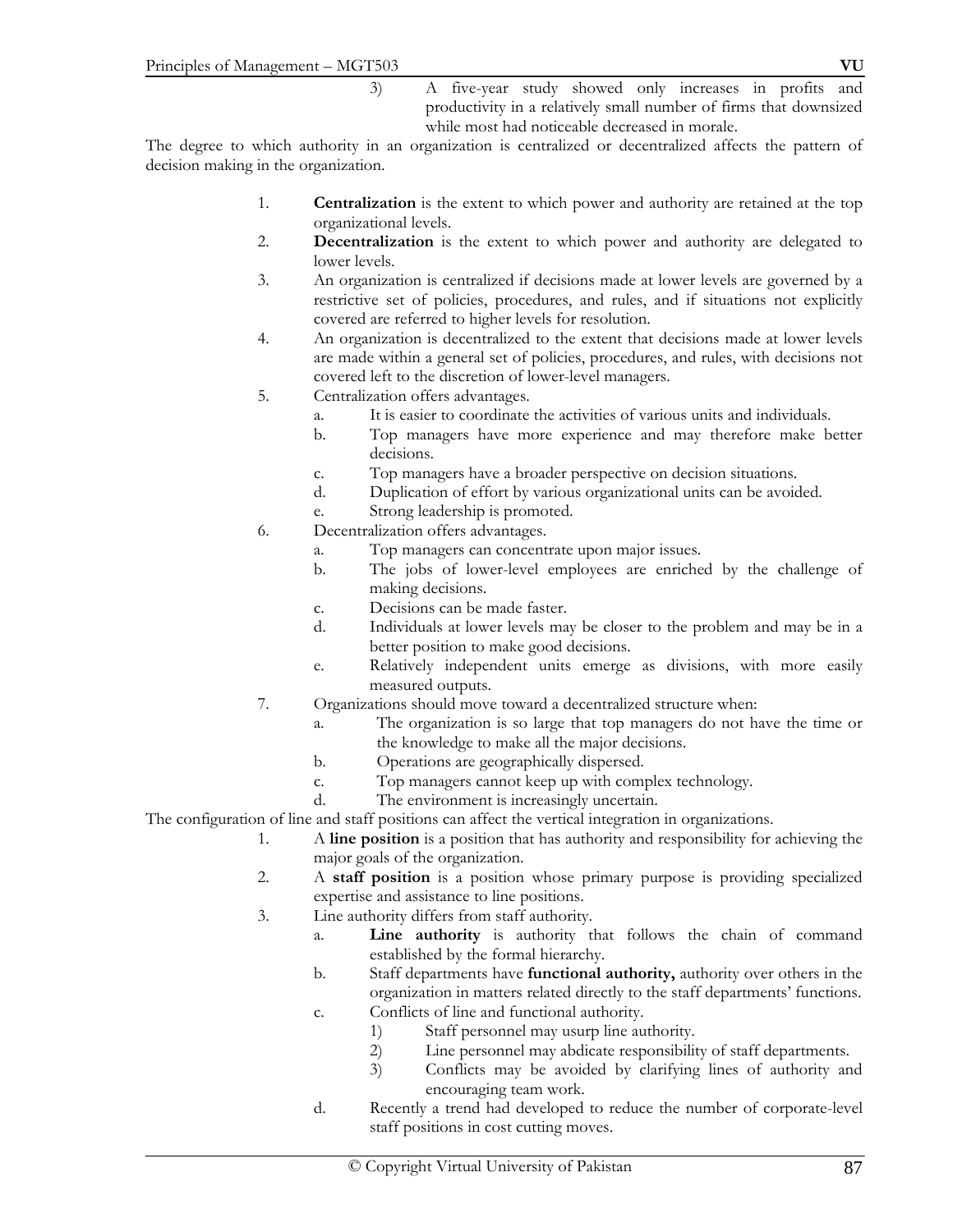3) A five-year study showed only increases in profits and productivity in a relatively small number of firms that downsized while most had noticeable decreased in morale.

The degree to which authority in an organization is centralized or decentralized affects the pattern of decision making in the organization.

1. **Centralization** is the extent to which power and authority are retained at the top organizational levels.
2. **Decentralization** is the extent to which power and authority are delegated to lower levels.
3. An organization is centralized if decisions made at lower levels are governed by a restrictive set of policies, procedures, and rules, and if situations not explicitly covered are referred to higher levels for resolution.
4. An organization is decentralized to the extent that decisions made at lower levels are made within a general set of policies, procedures, and rules, with decisions not covered left to the discretion of lower-level managers.
5. Centralization offers advantages.
   a. It is easier to coordinate the activities of various units and individuals.
   b. Top managers have more experience and may therefore make better decisions.
   c. Top managers have a broader perspective on decision situations.
   d. Duplication of effort by various organizational units can be avoided.
   e. Strong leadership is promoted.
6. Decentralization offers advantages.
   a. Top managers can concentrate upon major issues.
   b. The jobs of lower-level employees are enriched by the challenge of making decisions.
   c. Decisions can be made faster.
   d. Individuals at lower levels may be closer to the problem and may be in a better position to make good decisions.
   e. Relatively independent units emerge as divisions, with more easily measured outputs.
7. Organizations should move toward a decentralized structure when:
   a. The organization is so large that top managers do not have the time or the knowledge to make all the major decisions.
   b. Operations are geographically dispersed.
   c. Top managers cannot keep up with complex technology.
   d. The environment is increasingly uncertain.

The configuration of line and staff positions can affect the vertical integration in organizations.

1. A **line position** is a position that has authority and responsibility for achieving the major goals of the organization.
2. A **staff position** is a position whose primary purpose is providing specialized expertise and assistance to line positions.
3. Line authority differs from staff authority.
   a. **Line authority** is authority that follows the chain of command established by the formal hierarchy.
   b. Staff departments have **functional authority,** authority over others in the organization in matters related directly to the staff departments' functions.
   c. Conflicts of line and functional authority.
      1) Staff personnel may usurp line authority.
      2) Line personnel may abdicate responsibility of staff departments.
      3) Conflicts may be avoided by clarifying lines of authority and encouraging team work.
   d. Recently a trend had developed to reduce the number of corporate-level staff positions in cost cutting moves.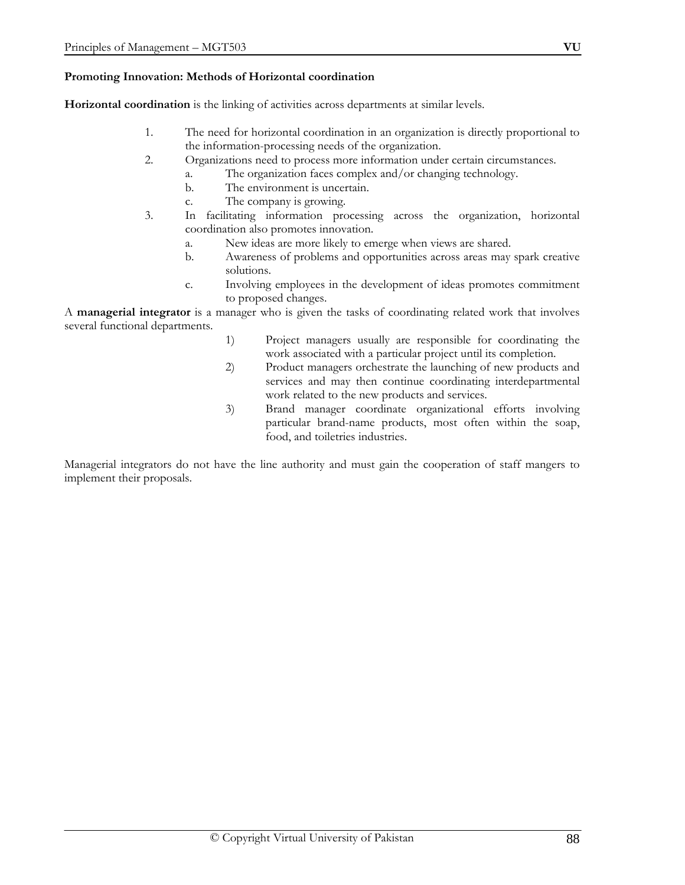**Promoting Innovation: Methods of Horizontal coordination**

**Horizontal coordination** is the linking of activities across departments at similar levels.

1. The need for horizontal coordination in an organization is directly proportional to the information-processing needs of the organization.
2. Organizations need to process more information under certain circumstances.
   a. The organization faces complex and/or changing technology.
   b. The environment is uncertain.
   c. The company is growing.
3. In facilitating information processing across the organization, horizontal coordination also promotes innovation.
   a. New ideas are more likely to emerge when views are shared.
   b. Awareness of problems and opportunities across areas may spark creative solutions.
   c. Involving employees in the development of ideas promotes commitment to proposed changes.

A **managerial integrator** is a manager who is given the tasks of coordinating related work that involves several functional departments.

1) Project managers usually are responsible for coordinating the work associated with a particular project until its completion.
2) Product managers orchestrate the launching of new products and services and may then continue coordinating interdepartmental work related to the new products and services.
3) Brand manager coordinate organizational efforts involving particular brand-name products, most often within the soap, food, and toiletries industries.

Managerial integrators do not have the line authority and must gain the cooperation of staff mangers to implement their proposals.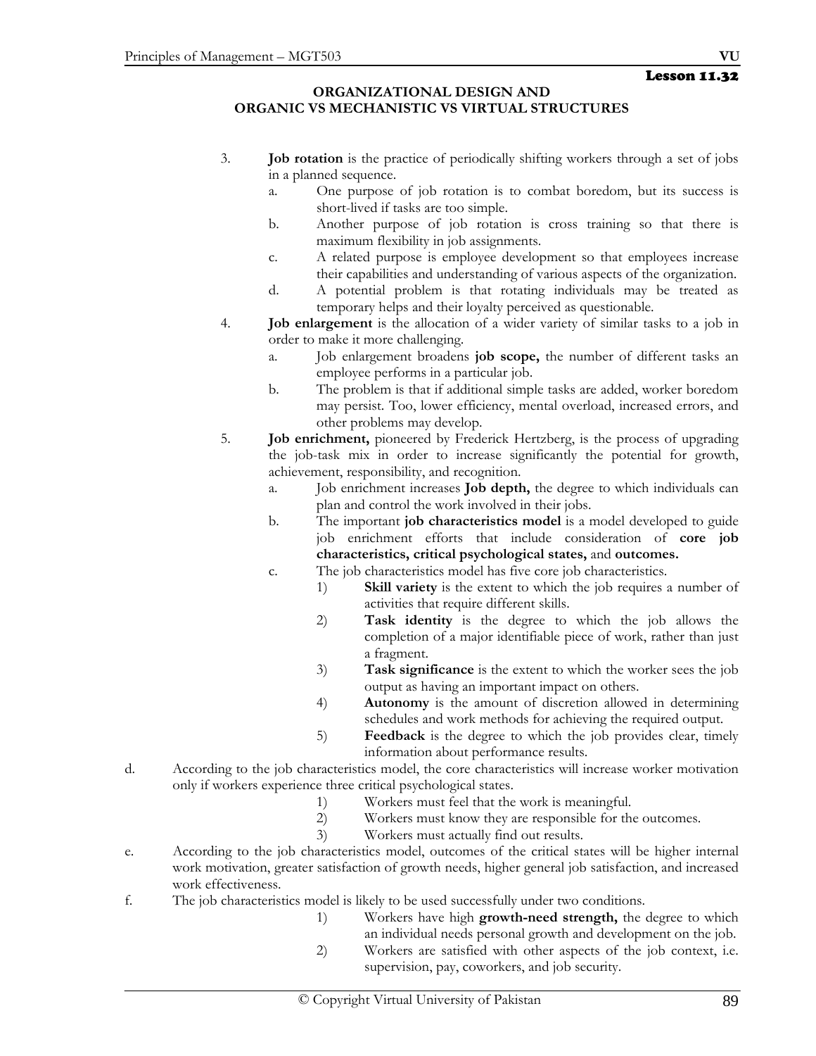Lesson 11.32

## ORGANIZATIONAL DESIGN AND ORGANIC VS MECHANISTIC VS VIRTUAL STRUCTURES

3. **Job rotation** is the practice of periodically shifting workers through a set of jobs in a planned sequence.
   a. One purpose of job rotation is to combat boredom, but its success is short-lived if tasks are too simple.
   b. Another purpose of job rotation is cross training so that there is maximum flexibility in job assignments.
   c. A related purpose is employee development so that employees increase their capabilities and understanding of various aspects of the organization.
   d. A potential problem is that rotating individuals may be treated as temporary helps and their loyalty perceived as questionable.
4. **Job enlargement** is the allocation of a wider variety of similar tasks to a job in order to make it more challenging.
   a. Job enlargement broadens **job scope,** the number of different tasks an employee performs in a particular job.
   b. The problem is that if additional simple tasks are added, worker boredom may persist. Too, lower efficiency, mental overload, increased errors, and other problems may develop.
5. **Job enrichment,** pioneered by Frederick Hertzberg, is the process of upgrading the job-task mix in order to increase significantly the potential for growth, achievement, responsibility, and recognition.
   a. Job enrichment increases **Job depth,** the degree to which individuals can plan and control the work involved in their jobs.
   b. The important **job characteristics model** is a model developed to guide job enrichment efforts that include consideration of **core job characteristics, critical psychological states,** and **outcomes.**
   c. The job characteristics model has five core job characteristics.
      1) **Skill variety** is the extent to which the job requires a number of activities that require different skills.
      2) **Task identity** is the degree to which the job allows the completion of a major identifiable piece of work, rather than just a fragment.
      3) **Task significance** is the extent to which the worker sees the job output as having an important impact on others.
      4) **Autonomy** is the amount of discretion allowed in determining schedules and work methods for achieving the required output.
      5) **Feedback** is the degree to which the job provides clear, timely information about performance results.

d. According to the job characteristics model, the core characteristics will increase worker motivation only if workers experience three critical psychological states.
   1) Workers must feel that the work is meaningful.
   2) Workers must know they are responsible for the outcomes.
   3) Workers must actually find out results.

e. According to the job characteristics model, outcomes of the critical states will be higher internal work motivation, greater satisfaction of growth needs, higher general job satisfaction, and increased work effectiveness.

f. The job characteristics model is likely to be used successfully under two conditions.
   1) Workers have high **growth-need strength,** the degree to which an individual needs personal growth and development on the job.
   2) Workers are satisfied with other aspects of the job context, i.e. supervision, pay, coworkers, and job security.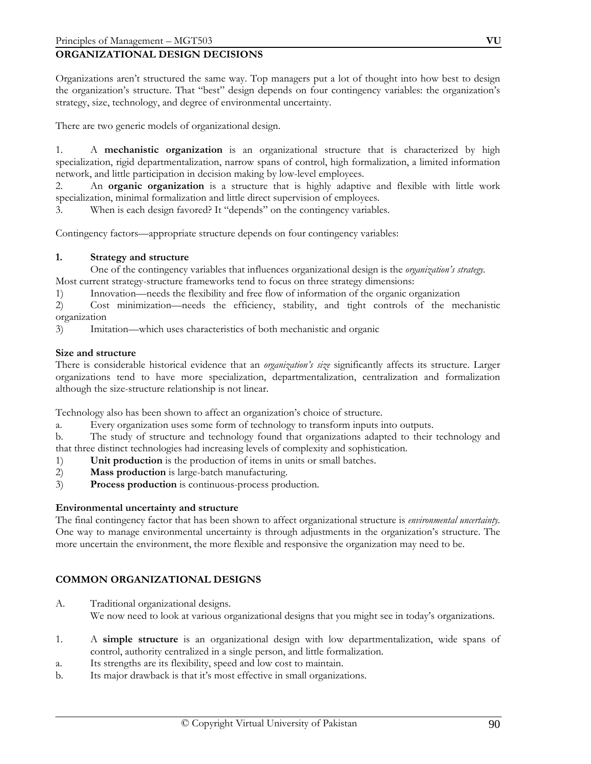## ORGANIZATIONAL DESIGN DECISIONS

Organizations aren't structured the same way. Top managers put a lot of thought into how best to design the organization's structure. That "best" design depends on four contingency variables: the organization's strategy, size, technology, and degree of environmental uncertainty.

There are two generic models of organizational design.

1. A **mechanistic organization** is an organizational structure that is characterized by high specialization, rigid departmentalization, narrow spans of control, high formalization, a limited information network, and little participation in decision making by low-level employees.
2. An **organic organization** is a structure that is highly adaptive and flexible with little work specialization, minimal formalization and little direct supervision of employees.
3. When is each design favored? It "depends" on the contingency variables.

Contingency factors—appropriate structure depends on four contingency variables:

**1. Strategy and structure**

One of the contingency variables that influences organizational design is the *organization's strategy*. Most current strategy-structure frameworks tend to focus on three strategy dimensions:

1) Innovation—needs the flexibility and free flow of information of the organic organization
2) Cost minimization—needs the efficiency, stability, and tight controls of the mechanistic organization
3) Imitation—which uses characteristics of both mechanistic and organic

**Size and structure**

There is considerable historical evidence that an *organization's size* significantly affects its structure. Larger organizations tend to have more specialization, departmentalization, centralization and formalization although the size-structure relationship is not linear.

Technology also has been shown to affect an organization's choice of structure.

a. Every organization uses some form of technology to transform inputs into outputs.
b. The study of structure and technology found that organizations adapted to their technology and that three distinct technologies had increasing levels of complexity and sophistication.

1) **Unit production** is the production of items in units or small batches.
2) **Mass production** is large-batch manufacturing.
3) **Process production** is continuous-process production.

**Environmental uncertainty and structure**

The final contingency factor that has been shown to affect organizational structure is *environmental uncertainty*. One way to manage environmental uncertainty is through adjustments in the organization's structure. The more uncertain the environment, the more flexible and responsive the organization may need to be.

## COMMON ORGANIZATIONAL DESIGNS

A. Traditional organizational designs.
We now need to look at various organizational designs that you might see in today's organizations.

1. A **simple structure** is an organizational design with low departmentalization, wide spans of control, authority centralized in a single person, and little formalization.

a. Its strengths are its flexibility, speed and low cost to maintain.
b. Its major drawback is that it's most effective in small organizations.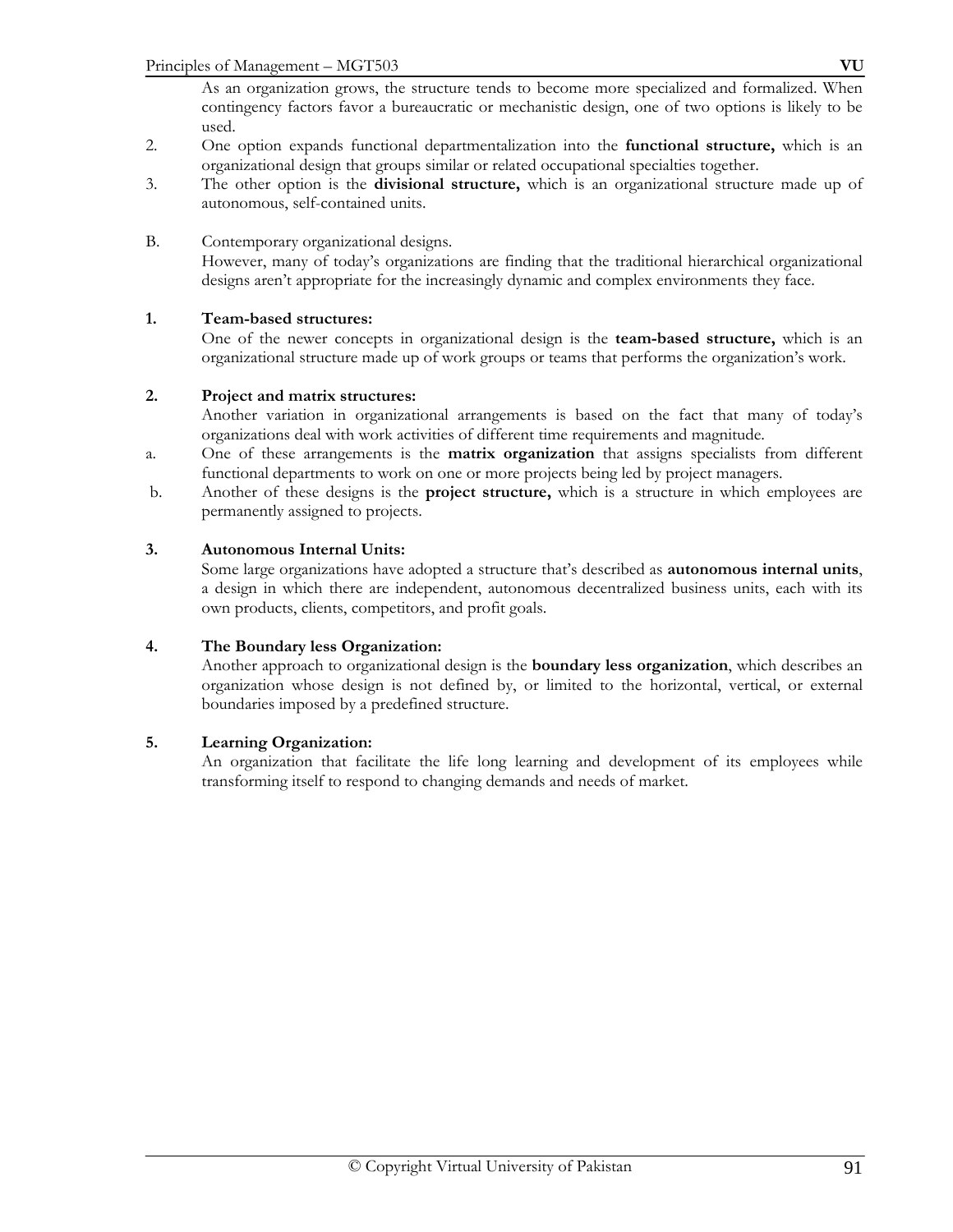As an organization grows, the structure tends to become more specialized and formalized. When contingency factors favor a bureaucratic or mechanistic design, one of two options is likely to be used.

2. One option expands functional departmentalization into the **functional structure,** which is an organizational design that groups similar or related occupational specialties together.
3. The other option is the **divisional structure,** which is an organizational structure made up of autonomous, self-contained units.

B. Contemporary organizational designs.

However, many of today's organizations are finding that the traditional hierarchical organizational designs aren't appropriate for the increasingly dynamic and complex environments they face.

**1. Team-based structures:**

One of the newer concepts in organizational design is the **team-based structure,** which is an organizational structure made up of work groups or teams that performs the organization's work.

**2. Project and matrix structures:**

Another variation in organizational arrangements is based on the fact that many of today's organizations deal with work activities of different time requirements and magnitude.

a. One of these arrangements is the **matrix organization** that assigns specialists from different functional departments to work on one or more projects being led by project managers.

b. Another of these designs is the **project structure,** which is a structure in which employees are permanently assigned to projects.

**3. Autonomous Internal Units:**

Some large organizations have adopted a structure that's described as **autonomous internal units**, a design in which there are independent, autonomous decentralized business units, each with its own products, clients, competitors, and profit goals.

**4. The Boundary less Organization:**

Another approach to organizational design is the **boundary less organization**, which describes an organization whose design is not defined by, or limited to the horizontal, vertical, or external boundaries imposed by a predefined structure.

**5. Learning Organization:**

An organization that facilitate the life long learning and development of its employees while transforming itself to respond to changing demands and needs of market.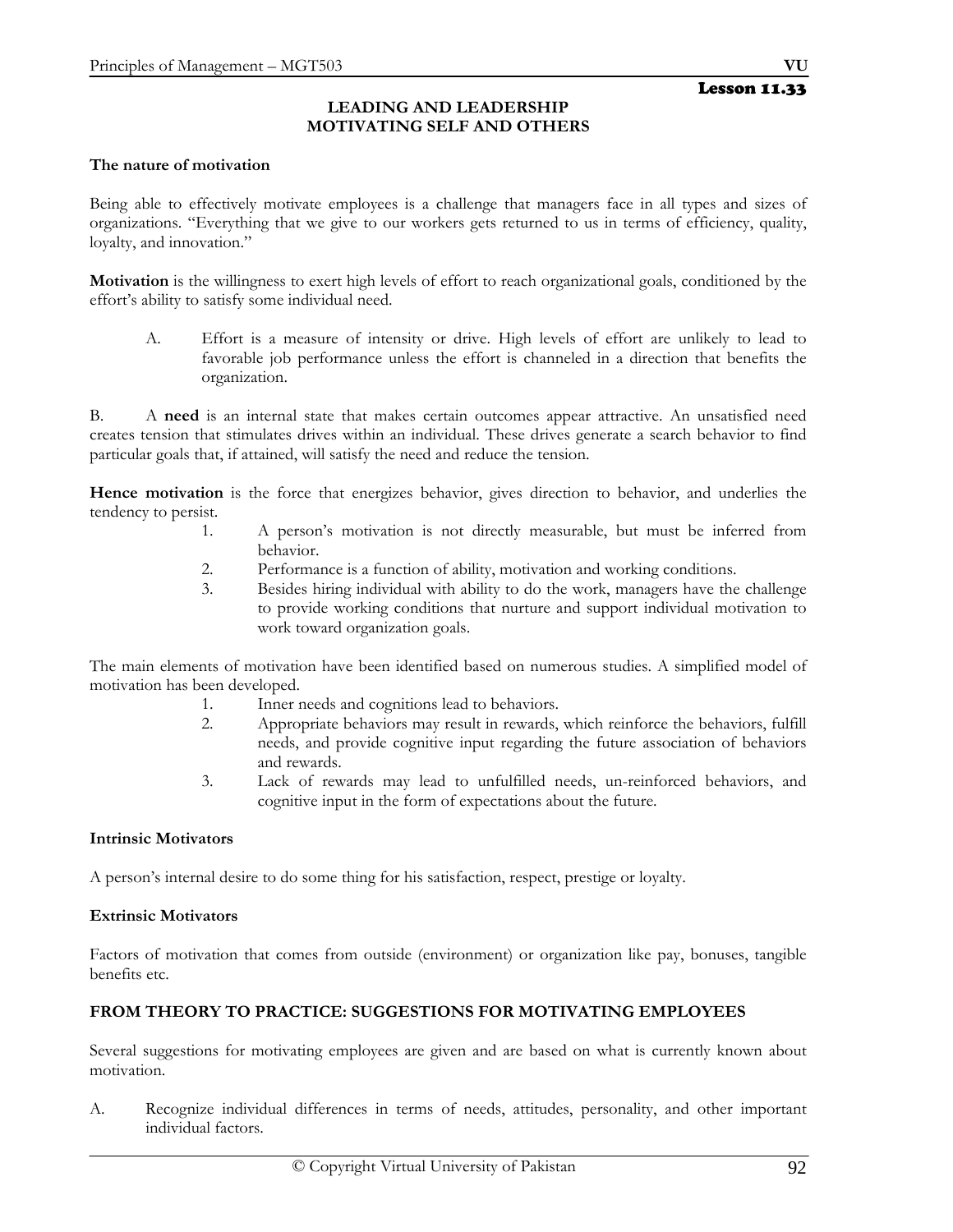Lesson 11.33

# LEADING AND LEADERSHIP
# MOTIVATING SELF AND OTHERS

**The nature of motivation**

Being able to effectively motivate employees is a challenge that managers face in all types and sizes of organizations. "Everything that we give to our workers gets returned to us in terms of efficiency, quality, loyalty, and innovation."

**Motivation** is the willingness to exert high levels of effort to reach organizational goals, conditioned by the effort's ability to satisfy some individual need.

A. Effort is a measure of intensity or drive. High levels of effort are unlikely to lead to favorable job performance unless the effort is channeled in a direction that benefits the organization.

B. A **need** is an internal state that makes certain outcomes appear attractive. An unsatisfied need creates tension that stimulates drives within an individual. These drives generate a search behavior to find particular goals that, if attained, will satisfy the need and reduce the tension.

**Hence motivation** is the force that energizes behavior, gives direction to behavior, and underlies the tendency to persist.

1. A person's motivation is not directly measurable, but must be inferred from behavior.
2. Performance is a function of ability, motivation and working conditions.
3. Besides hiring individual with ability to do the work, managers have the challenge to provide working conditions that nurture and support individual motivation to work toward organization goals.

The main elements of motivation have been identified based on numerous studies. A simplified model of motivation has been developed.

1. Inner needs and cognitions lead to behaviors.
2. Appropriate behaviors may result in rewards, which reinforce the behaviors, fulfill needs, and provide cognitive input regarding the future association of behaviors and rewards.
3. Lack of rewards may lead to unfulfilled needs, un-reinforced behaviors, and cognitive input in the form of expectations about the future.

**Intrinsic Motivators**

A person's internal desire to do some thing for his satisfaction, respect, prestige or loyalty.

**Extrinsic Motivators**

Factors of motivation that comes from outside (environment) or organization like pay, bonuses, tangible benefits etc.

**FROM THEORY TO PRACTICE: SUGGESTIONS FOR MOTIVATING EMPLOYEES**

Several suggestions for motivating employees are given and are based on what is currently known about motivation.

A. Recognize individual differences in terms of needs, attitudes, personality, and other important individual factors.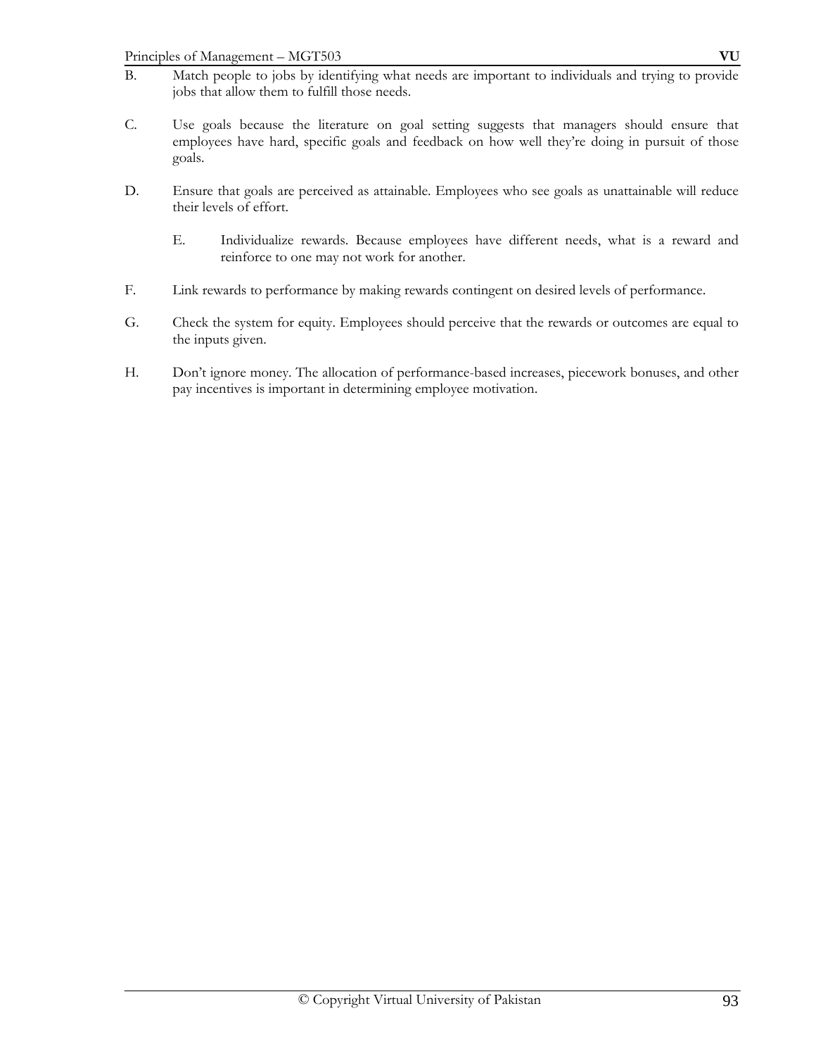B. Match people to jobs by identifying what needs are important to individuals and trying to provide jobs that allow them to fulfill those needs.

C. Use goals because the literature on goal setting suggests that managers should ensure that employees have hard, specific goals and feedback on how well they're doing in pursuit of those goals.

D. Ensure that goals are perceived as attainable. Employees who see goals as unattainable will reduce their levels of effort.

E. Individualize rewards. Because employees have different needs, what is a reward and reinforce to one may not work for another.

F. Link rewards to performance by making rewards contingent on desired levels of performance.

G. Check the system for equity. Employees should perceive that the rewards or outcomes are equal to the inputs given.

H. Don't ignore money. The allocation of performance-based increases, piecework bonuses, and other pay incentives is important in determining employee motivation.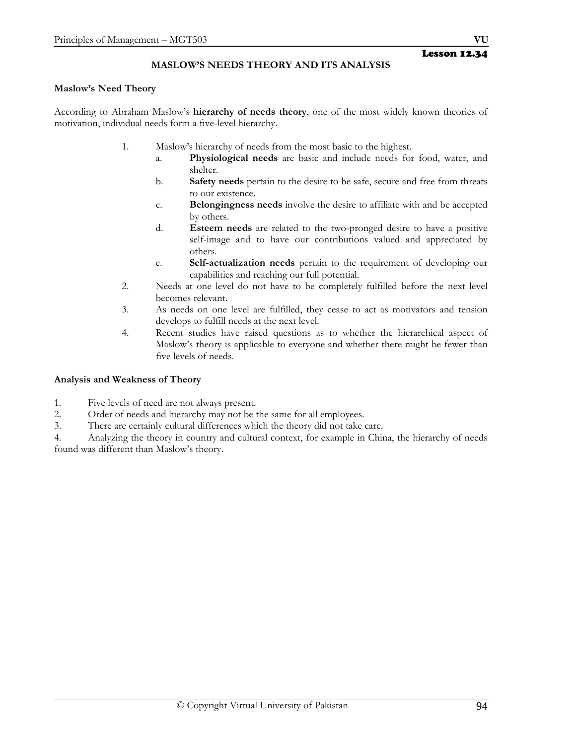Lesson 12.34

# MASLOW'S NEEDS THEORY AND ITS ANALYSIS

## Maslow's Need Theory

According to Abraham Maslow's **hierarchy of needs theory**, one of the most widely known theories of motivation, individual needs form a five-level hierarchy.

1. Maslow's hierarchy of needs from the most basic to the highest.
   a. **Physiological needs** are basic and include needs for food, water, and shelter.
   b. **Safety needs** pertain to the desire to be safe, secure and free from threats to our existence.
   c. **Belongingness needs** involve the desire to affiliate with and be accepted by others.
   d. **Esteem needs** are related to the two-pronged desire to have a positive self-image and to have our contributions valued and appreciated by others.
   e. **Self-actualization needs** pertain to the requirement of developing our capabilities and reaching our full potential.
2. Needs at one level do not have to be completely fulfilled before the next level becomes relevant.
3. As needs on one level are fulfilled, they cease to act as motivators and tension develops to fulfill needs at the next level.
4. Recent studies have raised questions as to whether the hierarchical aspect of Maslow's theory is applicable to everyone and whether there might be fewer than five levels of needs.

## Analysis and Weakness of Theory

1. Five levels of need are not always present.
2. Order of needs and hierarchy may not be the same for all employees.
3. There are certainly cultural differences which the theory did not take care.
4. Analyzing the theory in country and cultural context, for example in China, the hierarchy of needs found was different than Maslow's theory.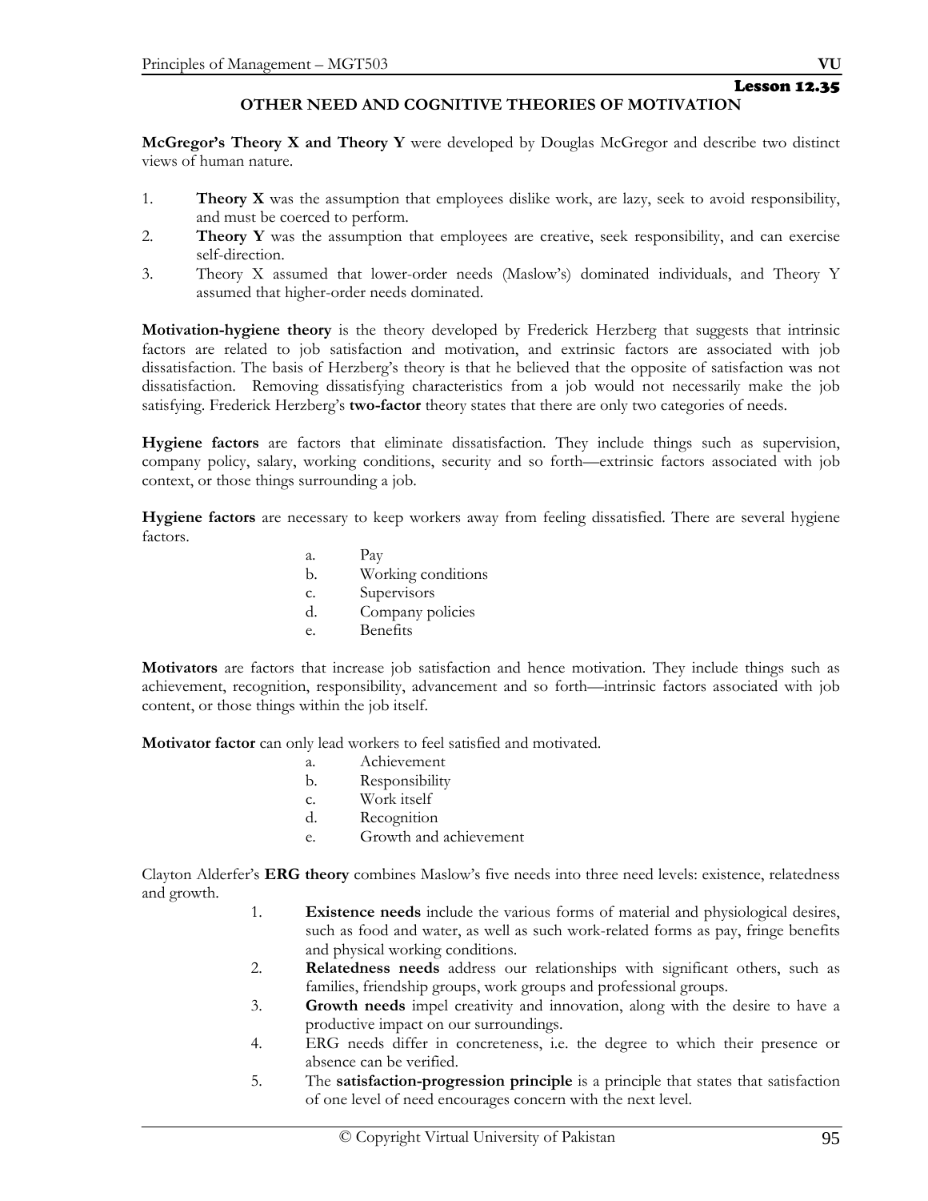## Lesson 12.35

# OTHER NEED AND COGNITIVE THEORIES OF MOTIVATION

**McGregor's Theory X and Theory Y** were developed by Douglas McGregor and describe two distinct views of human nature.

1. **Theory X** was the assumption that employees dislike work, are lazy, seek to avoid responsibility, and must be coerced to perform.
2. **Theory Y** was the assumption that employees are creative, seek responsibility, and can exercise self-direction.
3. Theory X assumed that lower-order needs (Maslow's) dominated individuals, and Theory Y assumed that higher-order needs dominated.

**Motivation-hygiene theory** is the theory developed by Frederick Herzberg that suggests that intrinsic factors are related to job satisfaction and motivation, and extrinsic factors are associated with job dissatisfaction. The basis of Herzberg's theory is that he believed that the opposite of satisfaction was not dissatisfaction. Removing dissatisfying characteristics from a job would not necessarily make the job satisfying. Frederick Herzberg's **two-factor** theory states that there are only two categories of needs.

**Hygiene factors** are factors that eliminate dissatisfaction. They include things such as supervision, company policy, salary, working conditions, security and so forth—extrinsic factors associated with job context, or those things surrounding a job.

**Hygiene factors** are necessary to keep workers away from feeling dissatisfied. There are several hygiene factors.

a. Pay
b. Working conditions
c. Supervisors
d. Company policies
e. Benefits

**Motivators** are factors that increase job satisfaction and hence motivation. They include things such as achievement, recognition, responsibility, advancement and so forth—intrinsic factors associated with job content, or those things within the job itself.

**Motivator factor** can only lead workers to feel satisfied and motivated.

a. Achievement
b. Responsibility
c. Work itself
d. Recognition
e. Growth and achievement

Clayton Alderfer's **ERG theory** combines Maslow's five needs into three need levels: existence, relatedness and growth.

1. **Existence needs** include the various forms of material and physiological desires, such as food and water, as well as such work-related forms as pay, fringe benefits and physical working conditions.
2. **Relatedness needs** address our relationships with significant others, such as families, friendship groups, work groups and professional groups.
3. **Growth needs** impel creativity and innovation, along with the desire to have a productive impact on our surroundings.
4. ERG needs differ in concreteness, i.e. the degree to which their presence or absence can be verified.
5. The **satisfaction-progression principle** is a principle that states that satisfaction of one level of need encourages concern with the next level.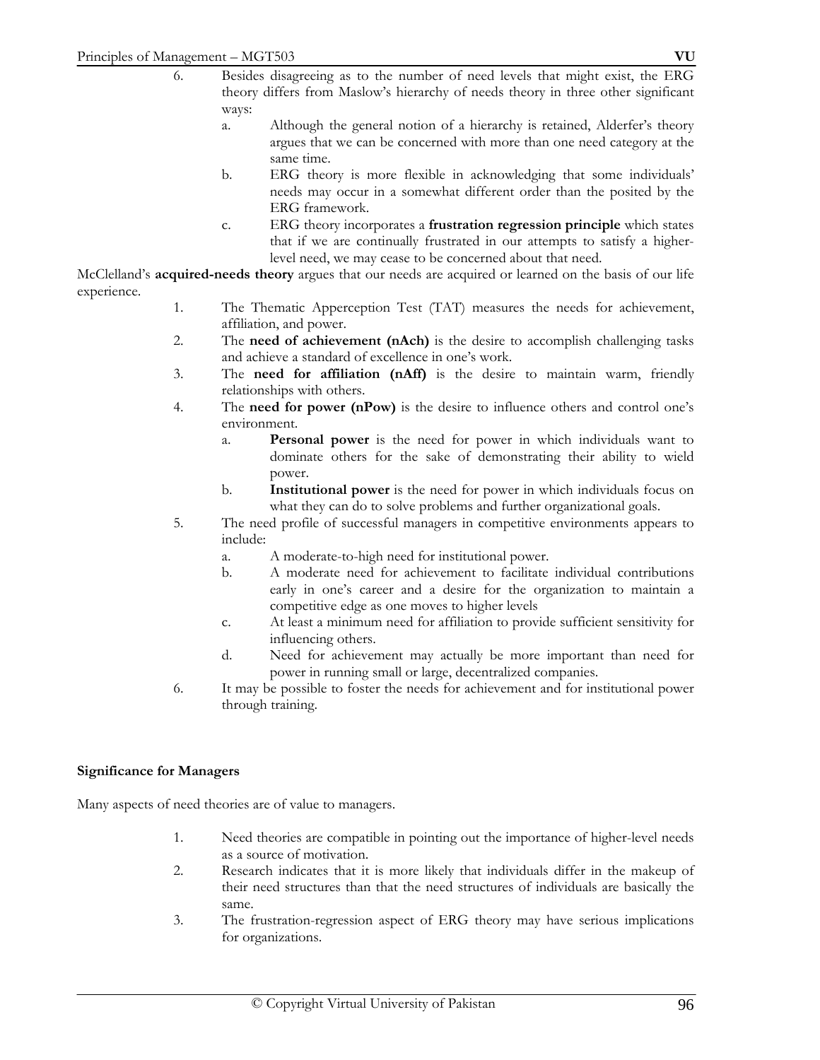6. Besides disagreeing as to the number of need levels that might exist, the ERG theory differs from Maslow's hierarchy of needs theory in three other significant ways:
   a. Although the general notion of a hierarchy is retained, Alderfer's theory argues that we can be concerned with more than one need category at the same time.
   b. ERG theory is more flexible in acknowledging that some individuals' needs may occur in a somewhat different order than the posited by the ERG framework.
   c. ERG theory incorporates a **frustration regression principle** which states that if we are continually frustrated in our attempts to satisfy a higher-level need, we may cease to be concerned about that need.

McClelland's **acquired-needs theory** argues that our needs are acquired or learned on the basis of our life experience.

1. The Thematic Apperception Test (TAT) measures the needs for achievement, affiliation, and power.
2. The **need of achievement (nAch)** is the desire to accomplish challenging tasks and achieve a standard of excellence in one's work.
3. The **need for affiliation (nAff)** is the desire to maintain warm, friendly relationships with others.
4. The **need for power (nPow)** is the desire to influence others and control one's environment.
   a. **Personal power** is the need for power in which individuals want to dominate others for the sake of demonstrating their ability to wield power.
   b. **Institutional power** is the need for power in which individuals focus on what they can do to solve problems and further organizational goals.
5. The need profile of successful managers in competitive environments appears to include:
   a. A moderate-to-high need for institutional power.
   b. A moderate need for achievement to facilitate individual contributions early in one's career and a desire for the organization to maintain a competitive edge as one moves to higher levels
   c. At least a minimum need for affiliation to provide sufficient sensitivity for influencing others.
   d. Need for achievement may actually be more important than need for power in running small or large, decentralized companies.
6. It may be possible to foster the needs for achievement and for institutional power through training.

**Significance for Managers**

Many aspects of need theories are of value to managers.

1. Need theories are compatible in pointing out the importance of higher-level needs as a source of motivation.
2. Research indicates that it is more likely that individuals differ in the makeup of their need structures than that the need structures of individuals are basically the same.
3. The frustration-regression aspect of ERG theory may have serious implications for organizations.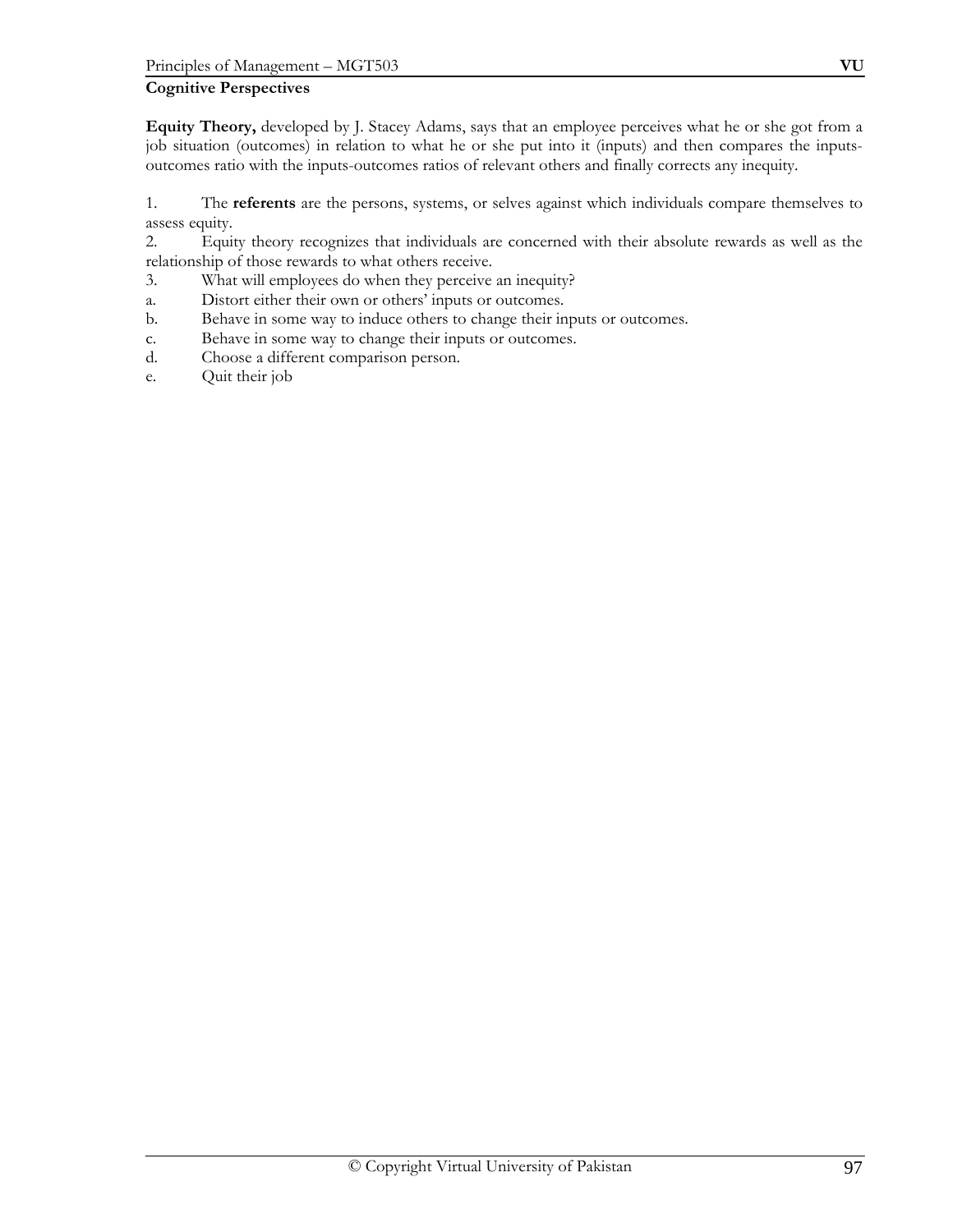**Cognitive Perspectives**

**Equity Theory,** developed by J. Stacey Adams, says that an employee perceives what he or she got from a job situation (outcomes) in relation to what he or she put into it (inputs) and then compares the inputs-outcomes ratio with the inputs-outcomes ratios of relevant others and finally corrects any inequity.

1. The **referents** are the persons, systems, or selves against which individuals compare themselves to assess equity.
2. Equity theory recognizes that individuals are concerned with their absolute rewards as well as the relationship of those rewards to what others receive.
3. What will employees do when they perceive an inequity?

a. Distort either their own or others' inputs or outcomes.
b. Behave in some way to induce others to change their inputs or outcomes.
c. Behave in some way to change their inputs or outcomes.
d. Choose a different comparison person.
e. Quit their job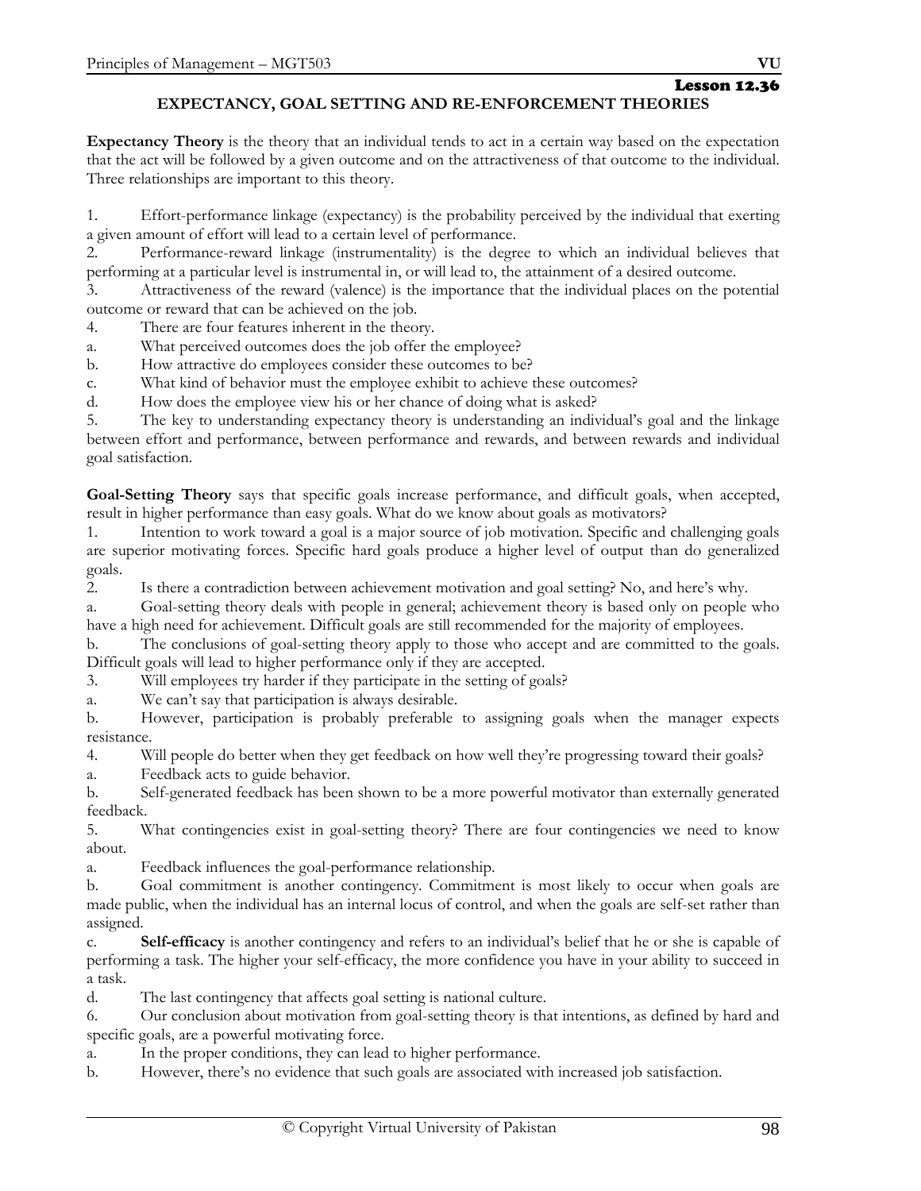Lesson 12.36

## EXPECTANCY, GOAL SETTING AND RE-ENFORCEMENT THEORIES

**Expectancy Theory** is the theory that an individual tends to act in a certain way based on the expectation that the act will be followed by a given outcome and on the attractiveness of that outcome to the individual. Three relationships are important to this theory.

1. Effort-performance linkage (expectancy) is the probability perceived by the individual that exerting a given amount of effort will lead to a certain level of performance.
2. Performance-reward linkage (instrumentality) is the degree to which an individual believes that performing at a particular level is instrumental in, or will lead to, the attainment of a desired outcome.
3. Attractiveness of the reward (valence) is the importance that the individual places on the potential outcome or reward that can be achieved on the job.
4. There are four features inherent in the theory.
   a. What perceived outcomes does the job offer the employee?
   b. How attractive do employees consider these outcomes to be?
   c. What kind of behavior must the employee exhibit to achieve these outcomes?
   d. How does the employee view his or her chance of doing what is asked?
5. The key to understanding expectancy theory is understanding an individual's goal and the linkage between effort and performance, between performance and rewards, and between rewards and individual goal satisfaction.

**Goal-Setting Theory** says that specific goals increase performance, and difficult goals, when accepted, result in higher performance than easy goals. What do we know about goals as motivators?

1. Intention to work toward a goal is a major source of job motivation. Specific and challenging goals are superior motivating forces. Specific hard goals produce a higher level of output than do generalized goals.
2. Is there a contradiction between achievement motivation and goal setting? No, and here's why.
   a. Goal-setting theory deals with people in general; achievement theory is based only on people who have a high need for achievement. Difficult goals are still recommended for the majority of employees.
   b. The conclusions of goal-setting theory apply to those who accept and are committed to the goals. Difficult goals will lead to higher performance only if they are accepted.
3. Will employees try harder if they participate in the setting of goals?
   a. We can't say that participation is always desirable.
   b. However, participation is probably preferable to assigning goals when the manager expects resistance.
4. Will people do better when they get feedback on how well they're progressing toward their goals?
   a. Feedback acts to guide behavior.
   b. Self-generated feedback has been shown to be a more powerful motivator than externally generated feedback.
5. What contingencies exist in goal-setting theory? There are four contingencies we need to know about.
   a. Feedback influences the goal-performance relationship.
   b. Goal commitment is another contingency. Commitment is most likely to occur when goals are made public, when the individual has an internal locus of control, and when the goals are self-set rather than assigned.
   c. **Self-efficacy** is another contingency and refers to an individual's belief that he or she is capable of performing a task. The higher your self-efficacy, the more confidence you have in your ability to succeed in a task.
   d. The last contingency that affects goal setting is national culture.
6. Our conclusion about motivation from goal-setting theory is that intentions, as defined by hard and specific goals, are a powerful motivating force.
   a. In the proper conditions, they can lead to higher performance.
   b. However, there's no evidence that such goals are associated with increased job satisfaction.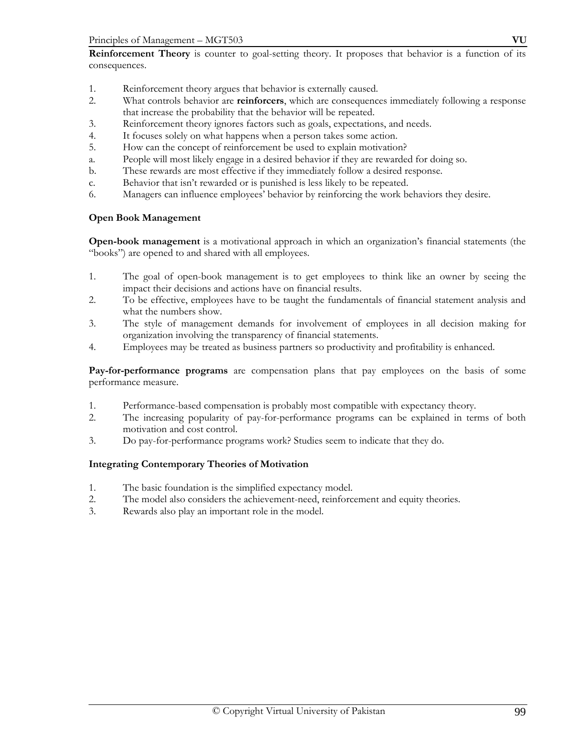**Reinforcement Theory** is counter to goal-setting theory. It proposes that behavior is a function of its consequences.

1. Reinforcement theory argues that behavior is externally caused.
2. What controls behavior are **reinforcers**, which are consequences immediately following a response that increase the probability that the behavior will be repeated.
3. Reinforcement theory ignores factors such as goals, expectations, and needs.
4. It focuses solely on what happens when a person takes some action.
5. How can the concept of reinforcement be used to explain motivation?
   a. People will most likely engage in a desired behavior if they are rewarded for doing so.
   b. These rewards are most effective if they immediately follow a desired response.
   c. Behavior that isn't rewarded or is punished is less likely to be repeated.
6. Managers can influence employees' behavior by reinforcing the work behaviors they desire.

### Open Book Management

**Open-book management** is a motivational approach in which an organization's financial statements (the "books") are opened to and shared with all employees.

1. The goal of open-book management is to get employees to think like an owner by seeing the impact their decisions and actions have on financial results.
2. To be effective, employees have to be taught the fundamentals of financial statement analysis and what the numbers show.
3. The style of management demands for involvement of employees in all decision making for organization involving the transparency of financial statements.
4. Employees may be treated as business partners so productivity and profitability is enhanced.

**Pay-for-performance programs** are compensation plans that pay employees on the basis of some performance measure.

1. Performance-based compensation is probably most compatible with expectancy theory.
2. The increasing popularity of pay-for-performance programs can be explained in terms of both motivation and cost control.
3. Do pay-for-performance programs work? Studies seem to indicate that they do.

### Integrating Contemporary Theories of Motivation

1. The basic foundation is the simplified expectancy model.
2. The model also considers the achievement-need, reinforcement and equity theories.
3. Rewards also play an important role in the model.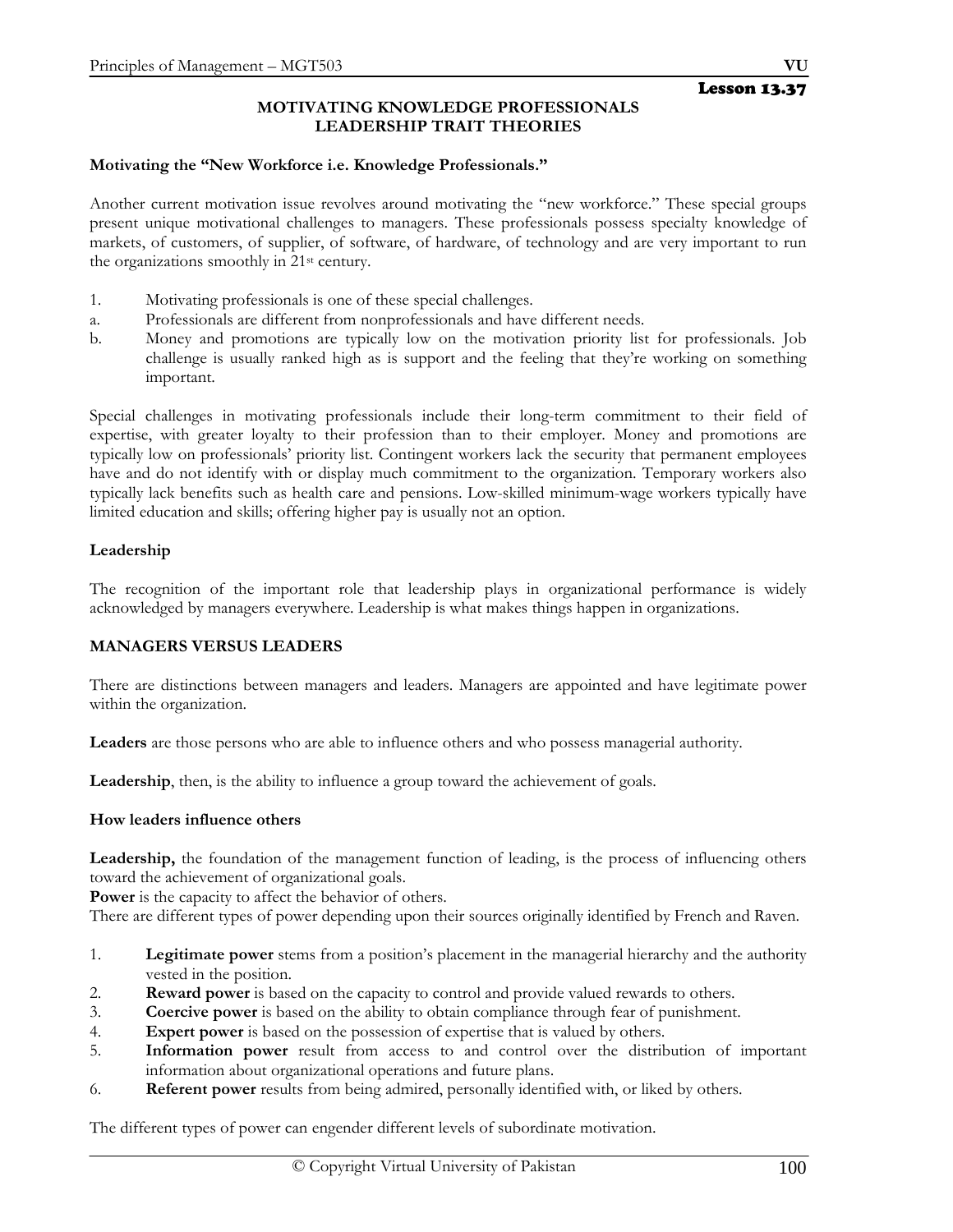Lesson 13.37

# MOTIVATING KNOWLEDGE PROFESSIONALS
# LEADERSHIP TRAIT THEORIES

**Motivating the "New Workforce i.e. Knowledge Professionals."**

Another current motivation issue revolves around motivating the "new workforce." These special groups present unique motivational challenges to managers. These professionals possess specialty knowledge of markets, of customers, of supplier, of software, of hardware, of technology and are very important to run the organizations smoothly in 21st century.

1. Motivating professionals is one of these special challenges.
   a. Professionals are different from nonprofessionals and have different needs.
   b. Money and promotions are typically low on the motivation priority list for professionals. Job challenge is usually ranked high as is support and the feeling that they're working on something important.

Special challenges in motivating professionals include their long-term commitment to their field of expertise, with greater loyalty to their profession than to their employer. Money and promotions are typically low on professionals' priority list. Contingent workers lack the security that permanent employees have and do not identify with or display much commitment to the organization. Temporary workers also typically lack benefits such as health care and pensions. Low-skilled minimum-wage workers typically have limited education and skills; offering higher pay is usually not an option.

**Leadership**

The recognition of the important role that leadership plays in organizational performance is widely acknowledged by managers everywhere. Leadership is what makes things happen in organizations.

**MANAGERS VERSUS LEADERS**

There are distinctions between managers and leaders. Managers are appointed and have legitimate power within the organization.

**Leaders** are those persons who are able to influence others and who possess managerial authority.

**Leadership**, then, is the ability to influence a group toward the achievement of goals.

**How leaders influence others**

**Leadership,** the foundation of the management function of leading, is the process of influencing others toward the achievement of organizational goals.
**Power** is the capacity to affect the behavior of others.
There are different types of power depending upon their sources originally identified by French and Raven.

1. **Legitimate power** stems from a position's placement in the managerial hierarchy and the authority vested in the position.
2. **Reward power** is based on the capacity to control and provide valued rewards to others.
3. **Coercive power** is based on the ability to obtain compliance through fear of punishment.
4. **Expert power** is based on the possession of expertise that is valued by others.
5. **Information power** result from access to and control over the distribution of important information about organizational operations and future plans.
6. **Referent power** results from being admired, personally identified with, or liked by others.

The different types of power can engender different levels of subordinate motivation.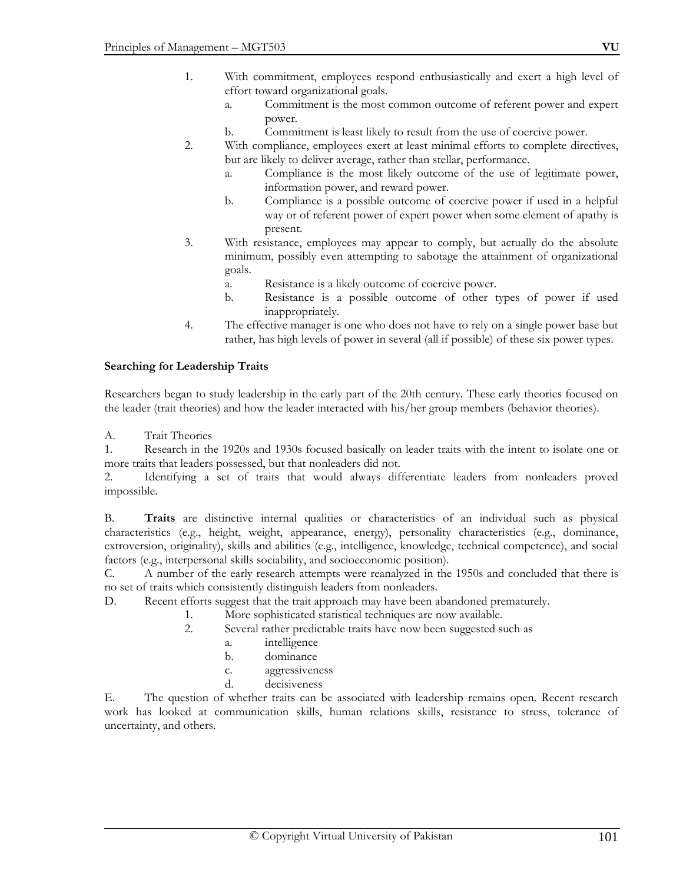1. With commitment, employees respond enthusiastically and exert a high level of effort toward organizational goals.
    a. Commitment is the most common outcome of referent power and expert power.
    b. Commitment is least likely to result from the use of coercive power.
2. With compliance, employees exert at least minimal efforts to complete directives, but are likely to deliver average, rather than stellar, performance.
    a. Compliance is the most likely outcome of the use of legitimate power, information power, and reward power.
    b. Compliance is a possible outcome of coercive power if used in a helpful way or of referent power of expert power when some element of apathy is present.
3. With resistance, employees may appear to comply, but actually do the absolute minimum, possibly even attempting to sabotage the attainment of organizational goals.
    a. Resistance is a likely outcome of coercive power.
    b. Resistance is a possible outcome of other types of power if used inappropriately.
4. The effective manager is one who does not have to rely on a single power base but rather, has high levels of power in several (all if possible) of these six power types.

**Searching for Leadership Traits**

Researchers began to study leadership in the early part of the 20th century. These early theories focused on the leader (trait theories) and how the leader interacted with his/her group members (behavior theories).

A. Trait Theories

1. Research in the 1920s and 1930s focused basically on leader traits with the intent to isolate one or more traits that leaders possessed, but that nonleaders did not.

2. Identifying a set of traits that would always differentiate leaders from nonleaders proved impossible.

B. **Traits** are distinctive internal qualities or characteristics of an individual such as physical characteristics (e.g., height, weight, appearance, energy), personality characteristics (e.g., dominance, extroversion, originality), skills and abilities (e.g., intelligence, knowledge, technical competence), and social factors (e.g., interpersonal skills sociability, and socioeconomic position).

C. A number of the early research attempts were reanalyzed in the 1950s and concluded that there is no set of traits which consistently distinguish leaders from nonleaders.

D. Recent efforts suggest that the trait approach may have been abandoned prematurely.

1. More sophisticated statistical techniques are now available.
2. Several rather predictable traits have now been suggested such as
    a. intelligence
    b. dominance
    c. aggressiveness
    d. decisiveness

E. The question of whether traits can be associated with leadership remains open. Recent research work has looked at communication skills, human relations skills, resistance to stress, tolerance of uncertainty, and others.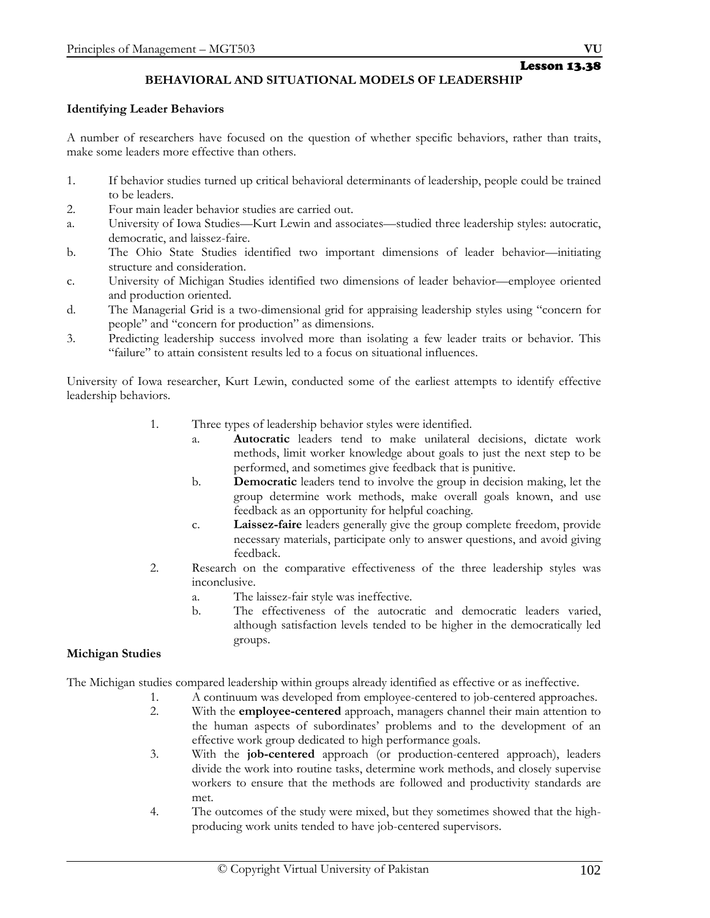# Lesson 13.38

## BEHAVIORAL AND SITUATIONAL MODELS OF LEADERSHIP

### Identifying Leader Behaviors

A number of researchers have focused on the question of whether specific behaviors, rather than traits, make some leaders more effective than others.

1. If behavior studies turned up critical behavioral determinants of leadership, people could be trained to be leaders.
2. Four main leader behavior studies are carried out.
   a. University of Iowa Studies—Kurt Lewin and associates—studied three leadership styles: autocratic, democratic, and laissez-faire.
   b. The Ohio State Studies identified two important dimensions of leader behavior—initiating structure and consideration.
   c. University of Michigan Studies identified two dimensions of leader behavior—employee oriented and production oriented.
   d. The Managerial Grid is a two-dimensional grid for appraising leadership styles using "concern for people" and "concern for production" as dimensions.
3. Predicting leadership success involved more than isolating a few leader traits or behavior. This "failure" to attain consistent results led to a focus on situational influences.

University of Iowa researcher, Kurt Lewin, conducted some of the earliest attempts to identify effective leadership behaviors.

1. Three types of leadership behavior styles were identified.
   a. **Autocratic** leaders tend to make unilateral decisions, dictate work methods, limit worker knowledge about goals to just the next step to be performed, and sometimes give feedback that is punitive.
   b. **Democratic** leaders tend to involve the group in decision making, let the group determine work methods, make overall goals known, and use feedback as an opportunity for helpful coaching.
   c. **Laissez-faire** leaders generally give the group complete freedom, provide necessary materials, participate only to answer questions, and avoid giving feedback.
2. Research on the comparative effectiveness of the three leadership styles was inconclusive.
   a. The laissez-fair style was ineffective.
   b. The effectiveness of the autocratic and democratic leaders varied, although satisfaction levels tended to be higher in the democratically led groups.

### Michigan Studies

The Michigan studies compared leadership within groups already identified as effective or as ineffective.

1. A continuum was developed from employee-centered to job-centered approaches.
2. With the **employee-centered** approach, managers channel their main attention to the human aspects of subordinates' problems and to the development of an effective work group dedicated to high performance goals.
3. With the **job-centered** approach (or production-centered approach), leaders divide the work into routine tasks, determine work methods, and closely supervise workers to ensure that the methods are followed and productivity standards are met.
4. The outcomes of the study were mixed, but they sometimes showed that the high-producing work units tended to have job-centered supervisors.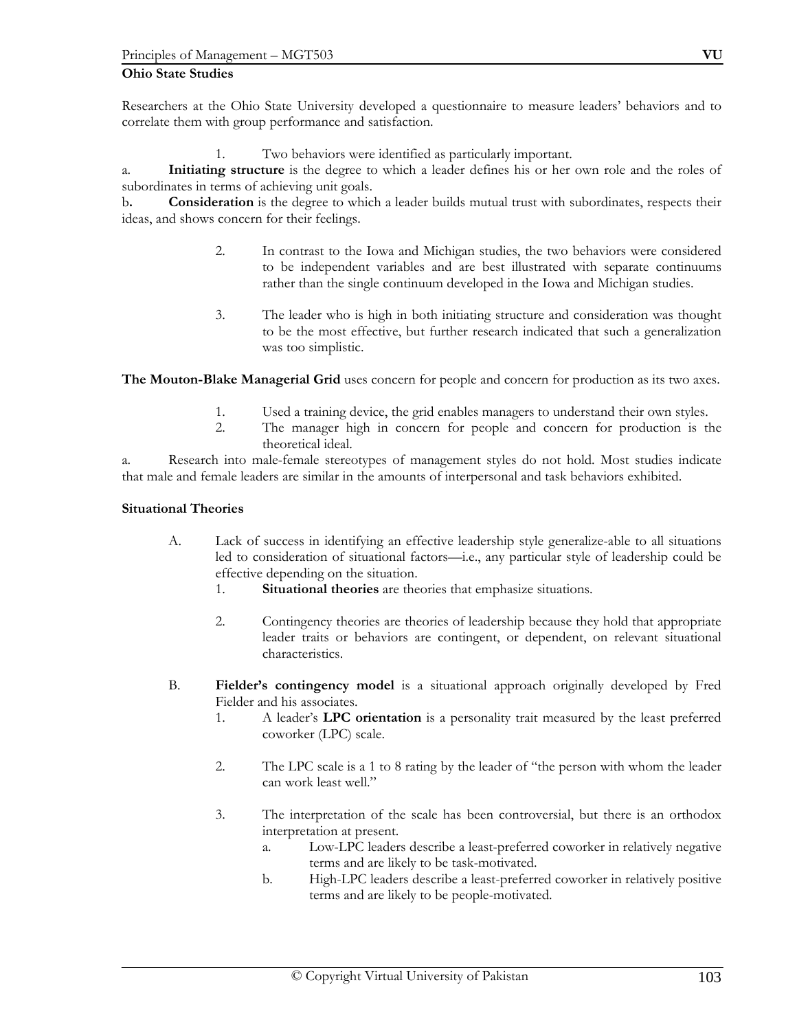**Ohio State Studies**

Researchers at the Ohio State University developed a questionnaire to measure leaders' behaviors and to correlate them with group performance and satisfaction.

1. Two behaviors were identified as particularly important.

a. **Initiating structure** is the degree to which a leader defines his or her own role and the roles of subordinates in terms of achieving unit goals.

b**.** **Consideration** is the degree to which a leader builds mutual trust with subordinates, respects their ideas, and shows concern for their feelings.

2. In contrast to the Iowa and Michigan studies, the two behaviors were considered to be independent variables and are best illustrated with separate continuums rather than the single continuum developed in the Iowa and Michigan studies.

3. The leader who is high in both initiating structure and consideration was thought to be the most effective, but further research indicated that such a generalization was too simplistic.

**The Mouton-Blake Managerial Grid** uses concern for people and concern for production as its two axes.

1. Used a training device, the grid enables managers to understand their own styles.
2. The manager high in concern for people and concern for production is the theoretical ideal.

a. Research into male-female stereotypes of management styles do not hold. Most studies indicate that male and female leaders are similar in the amounts of interpersonal and task behaviors exhibited.

**Situational Theories**

A. Lack of success in identifying an effective leadership style generalize-able to all situations led to consideration of situational factors—i.e., any particular style of leadership could be effective depending on the situation.
   1. **Situational theories** are theories that emphasize situations.
   2. Contingency theories are theories of leadership because they hold that appropriate leader traits or behaviors are contingent, or dependent, on relevant situational characteristics.

B. **Fielder's contingency model** is a situational approach originally developed by Fred Fielder and his associates.
   1. A leader's **LPC orientation** is a personality trait measured by the least preferred coworker (LPC) scale.
   2. The LPC scale is a 1 to 8 rating by the leader of "the person with whom the leader can work least well."
   3. The interpretation of the scale has been controversial, but there is an orthodox interpretation at present.
      a. Low-LPC leaders describe a least-preferred coworker in relatively negative terms and are likely to be task-motivated.
      b. High-LPC leaders describe a least-preferred coworker in relatively positive terms and are likely to be people-motivated.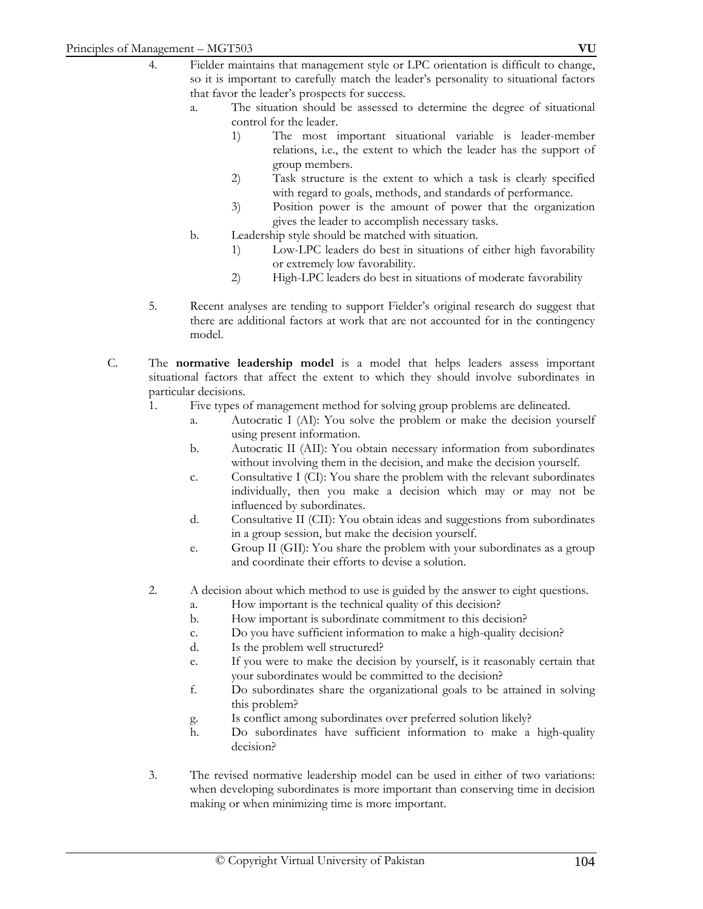4. Fielder maintains that management style or LPC orientation is difficult to change, so it is important to carefully match the leader's personality to situational factors that favor the leader's prospects for success.
    a. The situation should be assessed to determine the degree of situational control for the leader.
        1) The most important situational variable is leader-member relations, i.e., the extent to which the leader has the support of group members.
        2) Task structure is the extent to which a task is clearly specified with regard to goals, methods, and standards of performance.
        3) Position power is the amount of power that the organization gives the leader to accomplish necessary tasks.
    b. Leadership style should be matched with situation.
        1) Low-LPC leaders do best in situations of either high favorability or extremely low favorability.
        2) High-LPC leaders do best in situations of moderate favorability

5. Recent analyses are tending to support Fielder's original research do suggest that there are additional factors at work that are not accounted for in the contingency model.

C. The **normative leadership model** is a model that helps leaders assess important situational factors that affect the extent to which they should involve subordinates in particular decisions.

1. Five types of management method for solving group problems are delineated.
    a. Autocratic I (AI): You solve the problem or make the decision yourself using present information.
    b. Autocratic II (AII): You obtain necessary information from subordinates without involving them in the decision, and make the decision yourself.
    c. Consultative I (CI): You share the problem with the relevant subordinates individually, then you make a decision which may or may not be influenced by subordinates.
    d. Consultative II (CII): You obtain ideas and suggestions from subordinates in a group session, but make the decision yourself.
    e. Group II (GII): You share the problem with your subordinates as a group and coordinate their efforts to devise a solution.

2. A decision about which method to use is guided by the answer to eight questions.
    a. How important is the technical quality of this decision?
    b. How important is subordinate commitment to this decision?
    c. Do you have sufficient information to make a high-quality decision?
    d. Is the problem well structured?
    e. If you were to make the decision by yourself, is it reasonably certain that your subordinates would be committed to the decision?
    f. Do subordinates share the organizational goals to be attained in solving this problem?
    g. Is conflict among subordinates over preferred solution likely?
    h. Do subordinates have sufficient information to make a high-quality decision?

3. The revised normative leadership model can be used in either of two variations: when developing subordinates is more important than conserving time in decision making or when minimizing time is more important.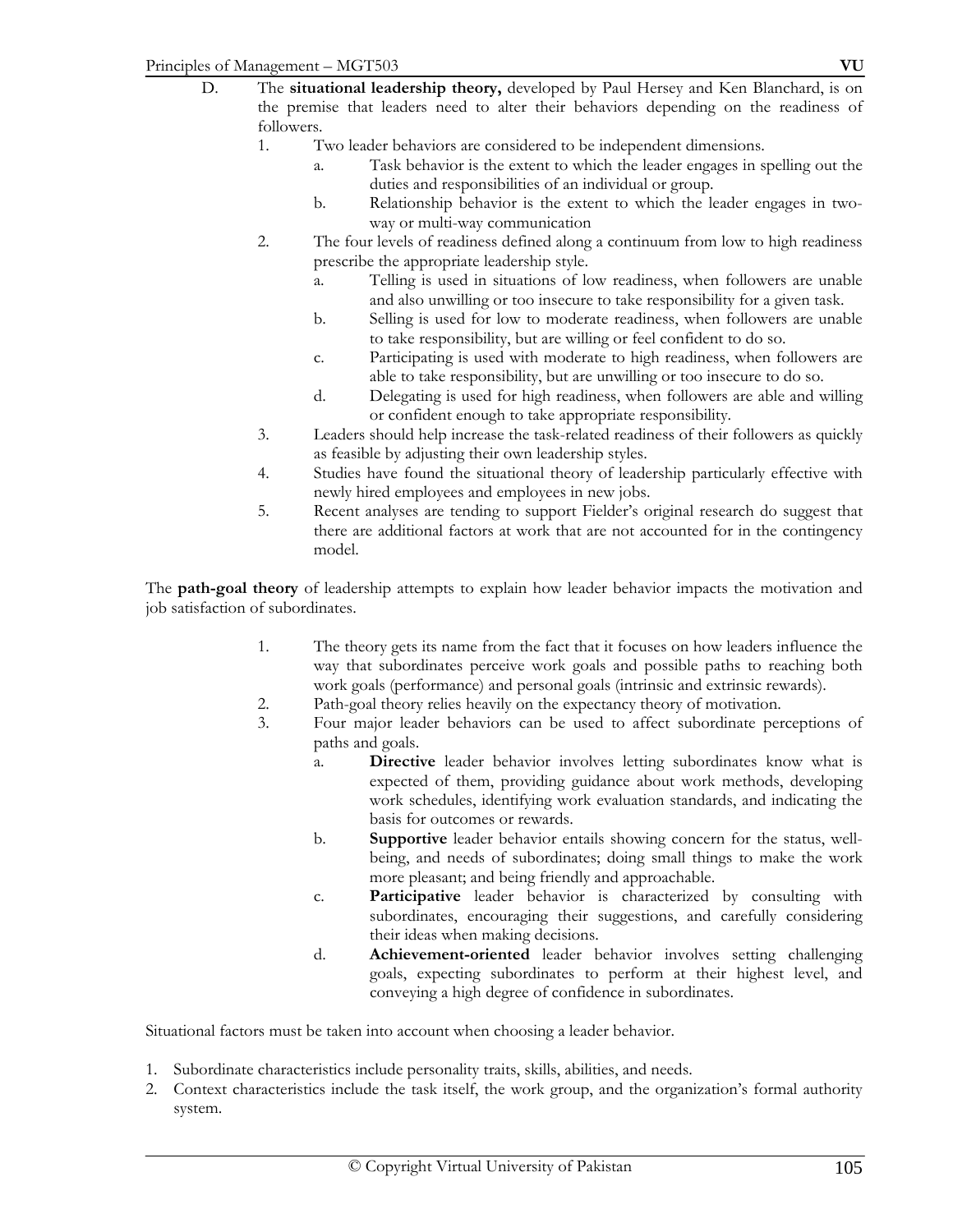D. The **situational leadership theory,** developed by Paul Hersey and Ken Blanchard, is on the premise that leaders need to alter their behaviors depending on the readiness of followers.

1. Two leader behaviors are considered to be independent dimensions.
   a. Task behavior is the extent to which the leader engages in spelling out the duties and responsibilities of an individual or group.
   b. Relationship behavior is the extent to which the leader engages in two-way or multi-way communication
2. The four levels of readiness defined along a continuum from low to high readiness prescribe the appropriate leadership style.
   a. Telling is used in situations of low readiness, when followers are unable and also unwilling or too insecure to take responsibility for a given task.
   b. Selling is used for low to moderate readiness, when followers are unable to take responsibility, but are willing or feel confident to do so.
   c. Participating is used with moderate to high readiness, when followers are able to take responsibility, but are unwilling or too insecure to do so.
   d. Delegating is used for high readiness, when followers are able and willing or confident enough to take appropriate responsibility.
3. Leaders should help increase the task-related readiness of their followers as quickly as feasible by adjusting their own leadership styles.
4. Studies have found the situational theory of leadership particularly effective with newly hired employees and employees in new jobs.
5. Recent analyses are tending to support Fielder's original research do suggest that there are additional factors at work that are not accounted for in the contingency model.

The **path-goal theory** of leadership attempts to explain how leader behavior impacts the motivation and job satisfaction of subordinates.

1. The theory gets its name from the fact that it focuses on how leaders influence the way that subordinates perceive work goals and possible paths to reaching both work goals (performance) and personal goals (intrinsic and extrinsic rewards).
2. Path-goal theory relies heavily on the expectancy theory of motivation.
3. Four major leader behaviors can be used to affect subordinate perceptions of paths and goals.
   a. **Directive** leader behavior involves letting subordinates know what is expected of them, providing guidance about work methods, developing work schedules, identifying work evaluation standards, and indicating the basis for outcomes or rewards.
   b. **Supportive** leader behavior entails showing concern for the status, well-being, and needs of subordinates; doing small things to make the work more pleasant; and being friendly and approachable.
   c. **Participative** leader behavior is characterized by consulting with subordinates, encouraging their suggestions, and carefully considering their ideas when making decisions.
   d. **Achievement-oriented** leader behavior involves setting challenging goals, expecting subordinates to perform at their highest level, and conveying a high degree of confidence in subordinates.

Situational factors must be taken into account when choosing a leader behavior.

1. Subordinate characteristics include personality traits, skills, abilities, and needs.
2. Context characteristics include the task itself, the work group, and the organization's formal authority system.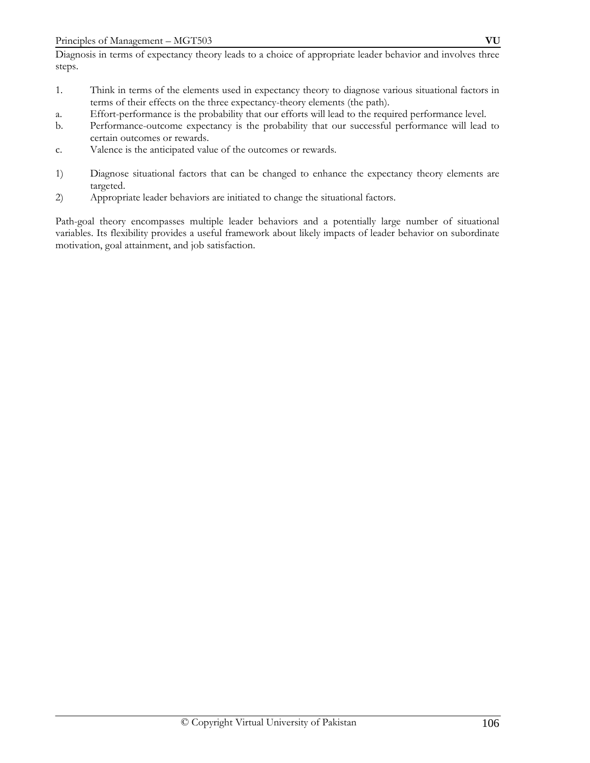Diagnosis in terms of expectancy theory leads to a choice of appropriate leader behavior and involves three steps.

1. Think in terms of the elements used in expectancy theory to diagnose various situational factors in terms of their effects on the three expectancy-theory elements (the path).
   a. Effort-performance is the probability that our efforts will lead to the required performance level.
   b. Performance-outcome expectancy is the probability that our successful performance will lead to certain outcomes or rewards.
   c. Valence is the anticipated value of the outcomes or rewards.

1) Diagnose situational factors that can be changed to enhance the expectancy theory elements are targeted.
2) Appropriate leader behaviors are initiated to change the situational factors.

Path-goal theory encompasses multiple leader behaviors and a potentially large number of situational variables. Its flexibility provides a useful framework about likely impacts of leader behavior on subordinate motivation, goal attainment, and job satisfaction.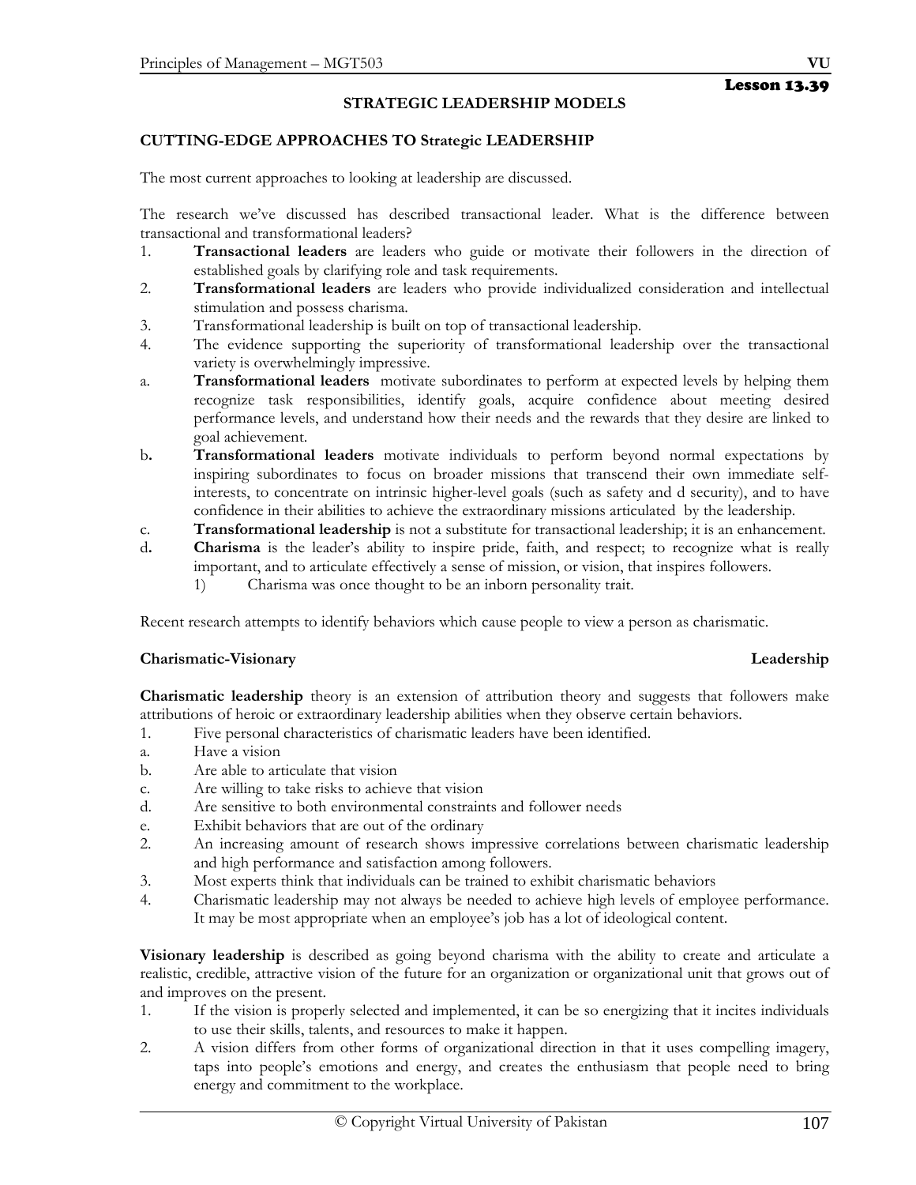Lesson 13.39

## STRATEGIC LEADERSHIP MODELS

### CUTTING-EDGE APPROACHES TO Strategic LEADERSHIP

The most current approaches to looking at leadership are discussed.

The research we've discussed has described transactional leader. What is the difference between transactional and transformational leaders?

1. **Transactional leaders** are leaders who guide or motivate their followers in the direction of established goals by clarifying role and task requirements.
2. **Transformational leaders** are leaders who provide individualized consideration and intellectual stimulation and possess charisma.
3. Transformational leadership is built on top of transactional leadership.
4. The evidence supporting the superiority of transformational leadership over the transactional variety is overwhelmingly impressive.

a. **Transformational leaders** motivate subordinates to perform at expected levels by helping them recognize task responsibilities, identify goals, acquire confidence about meeting desired performance levels, and understand how their needs and the rewards that they desire are linked to goal achievement.

b. **Transformational leaders** motivate individuals to perform beyond normal expectations by inspiring subordinates to focus on broader missions that transcend their own immediate self-interests, to concentrate on intrinsic higher-level goals (such as safety and d security), and to have confidence in their abilities to achieve the extraordinary missions articulated by the leadership.

c. **Transformational leadership** is not a substitute for transactional leadership; it is an enhancement.

d. **Charisma** is the leader's ability to inspire pride, faith, and respect; to recognize what is really important, and to articulate effectively a sense of mission, or vision, that inspires followers.
   1) Charisma was once thought to be an inborn personality trait.

Recent research attempts to identify behaviors which cause people to view a person as charismatic.

### Charismatic-Visionary Leadership

**Charismatic leadership** theory is an extension of attribution theory and suggests that followers make attributions of heroic or extraordinary leadership abilities when they observe certain behaviors.

1. Five personal characteristics of charismatic leaders have been identified.
   a. Have a vision
   b. Are able to articulate that vision
   c. Are willing to take risks to achieve that vision
   d. Are sensitive to both environmental constraints and follower needs
   e. Exhibit behaviors that are out of the ordinary
2. An increasing amount of research shows impressive correlations between charismatic leadership and high performance and satisfaction among followers.
3. Most experts think that individuals can be trained to exhibit charismatic behaviors
4. Charismatic leadership may not always be needed to achieve high levels of employee performance. It may be most appropriate when an employee's job has a lot of ideological content.

**Visionary leadership** is described as going beyond charisma with the ability to create and articulate a realistic, credible, attractive vision of the future for an organization or organizational unit that grows out of and improves on the present.

1. If the vision is properly selected and implemented, it can be so energizing that it incites individuals to use their skills, talents, and resources to make it happen.
2. A vision differs from other forms of organizational direction in that it uses compelling imagery, taps into people's emotions and energy, and creates the enthusiasm that people need to bring energy and commitment to the workplace.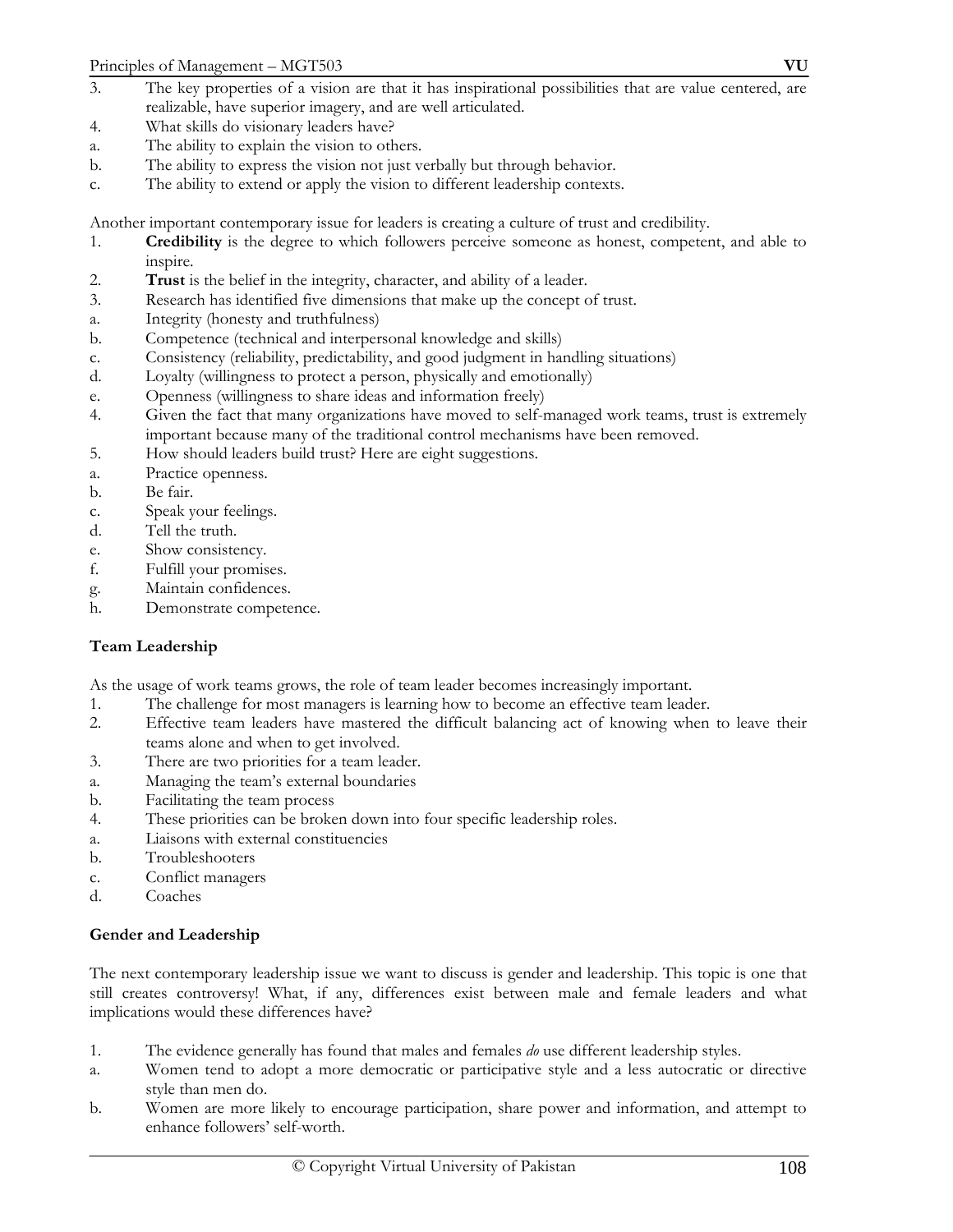3. The key properties of a vision are that it has inspirational possibilities that are value centered, are realizable, have superior imagery, and are well articulated.
4. What skills do visionary leaders have?
   a. The ability to explain the vision to others.
   b. The ability to express the vision not just verbally but through behavior.
   c. The ability to extend or apply the vision to different leadership contexts.

Another important contemporary issue for leaders is creating a culture of trust and credibility.

1. **Credibility** is the degree to which followers perceive someone as honest, competent, and able to inspire.
2. **Trust** is the belief in the integrity, character, and ability of a leader.
3. Research has identified five dimensions that make up the concept of trust.
   a. Integrity (honesty and truthfulness)
   b. Competence (technical and interpersonal knowledge and skills)
   c. Consistency (reliability, predictability, and good judgment in handling situations)
   d. Loyalty (willingness to protect a person, physically and emotionally)
   e. Openness (willingness to share ideas and information freely)
4. Given the fact that many organizations have moved to self-managed work teams, trust is extremely important because many of the traditional control mechanisms have been removed.
5. How should leaders build trust? Here are eight suggestions.
   a. Practice openness.
   b. Be fair.
   c. Speak your feelings.
   d. Tell the truth.
   e. Show consistency.
   f. Fulfill your promises.
   g. Maintain confidences.
   h. Demonstrate competence.

**Team Leadership**

As the usage of work teams grows, the role of team leader becomes increasingly important.

1. The challenge for most managers is learning how to become an effective team leader.
2. Effective team leaders have mastered the difficult balancing act of knowing when to leave their teams alone and when to get involved.
3. There are two priorities for a team leader.
   a. Managing the team's external boundaries
   b. Facilitating the team process
4. These priorities can be broken down into four specific leadership roles.
   a. Liaisons with external constituencies
   b. Troubleshooters
   c. Conflict managers
   d. Coaches

**Gender and Leadership**

The next contemporary leadership issue we want to discuss is gender and leadership. This topic is one that still creates controversy! What, if any, differences exist between male and female leaders and what implications would these differences have?

1. The evidence generally has found that males and females *do* use different leadership styles.
   a. Women tend to adopt a more democratic or participative style and a less autocratic or directive style than men do.
   b. Women are more likely to encourage participation, share power and information, and attempt to enhance followers' self-worth.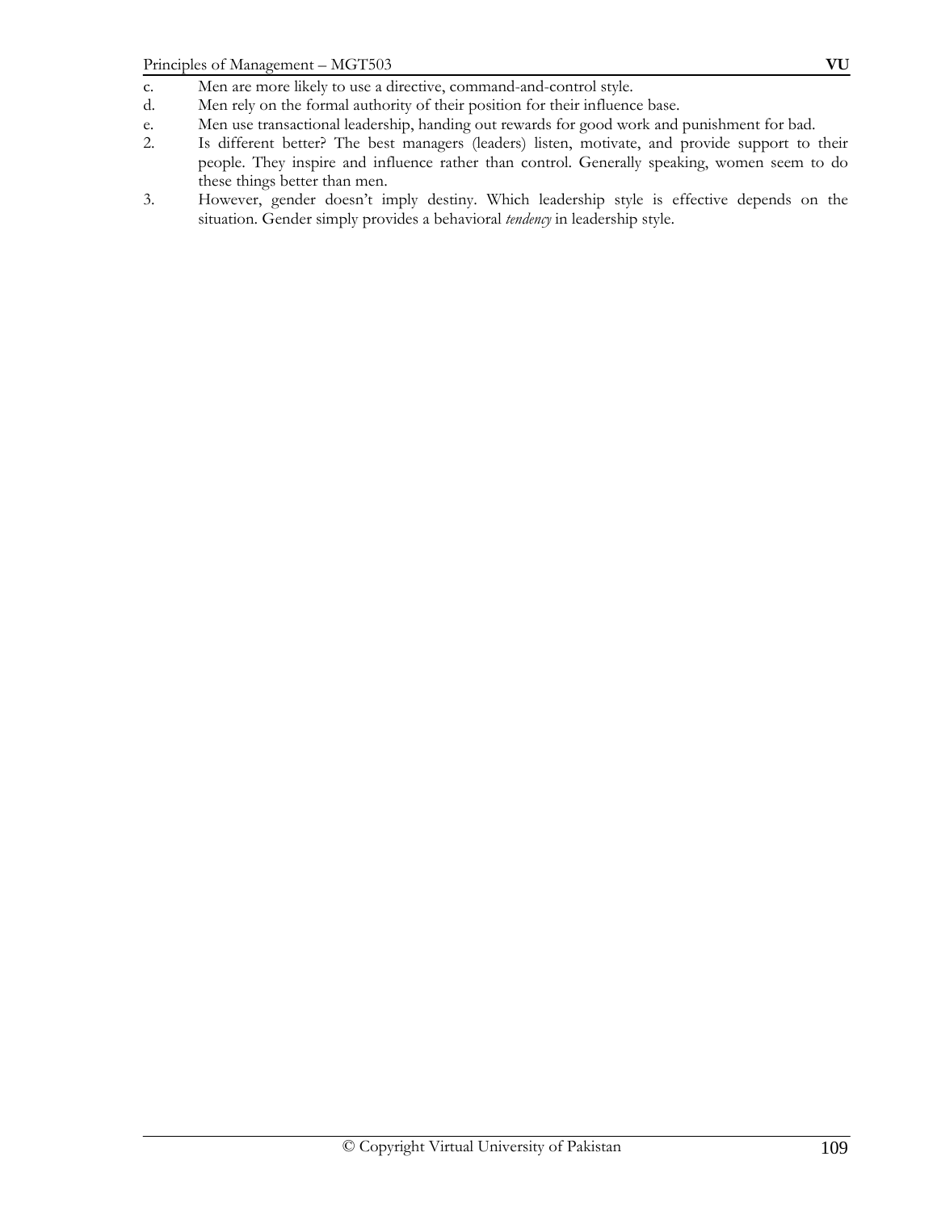c. Men are more likely to use a directive, command-and-control style.
d. Men rely on the formal authority of their position for their influence base.
e. Men use transactional leadership, handing out rewards for good work and punishment for bad.

2. Is different better? The best managers (leaders) listen, motivate, and provide support to their people. They inspire and influence rather than control. Generally speaking, women seem to do these things better than men.
3. However, gender doesn't imply destiny. Which leadership style is effective depends on the situation. Gender simply provides a behavioral *tendency* in leadership style.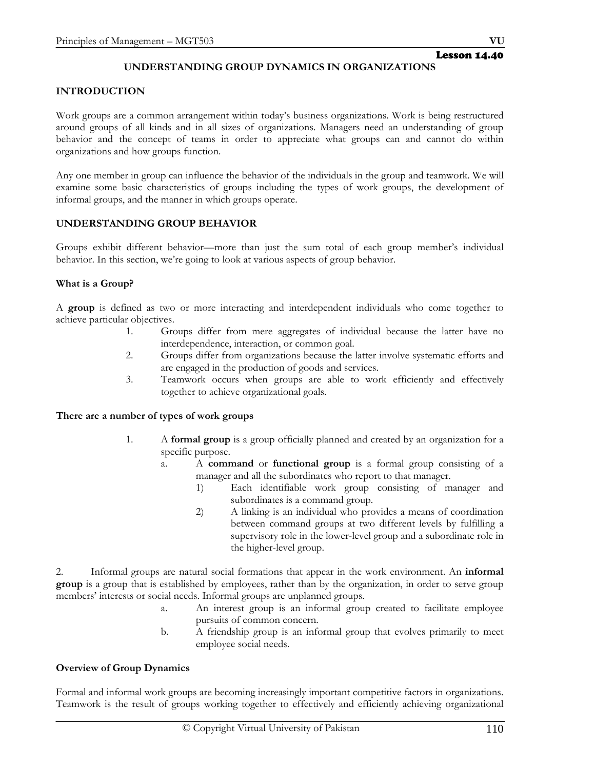Lesson 14.40

# UNDERSTANDING GROUP DYNAMICS IN ORGANIZATIONS

## INTRODUCTION

Work groups are a common arrangement within today's business organizations. Work is being restructured around groups of all kinds and in all sizes of organizations. Managers need an understanding of group behavior and the concept of teams in order to appreciate what groups can and cannot do within organizations and how groups function.

Any one member in group can influence the behavior of the individuals in the group and teamwork. We will examine some basic characteristics of groups including the types of work groups, the development of informal groups, and the manner in which groups operate.

## UNDERSTANDING GROUP BEHAVIOR

Groups exhibit different behavior—more than just the sum total of each group member's individual behavior. In this section, we're going to look at various aspects of group behavior.

### What is a Group?

A **group** is defined as two or more interacting and interdependent individuals who come together to achieve particular objectives.

1. Groups differ from mere aggregates of individual because the latter have no interdependence, interaction, or common goal.
2. Groups differ from organizations because the latter involve systematic efforts and are engaged in the production of goods and services.
3. Teamwork occurs when groups are able to work efficiently and effectively together to achieve organizational goals.

### There are a number of types of work groups

1. A **formal group** is a group officially planned and created by an organization for a specific purpose.
   a. A **command** or **functional group** is a formal group consisting of a manager and all the subordinates who report to that manager.
      1) Each identifiable work group consisting of manager and subordinates is a command group.
      2) A linking is an individual who provides a means of coordination between command groups at two different levels by fulfilling a supervisory role in the lower-level group and a subordinate role in the higher-level group.

2. Informal groups are natural social formations that appear in the work environment. An **informal group** is a group that is established by employees, rather than by the organization, in order to serve group members' interests or social needs. Informal groups are unplanned groups.
   a. An interest group is an informal group created to facilitate employee pursuits of common concern.
   b. A friendship group is an informal group that evolves primarily to meet employee social needs.

### Overview of Group Dynamics

Formal and informal work groups are becoming increasingly important competitive factors in organizations. Teamwork is the result of groups working together to effectively and efficiently achieving organizational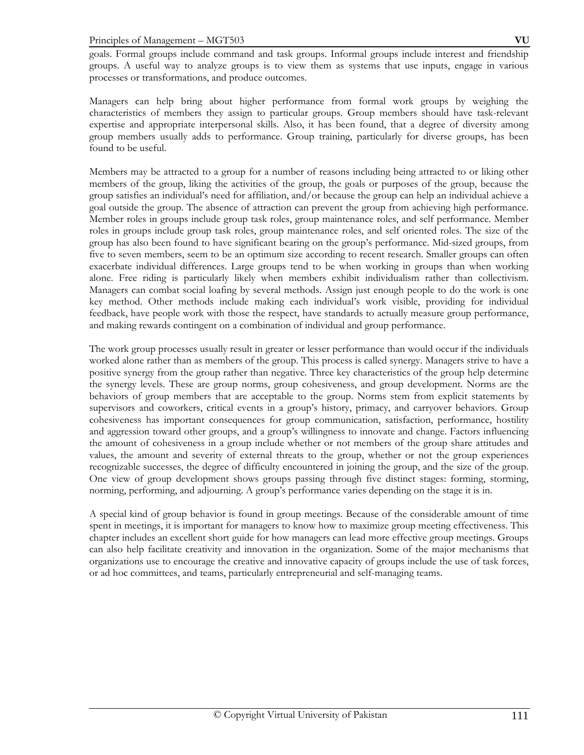goals. Formal groups include command and task groups. Informal groups include interest and friendship groups. A useful way to analyze groups is to view them as systems that use inputs, engage in various processes or transformations, and produce outcomes.

Managers can help bring about higher performance from formal work groups by weighing the characteristics of members they assign to particular groups. Group members should have task-relevant expertise and appropriate interpersonal skills. Also, it has been found, that a degree of diversity among group members usually adds to performance. Group training, particularly for diverse groups, has been found to be useful.

Members may be attracted to a group for a number of reasons including being attracted to or liking other members of the group, liking the activities of the group, the goals or purposes of the group, because the group satisfies an individual's need for affiliation, and/or because the group can help an individual achieve a goal outside the group. The absence of attraction can prevent the group from achieving high performance. Member roles in groups include group task roles, group maintenance roles, and self performance. Member roles in groups include group task roles, group maintenance roles, and self oriented roles. The size of the group has also been found to have significant bearing on the group's performance. Mid-sized groups, from five to seven members, seem to be an optimum size according to recent research. Smaller groups can often exacerbate individual differences. Large groups tend to be when working in groups than when working alone. Free riding is particularly likely when members exhibit individualism rather than collectivism. Managers can combat social loafing by several methods. Assign just enough people to do the work is one key method. Other methods include making each individual's work visible, providing for individual feedback, have people work with those the respect, have standards to actually measure group performance, and making rewards contingent on a combination of individual and group performance.

The work group processes usually result in greater or lesser performance than would occur if the individuals worked alone rather than as members of the group. This process is called synergy. Managers strive to have a positive synergy from the group rather than negative. Three key characteristics of the group help determine the synergy levels. These are group norms, group cohesiveness, and group development. Norms are the behaviors of group members that are acceptable to the group. Norms stem from explicit statements by supervisors and coworkers, critical events in a group's history, primacy, and carryover behaviors. Group cohesiveness has important consequences for group communication, satisfaction, performance, hostility and aggression toward other groups, and a group's willingness to innovate and change. Factors influencing the amount of cohesiveness in a group include whether or not members of the group share attitudes and values, the amount and severity of external threats to the group, whether or not the group experiences recognizable successes, the degree of difficulty encountered in joining the group, and the size of the group. One view of group development shows groups passing through five distinct stages: forming, storming, norming, performing, and adjourning. A group's performance varies depending on the stage it is in.

A special kind of group behavior is found in group meetings. Because of the considerable amount of time spent in meetings, it is important for managers to know how to maximize group meeting effectiveness. This chapter includes an excellent short guide for how managers can lead more effective group meetings. Groups can also help facilitate creativity and innovation in the organization. Some of the major mechanisms that organizations use to encourage the creative and innovative capacity of groups include the use of task forces, or ad hoc committees, and teams, particularly entrepreneurial and self-managing teams.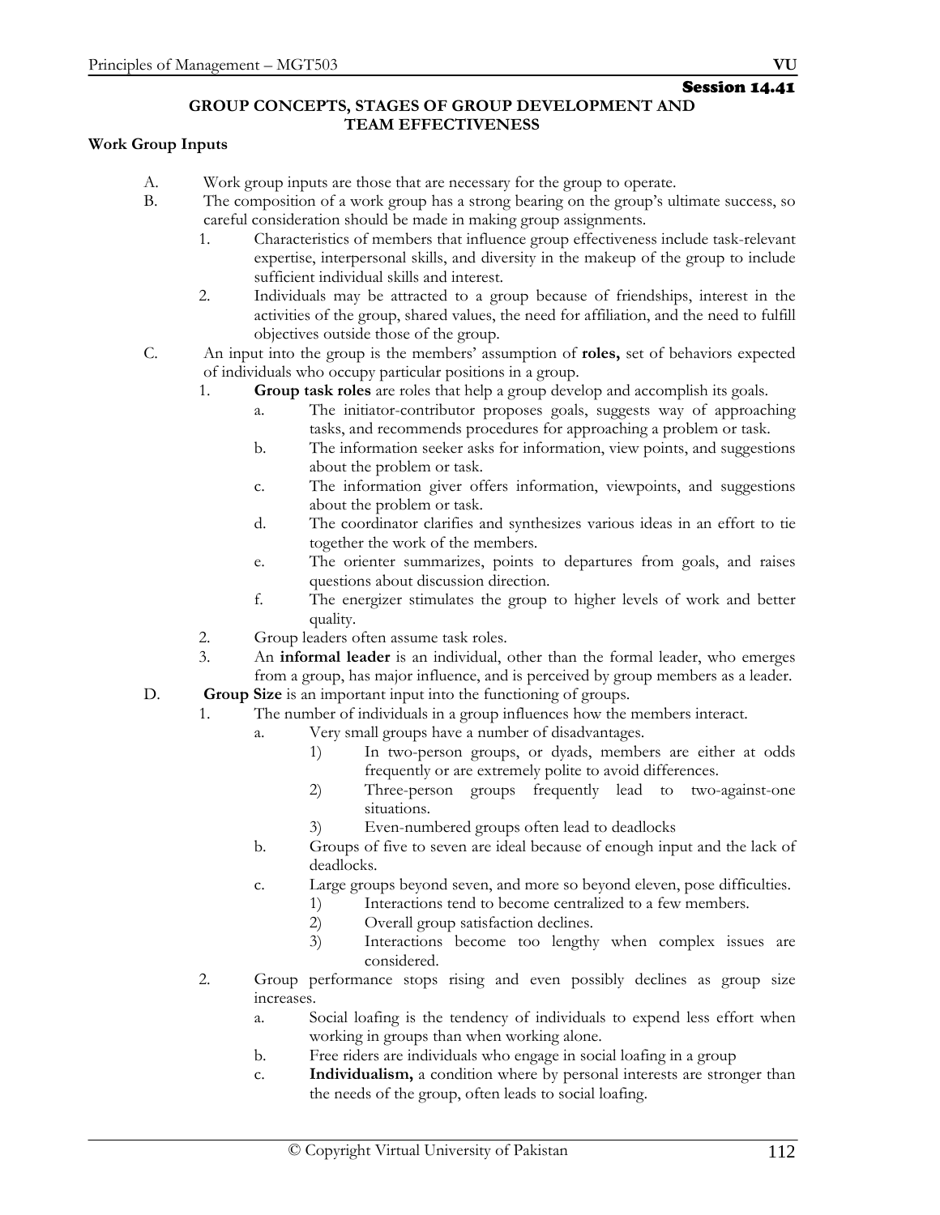**Session 14.41**

## GROUP CONCEPTS, STAGES OF GROUP DEVELOPMENT AND TEAM EFFECTIVENESS

**Work Group Inputs**

A. Work group inputs are those that are necessary for the group to operate.

B. The composition of a work group has a strong bearing on the group's ultimate success, so careful consideration should be made in making group assignments.

   1. Characteristics of members that influence group effectiveness include task-relevant expertise, interpersonal skills, and diversity in the makeup of the group to include sufficient individual skills and interest.
   2. Individuals may be attracted to a group because of friendships, interest in the activities of the group, shared values, the need for affiliation, and the need to fulfill objectives outside those of the group.

C. An input into the group is the members' assumption of **roles,** set of behaviors expected of individuals who occupy particular positions in a group.

   1. **Group task roles** are roles that help a group develop and accomplish its goals.
      a. The initiator-contributor proposes goals, suggests way of approaching tasks, and recommends procedures for approaching a problem or task.
      b. The information seeker asks for information, view points, and suggestions about the problem or task.
      c. The information giver offers information, viewpoints, and suggestions about the problem or task.
      d. The coordinator clarifies and synthesizes various ideas in an effort to tie together the work of the members.
      e. The orienter summarizes, points to departures from goals, and raises questions about discussion direction.
      f. The energizer stimulates the group to higher levels of work and better quality.
   2. Group leaders often assume task roles.
   3. An **informal leader** is an individual, other than the formal leader, who emerges from a group, has major influence, and is perceived by group members as a leader.

D. **Group Size** is an important input into the functioning of groups.

   1. The number of individuals in a group influences how the members interact.
      a. Very small groups have a number of disadvantages.
         1) In two-person groups, or dyads, members are either at odds frequently or are extremely polite to avoid differences.
         2) Three-person groups frequently lead to two-against-one situations.
         3) Even-numbered groups often lead to deadlocks
      b. Groups of five to seven are ideal because of enough input and the lack of deadlocks.
      c. Large groups beyond seven, and more so beyond eleven, pose difficulties.
         1) Interactions tend to become centralized to a few members.
         2) Overall group satisfaction declines.
         3) Interactions become too lengthy when complex issues are considered.
   2. Group performance stops rising and even possibly declines as group size increases.
      a. Social loafing is the tendency of individuals to expend less effort when working in groups than when working alone.
      b. Free riders are individuals who engage in social loafing in a group
      c. **Individualism,** a condition where by personal interests are stronger than the needs of the group, often leads to social loafing.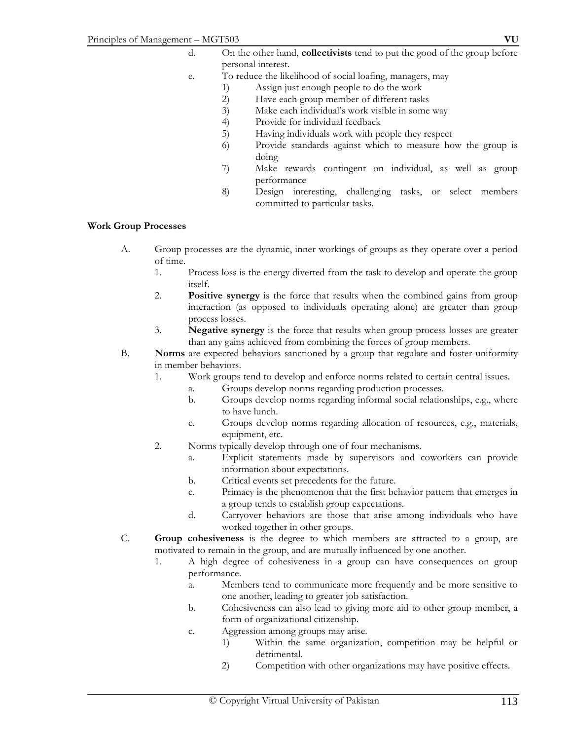d. On the other hand, **collectivists** tend to put the good of the group before personal interest.

e. To reduce the likelihood of social loafing, managers, may
   1) Assign just enough people to do the work
   2) Have each group member of different tasks
   3) Make each individual's work visible in some way
   4) Provide for individual feedback
   5) Having individuals work with people they respect
   6) Provide standards against which to measure how the group is doing
   7) Make rewards contingent on individual, as well as group performance
   8) Design interesting, challenging tasks, or select members committed to particular tasks.

**Work Group Processes**

A. Group processes are the dynamic, inner workings of groups as they operate over a period of time.
   1. Process loss is the energy diverted from the task to develop and operate the group itself.
   2. **Positive synergy** is the force that results when the combined gains from group interaction (as opposed to individuals operating alone) are greater than group process losses.
   3. **Negative synergy** is the force that results when group process losses are greater than any gains achieved from combining the forces of group members.

B. **Norms** are expected behaviors sanctioned by a group that regulate and foster uniformity in member behaviors.
   1. Work groups tend to develop and enforce norms related to certain central issues.
      a. Groups develop norms regarding production processes.
      b. Groups develop norms regarding informal social relationships, e.g., where to have lunch.
      c. Groups develop norms regarding allocation of resources, e.g., materials, equipment, etc.
   2. Norms typically develop through one of four mechanisms.
      a. Explicit statements made by supervisors and coworkers can provide information about expectations.
      b. Critical events set precedents for the future.
      c. Primacy is the phenomenon that the first behavior pattern that emerges in a group tends to establish group expectations.
      d. Carryover behaviors are those that arise among individuals who have worked together in other groups.

C. **Group cohesiveness** is the degree to which members are attracted to a group, are motivated to remain in the group, and are mutually influenced by one another.
   1. A high degree of cohesiveness in a group can have consequences on group performance.
      a. Members tend to communicate more frequently and be more sensitive to one another, leading to greater job satisfaction.
      b. Cohesiveness can also lead to giving more aid to other group member, a form of organizational citizenship.
      c. Aggression among groups may arise.
         1) Within the same organization, competition may be helpful or detrimental.
         2) Competition with other organizations may have positive effects.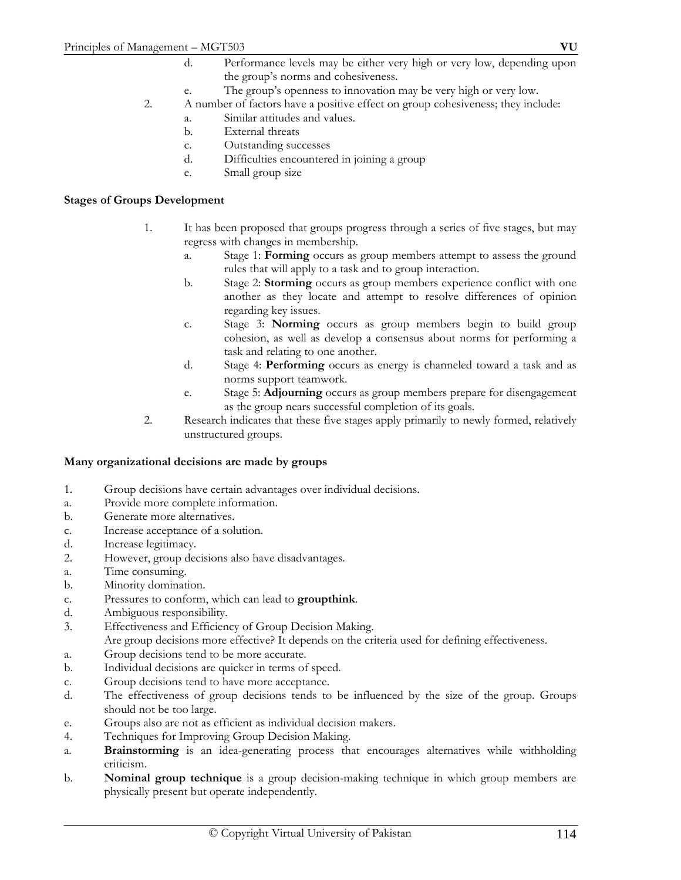d. Performance levels may be either very high or very low, depending upon the group's norms and cohesiveness.
   e. The group's openness to innovation may be very high or very low.

2. A number of factors have a positive effect on group cohesiveness; they include:
   a. Similar attitudes and values.
   b. External threats
   c. Outstanding successes
   d. Difficulties encountered in joining a group
   e. Small group size

**Stages of Groups Development**

1. It has been proposed that groups progress through a series of five stages, but may regress with changes in membership.
   a. Stage 1: **Forming** occurs as group members attempt to assess the ground rules that will apply to a task and to group interaction.
   b. Stage 2: **Storming** occurs as group members experience conflict with one another as they locate and attempt to resolve differences of opinion regarding key issues.
   c. Stage 3: **Norming** occurs as group members begin to build group cohesion, as well as develop a consensus about norms for performing a task and relating to one another.
   d. Stage 4: **Performing** occurs as energy is channeled toward a task and as norms support teamwork.
   e. Stage 5: **Adjourning** occurs as group members prepare for disengagement as the group nears successful completion of its goals.
2. Research indicates that these five stages apply primarily to newly formed, relatively unstructured groups.

**Many organizational decisions are made by groups**

1. Group decisions have certain advantages over individual decisions.
   a. Provide more complete information.
   b. Generate more alternatives.
   c. Increase acceptance of a solution.
   d. Increase legitimacy.
2. However, group decisions also have disadvantages.
   a. Time consuming.
   b. Minority domination.
   c. Pressures to conform, which can lead to **groupthink**.
   d. Ambiguous responsibility.
3. Effectiveness and Efficiency of Group Decision Making.
   Are group decisions more effective? It depends on the criteria used for defining effectiveness.
   a. Group decisions tend to be more accurate.
   b. Individual decisions are quicker in terms of speed.
   c. Group decisions tend to have more acceptance.
   d. The effectiveness of group decisions tends to be influenced by the size of the group. Groups should not be too large.
   e. Groups also are not as efficient as individual decision makers.
4. Techniques for Improving Group Decision Making.
   a. **Brainstorming** is an idea-generating process that encourages alternatives while withholding criticism.
   b. **Nominal group technique** is a group decision-making technique in which group members are physically present but operate independently.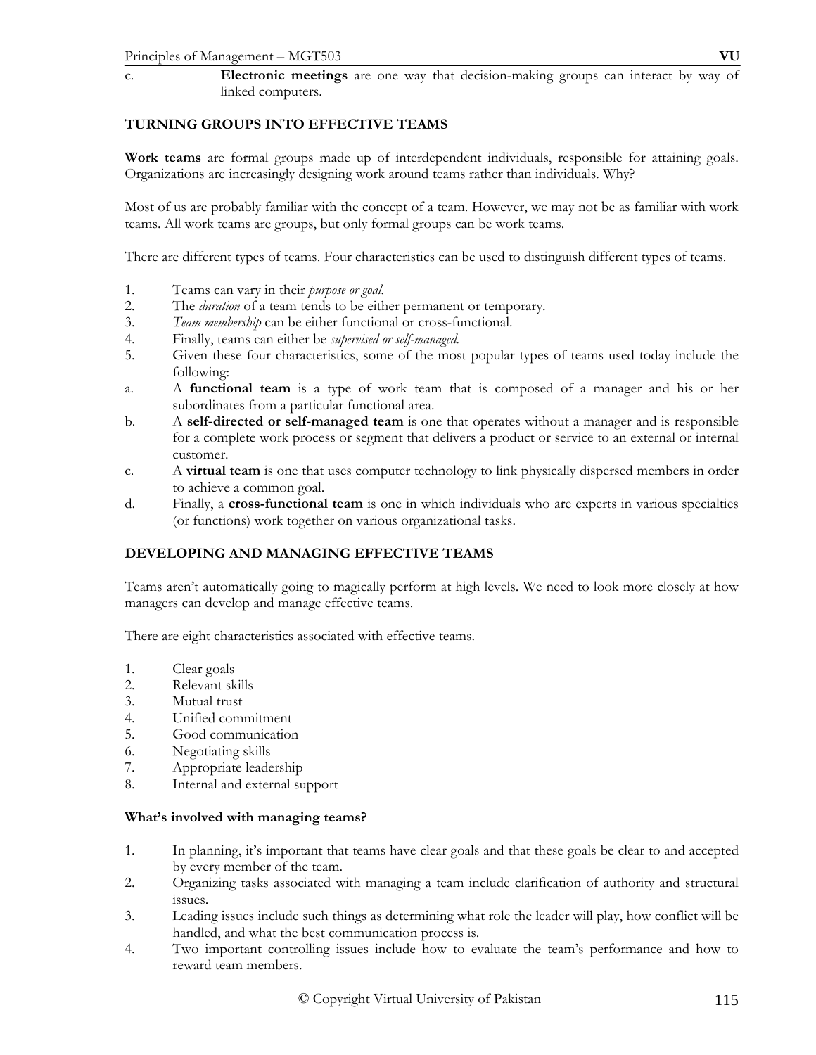c. **Electronic meetings** are one way that decision-making groups can interact by way of linked computers.

## TURNING GROUPS INTO EFFECTIVE TEAMS

**Work teams** are formal groups made up of interdependent individuals, responsible for attaining goals. Organizations are increasingly designing work around teams rather than individuals. Why?

Most of us are probably familiar with the concept of a team. However, we may not be as familiar with work teams. All work teams are groups, but only formal groups can be work teams.

There are different types of teams. Four characteristics can be used to distinguish different types of teams.

1. Teams can vary in their *purpose or goal.*
2. The *duration* of a team tends to be either permanent or temporary.
3. *Team membership* can be either functional or cross-functional.
4. Finally, teams can either be *supervised or self-managed.*
5. Given these four characteristics, some of the most popular types of teams used today include the following:

a. A **functional team** is a type of work team that is composed of a manager and his or her subordinates from a particular functional area.

b. A **self-directed or self-managed team** is one that operates without a manager and is responsible for a complete work process or segment that delivers a product or service to an external or internal customer.

c. A **virtual team** is one that uses computer technology to link physically dispersed members in order to achieve a common goal.

d. Finally, a **cross-functional team** is one in which individuals who are experts in various specialties (or functions) work together on various organizational tasks.

## DEVELOPING AND MANAGING EFFECTIVE TEAMS

Teams aren't automatically going to magically perform at high levels. We need to look more closely at how managers can develop and manage effective teams.

There are eight characteristics associated with effective teams.

1. Clear goals
2. Relevant skills
3. Mutual trust
4. Unified commitment
5. Good communication
6. Negotiating skills
7. Appropriate leadership
8. Internal and external support

### What's involved with managing teams?

1. In planning, it's important that teams have clear goals and that these goals be clear to and accepted by every member of the team.
2. Organizing tasks associated with managing a team include clarification of authority and structural issues.
3. Leading issues include such things as determining what role the leader will play, how conflict will be handled, and what the best communication process is.
4. Two important controlling issues include how to evaluate the team's performance and how to reward team members.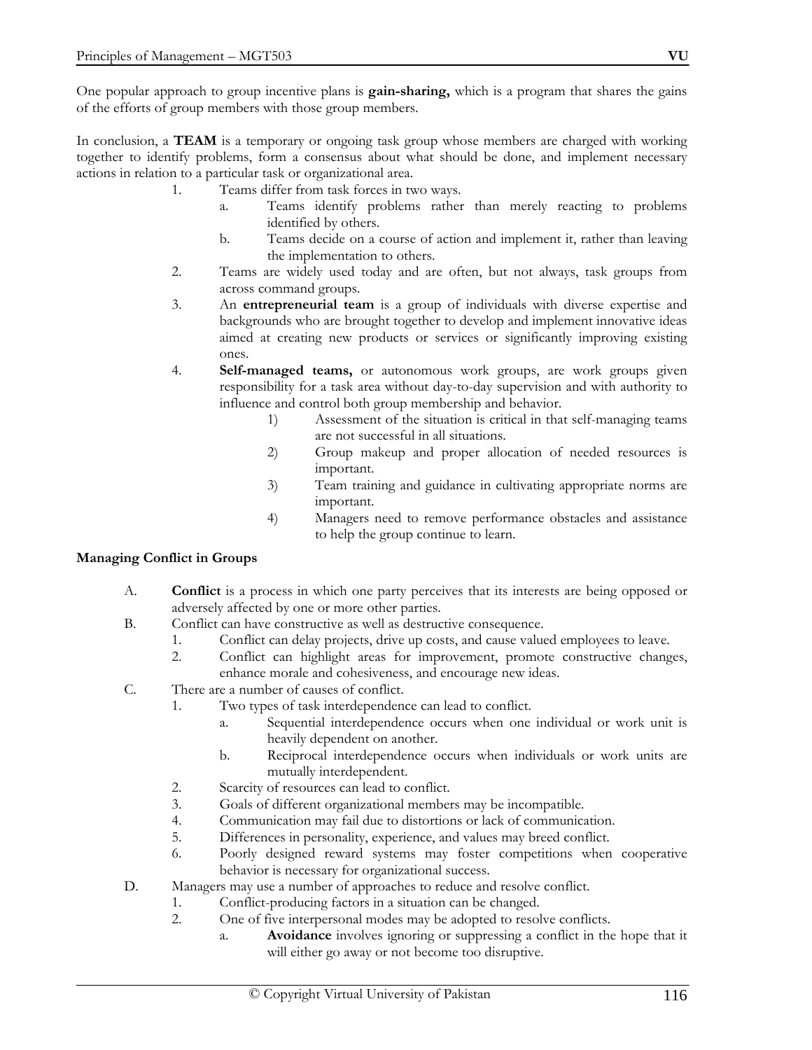One popular approach to group incentive plans is **gain-sharing,** which is a program that shares the gains of the efforts of group members with those group members.

In conclusion, a **TEAM** is a temporary or ongoing task group whose members are charged with working together to identify problems, form a consensus about what should be done, and implement necessary actions in relation to a particular task or organizational area.

1. Teams differ from task forces in two ways.
    a. Teams identify problems rather than merely reacting to problems identified by others.
    b. Teams decide on a course of action and implement it, rather than leaving the implementation to others.
2. Teams are widely used today and are often, but not always, task groups from across command groups.
3. An **entrepreneurial team** is a group of individuals with diverse expertise and backgrounds who are brought together to develop and implement innovative ideas aimed at creating new products or services or significantly improving existing ones.
4. **Self-managed teams,** or autonomous work groups, are work groups given responsibility for a task area without day-to-day supervision and with authority to influence and control both group membership and behavior.
    1) Assessment of the situation is critical in that self-managing teams are not successful in all situations.
    2) Group makeup and proper allocation of needed resources is important.
    3) Team training and guidance in cultivating appropriate norms are important.
    4) Managers need to remove performance obstacles and assistance to help the group continue to learn.

**Managing Conflict in Groups**

A. **Conflict** is a process in which one party perceives that its interests are being opposed or adversely affected by one or more other parties.

B. Conflict can have constructive as well as destructive consequence.
    1. Conflict can delay projects, drive up costs, and cause valued employees to leave.
    2. Conflict can highlight areas for improvement, promote constructive changes, enhance morale and cohesiveness, and encourage new ideas.

C. There are a number of causes of conflict.
    1. Two types of task interdependence can lead to conflict.
        a. Sequential interdependence occurs when one individual or work unit is heavily dependent on another.
        b. Reciprocal interdependence occurs when individuals or work units are mutually interdependent.
    2. Scarcity of resources can lead to conflict.
    3. Goals of different organizational members may be incompatible.
    4. Communication may fail due to distortions or lack of communication.
    5. Differences in personality, experience, and values may breed conflict.
    6. Poorly designed reward systems may foster competitions when cooperative behavior is necessary for organizational success.

D. Managers may use a number of approaches to reduce and resolve conflict.
    1. Conflict-producing factors in a situation can be changed.
    2. One of five interpersonal modes may be adopted to resolve conflicts.
        a. **Avoidance** involves ignoring or suppressing a conflict in the hope that it will either go away or not become too disruptive.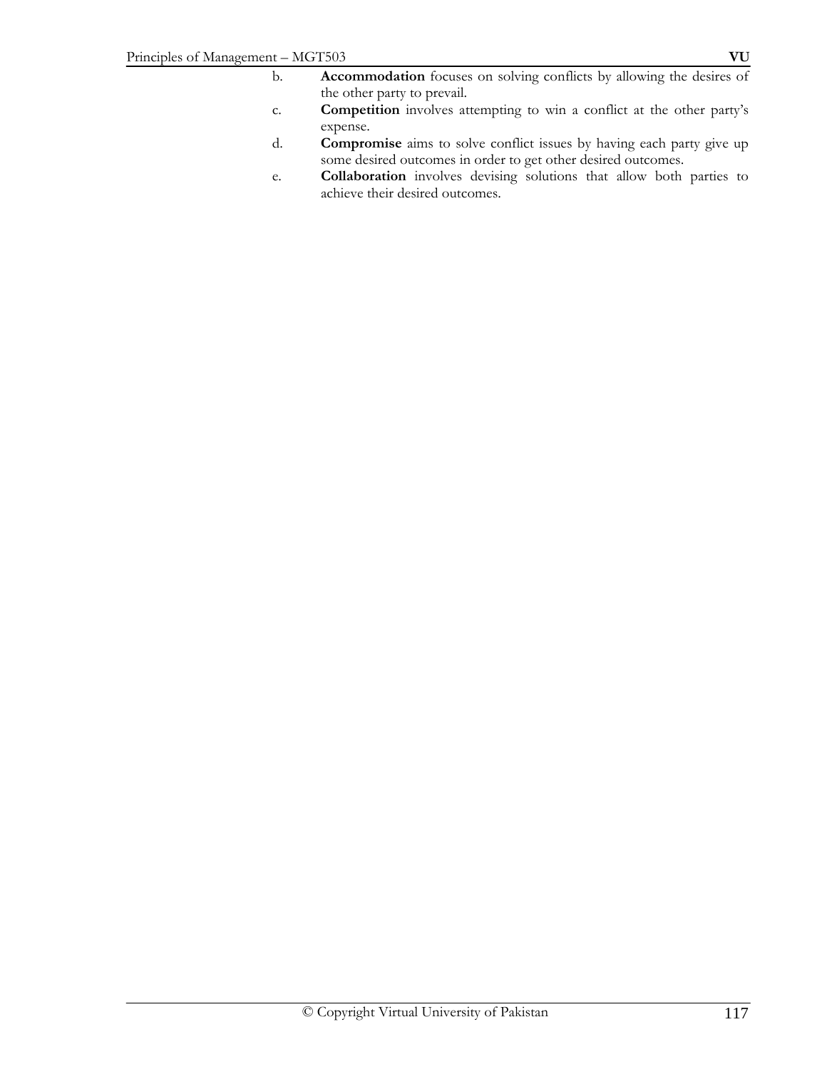b. **Accommodation** focuses on solving conflicts by allowing the desires of the other party to prevail.

c. **Competition** involves attempting to win a conflict at the other party's expense.

d. **Compromise** aims to solve conflict issues by having each party give up some desired outcomes in order to get other desired outcomes.

e. **Collaboration** involves devising solutions that allow both parties to achieve their desired outcomes.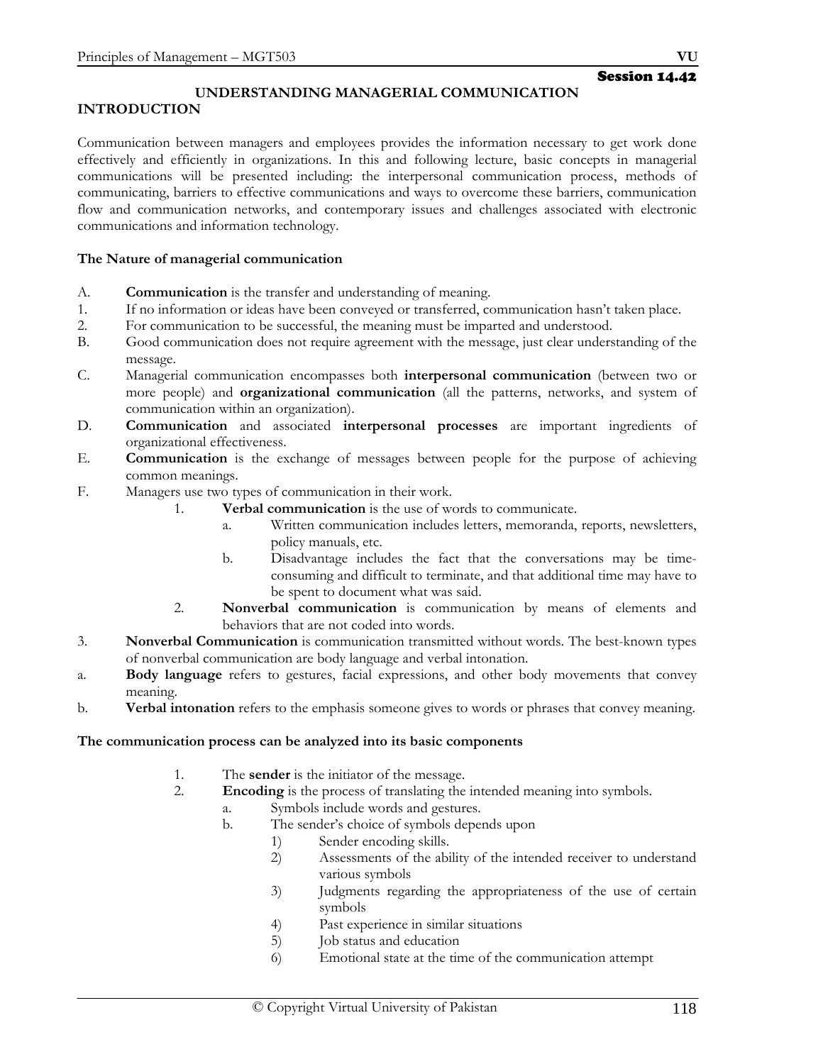Session 14.42

## UNDERSTANDING MANAGERIAL COMMUNICATION

### INTRODUCTION

Communication between managers and employees provides the information necessary to get work done effectively and efficiently in organizations. In this and following lecture, basic concepts in managerial communications will be presented including: the interpersonal communication process, methods of communicating, barriers to effective communications and ways to overcome these barriers, communication flow and communication networks, and contemporary issues and challenges associated with electronic communications and information technology.

### The Nature of managerial communication

A. **Communication** is the transfer and understanding of meaning.

1. If no information or ideas have been conveyed or transferred, communication hasn't taken place.
2. For communication to be successful, the meaning must be imparted and understood.

B. Good communication does not require agreement with the message, just clear understanding of the message.

C. Managerial communication encompasses both **interpersonal communication** (between two or more people) and **organizational communication** (all the patterns, networks, and system of communication within an organization).

D. **Communication** and associated **interpersonal processes** are important ingredients of organizational effectiveness.

E. **Communication** is the exchange of messages between people for the purpose of achieving common meanings.

F. Managers use two types of communication in their work.

   1. **Verbal communication** is the use of words to communicate.
      a. Written communication includes letters, memoranda, reports, newsletters, policy manuals, etc.
      b. Disadvantage includes the fact that the conversations may be time-consuming and difficult to terminate, and that additional time may have to be spent to document what was said.
   2. **Nonverbal communication** is communication by means of elements and behaviors that are not coded into words.

3. **Nonverbal Communication** is communication transmitted without words. The best-known types of nonverbal communication are body language and verbal intonation.

a. **Body language** refers to gestures, facial expressions, and other body movements that convey meaning.

b. **Verbal intonation** refers to the emphasis someone gives to words or phrases that convey meaning.

### The communication process can be analyzed into its basic components

1. The **sender** is the initiator of the message.
2. **Encoding** is the process of translating the intended meaning into symbols.
   a. Symbols include words and gestures.
   b. The sender's choice of symbols depends upon
      1) Sender encoding skills.
      2) Assessments of the ability of the intended receiver to understand various symbols
      3) Judgments regarding the appropriateness of the use of certain symbols
      4) Past experience in similar situations
      5) Job status and education
      6) Emotional state at the time of the communication attempt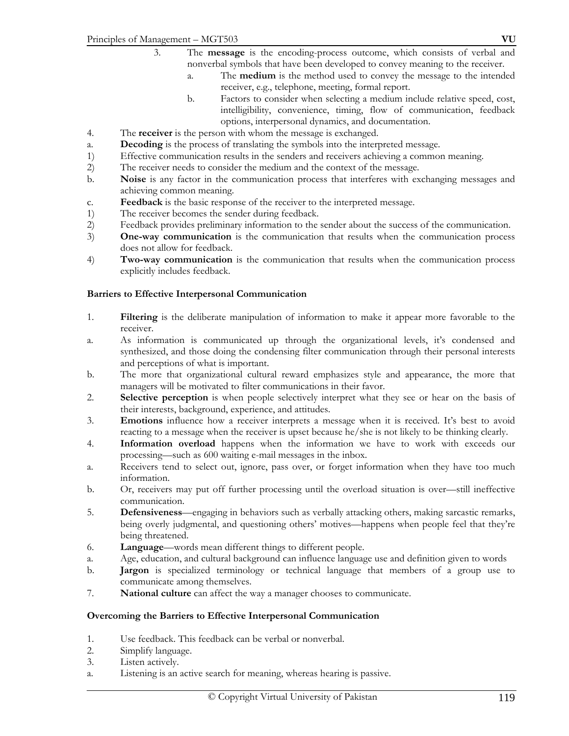3. The **message** is the encoding-process outcome, which consists of verbal and nonverbal symbols that have been developed to convey meaning to the receiver.
   a. The **medium** is the method used to convey the message to the intended receiver, e.g., telephone, meeting, formal report.
   b. Factors to consider when selecting a medium include relative speed, cost, intelligibility, convenience, timing, flow of communication, feedback options, interpersonal dynamics, and documentation.

4. The **receiver** is the person with whom the message is exchanged.

a. **Decoding** is the process of translating the symbols into the interpreted message.

1) Effective communication results in the senders and receivers achieving a common meaning.

2) The receiver needs to consider the medium and the context of the message.

b. **Noise** is any factor in the communication process that interferes with exchanging messages and achieving common meaning.

c. **Feedback** is the basic response of the receiver to the interpreted message.

1) The receiver becomes the sender during feedback.

2) Feedback provides preliminary information to the sender about the success of the communication.

3) **One-way communication** is the communication that results when the communication process does not allow for feedback.

4) **Two-way communication** is the communication that results when the communication process explicitly includes feedback.

### Barriers to Effective Interpersonal Communication

1. **Filtering** is the deliberate manipulation of information to make it appear more favorable to the receiver.

a. As information is communicated up through the organizational levels, it's condensed and synthesized, and those doing the condensing filter communication through their personal interests and perceptions of what is important.

b. The more that organizational cultural reward emphasizes style and appearance, the more that managers will be motivated to filter communications in their favor.

2. **Selective perception** is when people selectively interpret what they see or hear on the basis of their interests, background, experience, and attitudes.

3. **Emotions** influence how a receiver interprets a message when it is received. It's best to avoid reacting to a message when the receiver is upset because he/she is not likely to be thinking clearly.

4. **Information overload** happens when the information we have to work with exceeds our processing—such as 600 waiting e-mail messages in the inbox.

a. Receivers tend to select out, ignore, pass over, or forget information when they have too much information.

b. Or, receivers may put off further processing until the overload situation is over—still ineffective communication.

5. **Defensiveness**—engaging in behaviors such as verbally attacking others, making sarcastic remarks, being overly judgmental, and questioning others' motives—happens when people feel that they're being threatened.

6. **Language**—words mean different things to different people.

a. Age, education, and cultural background can influence language use and definition given to words

b. **Jargon** is specialized terminology or technical language that members of a group use to communicate among themselves.

7. **National culture** can affect the way a manager chooses to communicate.

### Overcoming the Barriers to Effective Interpersonal Communication

1. Use feedback. This feedback can be verbal or nonverbal.

2. Simplify language.

3. Listen actively.

a. Listening is an active search for meaning, whereas hearing is passive.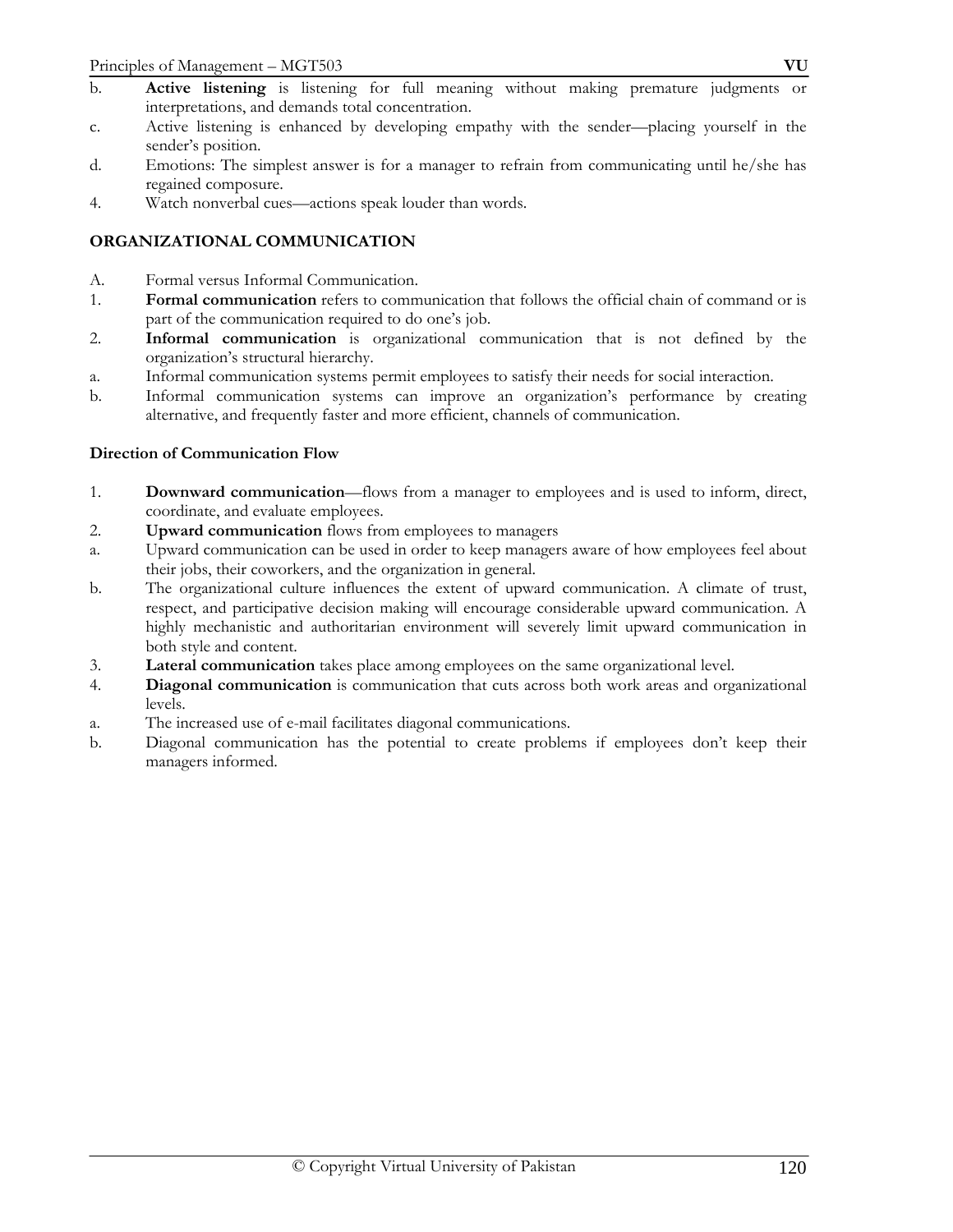b. **Active listening** is listening for full meaning without making premature judgments or interpretations, and demands total concentration.

c. Active listening is enhanced by developing empathy with the sender—placing yourself in the sender's position.

d. Emotions: The simplest answer is for a manager to refrain from communicating until he/she has regained composure.

4. Watch nonverbal cues—actions speak louder than words.

## ORGANIZATIONAL COMMUNICATION

A. Formal versus Informal Communication.

1. **Formal communication** refers to communication that follows the official chain of command or is part of the communication required to do one's job.

2. **Informal communication** is organizational communication that is not defined by the organization's structural hierarchy.

a. Informal communication systems permit employees to satisfy their needs for social interaction.

b. Informal communication systems can improve an organization's performance by creating alternative, and frequently faster and more efficient, channels of communication.

### Direction of Communication Flow

1. **Downward communication**—flows from a manager to employees and is used to inform, direct, coordinate, and evaluate employees.

2. **Upward communication** flows from employees to managers

a. Upward communication can be used in order to keep managers aware of how employees feel about their jobs, their coworkers, and the organization in general.

b. The organizational culture influences the extent of upward communication. A climate of trust, respect, and participative decision making will encourage considerable upward communication. A highly mechanistic and authoritarian environment will severely limit upward communication in both style and content.

3. **Lateral communication** takes place among employees on the same organizational level.

4. **Diagonal communication** is communication that cuts across both work areas and organizational levels.

a. The increased use of e-mail facilitates diagonal communications.

b. Diagonal communication has the potential to create problems if employees don't keep their managers informed.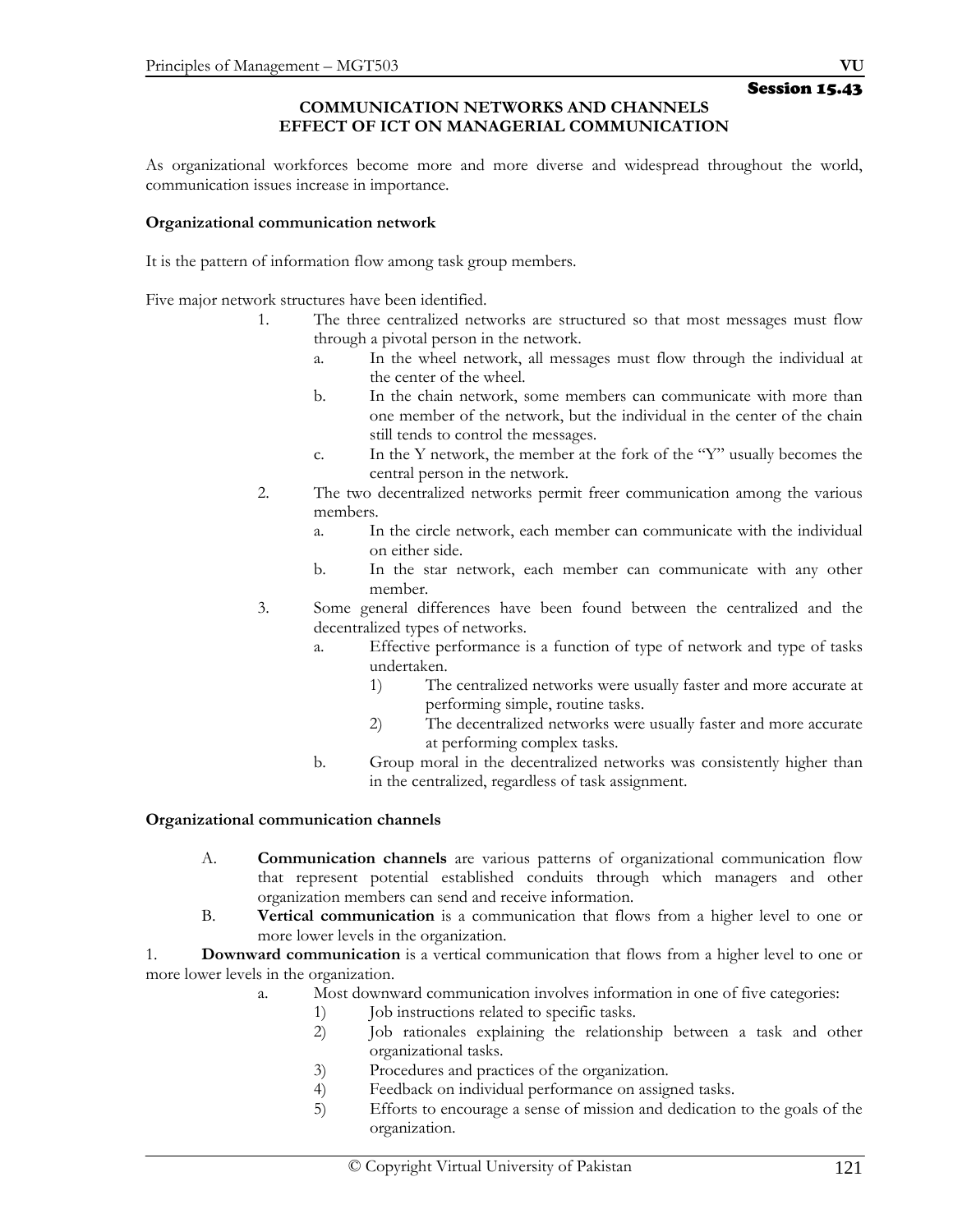**Session 15.43**

## COMMUNICATION NETWORKS AND CHANNELS
## EFFECT OF ICT ON MANAGERIAL COMMUNICATION

As organizational workforces become more and more diverse and widespread throughout the world, communication issues increase in importance.

### Organizational communication network

It is the pattern of information flow among task group members.

Five major network structures have been identified.

1. The three centralized networks are structured so that most messages must flow through a pivotal person in the network.
   a. In the wheel network, all messages must flow through the individual at the center of the wheel.
   b. In the chain network, some members can communicate with more than one member of the network, but the individual in the center of the chain still tends to control the messages.
   c. In the Y network, the member at the fork of the "Y" usually becomes the central person in the network.
2. The two decentralized networks permit freer communication among the various members.
   a. In the circle network, each member can communicate with the individual on either side.
   b. In the star network, each member can communicate with any other member.
3. Some general differences have been found between the centralized and the decentralized types of networks.
   a. Effective performance is a function of type of network and type of tasks undertaken.
      1) The centralized networks were usually faster and more accurate at performing simple, routine tasks.
      2) The decentralized networks were usually faster and more accurate at performing complex tasks.
   b. Group moral in the decentralized networks was consistently higher than in the centralized, regardless of task assignment.

### Organizational communication channels

A. **Communication channels** are various patterns of organizational communication flow that represent potential established conduits through which managers and other organization members can send and receive information.

B. **Vertical communication** is a communication that flows from a higher level to one or more lower levels in the organization.

1. **Downward communication** is a vertical communication that flows from a higher level to one or more lower levels in the organization.
   a. Most downward communication involves information in one of five categories:
      1) Job instructions related to specific tasks.
      2) Job rationales explaining the relationship between a task and other organizational tasks.
      3) Procedures and practices of the organization.
      4) Feedback on individual performance on assigned tasks.
      5) Efforts to encourage a sense of mission and dedication to the goals of the organization.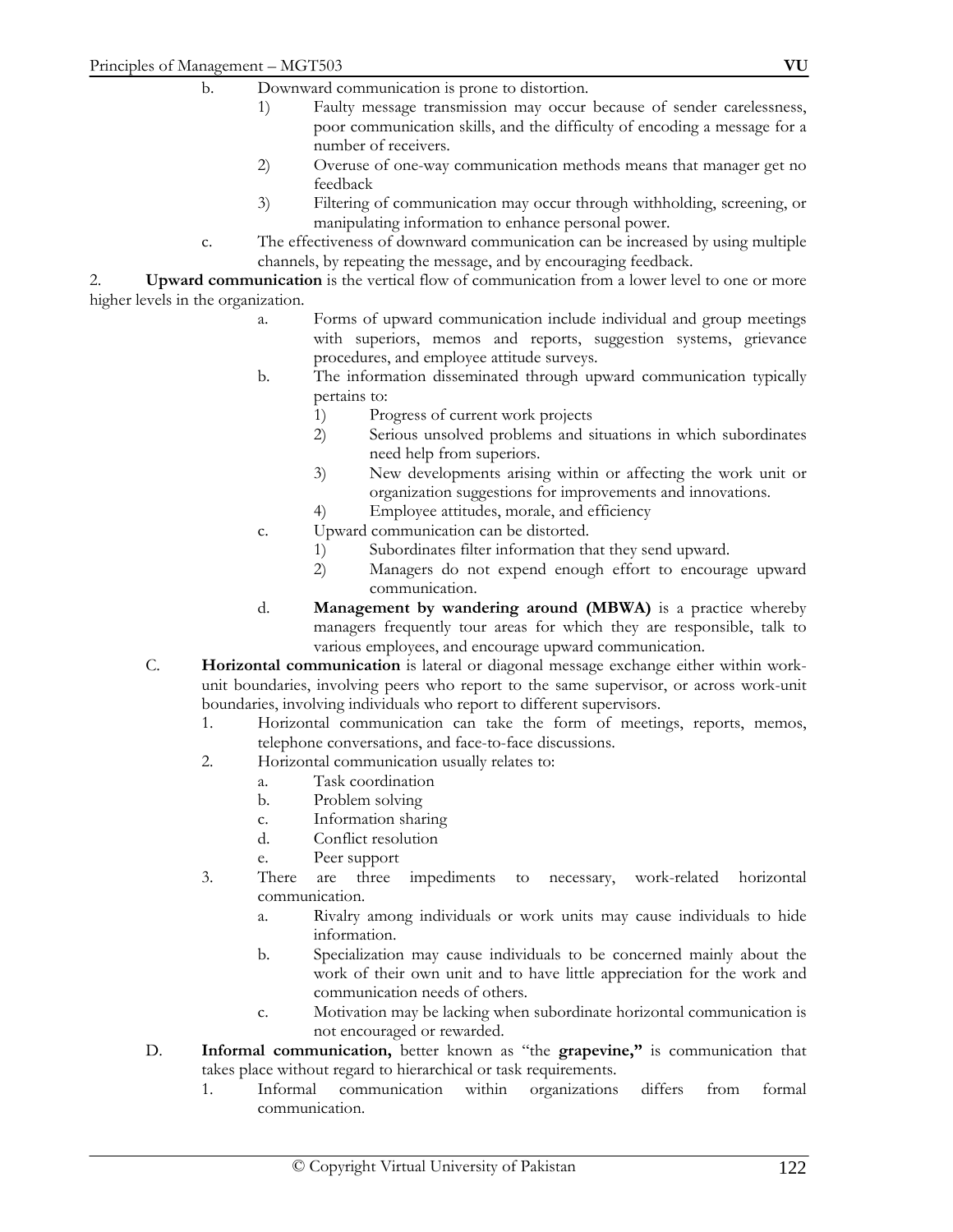b. Downward communication is prone to distortion.
    1) Faulty message transmission may occur because of sender carelessness, poor communication skills, and the difficulty of encoding a message for a number of receivers.
    2) Overuse of one-way communication methods means that manager get no feedback
    3) Filtering of communication may occur through withholding, screening, or manipulating information to enhance personal power.

c. The effectiveness of downward communication can be increased by using multiple channels, by repeating the message, and by encouraging feedback.

2. **Upward communication** is the vertical flow of communication from a lower level to one or more higher levels in the organization.

    a. Forms of upward communication include individual and group meetings with superiors, memos and reports, suggestion systems, grievance procedures, and employee attitude surveys.

    b. The information disseminated through upward communication typically pertains to:
        1) Progress of current work projects
        2) Serious unsolved problems and situations in which subordinates need help from superiors.
        3) New developments arising within or affecting the work unit or organization suggestions for improvements and innovations.
        4) Employee attitudes, morale, and efficiency

    c. Upward communication can be distorted.
        1) Subordinates filter information that they send upward.
        2) Managers do not expend enough effort to encourage upward communication.

    d. **Management by wandering around (MBWA)** is a practice whereby managers frequently tour areas for which they are responsible, talk to various employees, and encourage upward communication.

C. **Horizontal communication** is lateral or diagonal message exchange either within work-unit boundaries, involving peers who report to the same supervisor, or across work-unit boundaries, involving individuals who report to different supervisors.

1. Horizontal communication can take the form of meetings, reports, memos, telephone conversations, and face-to-face discussions.
2. Horizontal communication usually relates to:
    a. Task coordination
    b. Problem solving
    c. Information sharing
    d. Conflict resolution
    e. Peer support
3. There are three impediments to necessary, work-related horizontal communication.
    a. Rivalry among individuals or work units may cause individuals to hide information.
    b. Specialization may cause individuals to be concerned mainly about the work of their own unit and to have little appreciation for the work and communication needs of others.
    c. Motivation may be lacking when subordinate horizontal communication is not encouraged or rewarded.

D. **Informal communication,** better known as "the **grapevine,"** is communication that takes place without regard to hierarchical or task requirements.

1. Informal communication within organizations differs from formal communication.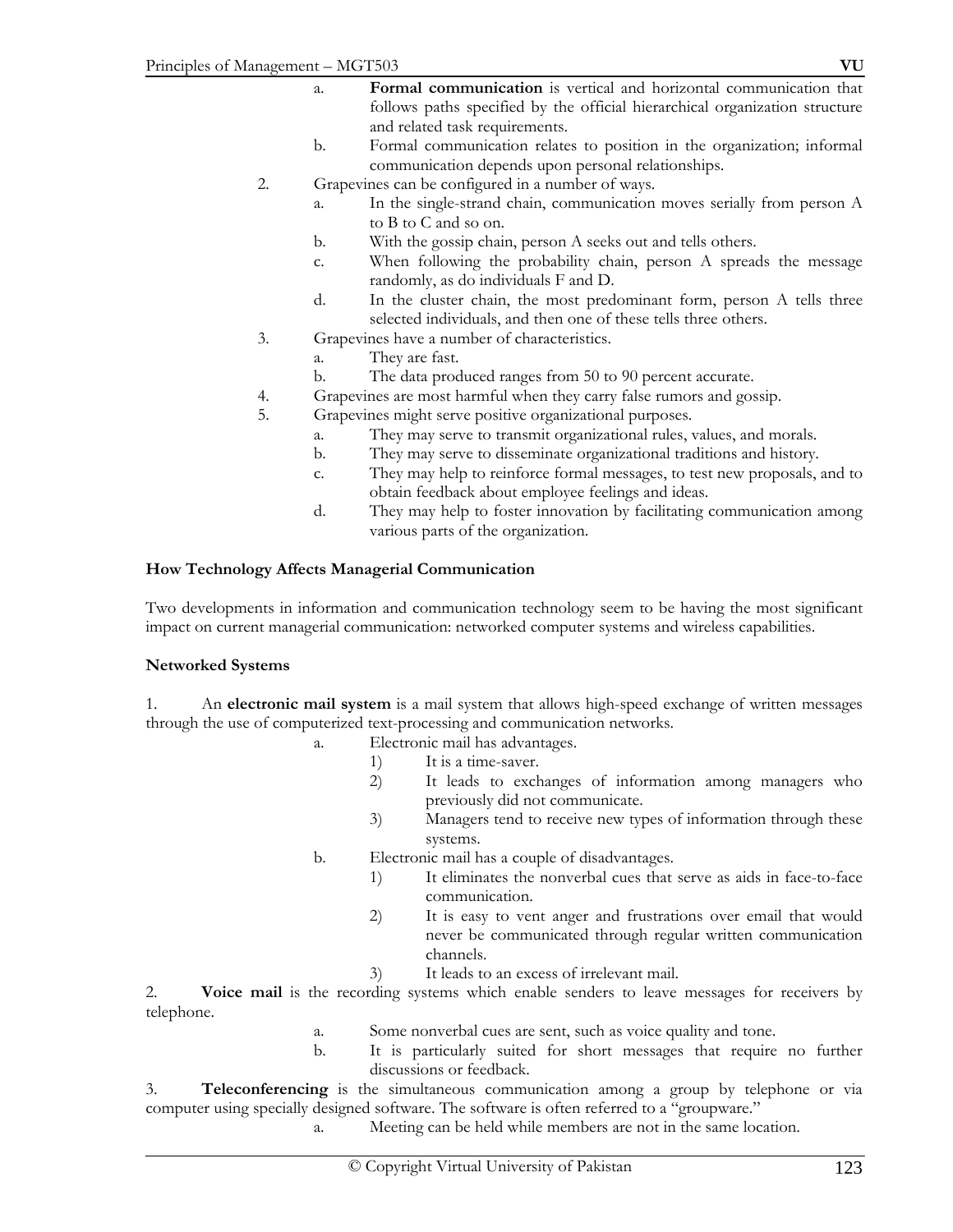a. **Formal communication** is vertical and horizontal communication that follows paths specified by the official hierarchical organization structure and related task requirements.

b. Formal communication relates to position in the organization; informal communication depends upon personal relationships.

2. Grapevines can be configured in a number of ways.
   a. In the single-strand chain, communication moves serially from person A to B to C and so on.
   b. With the gossip chain, person A seeks out and tells others.
   c. When following the probability chain, person A spreads the message randomly, as do individuals F and D.
   d. In the cluster chain, the most predominant form, person A tells three selected individuals, and then one of these tells three others.
3. Grapevines have a number of characteristics.
   a. They are fast.
   b. The data produced ranges from 50 to 90 percent accurate.
4. Grapevines are most harmful when they carry false rumors and gossip.
5. Grapevines might serve positive organizational purposes.
   a. They may serve to transmit organizational rules, values, and morals.
   b. They may serve to disseminate organizational traditions and history.
   c. They may help to reinforce formal messages, to test new proposals, and to obtain feedback about employee feelings and ideas.
   d. They may help to foster innovation by facilitating communication among various parts of the organization.

**How Technology Affects Managerial Communication**

Two developments in information and communication technology seem to be having the most significant impact on current managerial communication: networked computer systems and wireless capabilities.

**Networked Systems**

1. An **electronic mail system** is a mail system that allows high-speed exchange of written messages through the use of computerized text-processing and communication networks.
   a. Electronic mail has advantages.
      1) It is a time-saver.
      2) It leads to exchanges of information among managers who previously did not communicate.
      3) Managers tend to receive new types of information through these systems.
   b. Electronic mail has a couple of disadvantages.
      1) It eliminates the nonverbal cues that serve as aids in face-to-face communication.
      2) It is easy to vent anger and frustrations over email that would never be communicated through regular written communication channels.
      3) It leads to an excess of irrelevant mail.
2. **Voice mail** is the recording systems which enable senders to leave messages for receivers by telephone.
   a. Some nonverbal cues are sent, such as voice quality and tone.
   b. It is particularly suited for short messages that require no further discussions or feedback.
3. **Teleconferencing** is the simultaneous communication among a group by telephone or via computer using specially designed software. The software is often referred to a "groupware."
   a. Meeting can be held while members are not in the same location.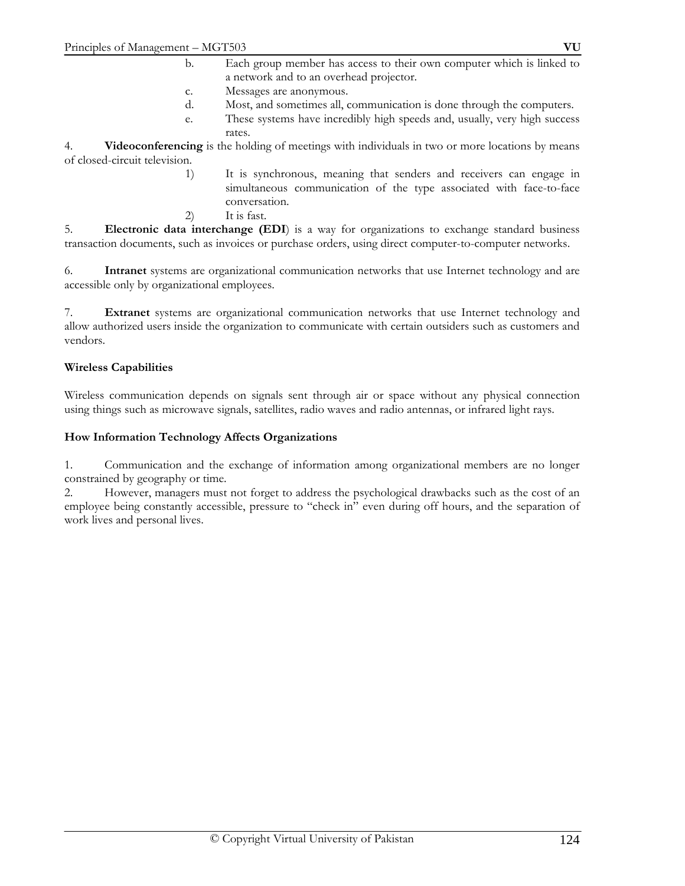b. Each group member has access to their own computer which is linked to a network and to an overhead projector.

c. Messages are anonymous.

d. Most, and sometimes all, communication is done through the computers.

e. These systems have incredibly high speeds and, usually, very high success rates.

4. **Videoconferencing** is the holding of meetings with individuals in two or more locations by means of closed-circuit television.

1) It is synchronous, meaning that senders and receivers can engage in simultaneous communication of the type associated with face-to-face conversation.

2) It is fast.

5. **Electronic data interchange (EDI**) is a way for organizations to exchange standard business transaction documents, such as invoices or purchase orders, using direct computer-to-computer networks.

6. **Intranet** systems are organizational communication networks that use Internet technology and are accessible only by organizational employees.

7. **Extranet** systems are organizational communication networks that use Internet technology and allow authorized users inside the organization to communicate with certain outsiders such as customers and vendors.

**Wireless Capabilities**

Wireless communication depends on signals sent through air or space without any physical connection using things such as microwave signals, satellites, radio waves and radio antennas, or infrared light rays.

**How Information Technology Affects Organizations**

1. Communication and the exchange of information among organizational members are no longer constrained by geography or time.

2. However, managers must not forget to address the psychological drawbacks such as the cost of an employee being constantly accessible, pressure to "check in" even during off hours, and the separation of work lives and personal lives.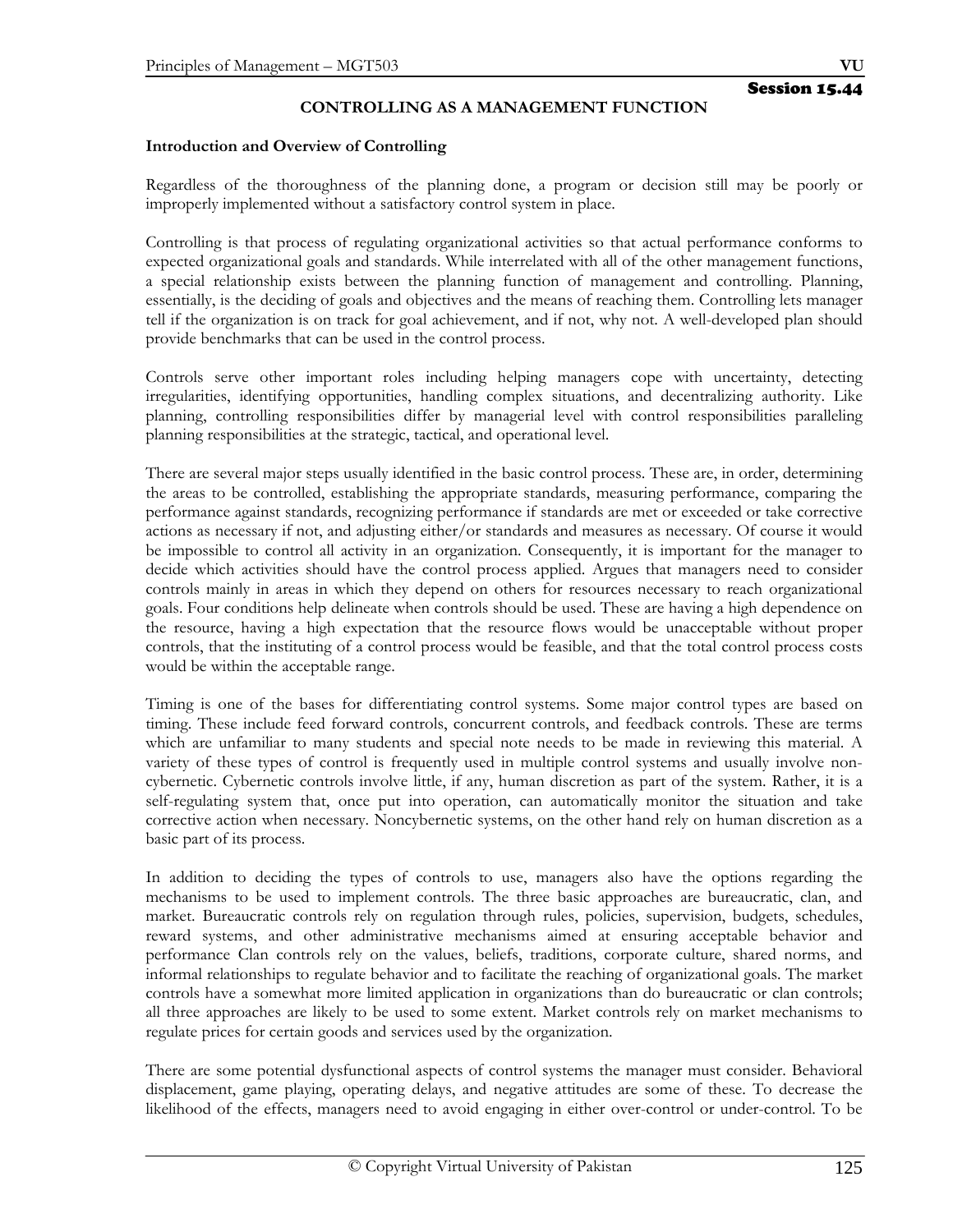Session 15.44

# CONTROLLING AS A MANAGEMENT FUNCTION

**Introduction and Overview of Controlling**

Regardless of the thoroughness of the planning done, a program or decision still may be poorly or improperly implemented without a satisfactory control system in place.

Controlling is that process of regulating organizational activities so that actual performance conforms to expected organizational goals and standards. While interrelated with all of the other management functions, a special relationship exists between the planning function of management and controlling. Planning, essentially, is the deciding of goals and objectives and the means of reaching them. Controlling lets manager tell if the organization is on track for goal achievement, and if not, why not. A well-developed plan should provide benchmarks that can be used in the control process.

Controls serve other important roles including helping managers cope with uncertainty, detecting irregularities, identifying opportunities, handling complex situations, and decentralizing authority. Like planning, controlling responsibilities differ by managerial level with control responsibilities paralleling planning responsibilities at the strategic, tactical, and operational level.

There are several major steps usually identified in the basic control process. These are, in order, determining the areas to be controlled, establishing the appropriate standards, measuring performance, comparing the performance against standards, recognizing performance if standards are met or exceeded or take corrective actions as necessary if not, and adjusting either/or standards and measures as necessary. Of course it would be impossible to control all activity in an organization. Consequently, it is important for the manager to decide which activities should have the control process applied. Argues that managers need to consider controls mainly in areas in which they depend on others for resources necessary to reach organizational goals. Four conditions help delineate when controls should be used. These are having a high dependence on the resource, having a high expectation that the resource flows would be unacceptable without proper controls, that the instituting of a control process would be feasible, and that the total control process costs would be within the acceptable range.

Timing is one of the bases for differentiating control systems. Some major control types are based on timing. These include feed forward controls, concurrent controls, and feedback controls. These are terms which are unfamiliar to many students and special note needs to be made in reviewing this material. A variety of these types of control is frequently used in multiple control systems and usually involve non-cybernetic. Cybernetic controls involve little, if any, human discretion as part of the system. Rather, it is a self-regulating system that, once put into operation, can automatically monitor the situation and take corrective action when necessary. Noncybernetic systems, on the other hand rely on human discretion as a basic part of its process.

In addition to deciding the types of controls to use, managers also have the options regarding the mechanisms to be used to implement controls. The three basic approaches are bureaucratic, clan, and market. Bureaucratic controls rely on regulation through rules, policies, supervision, budgets, schedules, reward systems, and other administrative mechanisms aimed at ensuring acceptable behavior and performance Clan controls rely on the values, beliefs, traditions, corporate culture, shared norms, and informal relationships to regulate behavior and to facilitate the reaching of organizational goals. The market controls have a somewhat more limited application in organizations than do bureaucratic or clan controls; all three approaches are likely to be used to some extent. Market controls rely on market mechanisms to regulate prices for certain goods and services used by the organization.

There are some potential dysfunctional aspects of control systems the manager must consider. Behavioral displacement, game playing, operating delays, and negative attitudes are some of these. To decrease the likelihood of the effects, managers need to avoid engaging in either over-control or under-control. To be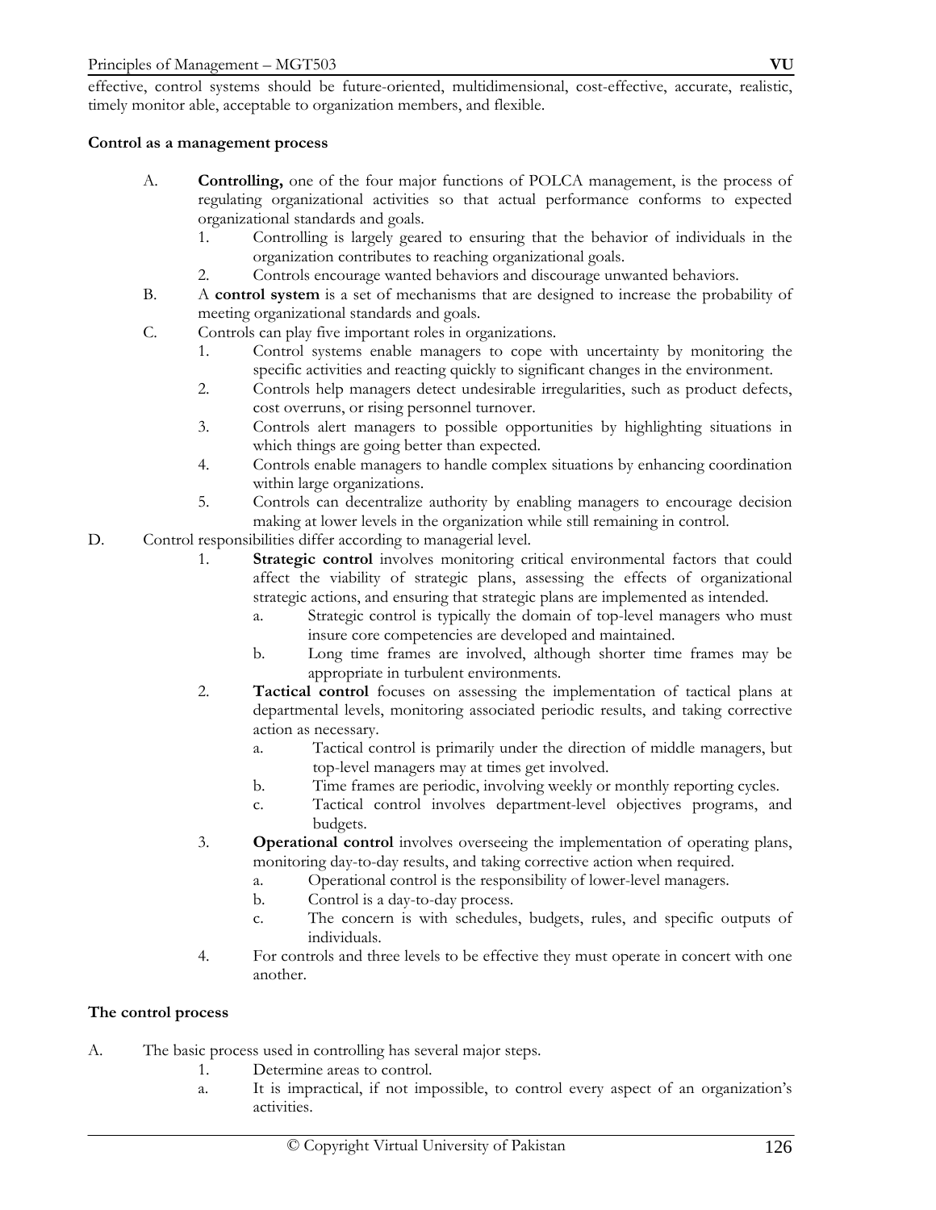effective, control systems should be future-oriented, multidimensional, cost-effective, accurate, realistic, timely monitor able, acceptable to organization members, and flexible.

**Control as a management process**

A. **Controlling,** one of the four major functions of POLCA management, is the process of regulating organizational activities so that actual performance conforms to expected organizational standards and goals.
   1. Controlling is largely geared to ensuring that the behavior of individuals in the organization contributes to reaching organizational goals.
   2. Controls encourage wanted behaviors and discourage unwanted behaviors.

B. A **control system** is a set of mechanisms that are designed to increase the probability of meeting organizational standards and goals.

C. Controls can play five important roles in organizations.
   1. Control systems enable managers to cope with uncertainty by monitoring the specific activities and reacting quickly to significant changes in the environment.
   2. Controls help managers detect undesirable irregularities, such as product defects, cost overruns, or rising personnel turnover.
   3. Controls alert managers to possible opportunities by highlighting situations in which things are going better than expected.
   4. Controls enable managers to handle complex situations by enhancing coordination within large organizations.
   5. Controls can decentralize authority by enabling managers to encourage decision making at lower levels in the organization while still remaining in control.

D. Control responsibilities differ according to managerial level.
   1. **Strategic control** involves monitoring critical environmental factors that could affect the viability of strategic plans, assessing the effects of organizational strategic actions, and ensuring that strategic plans are implemented as intended.
      a. Strategic control is typically the domain of top-level managers who must insure core competencies are developed and maintained.
      b. Long time frames are involved, although shorter time frames may be appropriate in turbulent environments.
   2. **Tactical control** focuses on assessing the implementation of tactical plans at departmental levels, monitoring associated periodic results, and taking corrective action as necessary.
      a. Tactical control is primarily under the direction of middle managers, but top-level managers may at times get involved.
      b. Time frames are periodic, involving weekly or monthly reporting cycles.
      c. Tactical control involves department-level objectives programs, and budgets.
   3. **Operational control** involves overseeing the implementation of operating plans, monitoring day-to-day results, and taking corrective action when required.
      a. Operational control is the responsibility of lower-level managers.
      b. Control is a day-to-day process.
      c. The concern is with schedules, budgets, rules, and specific outputs of individuals.
   4. For controls and three levels to be effective they must operate in concert with one another.

**The control process**

A. The basic process used in controlling has several major steps.
   1. Determine areas to control.
   a. It is impractical, if not impossible, to control every aspect of an organization's activities.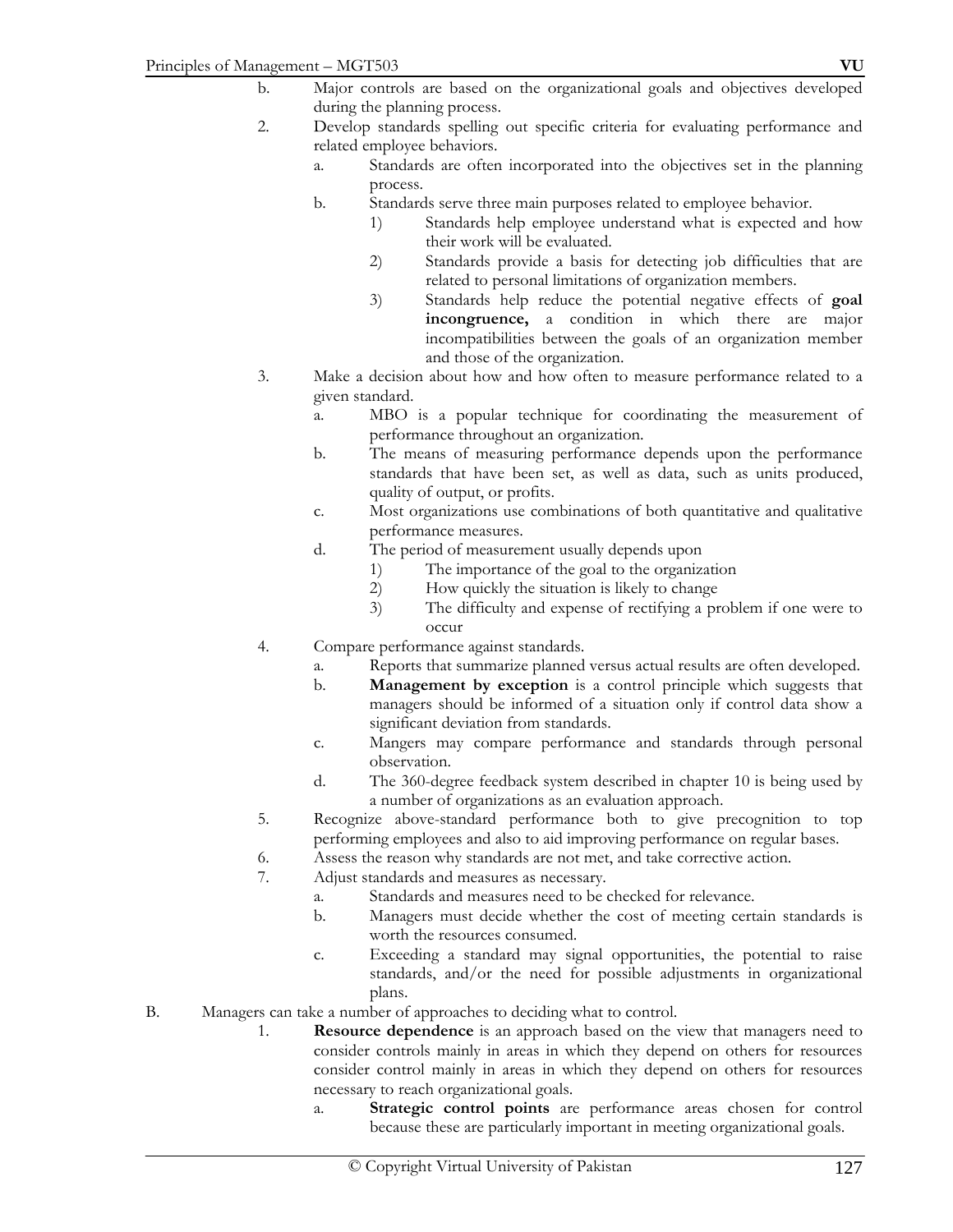b. Major controls are based on the organizational goals and objectives developed during the planning process.

2. Develop standards spelling out specific criteria for evaluating performance and related employee behaviors.
    a. Standards are often incorporated into the objectives set in the planning process.
    b. Standards serve three main purposes related to employee behavior.
        1) Standards help employee understand what is expected and how their work will be evaluated.
        2) Standards provide a basis for detecting job difficulties that are related to personal limitations of organization members.
        3) Standards help reduce the potential negative effects of **goal incongruence,** a condition in which there are major incompatibilities between the goals of an organization member and those of the organization.
3. Make a decision about how and how often to measure performance related to a given standard.
    a. MBO is a popular technique for coordinating the measurement of performance throughout an organization.
    b. The means of measuring performance depends upon the performance standards that have been set, as well as data, such as units produced, quality of output, or profits.
    c. Most organizations use combinations of both quantitative and qualitative performance measures.
    d. The period of measurement usually depends upon
        1) The importance of the goal to the organization
        2) How quickly the situation is likely to change
        3) The difficulty and expense of rectifying a problem if one were to occur
4. Compare performance against standards.
    a. Reports that summarize planned versus actual results are often developed.
    b. **Management by exception** is a control principle which suggests that managers should be informed of a situation only if control data show a significant deviation from standards.
    c. Mangers may compare performance and standards through personal observation.
    d. The 360-degree feedback system described in chapter 10 is being used by a number of organizations as an evaluation approach.
5. Recognize above-standard performance both to give precognition to top performing employees and also to aid improving performance on regular bases.
6. Assess the reason why standards are not met, and take corrective action.
7. Adjust standards and measures as necessary.
    a. Standards and measures need to be checked for relevance.
    b. Managers must decide whether the cost of meeting certain standards is worth the resources consumed.
    c. Exceeding a standard may signal opportunities, the potential to raise standards, and/or the need for possible adjustments in organizational plans.

B. Managers can take a number of approaches to deciding what to control.

1. **Resource dependence** is an approach based on the view that managers need to consider controls mainly in areas in which they depend on others for resources consider control mainly in areas in which they depend on others for resources necessary to reach organizational goals.
    a. **Strategic control points** are performance areas chosen for control because these are particularly important in meeting organizational goals.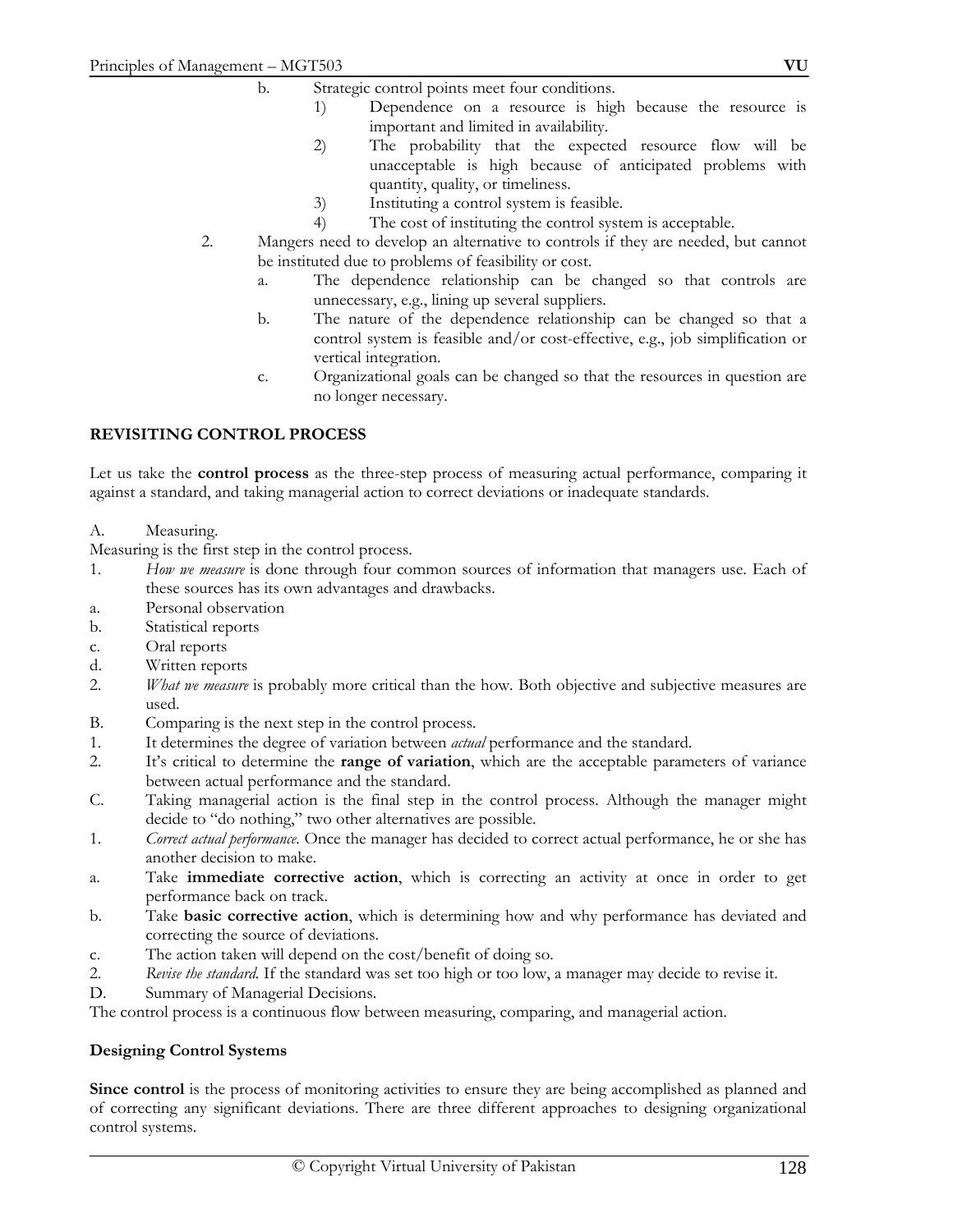b. Strategic control points meet four conditions.

1) Dependence on a resource is high because the resource is important and limited in availability.
2) The probability that the expected resource flow will be unacceptable is high because of anticipated problems with quantity, quality, or timeliness.
3) Instituting a control system is feasible.
4) The cost of instituting the control system is acceptable.

2. Mangers need to develop an alternative to controls if they are needed, but cannot be instituted due to problems of feasibility or cost.

a. The dependence relationship can be changed so that controls are unnecessary, e.g., lining up several suppliers.

b. The nature of the dependence relationship can be changed so that a control system is feasible and/or cost-effective, e.g., job simplification or vertical integration.

c. Organizational goals can be changed so that the resources in question are no longer necessary.

**REVISITING CONTROL PROCESS**

Let us take the **control process** as the three-step process of measuring actual performance, comparing it against a standard, and taking managerial action to correct deviations or inadequate standards.

A. Measuring.

Measuring is the first step in the control process.

1. *How we measure* is done through four common sources of information that managers use. Each of these sources has its own advantages and drawbacks.

a. Personal observation

b. Statistical reports

c. Oral reports

d. Written reports

2. *What we measure* is probably more critical than the how. Both objective and subjective measures are used.

B. Comparing is the next step in the control process.

1. It determines the degree of variation between *actual* performance and the standard.

2. It's critical to determine the **range of variation**, which are the acceptable parameters of variance between actual performance and the standard.

C. Taking managerial action is the final step in the control process. Although the manager might decide to "do nothing," two other alternatives are possible.

1. *Correct actual performance.* Once the manager has decided to correct actual performance, he or she has another decision to make.

a. Take **immediate corrective action**, which is correcting an activity at once in order to get performance back on track.

b. Take **basic corrective action**, which is determining how and why performance has deviated and correcting the source of deviations.

c. The action taken will depend on the cost/benefit of doing so.

2. *Revise the standard.* If the standard was set too high or too low, a manager may decide to revise it.

D. Summary of Managerial Decisions.

The control process is a continuous flow between measuring, comparing, and managerial action.

**Designing Control Systems**

**Since control** is the process of monitoring activities to ensure they are being accomplished as planned and of correcting any significant deviations. There are three different approaches to designing organizational control systems.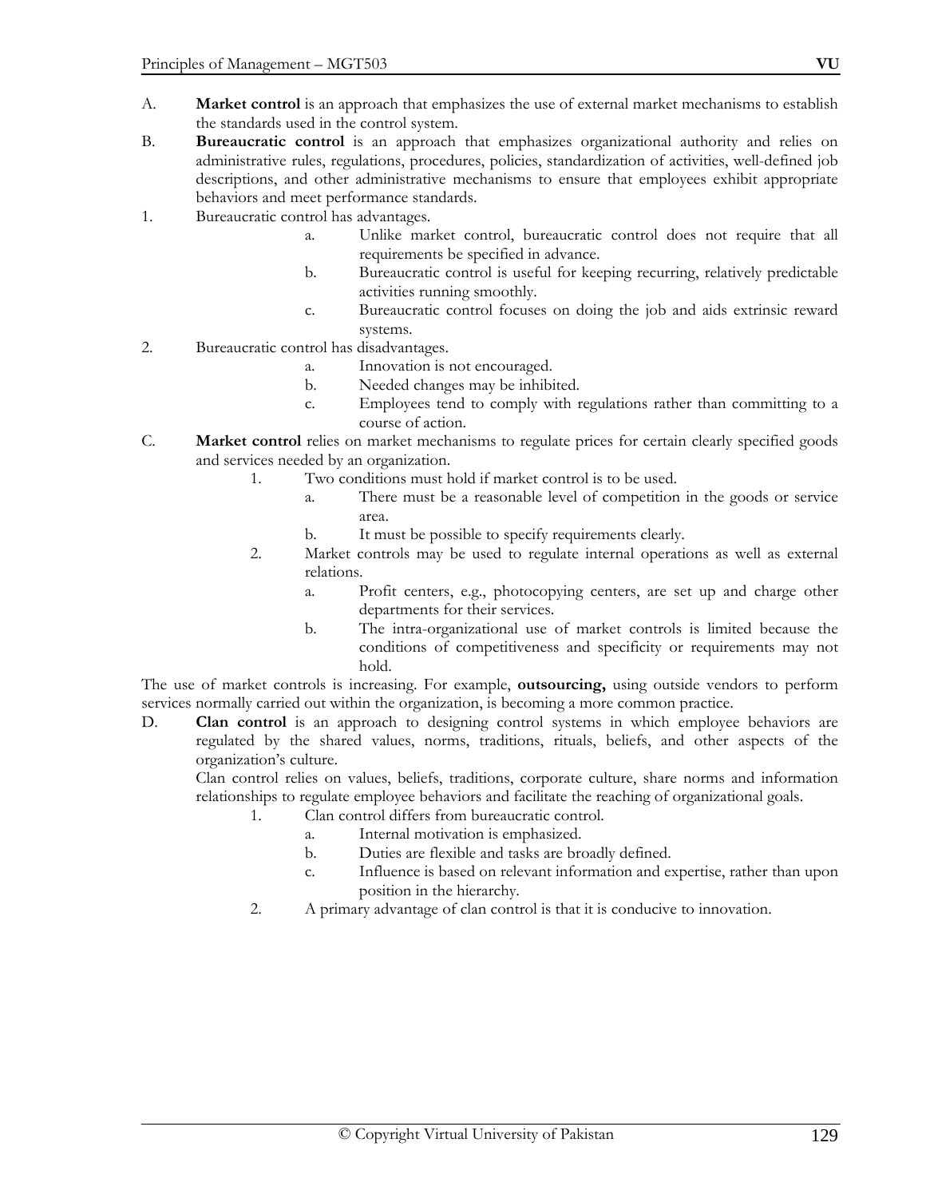A. **Market control** is an approach that emphasizes the use of external market mechanisms to establish the standards used in the control system.

B. **Bureaucratic control** is an approach that emphasizes organizational authority and relies on administrative rules, regulations, procedures, policies, standardization of activities, well-defined job descriptions, and other administrative mechanisms to ensure that employees exhibit appropriate behaviors and meet performance standards.

1. Bureaucratic control has advantages.
    - a. Unlike market control, bureaucratic control does not require that all requirements be specified in advance.
    - b. Bureaucratic control is useful for keeping recurring, relatively predictable activities running smoothly.
    - c. Bureaucratic control focuses on doing the job and aids extrinsic reward systems.
2. Bureaucratic control has disadvantages.
    - a. Innovation is not encouraged.
    - b. Needed changes may be inhibited.
    - c. Employees tend to comply with regulations rather than committing to a course of action.

C. **Market control** relies on market mechanisms to regulate prices for certain clearly specified goods and services needed by an organization.

1. Two conditions must hold if market control is to be used.
    - a. There must be a reasonable level of competition in the goods or service area.
    - b. It must be possible to specify requirements clearly.
2. Market controls may be used to regulate internal operations as well as external relations.
    - a. Profit centers, e.g., photocopying centers, are set up and charge other departments for their services.
    - b. The intra-organizational use of market controls is limited because the conditions of competitiveness and specificity or requirements may not hold.

The use of market controls is increasing. For example, **outsourcing,** using outside vendors to perform services normally carried out within the organization, is becoming a more common practice.

D. **Clan control** is an approach to designing control systems in which employee behaviors are regulated by the shared values, norms, traditions, rituals, beliefs, and other aspects of the organization's culture.

Clan control relies on values, beliefs, traditions, corporate culture, share norms and information relationships to regulate employee behaviors and facilitate the reaching of organizational goals.

1. Clan control differs from bureaucratic control.
    - a. Internal motivation is emphasized.
    - b. Duties are flexible and tasks are broadly defined.
    - c. Influence is based on relevant information and expertise, rather than upon position in the hierarchy.
2. A primary advantage of clan control is that it is conducive to innovation.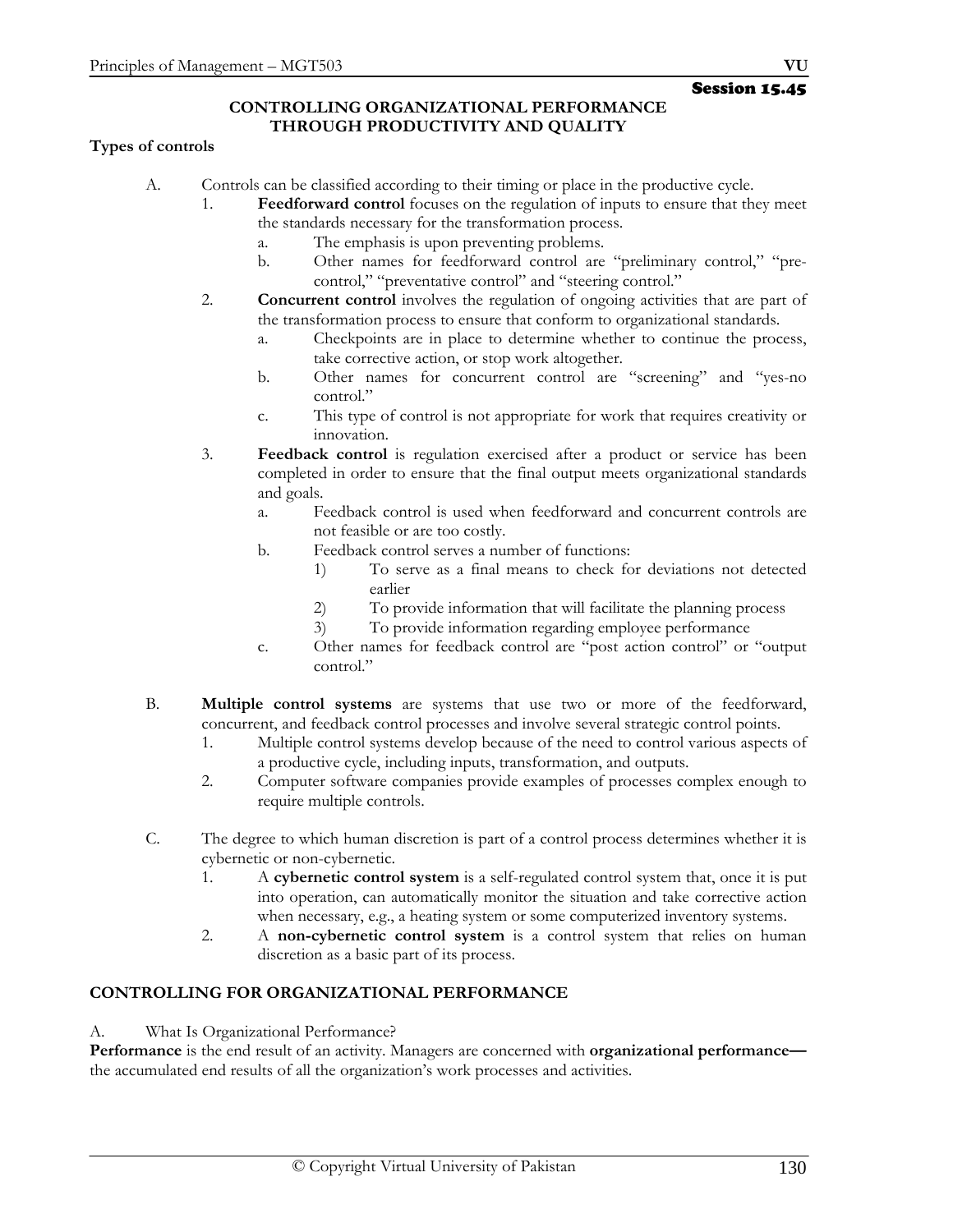Session 15.45

## CONTROLLING ORGANIZATIONAL PERFORMANCE THROUGH PRODUCTIVITY AND QUALITY

**Types of controls**

A. Controls can be classified according to their timing or place in the productive cycle.
   1. **Feedforward control** focuses on the regulation of inputs to ensure that they meet the standards necessary for the transformation process.
      a. The emphasis is upon preventing problems.
      b. Other names for feedforward control are "preliminary control," "pre-control," "preventative control" and "steering control."
   2. **Concurrent control** involves the regulation of ongoing activities that are part of the transformation process to ensure that conform to organizational standards.
      a. Checkpoints are in place to determine whether to continue the process, take corrective action, or stop work altogether.
      b. Other names for concurrent control are "screening" and "yes-no control."
      c. This type of control is not appropriate for work that requires creativity or innovation.
   3. **Feedback control** is regulation exercised after a product or service has been completed in order to ensure that the final output meets organizational standards and goals.
      a. Feedback control is used when feedforward and concurrent controls are not feasible or are too costly.
      b. Feedback control serves a number of functions:
         1) To serve as a final means to check for deviations not detected earlier
         2) To provide information that will facilitate the planning process
         3) To provide information regarding employee performance
      c. Other names for feedback control are "post action control" or "output control."

B. **Multiple control systems** are systems that use two or more of the feedforward, concurrent, and feedback control processes and involve several strategic control points.
   1. Multiple control systems develop because of the need to control various aspects of a productive cycle, including inputs, transformation, and outputs.
   2. Computer software companies provide examples of processes complex enough to require multiple controls.

C. The degree to which human discretion is part of a control process determines whether it is cybernetic or non-cybernetic.
   1. A **cybernetic control system** is a self-regulated control system that, once it is put into operation, can automatically monitor the situation and take corrective action when necessary, e.g., a heating system or some computerized inventory systems.
   2. A **non-cybernetic control system** is a control system that relies on human discretion as a basic part of its process.

## CONTROLLING FOR ORGANIZATIONAL PERFORMANCE

A. What Is Organizational Performance?

**Performance** is the end result of an activity. Managers are concerned with **organizational performance—** the accumulated end results of all the organization's work processes and activities.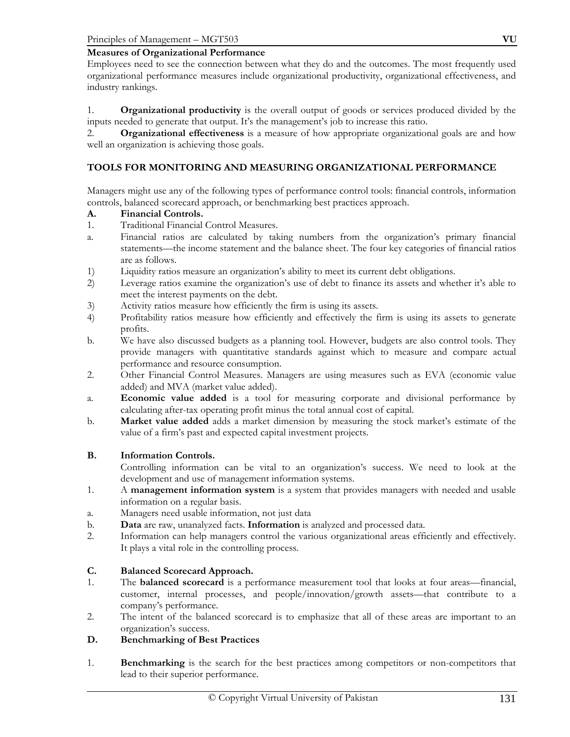**Measures of Organizational Performance**

Employees need to see the connection between what they do and the outcomes. The most frequently used organizational performance measures include organizational productivity, organizational effectiveness, and industry rankings.

1. **Organizational productivity** is the overall output of goods or services produced divided by the inputs needed to generate that output. It's the management's job to increase this ratio.
2. **Organizational effectiveness** is a measure of how appropriate organizational goals are and how well an organization is achieving those goals.

## TOOLS FOR MONITORING AND MEASURING ORGANIZATIONAL PERFORMANCE

Managers might use any of the following types of performance control tools: financial controls, information controls, balanced scorecard approach, or benchmarking best practices approach.

**A. Financial Controls.**

1. Traditional Financial Control Measures.
   a. Financial ratios are calculated by taking numbers from the organization's primary financial statements—the income statement and the balance sheet. The four key categories of financial ratios are as follows.
      1) Liquidity ratios measure an organization's ability to meet its current debt obligations.
      2) Leverage ratios examine the organization's use of debt to finance its assets and whether it's able to meet the interest payments on the debt.
      3) Activity ratios measure how efficiently the firm is using its assets.
      4) Profitability ratios measure how efficiently and effectively the firm is using its assets to generate profits.
   b. We have also discussed budgets as a planning tool. However, budgets are also control tools. They provide managers with quantitative standards against which to measure and compare actual performance and resource consumption.
2. Other Financial Control Measures. Managers are using measures such as EVA (economic value added) and MVA (market value added).
   a. **Economic value added** is a tool for measuring corporate and divisional performance by calculating after-tax operating profit minus the total annual cost of capital.
   b. **Market value added** adds a market dimension by measuring the stock market's estimate of the value of a firm's past and expected capital investment projects.

**B. Information Controls.**

Controlling information can be vital to an organization's success. We need to look at the development and use of management information systems.

1. A **management information system** is a system that provides managers with needed and usable information on a regular basis.
   a. Managers need usable information, not just data
   b. **Data** are raw, unanalyzed facts. **Information** is analyzed and processed data.
2. Information can help managers control the various organizational areas efficiently and effectively. It plays a vital role in the controlling process.

**C. Balanced Scorecard Approach.**

1. The **balanced scorecard** is a performance measurement tool that looks at four areas—financial, customer, internal processes, and people/innovation/growth assets—that contribute to a company's performance.
2. The intent of the balanced scorecard is to emphasize that all of these areas are important to an organization's success.

**D. Benchmarking of Best Practices**

1. **Benchmarking** is the search for the best practices among competitors or non-competitors that lead to their superior performance.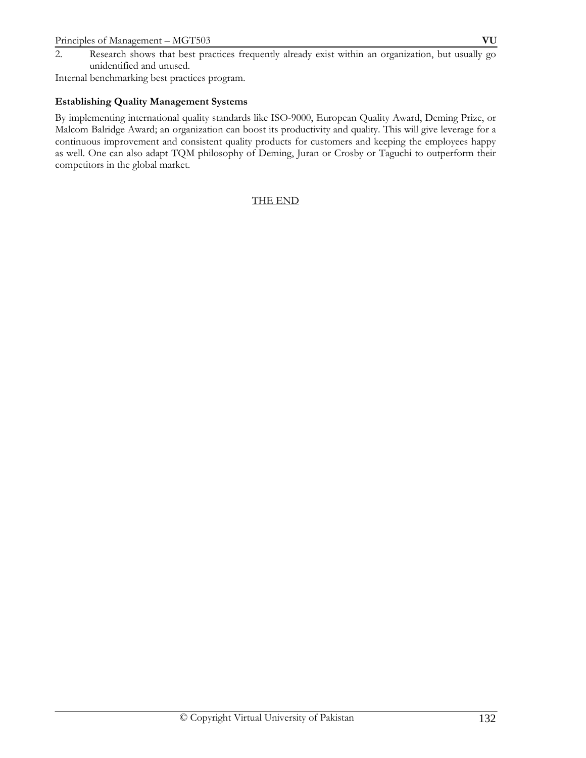2. Research shows that best practices frequently already exist within an organization, but usually go unidentified and unused.

Internal benchmarking best practices program.

**Establishing Quality Management Systems**

By implementing international quality standards like ISO-9000, European Quality Award, Deming Prize, or Malcom Balridge Award; an organization can boost its productivity and quality. This will give leverage for a continuous improvement and consistent quality products for customers and keeping the employees happy as well. One can also adapt TQM philosophy of Deming, Juran or Crosby or Taguchi to outperform their competitors in the global market.

THE END